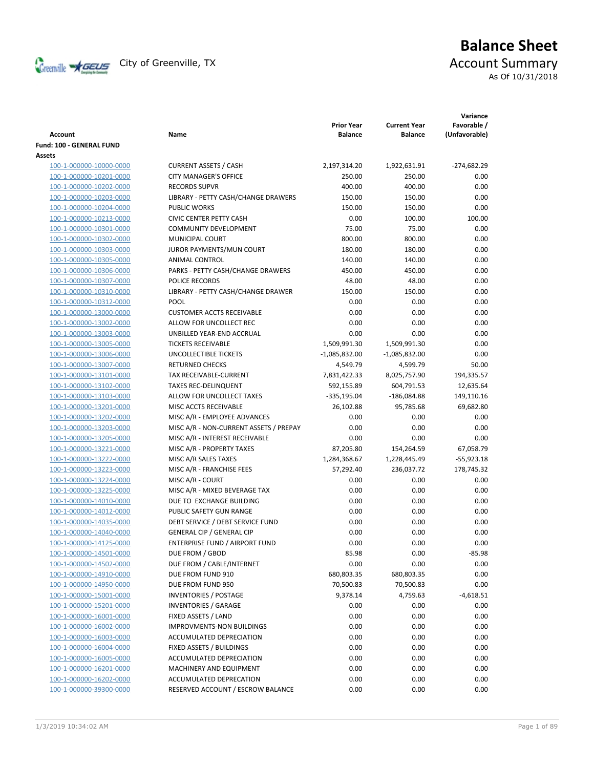City of Greenville, TX

# Balance Sheet
## Account Summary
As Of 10/31/2018

| Account | Name | Prior Year Balance | Current Year Balance | Variance Favorable / (Unfavorable) |
|---|---|---|---|---|
| **Fund: 100 - GENERAL FUND** | | | | |
| **Assets** | | | | |
| 100-1-000000-10000-0000 | CURRENT ASSETS / CASH | 2,197,314.20 | 1,922,631.91 | -274,682.29 |
| 100-1-000000-10201-0000 | CITY MANAGER'S OFFICE | 250.00 | 250.00 | 0.00 |
| 100-1-000000-10202-0000 | RECORDS SUPVR | 400.00 | 400.00 | 0.00 |
| 100-1-000000-10203-0000 | LIBRARY - PETTY CASH/CHANGE DRAWERS | 150.00 | 150.00 | 0.00 |
| 100-1-000000-10204-0000 | PUBLIC WORKS | 150.00 | 150.00 | 0.00 |
| 100-1-000000-10213-0000 | CIVIC CENTER PETTY CASH | 0.00 | 100.00 | 100.00 |
| 100-1-000000-10301-0000 | COMMUNITY DEVELOPMENT | 75.00 | 75.00 | 0.00 |
| 100-1-000000-10302-0000 | MUNICIPAL COURT | 800.00 | 800.00 | 0.00 |
| 100-1-000000-10303-0000 | JUROR PAYMENTS/MUN COURT | 180.00 | 180.00 | 0.00 |
| 100-1-000000-10305-0000 | ANIMAL CONTROL | 140.00 | 140.00 | 0.00 |
| 100-1-000000-10306-0000 | PARKS - PETTY CASH/CHANGE DRAWERS | 450.00 | 450.00 | 0.00 |
| 100-1-000000-10307-0000 | POLICE RECORDS | 48.00 | 48.00 | 0.00 |
| 100-1-000000-10310-0000 | LIBRARY - PETTY CASH/CHANGE DRAWER | 150.00 | 150.00 | 0.00 |
| 100-1-000000-10312-0000 | POOL | 0.00 | 0.00 | 0.00 |
| 100-1-000000-13000-0000 | CUSTOMER ACCTS RECEIVABLE | 0.00 | 0.00 | 0.00 |
| 100-1-000000-13002-0000 | ALLOW FOR UNCOLLECT REC | 0.00 | 0.00 | 0.00 |
| 100-1-000000-13003-0000 | UNBILLED YEAR-END ACCRUAL | 0.00 | 0.00 | 0.00 |
| 100-1-000000-13005-0000 | TICKETS RECEIVABLE | 1,509,991.30 | 1,509,991.30 | 0.00 |
| 100-1-000000-13006-0000 | UNCOLLECTIBLE TICKETS | -1,085,832.00 | -1,085,832.00 | 0.00 |
| 100-1-000000-13007-0000 | RETURNED CHECKS | 4,549.79 | 4,599.79 | 50.00 |
| 100-1-000000-13101-0000 | TAX RECEIVABLE-CURRENT | 7,831,422.33 | 8,025,757.90 | 194,335.57 |
| 100-1-000000-13102-0000 | TAXES REC-DELINQUENT | 592,155.89 | 604,791.53 | 12,635.64 |
| 100-1-000000-13103-0000 | ALLOW FOR UNCOLLECT TAXES | -335,195.04 | -186,084.88 | 149,110.16 |
| 100-1-000000-13201-0000 | MISC ACCTS RECEIVABLE | 26,102.88 | 95,785.68 | 69,682.80 |
| 100-1-000000-13202-0000 | MISC A/R - EMPLOYEE ADVANCES | 0.00 | 0.00 | 0.00 |
| 100-1-000000-13203-0000 | MISC A/R - NON-CURRENT ASSETS / PREPAY | 0.00 | 0.00 | 0.00 |
| 100-1-000000-13205-0000 | MISC A/R - INTEREST RECEIVABLE | 0.00 | 0.00 | 0.00 |
| 100-1-000000-13221-0000 | MISC A/R - PROPERTY TAXES | 87,205.80 | 154,264.59 | 67,058.79 |
| 100-1-000000-13222-0000 | MISC A/R SALES TAXES | 1,284,368.67 | 1,228,445.49 | -55,923.18 |
| 100-1-000000-13223-0000 | MISC A/R - FRANCHISE FEES | 57,292.40 | 236,037.72 | 178,745.32 |
| 100-1-000000-13224-0000 | MISC A/R - COURT | 0.00 | 0.00 | 0.00 |
| 100-1-000000-13225-0000 | MISC A/R - MIXED BEVERAGE TAX | 0.00 | 0.00 | 0.00 |
| 100-1-000000-14010-0000 | DUE TO EXCHANGE BUILDING | 0.00 | 0.00 | 0.00 |
| 100-1-000000-14012-0000 | PUBLIC SAFETY GUN RANGE | 0.00 | 0.00 | 0.00 |
| 100-1-000000-14035-0000 | DEBT SERVICE / DEBT SERVICE FUND | 0.00 | 0.00 | 0.00 |
| 100-1-000000-14040-0000 | GENERAL CIP / GENERAL CIP | 0.00 | 0.00 | 0.00 |
| 100-1-000000-14125-0000 | ENTERPRISE FUND / AIRPORT FUND | 0.00 | 0.00 | 0.00 |
| 100-1-000000-14501-0000 | DUE FROM / GBOD | 85.98 | 0.00 | -85.98 |
| 100-1-000000-14502-0000 | DUE FROM / CABLE/INTERNET | 0.00 | 0.00 | 0.00 |
| 100-1-000000-14910-0000 | DUE FROM FUND 910 | 680,803.35 | 680,803.35 | 0.00 |
| 100-1-000000-14950-0000 | DUE FROM FUND 950 | 70,500.83 | 70,500.83 | 0.00 |
| 100-1-000000-15001-0000 | INVENTORIES / POSTAGE | 9,378.14 | 4,759.63 | -4,618.51 |
| 100-1-000000-15201-0000 | INVENTORIES / GARAGE | 0.00 | 0.00 | 0.00 |
| 100-1-000000-16001-0000 | FIXED ASSETS / LAND | 0.00 | 0.00 | 0.00 |
| 100-1-000000-16002-0000 | IMPROVMENTS-NON BUILDINGS | 0.00 | 0.00 | 0.00 |
| 100-1-000000-16003-0000 | ACCUMULATED DEPRECIATION | 0.00 | 0.00 | 0.00 |
| 100-1-000000-16004-0000 | FIXED ASSETS / BUILDINGS | 0.00 | 0.00 | 0.00 |
| 100-1-000000-16005-0000 | ACCUMULATED DEPRECIATION | 0.00 | 0.00 | 0.00 |
| 100-1-000000-16201-0000 | MACHINERY AND EQUIPMENT | 0.00 | 0.00 | 0.00 |
| 100-1-000000-16202-0000 | ACCUMULATED DEPRECATION | 0.00 | 0.00 | 0.00 |
| 100-1-000000-39300-0000 | RESERVED ACCOUNT / ESCROW BALANCE | 0.00 | 0.00 | 0.00 |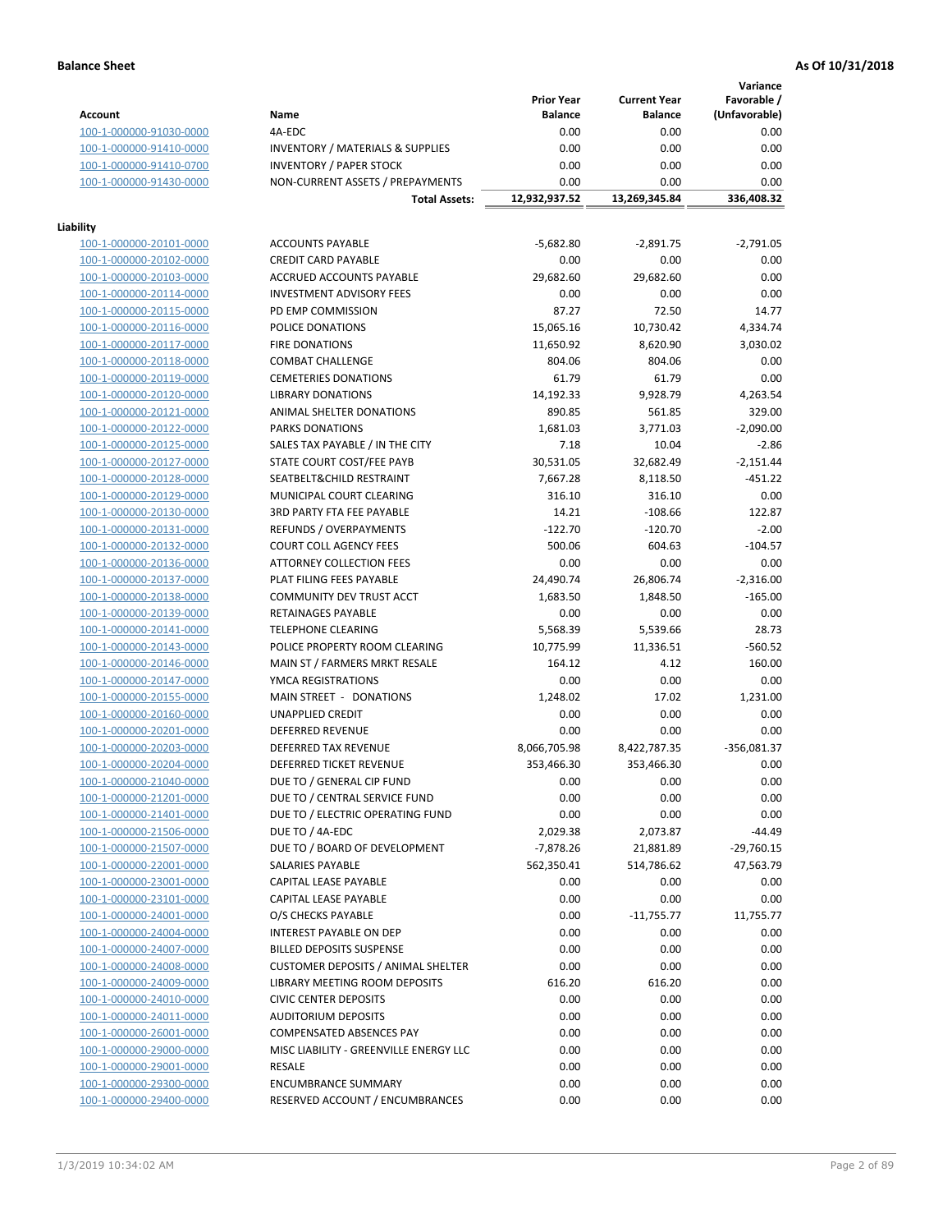**Balance Sheet** | **As Of 10/31/2018**

| Account | Name | Prior Year Balance | Current Year Balance | Variance Favorable / (Unfavorable) |
|---|---|---|---|---|
| 100-1-000000-91030-0000 | 4A-EDC | 0.00 | 0.00 | 0.00 |
| 100-1-000000-91410-0000 | INVENTORY / MATERIALS & SUPPLIES | 0.00 | 0.00 | 0.00 |
| 100-1-000000-91410-0700 | INVENTORY / PAPER STOCK | 0.00 | 0.00 | 0.00 |
| 100-1-000000-91430-0000 | NON-CURRENT ASSETS / PREPAYMENTS | 0.00 | 0.00 | 0.00 |
| | **Total Assets:** | **12,932,937.52** | **13,269,345.84** | **336,408.32** |

**Liability**

| Account | Name | Prior Year Balance | Current Year Balance | Variance Favorable / (Unfavorable) |
|---|---|---|---|---|
| 100-1-000000-20101-0000 | ACCOUNTS PAYABLE | -5,682.80 | -2,891.75 | -2,791.05 |
| 100-1-000000-20102-0000 | CREDIT CARD PAYABLE | 0.00 | 0.00 | 0.00 |
| 100-1-000000-20103-0000 | ACCRUED ACCOUNTS PAYABLE | 29,682.60 | 29,682.60 | 0.00 |
| 100-1-000000-20114-0000 | INVESTMENT ADVISORY FEES | 0.00 | 0.00 | 0.00 |
| 100-1-000000-20115-0000 | PD EMP COMMISSION | 87.27 | 72.50 | 14.77 |
| 100-1-000000-20116-0000 | POLICE DONATIONS | 15,065.16 | 10,730.42 | 4,334.74 |
| 100-1-000000-20117-0000 | FIRE DONATIONS | 11,650.92 | 8,620.90 | 3,030.02 |
| 100-1-000000-20118-0000 | COMBAT CHALLENGE | 804.06 | 804.06 | 0.00 |
| 100-1-000000-20119-0000 | CEMETERIES DONATIONS | 61.79 | 61.79 | 0.00 |
| 100-1-000000-20120-0000 | LIBRARY DONATIONS | 14,192.33 | 9,928.79 | 4,263.54 |
| 100-1-000000-20121-0000 | ANIMAL SHELTER DONATIONS | 890.85 | 561.85 | 329.00 |
| 100-1-000000-20122-0000 | PARKS DONATIONS | 1,681.03 | 3,771.03 | -2,090.00 |
| 100-1-000000-20125-0000 | SALES TAX PAYABLE / IN THE CITY | 7.18 | 10.04 | -2.86 |
| 100-1-000000-20127-0000 | STATE COURT COST/FEE PAYB | 30,531.05 | 32,682.49 | -2,151.44 |
| 100-1-000000-20128-0000 | SEATBELT&CHILD RESTRAINT | 7,667.28 | 8,118.50 | -451.22 |
| 100-1-000000-20129-0000 | MUNICIPAL COURT CLEARING | 316.10 | 316.10 | 0.00 |
| 100-1-000000-20130-0000 | 3RD PARTY FTA FEE PAYABLE | 14.21 | -108.66 | 122.87 |
| 100-1-000000-20131-0000 | REFUNDS / OVERPAYMENTS | -122.70 | -120.70 | -2.00 |
| 100-1-000000-20132-0000 | COURT COLL AGENCY FEES | 500.06 | 604.63 | -104.57 |
| 100-1-000000-20136-0000 | ATTORNEY COLLECTION FEES | 0.00 | 0.00 | 0.00 |
| 100-1-000000-20137-0000 | PLAT FILING FEES PAYABLE | 24,490.74 | 26,806.74 | -2,316.00 |
| 100-1-000000-20138-0000 | COMMUNITY DEV TRUST ACCT | 1,683.50 | 1,848.50 | -165.00 |
| 100-1-000000-20139-0000 | RETAINAGES PAYABLE | 0.00 | 0.00 | 0.00 |
| 100-1-000000-20141-0000 | TELEPHONE CLEARING | 5,568.39 | 5,539.66 | 28.73 |
| 100-1-000000-20143-0000 | POLICE PROPERTY ROOM CLEARING | 10,775.99 | 11,336.51 | -560.52 |
| 100-1-000000-20146-0000 | MAIN ST / FARMERS MRKT RESALE | 164.12 | 4.12 | 160.00 |
| 100-1-000000-20147-0000 | YMCA REGISTRATIONS | 0.00 | 0.00 | 0.00 |
| 100-1-000000-20155-0000 | MAIN STREET - DONATIONS | 1,248.02 | 17.02 | 1,231.00 |
| 100-1-000000-20160-0000 | UNAPPLIED CREDIT | 0.00 | 0.00 | 0.00 |
| 100-1-000000-20201-0000 | DEFERRED REVENUE | 0.00 | 0.00 | 0.00 |
| 100-1-000000-20203-0000 | DEFERRED TAX REVENUE | 8,066,705.98 | 8,422,787.35 | -356,081.37 |
| 100-1-000000-20204-0000 | DEFERRED TICKET REVENUE | 353,466.30 | 353,466.30 | 0.00 |
| 100-1-000000-21040-0000 | DUE TO / GENERAL CIP FUND | 0.00 | 0.00 | 0.00 |
| 100-1-000000-21201-0000 | DUE TO / CENTRAL SERVICE FUND | 0.00 | 0.00 | 0.00 |
| 100-1-000000-21401-0000 | DUE TO / ELECTRIC OPERATING FUND | 0.00 | 0.00 | 0.00 |
| 100-1-000000-21506-0000 | DUE TO / 4A-EDC | 2,029.38 | 2,073.87 | -44.49 |
| 100-1-000000-21507-0000 | DUE TO / BOARD OF DEVELOPMENT | -7,878.26 | 21,881.89 | -29,760.15 |
| 100-1-000000-22001-0000 | SALARIES PAYABLE | 562,350.41 | 514,786.62 | 47,563.79 |
| 100-1-000000-23001-0000 | CAPITAL LEASE PAYABLE | 0.00 | 0.00 | 0.00 |
| 100-1-000000-23101-0000 | CAPITAL LEASE PAYABLE | 0.00 | 0.00 | 0.00 |
| 100-1-000000-24001-0000 | O/S CHECKS PAYABLE | 0.00 | -11,755.77 | 11,755.77 |
| 100-1-000000-24004-0000 | INTEREST PAYABLE ON DEP | 0.00 | 0.00 | 0.00 |
| 100-1-000000-24007-0000 | BILLED DEPOSITS SUSPENSE | 0.00 | 0.00 | 0.00 |
| 100-1-000000-24008-0000 | CUSTOMER DEPOSITS / ANIMAL SHELTER | 0.00 | 0.00 | 0.00 |
| 100-1-000000-24009-0000 | LIBRARY MEETING ROOM DEPOSITS | 616.20 | 616.20 | 0.00 |
| 100-1-000000-24010-0000 | CIVIC CENTER DEPOSITS | 0.00 | 0.00 | 0.00 |
| 100-1-000000-24011-0000 | AUDITORIUM DEPOSITS | 0.00 | 0.00 | 0.00 |
| 100-1-000000-26001-0000 | COMPENSATED ABSENCES PAY | 0.00 | 0.00 | 0.00 |
| 100-1-000000-29000-0000 | MISC LIABILITY - GREENVILLE ENERGY LLC | 0.00 | 0.00 | 0.00 |
| 100-1-000000-29001-0000 | RESALE | 0.00 | 0.00 | 0.00 |
| 100-1-000000-29300-0000 | ENCUMBRANCE SUMMARY | 0.00 | 0.00 | 0.00 |
| 100-1-000000-29400-0000 | RESERVED ACCOUNT / ENCUMBRANCES | 0.00 | 0.00 | 0.00 |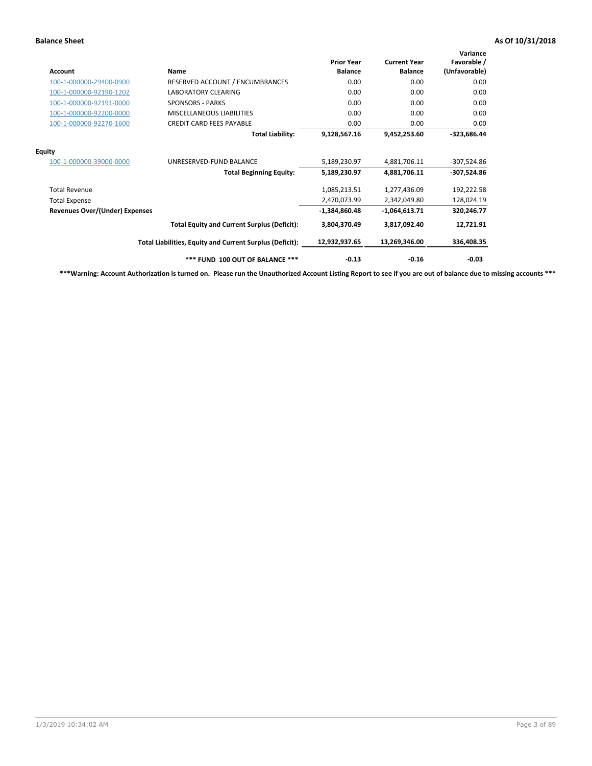**Balance Sheet** **As Of 10/31/2018**

| Account | Name | Prior Year Balance | Current Year Balance | Variance Favorable / (Unfavorable) |
|---|---|---|---|---|
| 100-1-000000-29400-0900 | RESERVED ACCOUNT / ENCUMBRANCES | 0.00 | 0.00 | 0.00 |
| 100-1-000000-92190-1202 | LABORATORY CLEARING | 0.00 | 0.00 | 0.00 |
| 100-1-000000-92191-0000 | SPONSORS - PARKS | 0.00 | 0.00 | 0.00 |
| 100-1-000000-92200-0000 | MISCELLANEOUS LIABILITIES | 0.00 | 0.00 | 0.00 |
| 100-1-000000-92270-1600 | CREDIT CARD FEES PAYABLE | 0.00 | 0.00 | 0.00 |
| | **Total Liability:** | **9,128,567.16** | **9,452,253.60** | **-323,686.44** |
| **Equity** | | | | |
| 100-1-000000-39000-0000 | UNRESERVED-FUND BALANCE | 5,189,230.97 | 4,881,706.11 | -307,524.86 |
| | **Total Beginning Equity:** | **5,189,230.97** | **4,881,706.11** | **-307,524.86** |
| Total Revenue | | 1,085,213.51 | 1,277,436.09 | 192,222.58 |
| Total Expense | | 2,470,073.99 | 2,342,049.80 | 128,024.19 |
| **Revenues Over/(Under) Expenses** | | **-1,384,860.48** | **-1,064,613.71** | **320,246.77** |
| | **Total Equity and Current Surplus (Deficit):** | **3,804,370.49** | **3,817,092.40** | **12,721.91** |
| | **Total Liabilities, Equity and Current Surplus (Deficit):** | **12,932,937.65** | **13,269,346.00** | **336,408.35** |
| | **\*\*\* FUND 100 OUT OF BALANCE \*\*\*** | **-0.13** | **-0.16** | **-0.03** |

**\*\*\*Warning: Account Authorization is turned on. Please run the Unauthorized Account Listing Report to see if you are out of balance due to missing accounts \*\*\***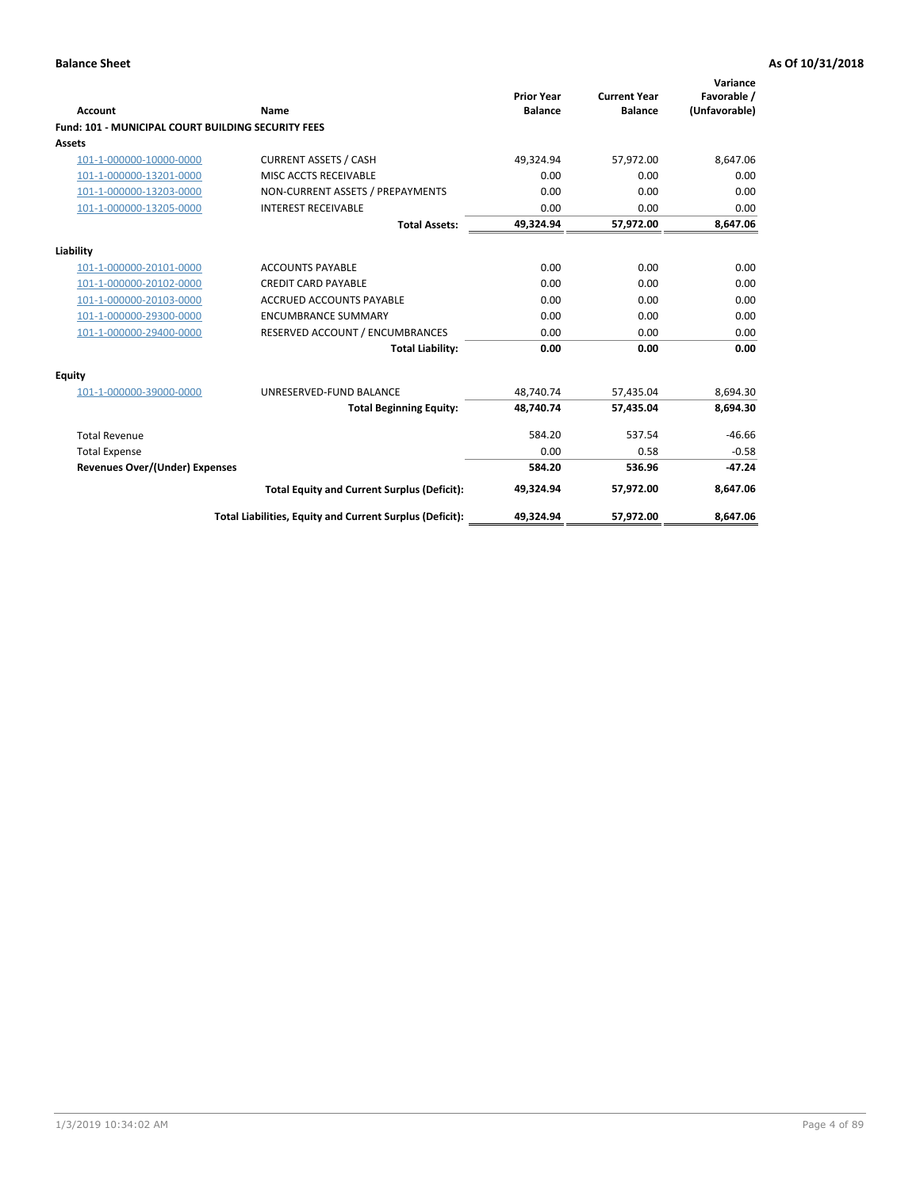**Balance Sheet** **As Of 10/31/2018**

| Account | Name | Prior Year Balance | Current Year Balance | Variance Favorable / (Unfavorable) |
|---|---|---|---|---|
| **Fund: 101 - MUNICIPAL COURT BUILDING SECURITY FEES** | | | | |
| **Assets** | | | | |
| 101-1-000000-10000-0000 | CURRENT ASSETS / CASH | 49,324.94 | 57,972.00 | 8,647.06 |
| 101-1-000000-13201-0000 | MISC ACCTS RECEIVABLE | 0.00 | 0.00 | 0.00 |
| 101-1-000000-13203-0000 | NON-CURRENT ASSETS / PREPAYMENTS | 0.00 | 0.00 | 0.00 |
| 101-1-000000-13205-0000 | INTEREST RECEIVABLE | 0.00 | 0.00 | 0.00 |
| | **Total Assets:** | **49,324.94** | **57,972.00** | **8,647.06** |
| **Liability** | | | | |
| 101-1-000000-20101-0000 | ACCOUNTS PAYABLE | 0.00 | 0.00 | 0.00 |
| 101-1-000000-20102-0000 | CREDIT CARD PAYABLE | 0.00 | 0.00 | 0.00 |
| 101-1-000000-20103-0000 | ACCRUED ACCOUNTS PAYABLE | 0.00 | 0.00 | 0.00 |
| 101-1-000000-29300-0000 | ENCUMBRANCE SUMMARY | 0.00 | 0.00 | 0.00 |
| 101-1-000000-29400-0000 | RESERVED ACCOUNT / ENCUMBRANCES | 0.00 | 0.00 | 0.00 |
| | **Total Liability:** | **0.00** | **0.00** | **0.00** |
| **Equity** | | | | |
| 101-1-000000-39000-0000 | UNRESERVED-FUND BALANCE | 48,740.74 | 57,435.04 | 8,694.30 |
| | **Total Beginning Equity:** | **48,740.74** | **57,435.04** | **8,694.30** |
| Total Revenue | | 584.20 | 537.54 | -46.66 |
| Total Expense | | 0.00 | 0.58 | -0.58 |
| **Revenues Over/(Under) Expenses** | | **584.20** | **536.96** | **-47.24** |
| | **Total Equity and Current Surplus (Deficit):** | **49,324.94** | **57,972.00** | **8,647.06** |
| | **Total Liabilities, Equity and Current Surplus (Deficit):** | **49,324.94** | **57,972.00** | **8,647.06** |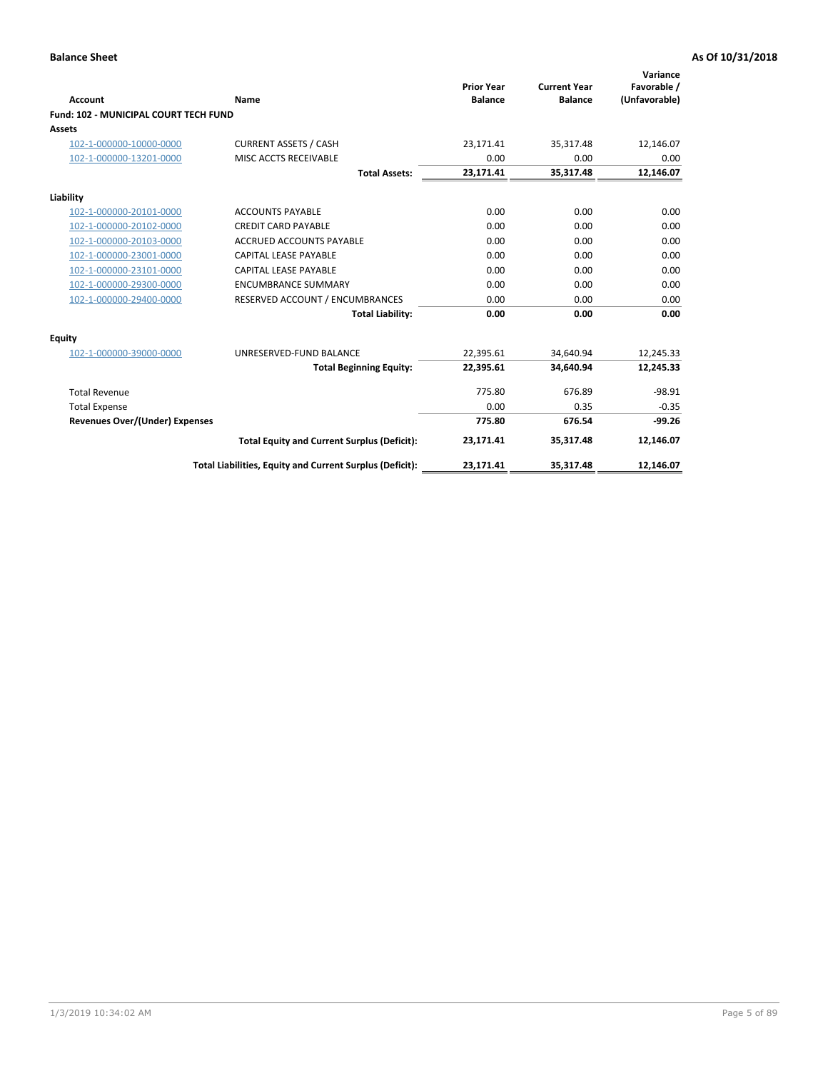**Balance Sheet** **As Of 10/31/2018**

| Account | Name | Prior Year Balance | Current Year Balance | Variance Favorable / (Unfavorable) |
|---|---|---|---|---|
| **Fund: 102 - MUNICIPAL COURT TECH FUND** | | | | |
| **Assets** | | | | |
| 102-1-000000-10000-0000 | CURRENT ASSETS / CASH | 23,171.41 | 35,317.48 | 12,146.07 |
| 102-1-000000-13201-0000 | MISC ACCTS RECEIVABLE | 0.00 | 0.00 | 0.00 |
| | **Total Assets:** | **23,171.41** | **35,317.48** | **12,146.07** |
| **Liability** | | | | |
| 102-1-000000-20101-0000 | ACCOUNTS PAYABLE | 0.00 | 0.00 | 0.00 |
| 102-1-000000-20102-0000 | CREDIT CARD PAYABLE | 0.00 | 0.00 | 0.00 |
| 102-1-000000-20103-0000 | ACCRUED ACCOUNTS PAYABLE | 0.00 | 0.00 | 0.00 |
| 102-1-000000-23001-0000 | CAPITAL LEASE PAYABLE | 0.00 | 0.00 | 0.00 |
| 102-1-000000-23101-0000 | CAPITAL LEASE PAYABLE | 0.00 | 0.00 | 0.00 |
| 102-1-000000-29300-0000 | ENCUMBRANCE SUMMARY | 0.00 | 0.00 | 0.00 |
| 102-1-000000-29400-0000 | RESERVED ACCOUNT / ENCUMBRANCES | 0.00 | 0.00 | 0.00 |
| | **Total Liability:** | **0.00** | **0.00** | **0.00** |
| **Equity** | | | | |
| 102-1-000000-39000-0000 | UNRESERVED-FUND BALANCE | 22,395.61 | 34,640.94 | 12,245.33 |
| | **Total Beginning Equity:** | **22,395.61** | **34,640.94** | **12,245.33** |
| Total Revenue | | 775.80 | 676.89 | -98.91 |
| Total Expense | | 0.00 | 0.35 | -0.35 |
| **Revenues Over/(Under) Expenses** | | **775.80** | **676.54** | **-99.26** |
| | **Total Equity and Current Surplus (Deficit):** | **23,171.41** | **35,317.48** | **12,146.07** |
| | **Total Liabilities, Equity and Current Surplus (Deficit):** | **23,171.41** | **35,317.48** | **12,146.07** |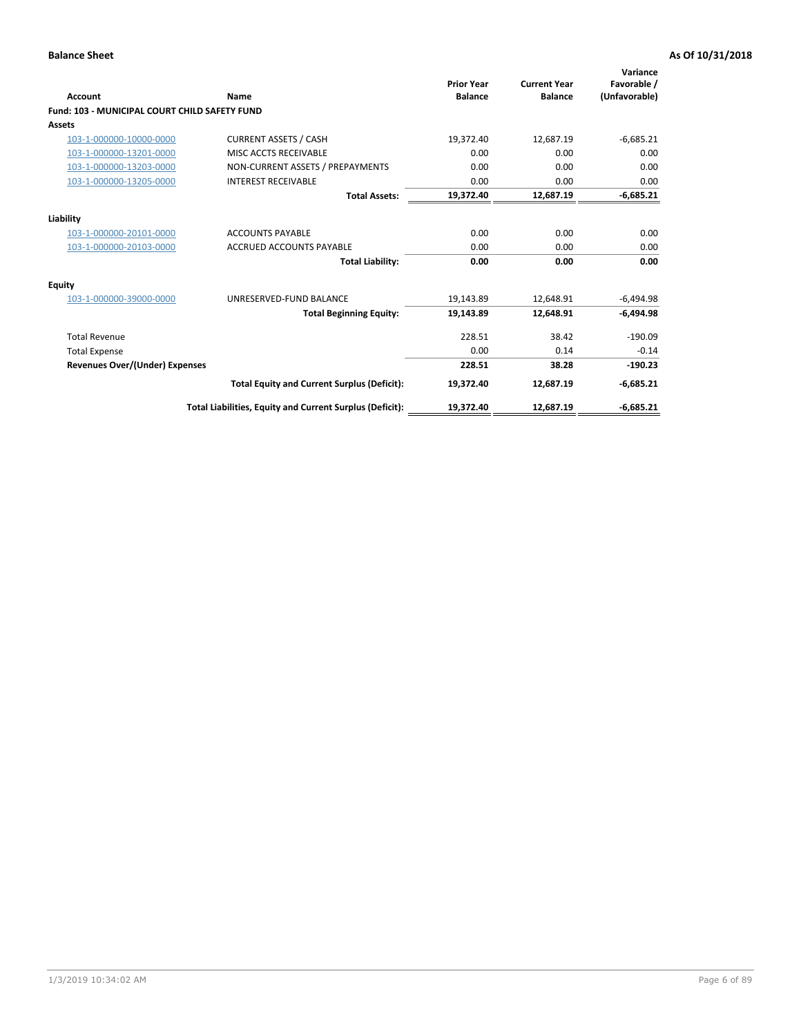**Balance Sheet** **As Of 10/31/2018**

| Account | Name | Prior Year Balance | Current Year Balance | Variance Favorable / (Unfavorable) |
|---|---|---|---|---|
| **Fund: 103 - MUNICIPAL COURT CHILD SAFETY FUND** | | | | |
| **Assets** | | | | |
| 103-1-000000-10000-0000 | CURRENT ASSETS / CASH | 19,372.40 | 12,687.19 | -6,685.21 |
| 103-1-000000-13201-0000 | MISC ACCTS RECEIVABLE | 0.00 | 0.00 | 0.00 |
| 103-1-000000-13203-0000 | NON-CURRENT ASSETS / PREPAYMENTS | 0.00 | 0.00 | 0.00 |
| 103-1-000000-13205-0000 | INTEREST RECEIVABLE | 0.00 | 0.00 | 0.00 |
| | **Total Assets:** | **19,372.40** | **12,687.19** | **-6,685.21** |
| **Liability** | | | | |
| 103-1-000000-20101-0000 | ACCOUNTS PAYABLE | 0.00 | 0.00 | 0.00 |
| 103-1-000000-20103-0000 | ACCRUED ACCOUNTS PAYABLE | 0.00 | 0.00 | 0.00 |
| | **Total Liability:** | **0.00** | **0.00** | **0.00** |
| **Equity** | | | | |
| 103-1-000000-39000-0000 | UNRESERVED-FUND BALANCE | 19,143.89 | 12,648.91 | -6,494.98 |
| | **Total Beginning Equity:** | **19,143.89** | **12,648.91** | **-6,494.98** |
| Total Revenue | | 228.51 | 38.42 | -190.09 |
| Total Expense | | 0.00 | 0.14 | -0.14 |
| **Revenues Over/(Under) Expenses** | | **228.51** | **38.28** | **-190.23** |
| | **Total Equity and Current Surplus (Deficit):** | **19,372.40** | **12,687.19** | **-6,685.21** |
| | **Total Liabilities, Equity and Current Surplus (Deficit):** | **19,372.40** | **12,687.19** | **-6,685.21** |

1/3/2019 10:34:02 AM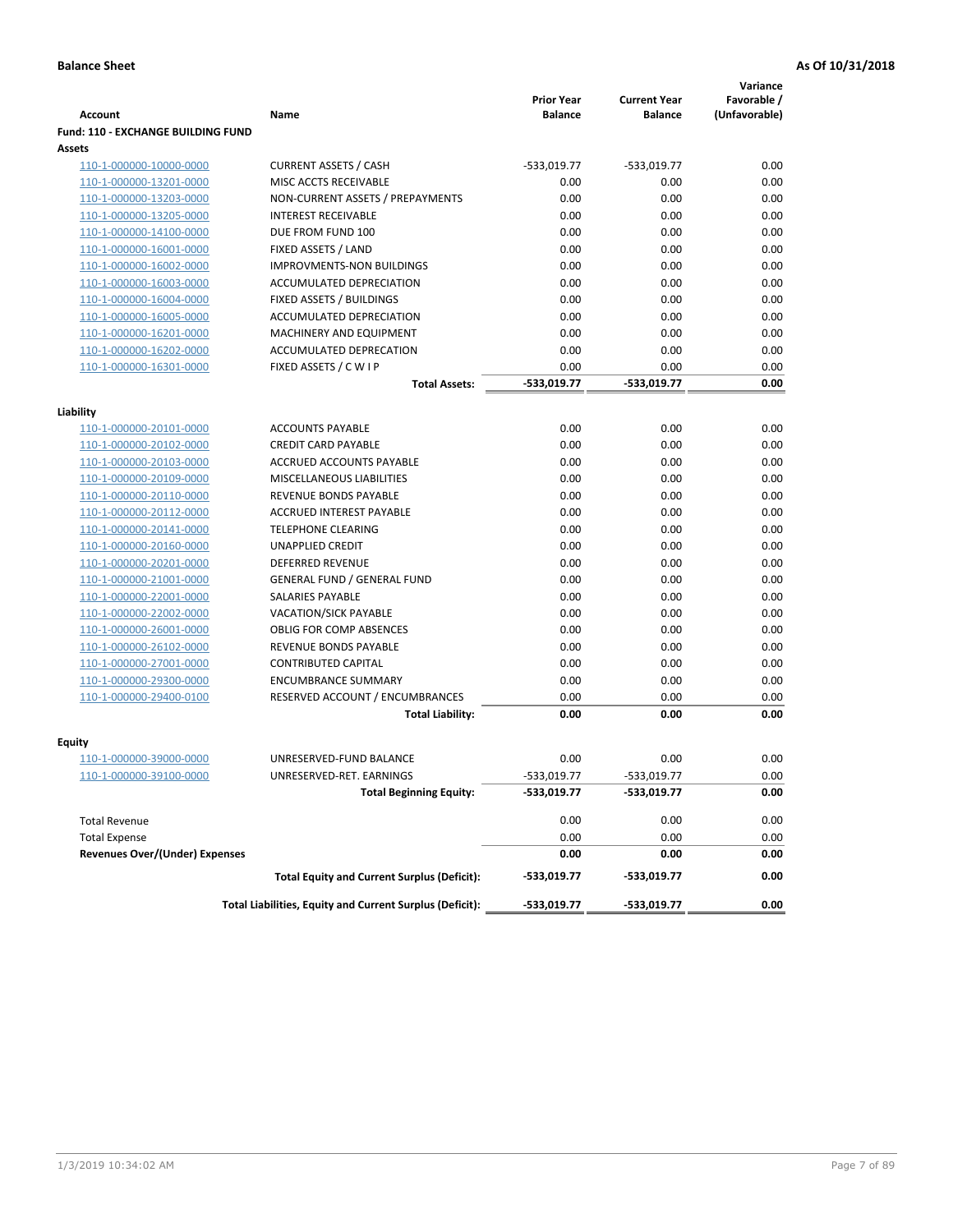**Balance Sheet** **As Of 10/31/2018**

| Account | Name | Prior Year Balance | Current Year Balance | Variance Favorable / (Unfavorable) |
|---|---|---|---|---|
| **Fund: 110 - EXCHANGE BUILDING FUND** | | | | |
| **Assets** | | | | |
| 110-1-000000-10000-0000 | CURRENT ASSETS / CASH | -533,019.77 | -533,019.77 | 0.00 |
| 110-1-000000-13201-0000 | MISC ACCTS RECEIVABLE | 0.00 | 0.00 | 0.00 |
| 110-1-000000-13203-0000 | NON-CURRENT ASSETS / PREPAYMENTS | 0.00 | 0.00 | 0.00 |
| 110-1-000000-13205-0000 | INTEREST RECEIVABLE | 0.00 | 0.00 | 0.00 |
| 110-1-000000-14100-0000 | DUE FROM FUND 100 | 0.00 | 0.00 | 0.00 |
| 110-1-000000-16001-0000 | FIXED ASSETS / LAND | 0.00 | 0.00 | 0.00 |
| 110-1-000000-16002-0000 | IMPROVMENTS-NON BUILDINGS | 0.00 | 0.00 | 0.00 |
| 110-1-000000-16003-0000 | ACCUMULATED DEPRECIATION | 0.00 | 0.00 | 0.00 |
| 110-1-000000-16004-0000 | FIXED ASSETS / BUILDINGS | 0.00 | 0.00 | 0.00 |
| 110-1-000000-16005-0000 | ACCUMULATED DEPRECIATION | 0.00 | 0.00 | 0.00 |
| 110-1-000000-16201-0000 | MACHINERY AND EQUIPMENT | 0.00 | 0.00 | 0.00 |
| 110-1-000000-16202-0000 | ACCUMULATED DEPRECATION | 0.00 | 0.00 | 0.00 |
| 110-1-000000-16301-0000 | FIXED ASSETS / C W I P | 0.00 | 0.00 | 0.00 |
| | **Total Assets:** | **-533,019.77** | **-533,019.77** | **0.00** |
| **Liability** | | | | |
| 110-1-000000-20101-0000 | ACCOUNTS PAYABLE | 0.00 | 0.00 | 0.00 |
| 110-1-000000-20102-0000 | CREDIT CARD PAYABLE | 0.00 | 0.00 | 0.00 |
| 110-1-000000-20103-0000 | ACCRUED ACCOUNTS PAYABLE | 0.00 | 0.00 | 0.00 |
| 110-1-000000-20109-0000 | MISCELLANEOUS LIABILITIES | 0.00 | 0.00 | 0.00 |
| 110-1-000000-20110-0000 | REVENUE BONDS PAYABLE | 0.00 | 0.00 | 0.00 |
| 110-1-000000-20112-0000 | ACCRUED INTEREST PAYABLE | 0.00 | 0.00 | 0.00 |
| 110-1-000000-20141-0000 | TELEPHONE CLEARING | 0.00 | 0.00 | 0.00 |
| 110-1-000000-20160-0000 | UNAPPLIED CREDIT | 0.00 | 0.00 | 0.00 |
| 110-1-000000-20201-0000 | DEFERRED REVENUE | 0.00 | 0.00 | 0.00 |
| 110-1-000000-21001-0000 | GENERAL FUND / GENERAL FUND | 0.00 | 0.00 | 0.00 |
| 110-1-000000-22001-0000 | SALARIES PAYABLE | 0.00 | 0.00 | 0.00 |
| 110-1-000000-22002-0000 | VACATION/SICK PAYABLE | 0.00 | 0.00 | 0.00 |
| 110-1-000000-26001-0000 | OBLIG FOR COMP ABSENCES | 0.00 | 0.00 | 0.00 |
| 110-1-000000-26102-0000 | REVENUE BONDS PAYABLE | 0.00 | 0.00 | 0.00 |
| 110-1-000000-27001-0000 | CONTRIBUTED CAPITAL | 0.00 | 0.00 | 0.00 |
| 110-1-000000-29300-0000 | ENCUMBRANCE SUMMARY | 0.00 | 0.00 | 0.00 |
| 110-1-000000-29400-0100 | RESERVED ACCOUNT / ENCUMBRANCES | 0.00 | 0.00 | 0.00 |
| | **Total Liability:** | **0.00** | **0.00** | **0.00** |
| **Equity** | | | | |
| 110-1-000000-39000-0000 | UNRESERVED-FUND BALANCE | 0.00 | 0.00 | 0.00 |
| 110-1-000000-39100-0000 | UNRESERVED-RET. EARNINGS | -533,019.77 | -533,019.77 | 0.00 |
| | **Total Beginning Equity:** | **-533,019.77** | **-533,019.77** | **0.00** |
| Total Revenue | | 0.00 | 0.00 | 0.00 |
| Total Expense | | 0.00 | 0.00 | 0.00 |
| **Revenues Over/(Under) Expenses** | | **0.00** | **0.00** | **0.00** |
| | **Total Equity and Current Surplus (Deficit):** | **-533,019.77** | **-533,019.77** | **0.00** |
| | **Total Liabilities, Equity and Current Surplus (Deficit):** | **-533,019.77** | **-533,019.77** | **0.00** |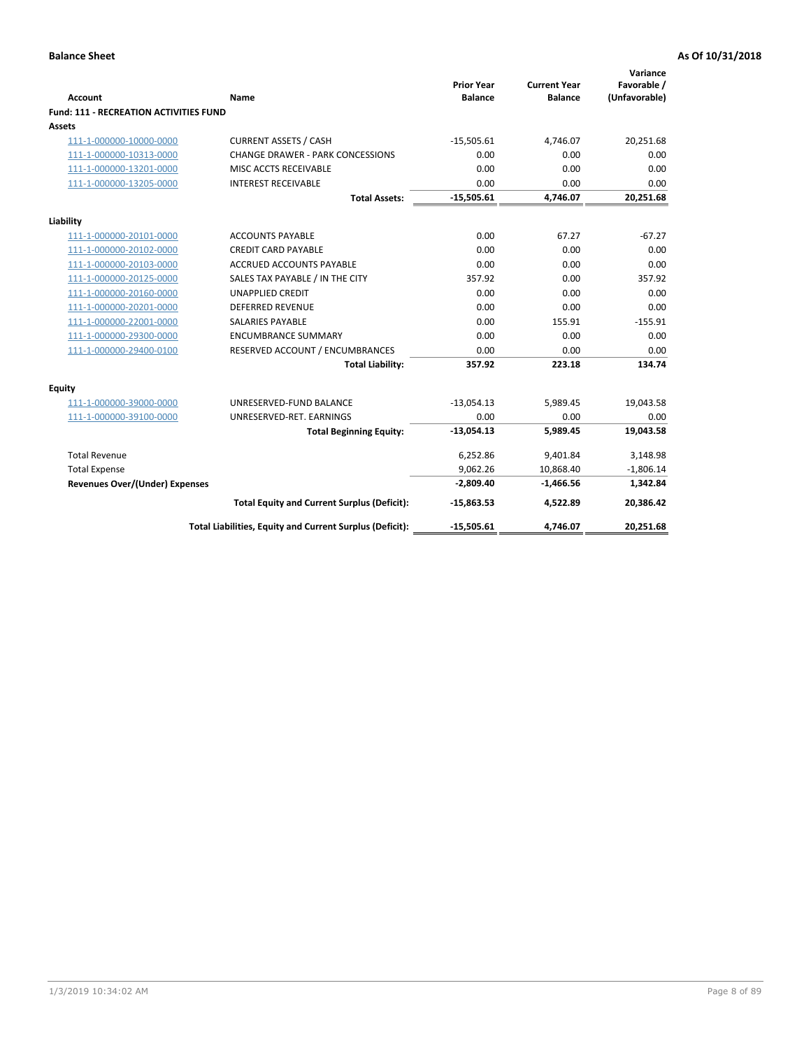**Balance Sheet** — **As Of 10/31/2018**

| Account | Name | Prior Year Balance | Current Year Balance | Variance Favorable / (Unfavorable) |
|---|---|---|---|---|
| **Fund: 111 - RECREATION ACTIVITIES FUND** | | | | |
| **Assets** | | | | |
| 111-1-000000-10000-0000 | CURRENT ASSETS / CASH | -15,505.61 | 4,746.07 | 20,251.68 |
| 111-1-000000-10313-0000 | CHANGE DRAWER - PARK CONCESSIONS | 0.00 | 0.00 | 0.00 |
| 111-1-000000-13201-0000 | MISC ACCTS RECEIVABLE | 0.00 | 0.00 | 0.00 |
| 111-1-000000-13205-0000 | INTEREST RECEIVABLE | 0.00 | 0.00 | 0.00 |
| | **Total Assets:** | **-15,505.61** | **4,746.07** | **20,251.68** |
| **Liability** | | | | |
| 111-1-000000-20101-0000 | ACCOUNTS PAYABLE | 0.00 | 67.27 | -67.27 |
| 111-1-000000-20102-0000 | CREDIT CARD PAYABLE | 0.00 | 0.00 | 0.00 |
| 111-1-000000-20103-0000 | ACCRUED ACCOUNTS PAYABLE | 0.00 | 0.00 | 0.00 |
| 111-1-000000-20125-0000 | SALES TAX PAYABLE / IN THE CITY | 357.92 | 0.00 | 357.92 |
| 111-1-000000-20160-0000 | UNAPPLIED CREDIT | 0.00 | 0.00 | 0.00 |
| 111-1-000000-20201-0000 | DEFERRED REVENUE | 0.00 | 0.00 | 0.00 |
| 111-1-000000-22001-0000 | SALARIES PAYABLE | 0.00 | 155.91 | -155.91 |
| 111-1-000000-29300-0000 | ENCUMBRANCE SUMMARY | 0.00 | 0.00 | 0.00 |
| 111-1-000000-29400-0100 | RESERVED ACCOUNT / ENCUMBRANCES | 0.00 | 0.00 | 0.00 |
| | **Total Liability:** | **357.92** | **223.18** | **134.74** |
| **Equity** | | | | |
| 111-1-000000-39000-0000 | UNRESERVED-FUND BALANCE | -13,054.13 | 5,989.45 | 19,043.58 |
| 111-1-000000-39100-0000 | UNRESERVED-RET. EARNINGS | 0.00 | 0.00 | 0.00 |
| | **Total Beginning Equity:** | **-13,054.13** | **5,989.45** | **19,043.58** |
| Total Revenue | | 6,252.86 | 9,401.84 | 3,148.98 |
| Total Expense | | 9,062.26 | 10,868.40 | -1,806.14 |
| **Revenues Over/(Under) Expenses** | | **-2,809.40** | **-1,466.56** | **1,342.84** |
| | **Total Equity and Current Surplus (Deficit):** | **-15,863.53** | **4,522.89** | **20,386.42** |
| | **Total Liabilities, Equity and Current Surplus (Deficit):** | **-15,505.61** | **4,746.07** | **20,251.68** |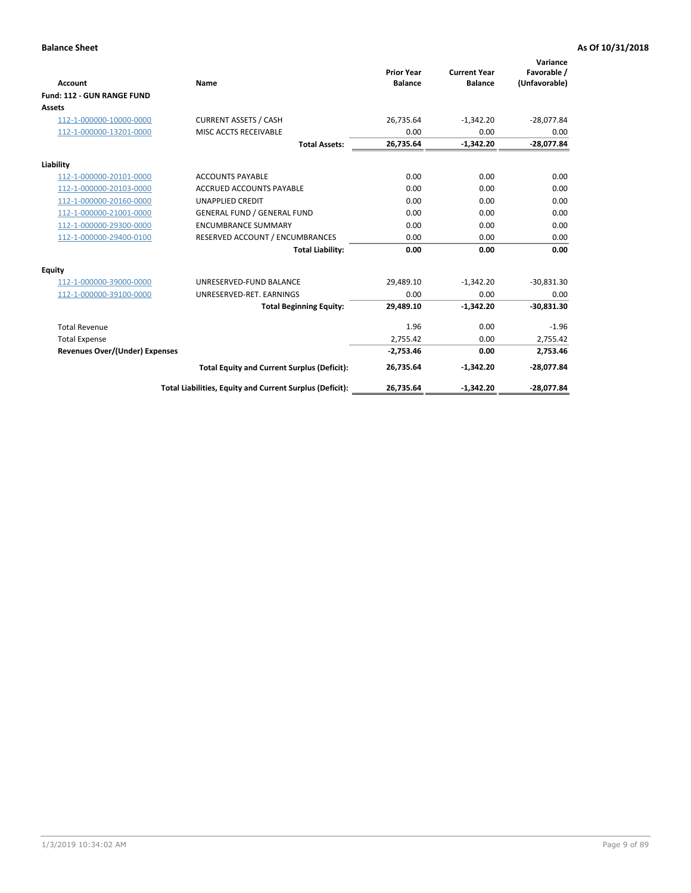**Balance Sheet** **As Of 10/31/2018**

| Account | Name | Prior Year Balance | Current Year Balance | Variance Favorable / (Unfavorable) |
|---|---|---|---|---|
| **Fund: 112 - GUN RANGE FUND** | | | | |
| **Assets** | | | | |
| 112-1-000000-10000-0000 | CURRENT ASSETS / CASH | 26,735.64 | -1,342.20 | -28,077.84 |
| 112-1-000000-13201-0000 | MISC ACCTS RECEIVABLE | 0.00 | 0.00 | 0.00 |
| | **Total Assets:** | **26,735.64** | **-1,342.20** | **-28,077.84** |
| **Liability** | | | | |
| 112-1-000000-20101-0000 | ACCOUNTS PAYABLE | 0.00 | 0.00 | 0.00 |
| 112-1-000000-20103-0000 | ACCRUED ACCOUNTS PAYABLE | 0.00 | 0.00 | 0.00 |
| 112-1-000000-20160-0000 | UNAPPLIED CREDIT | 0.00 | 0.00 | 0.00 |
| 112-1-000000-21001-0000 | GENERAL FUND / GENERAL FUND | 0.00 | 0.00 | 0.00 |
| 112-1-000000-29300-0000 | ENCUMBRANCE SUMMARY | 0.00 | 0.00 | 0.00 |
| 112-1-000000-29400-0100 | RESERVED ACCOUNT / ENCUMBRANCES | 0.00 | 0.00 | 0.00 |
| | **Total Liability:** | **0.00** | **0.00** | **0.00** |
| **Equity** | | | | |
| 112-1-000000-39000-0000 | UNRESERVED-FUND BALANCE | 29,489.10 | -1,342.20 | -30,831.30 |
| 112-1-000000-39100-0000 | UNRESERVED-RET. EARNINGS | 0.00 | 0.00 | 0.00 |
| | **Total Beginning Equity:** | **29,489.10** | **-1,342.20** | **-30,831.30** |
| Total Revenue | | 1.96 | 0.00 | -1.96 |
| Total Expense | | 2,755.42 | 0.00 | 2,755.42 |
| **Revenues Over/(Under) Expenses** | | **-2,753.46** | **0.00** | **2,753.46** |
| | **Total Equity and Current Surplus (Deficit):** | **26,735.64** | **-1,342.20** | **-28,077.84** |
| | **Total Liabilities, Equity and Current Surplus (Deficit):** | **26,735.64** | **-1,342.20** | **-28,077.84** |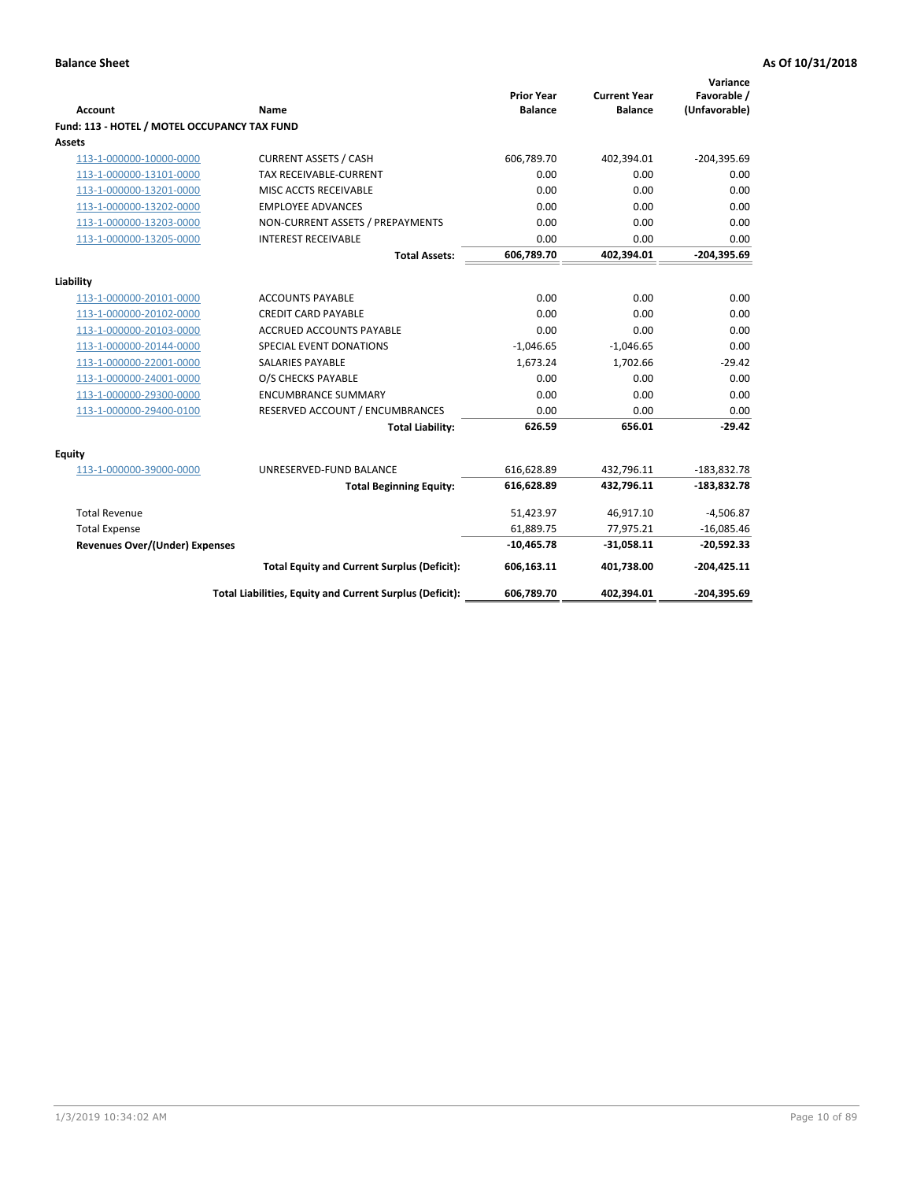**Balance Sheet** | **As Of 10/31/2018**

| Account | Name | Prior Year Balance | Current Year Balance | Variance Favorable / (Unfavorable) |
|---|---|---|---|---|
| **Fund: 113 - HOTEL / MOTEL OCCUPANCY TAX FUND** | | | | |
| **Assets** | | | | |
| 113-1-000000-10000-0000 | CURRENT ASSETS / CASH | 606,789.70 | 402,394.01 | -204,395.69 |
| 113-1-000000-13101-0000 | TAX RECEIVABLE-CURRENT | 0.00 | 0.00 | 0.00 |
| 113-1-000000-13201-0000 | MISC ACCTS RECEIVABLE | 0.00 | 0.00 | 0.00 |
| 113-1-000000-13202-0000 | EMPLOYEE ADVANCES | 0.00 | 0.00 | 0.00 |
| 113-1-000000-13203-0000 | NON-CURRENT ASSETS / PREPAYMENTS | 0.00 | 0.00 | 0.00 |
| 113-1-000000-13205-0000 | INTEREST RECEIVABLE | 0.00 | 0.00 | 0.00 |
| | **Total Assets:** | **606,789.70** | **402,394.01** | **-204,395.69** |
| **Liability** | | | | |
| 113-1-000000-20101-0000 | ACCOUNTS PAYABLE | 0.00 | 0.00 | 0.00 |
| 113-1-000000-20102-0000 | CREDIT CARD PAYABLE | 0.00 | 0.00 | 0.00 |
| 113-1-000000-20103-0000 | ACCRUED ACCOUNTS PAYABLE | 0.00 | 0.00 | 0.00 |
| 113-1-000000-20144-0000 | SPECIAL EVENT DONATIONS | -1,046.65 | -1,046.65 | 0.00 |
| 113-1-000000-22001-0000 | SALARIES PAYABLE | 1,673.24 | 1,702.66 | -29.42 |
| 113-1-000000-24001-0000 | O/S CHECKS PAYABLE | 0.00 | 0.00 | 0.00 |
| 113-1-000000-29300-0000 | ENCUMBRANCE SUMMARY | 0.00 | 0.00 | 0.00 |
| 113-1-000000-29400-0100 | RESERVED ACCOUNT / ENCUMBRANCES | 0.00 | 0.00 | 0.00 |
| | **Total Liability:** | **626.59** | **656.01** | **-29.42** |
| **Equity** | | | | |
| 113-1-000000-39000-0000 | UNRESERVED-FUND BALANCE | 616,628.89 | 432,796.11 | -183,832.78 |
| | **Total Beginning Equity:** | **616,628.89** | **432,796.11** | **-183,832.78** |
| Total Revenue | | 51,423.97 | 46,917.10 | -4,506.87 |
| Total Expense | | 61,889.75 | 77,975.21 | -16,085.46 |
| **Revenues Over/(Under) Expenses** | | **-10,465.78** | **-31,058.11** | **-20,592.33** |
| | **Total Equity and Current Surplus (Deficit):** | **606,163.11** | **401,738.00** | **-204,425.11** |
| | **Total Liabilities, Equity and Current Surplus (Deficit):** | **606,789.70** | **402,394.01** | **-204,395.69** |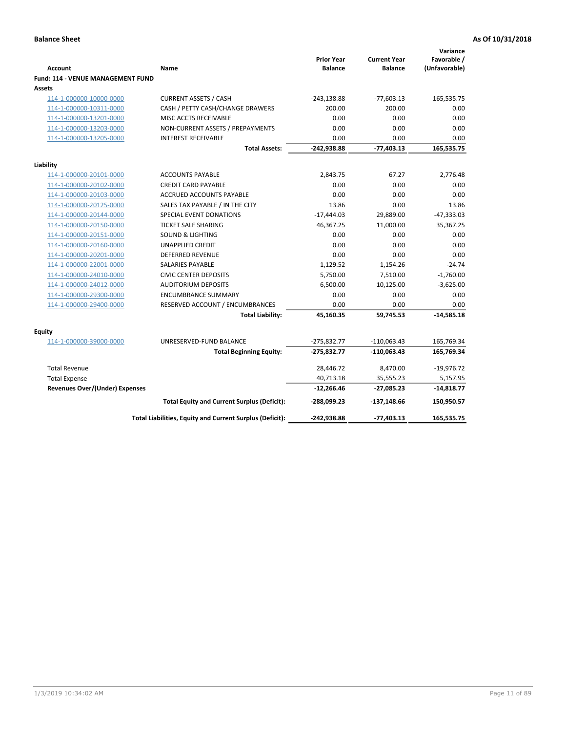**Balance Sheet** **As Of 10/31/2018**

| Account | Name | Prior Year Balance | Current Year Balance | Variance Favorable / (Unfavorable) |
|---|---|---|---|---|
| **Fund: 114 - VENUE MANAGEMENT FUND** | | | | |
| **Assets** | | | | |
| 114-1-000000-10000-0000 | CURRENT ASSETS / CASH | -243,138.88 | -77,603.13 | 165,535.75 |
| 114-1-000000-10311-0000 | CASH / PETTY CASH/CHANGE DRAWERS | 200.00 | 200.00 | 0.00 |
| 114-1-000000-13201-0000 | MISC ACCTS RECEIVABLE | 0.00 | 0.00 | 0.00 |
| 114-1-000000-13203-0000 | NON-CURRENT ASSETS / PREPAYMENTS | 0.00 | 0.00 | 0.00 |
| 114-1-000000-13205-0000 | INTEREST RECEIVABLE | 0.00 | 0.00 | 0.00 |
| | **Total Assets:** | **-242,938.88** | **-77,403.13** | **165,535.75** |
| **Liability** | | | | |
| 114-1-000000-20101-0000 | ACCOUNTS PAYABLE | 2,843.75 | 67.27 | 2,776.48 |
| 114-1-000000-20102-0000 | CREDIT CARD PAYABLE | 0.00 | 0.00 | 0.00 |
| 114-1-000000-20103-0000 | ACCRUED ACCOUNTS PAYABLE | 0.00 | 0.00 | 0.00 |
| 114-1-000000-20125-0000 | SALES TAX PAYABLE / IN THE CITY | 13.86 | 0.00 | 13.86 |
| 114-1-000000-20144-0000 | SPECIAL EVENT DONATIONS | -17,444.03 | 29,889.00 | -47,333.03 |
| 114-1-000000-20150-0000 | TICKET SALE SHARING | 46,367.25 | 11,000.00 | 35,367.25 |
| 114-1-000000-20151-0000 | SOUND & LIGHTING | 0.00 | 0.00 | 0.00 |
| 114-1-000000-20160-0000 | UNAPPLIED CREDIT | 0.00 | 0.00 | 0.00 |
| 114-1-000000-20201-0000 | DEFERRED REVENUE | 0.00 | 0.00 | 0.00 |
| 114-1-000000-22001-0000 | SALARIES PAYABLE | 1,129.52 | 1,154.26 | -24.74 |
| 114-1-000000-24010-0000 | CIVIC CENTER DEPOSITS | 5,750.00 | 7,510.00 | -1,760.00 |
| 114-1-000000-24012-0000 | AUDITORIUM DEPOSITS | 6,500.00 | 10,125.00 | -3,625.00 |
| 114-1-000000-29300-0000 | ENCUMBRANCE SUMMARY | 0.00 | 0.00 | 0.00 |
| 114-1-000000-29400-0000 | RESERVED ACCOUNT / ENCUMBRANCES | 0.00 | 0.00 | 0.00 |
| | **Total Liability:** | **45,160.35** | **59,745.53** | **-14,585.18** |
| **Equity** | | | | |
| 114-1-000000-39000-0000 | UNRESERVED-FUND BALANCE | -275,832.77 | -110,063.43 | 165,769.34 |
| | **Total Beginning Equity:** | **-275,832.77** | **-110,063.43** | **165,769.34** |
| Total Revenue | | 28,446.72 | 8,470.00 | -19,976.72 |
| Total Expense | | 40,713.18 | 35,555.23 | 5,157.95 |
| **Revenues Over/(Under) Expenses** | | **-12,266.46** | **-27,085.23** | **-14,818.77** |
| | **Total Equity and Current Surplus (Deficit):** | **-288,099.23** | **-137,148.66** | **150,950.57** |
| | **Total Liabilities, Equity and Current Surplus (Deficit):** | **-242,938.88** | **-77,403.13** | **165,535.75** |

1/3/2019 10:34:02 AM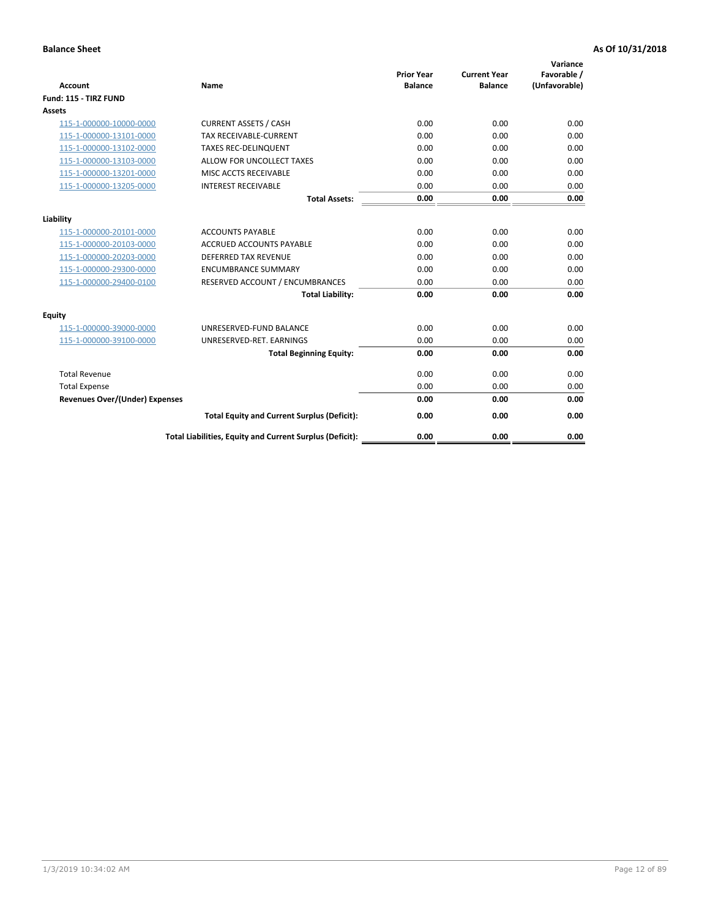**Balance Sheet** | **As Of 10/31/2018**

| Account | Name | Prior Year Balance | Current Year Balance | Variance Favorable / (Unfavorable) |
|---|---|---|---|---|
| **Fund: 115 - TIRZ FUND** | | | | |
| **Assets** | | | | |
| 115-1-000000-10000-0000 | CURRENT ASSETS / CASH | 0.00 | 0.00 | 0.00 |
| 115-1-000000-13101-0000 | TAX RECEIVABLE-CURRENT | 0.00 | 0.00 | 0.00 |
| 115-1-000000-13102-0000 | TAXES REC-DELINQUENT | 0.00 | 0.00 | 0.00 |
| 115-1-000000-13103-0000 | ALLOW FOR UNCOLLECT TAXES | 0.00 | 0.00 | 0.00 |
| 115-1-000000-13201-0000 | MISC ACCTS RECEIVABLE | 0.00 | 0.00 | 0.00 |
| 115-1-000000-13205-0000 | INTEREST RECEIVABLE | 0.00 | 0.00 | 0.00 |
| | **Total Assets:** | **0.00** | **0.00** | **0.00** |
| **Liability** | | | | |
| 115-1-000000-20101-0000 | ACCOUNTS PAYABLE | 0.00 | 0.00 | 0.00 |
| 115-1-000000-20103-0000 | ACCRUED ACCOUNTS PAYABLE | 0.00 | 0.00 | 0.00 |
| 115-1-000000-20203-0000 | DEFERRED TAX REVENUE | 0.00 | 0.00 | 0.00 |
| 115-1-000000-29300-0000 | ENCUMBRANCE SUMMARY | 0.00 | 0.00 | 0.00 |
| 115-1-000000-29400-0100 | RESERVED ACCOUNT / ENCUMBRANCES | 0.00 | 0.00 | 0.00 |
| | **Total Liability:** | **0.00** | **0.00** | **0.00** |
| **Equity** | | | | |
| 115-1-000000-39000-0000 | UNRESERVED-FUND BALANCE | 0.00 | 0.00 | 0.00 |
| 115-1-000000-39100-0000 | UNRESERVED-RET. EARNINGS | 0.00 | 0.00 | 0.00 |
| | **Total Beginning Equity:** | **0.00** | **0.00** | **0.00** |
| Total Revenue | | 0.00 | 0.00 | 0.00 |
| Total Expense | | 0.00 | 0.00 | 0.00 |
| **Revenues Over/(Under) Expenses** | | **0.00** | **0.00** | **0.00** |
| | **Total Equity and Current Surplus (Deficit):** | **0.00** | **0.00** | **0.00** |
| | **Total Liabilities, Equity and Current Surplus (Deficit):** | **0.00** | **0.00** | **0.00** |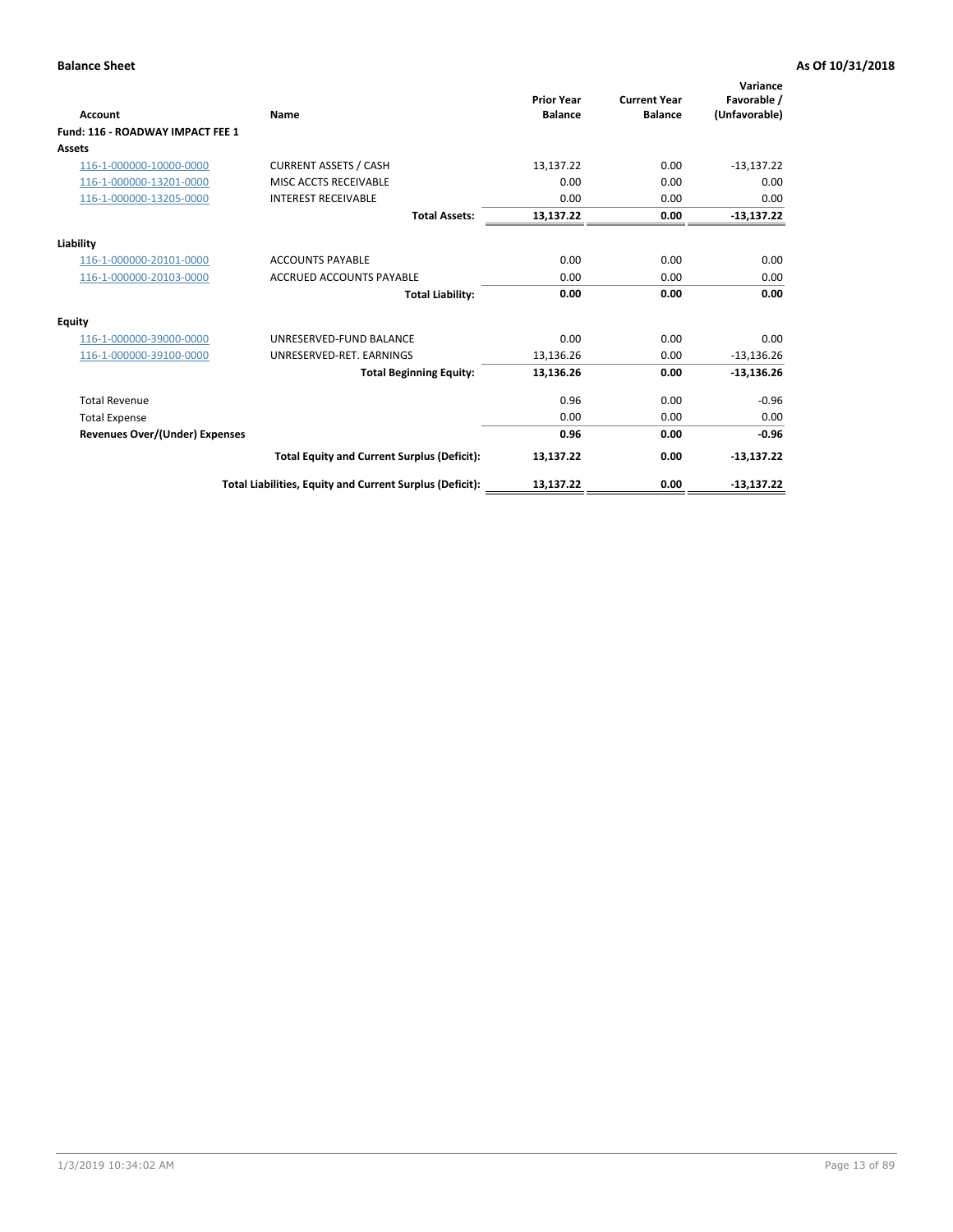**Balance Sheet** **As Of 10/31/2018**

| Account | Name | Prior Year Balance | Current Year Balance | Variance Favorable / (Unfavorable) |
|---|---|---|---|---|
| **Fund: 116 - ROADWAY IMPACT FEE 1** | | | | |
| **Assets** | | | | |
| 116-1-000000-10000-0000 | CURRENT ASSETS / CASH | 13,137.22 | 0.00 | -13,137.22 |
| 116-1-000000-13201-0000 | MISC ACCTS RECEIVABLE | 0.00 | 0.00 | 0.00 |
| 116-1-000000-13205-0000 | INTEREST RECEIVABLE | 0.00 | 0.00 | 0.00 |
| | **Total Assets:** | **13,137.22** | **0.00** | **-13,137.22** |
| **Liability** | | | | |
| 116-1-000000-20101-0000 | ACCOUNTS PAYABLE | 0.00 | 0.00 | 0.00 |
| 116-1-000000-20103-0000 | ACCRUED ACCOUNTS PAYABLE | 0.00 | 0.00 | 0.00 |
| | **Total Liability:** | **0.00** | **0.00** | **0.00** |
| **Equity** | | | | |
| 116-1-000000-39000-0000 | UNRESERVED-FUND BALANCE | 0.00 | 0.00 | 0.00 |
| 116-1-000000-39100-0000 | UNRESERVED-RET. EARNINGS | 13,136.26 | 0.00 | -13,136.26 |
| | **Total Beginning Equity:** | **13,136.26** | **0.00** | **-13,136.26** |
| Total Revenue | | 0.96 | 0.00 | -0.96 |
| Total Expense | | 0.00 | 0.00 | 0.00 |
| **Revenues Over/(Under) Expenses** | | **0.96** | **0.00** | **-0.96** |
| | **Total Equity and Current Surplus (Deficit):** | **13,137.22** | **0.00** | **-13,137.22** |
| | **Total Liabilities, Equity and Current Surplus (Deficit):** | **13,137.22** | **0.00** | **-13,137.22** |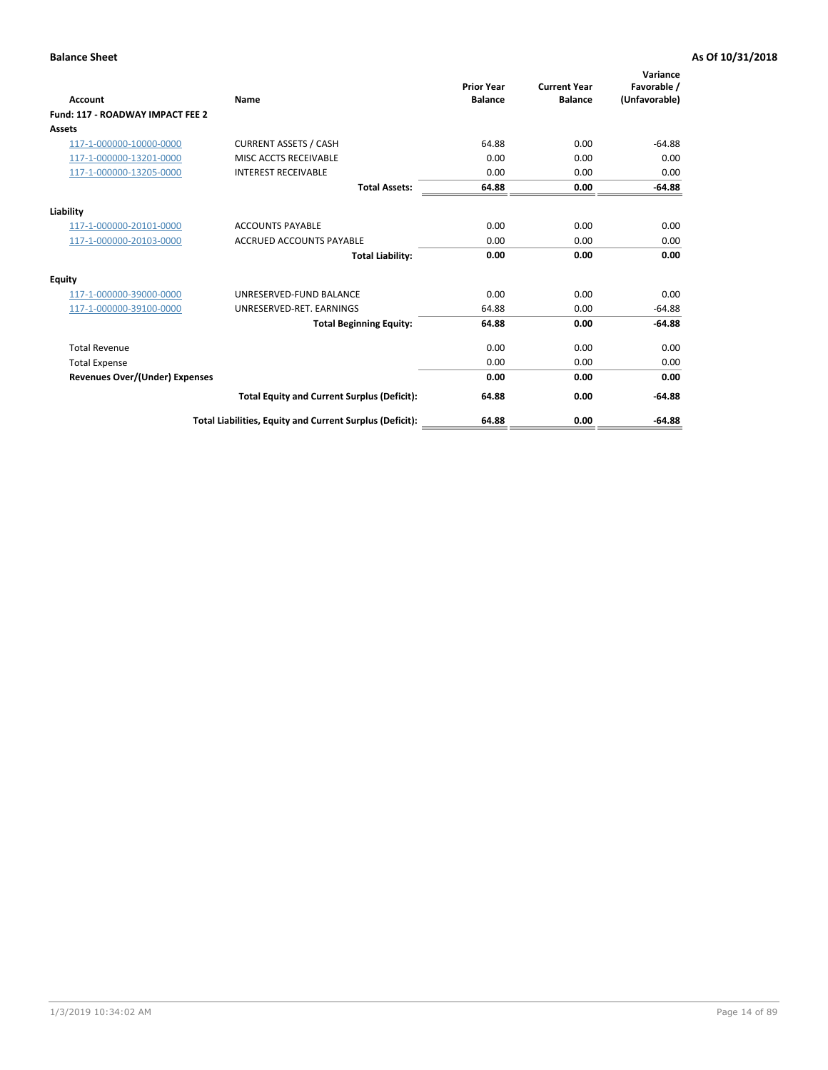**Balance Sheet** — **As Of 10/31/2018**

| Account | Name | Prior Year Balance | Current Year Balance | Variance Favorable / (Unfavorable) |
|---|---|---|---|---|
| **Fund: 117 - ROADWAY IMPACT FEE 2** | | | | |
| **Assets** | | | | |
| 117-1-000000-10000-0000 | CURRENT ASSETS / CASH | 64.88 | 0.00 | -64.88 |
| 117-1-000000-13201-0000 | MISC ACCTS RECEIVABLE | 0.00 | 0.00 | 0.00 |
| 117-1-000000-13205-0000 | INTEREST RECEIVABLE | 0.00 | 0.00 | 0.00 |
| | **Total Assets:** | **64.88** | **0.00** | **-64.88** |
| **Liability** | | | | |
| 117-1-000000-20101-0000 | ACCOUNTS PAYABLE | 0.00 | 0.00 | 0.00 |
| 117-1-000000-20103-0000 | ACCRUED ACCOUNTS PAYABLE | 0.00 | 0.00 | 0.00 |
| | **Total Liability:** | **0.00** | **0.00** | **0.00** |
| **Equity** | | | | |
| 117-1-000000-39000-0000 | UNRESERVED-FUND BALANCE | 0.00 | 0.00 | 0.00 |
| 117-1-000000-39100-0000 | UNRESERVED-RET. EARNINGS | 64.88 | 0.00 | -64.88 |
| | **Total Beginning Equity:** | **64.88** | **0.00** | **-64.88** |
| Total Revenue | | 0.00 | 0.00 | 0.00 |
| Total Expense | | 0.00 | 0.00 | 0.00 |
| **Revenues Over/(Under) Expenses** | | **0.00** | **0.00** | **0.00** |
| | **Total Equity and Current Surplus (Deficit):** | **64.88** | **0.00** | **-64.88** |
| | **Total Liabilities, Equity and Current Surplus (Deficit):** | **64.88** | **0.00** | **-64.88** |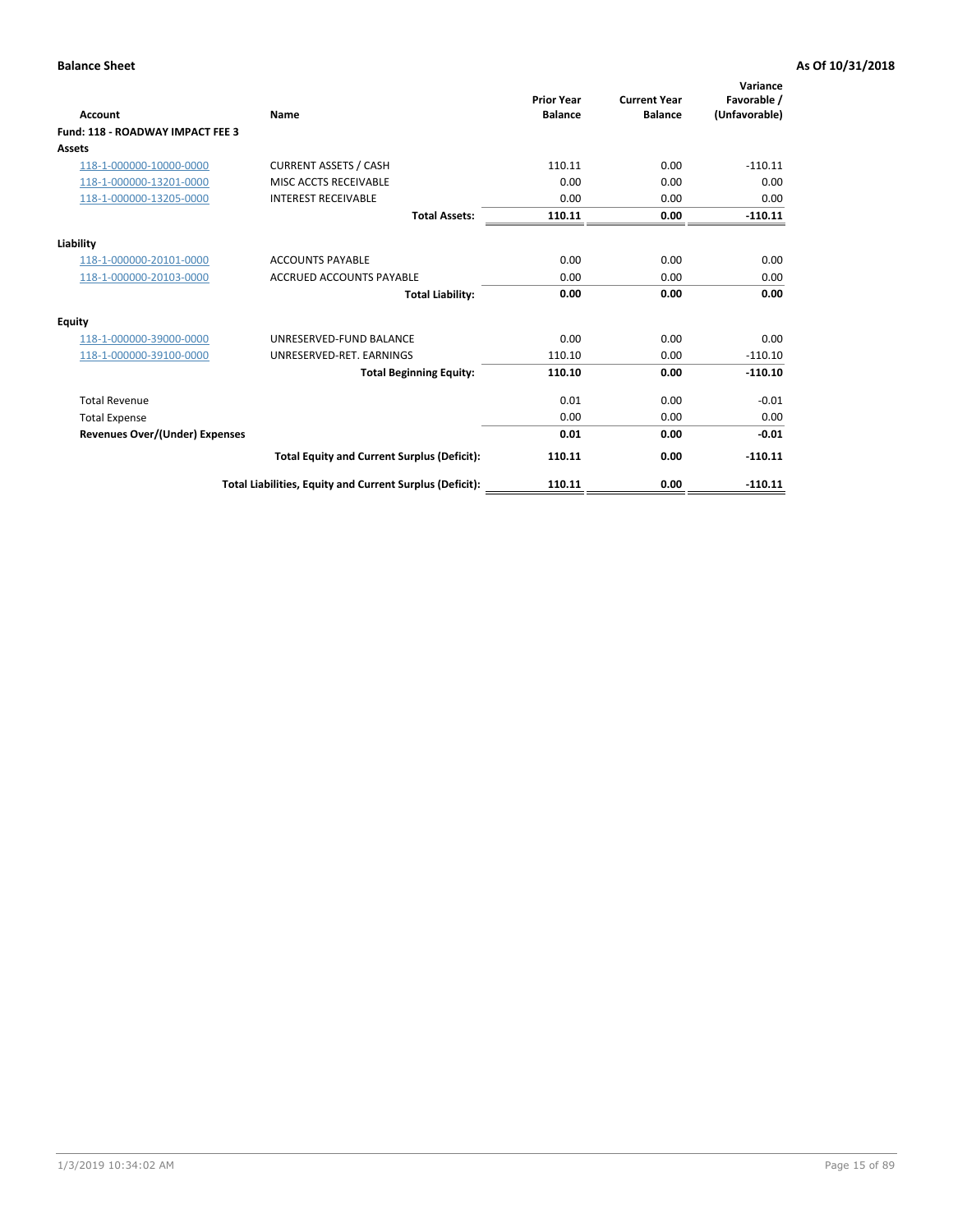**Balance Sheet** — **As Of 10/31/2018**

| Account | Name | Prior Year Balance | Current Year Balance | Variance Favorable / (Unfavorable) |
|---|---|---|---|---|
| **Fund: 118 - ROADWAY IMPACT FEE 3** | | | | |
| **Assets** | | | | |
| 118-1-000000-10000-0000 | CURRENT ASSETS / CASH | 110.11 | 0.00 | -110.11 |
| 118-1-000000-13201-0000 | MISC ACCTS RECEIVABLE | 0.00 | 0.00 | 0.00 |
| 118-1-000000-13205-0000 | INTEREST RECEIVABLE | 0.00 | 0.00 | 0.00 |
| | **Total Assets:** | **110.11** | **0.00** | **-110.11** |
| **Liability** | | | | |
| 118-1-000000-20101-0000 | ACCOUNTS PAYABLE | 0.00 | 0.00 | 0.00 |
| 118-1-000000-20103-0000 | ACCRUED ACCOUNTS PAYABLE | 0.00 | 0.00 | 0.00 |
| | **Total Liability:** | **0.00** | **0.00** | **0.00** |
| **Equity** | | | | |
| 118-1-000000-39000-0000 | UNRESERVED-FUND BALANCE | 0.00 | 0.00 | 0.00 |
| 118-1-000000-39100-0000 | UNRESERVED-RET. EARNINGS | 110.10 | 0.00 | -110.10 |
| | **Total Beginning Equity:** | **110.10** | **0.00** | **-110.10** |
| Total Revenue | | 0.01 | 0.00 | -0.01 |
| Total Expense | | 0.00 | 0.00 | 0.00 |
| **Revenues Over/(Under) Expenses** | | **0.01** | **0.00** | **-0.01** |
| | **Total Equity and Current Surplus (Deficit):** | **110.11** | **0.00** | **-110.11** |
| | **Total Liabilities, Equity and Current Surplus (Deficit):** | **110.11** | **0.00** | **-110.11** |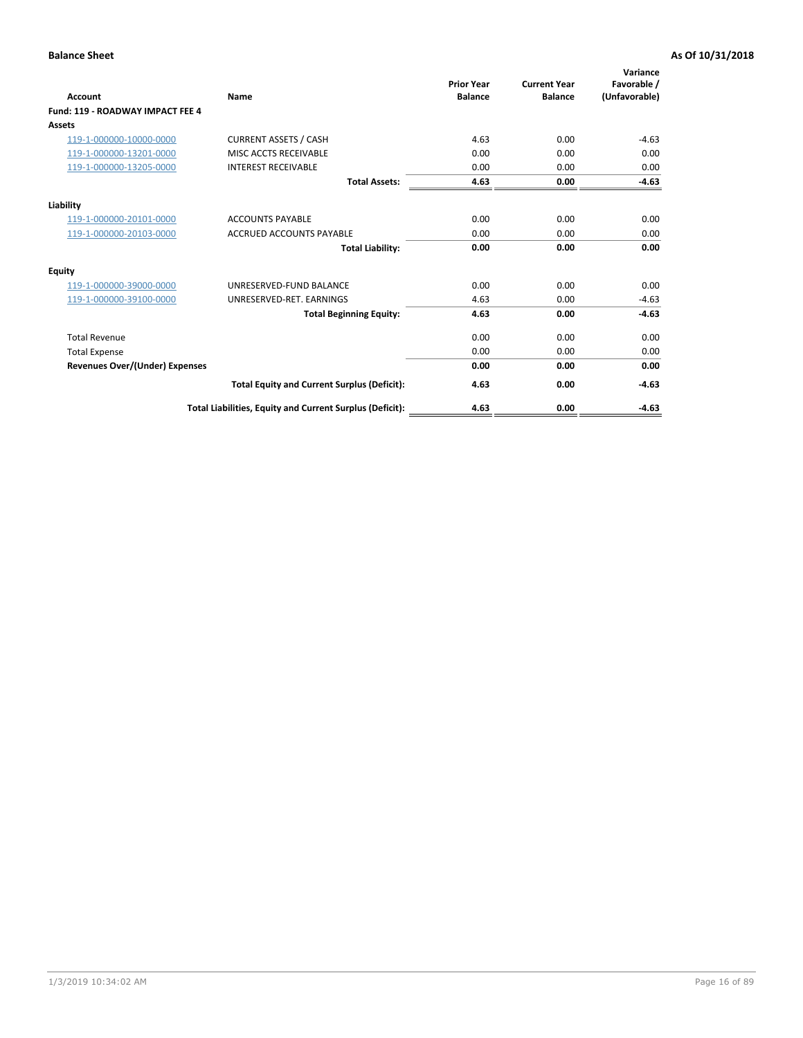**Balance Sheet** | **As Of 10/31/2018**

| Account | Name | Prior Year Balance | Current Year Balance | Variance Favorable / (Unfavorable) |
|---|---|---|---|---|
| **Fund: 119 - ROADWAY IMPACT FEE 4** | | | | |
| **Assets** | | | | |
| 119-1-000000-10000-0000 | CURRENT ASSETS / CASH | 4.63 | 0.00 | -4.63 |
| 119-1-000000-13201-0000 | MISC ACCTS RECEIVABLE | 0.00 | 0.00 | 0.00 |
| 119-1-000000-13205-0000 | INTEREST RECEIVABLE | 0.00 | 0.00 | 0.00 |
| | **Total Assets:** | **4.63** | **0.00** | **-4.63** |
| **Liability** | | | | |
| 119-1-000000-20101-0000 | ACCOUNTS PAYABLE | 0.00 | 0.00 | 0.00 |
| 119-1-000000-20103-0000 | ACCRUED ACCOUNTS PAYABLE | 0.00 | 0.00 | 0.00 |
| | **Total Liability:** | **0.00** | **0.00** | **0.00** |
| **Equity** | | | | |
| 119-1-000000-39000-0000 | UNRESERVED-FUND BALANCE | 0.00 | 0.00 | 0.00 |
| 119-1-000000-39100-0000 | UNRESERVED-RET. EARNINGS | 4.63 | 0.00 | -4.63 |
| | **Total Beginning Equity:** | **4.63** | **0.00** | **-4.63** |
| Total Revenue | | 0.00 | 0.00 | 0.00 |
| Total Expense | | 0.00 | 0.00 | 0.00 |
| **Revenues Over/(Under) Expenses** | | **0.00** | **0.00** | **0.00** |
| | **Total Equity and Current Surplus (Deficit):** | **4.63** | **0.00** | **-4.63** |
| | **Total Liabilities, Equity and Current Surplus (Deficit):** | **4.63** | **0.00** | **-4.63** |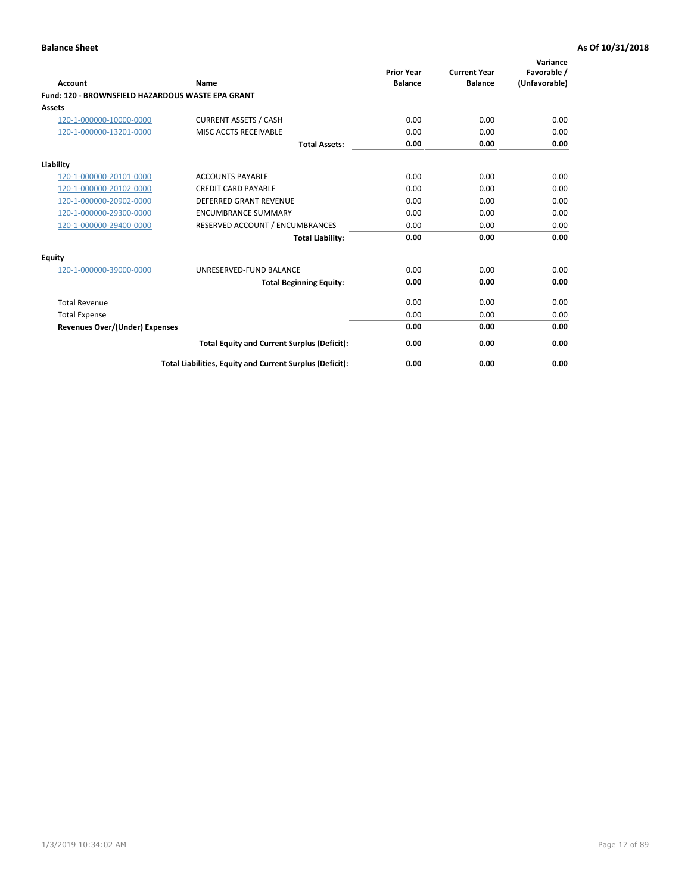**Balance Sheet** **As Of 10/31/2018**

| Account | Name | Prior Year Balance | Current Year Balance | Variance Favorable / (Unfavorable) |
|---|---|---|---|---|
| **Fund: 120 - BROWNSFIELD HAZARDOUS WASTE EPA GRANT** | | | | |
| **Assets** | | | | |
| 120-1-000000-10000-0000 | CURRENT ASSETS / CASH | 0.00 | 0.00 | 0.00 |
| 120-1-000000-13201-0000 | MISC ACCTS RECEIVABLE | 0.00 | 0.00 | 0.00 |
| | **Total Assets:** | **0.00** | **0.00** | **0.00** |
| **Liability** | | | | |
| 120-1-000000-20101-0000 | ACCOUNTS PAYABLE | 0.00 | 0.00 | 0.00 |
| 120-1-000000-20102-0000 | CREDIT CARD PAYABLE | 0.00 | 0.00 | 0.00 |
| 120-1-000000-20902-0000 | DEFERRED GRANT REVENUE | 0.00 | 0.00 | 0.00 |
| 120-1-000000-29300-0000 | ENCUMBRANCE SUMMARY | 0.00 | 0.00 | 0.00 |
| 120-1-000000-29400-0000 | RESERVED ACCOUNT / ENCUMBRANCES | 0.00 | 0.00 | 0.00 |
| | **Total Liability:** | **0.00** | **0.00** | **0.00** |
| **Equity** | | | | |
| 120-1-000000-39000-0000 | UNRESERVED-FUND BALANCE | 0.00 | 0.00 | 0.00 |
| | **Total Beginning Equity:** | **0.00** | **0.00** | **0.00** |
| Total Revenue | | 0.00 | 0.00 | 0.00 |
| Total Expense | | 0.00 | 0.00 | 0.00 |
| **Revenues Over/(Under) Expenses** | | **0.00** | **0.00** | **0.00** |
| | **Total Equity and Current Surplus (Deficit):** | **0.00** | **0.00** | **0.00** |
| | **Total Liabilities, Equity and Current Surplus (Deficit):** | **0.00** | **0.00** | **0.00** |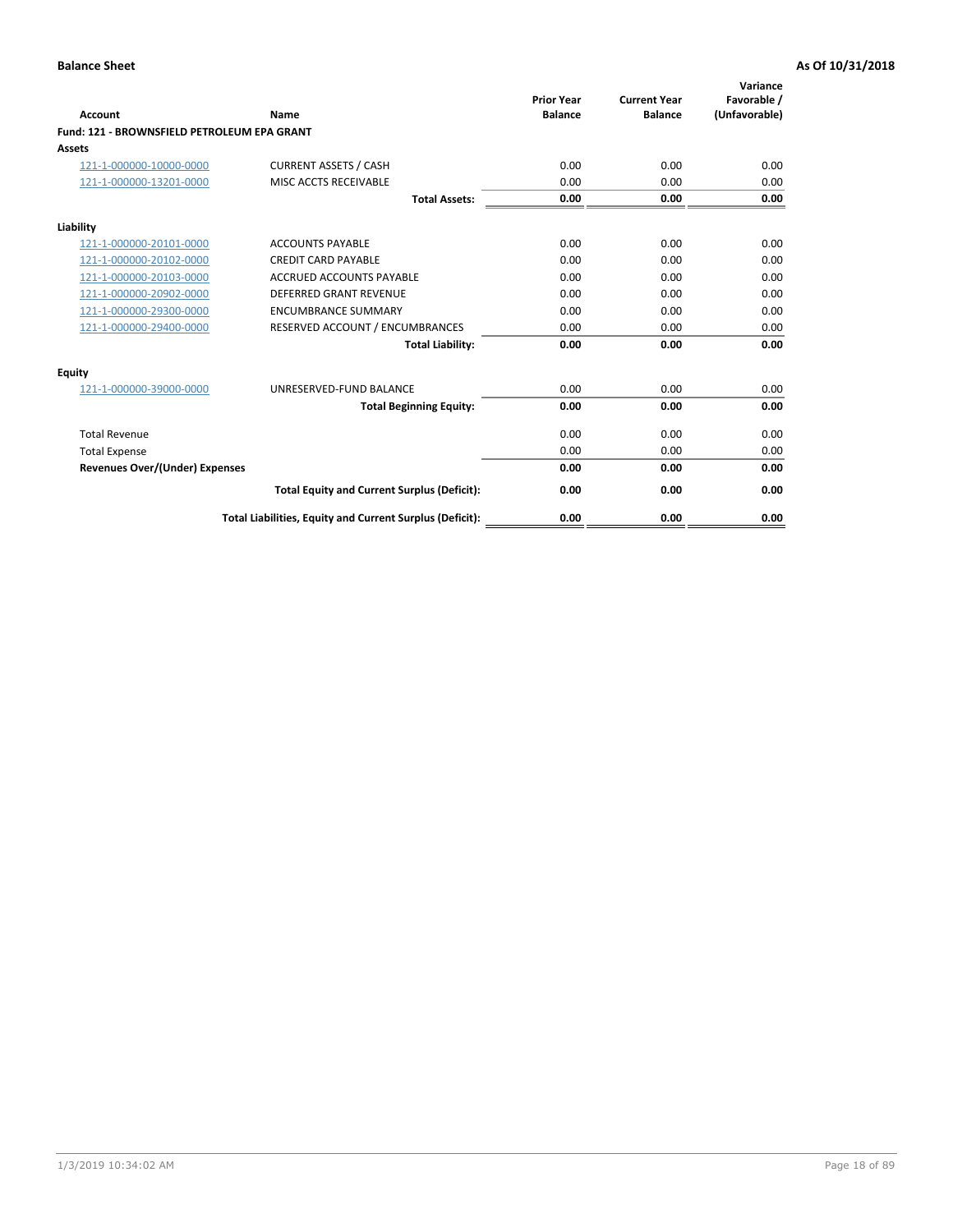**Balance Sheet** | **As Of 10/31/2018**

| Account | Name | Prior Year Balance | Current Year Balance | Variance Favorable / (Unfavorable) |
|---|---|---|---|---|
| **Fund: 121 - BROWNSFIELD PETROLEUM EPA GRANT** | | | | |
| **Assets** | | | | |
| 121-1-000000-10000-0000 | CURRENT ASSETS / CASH | 0.00 | 0.00 | 0.00 |
| 121-1-000000-13201-0000 | MISC ACCTS RECEIVABLE | 0.00 | 0.00 | 0.00 |
| | **Total Assets:** | **0.00** | **0.00** | **0.00** |
| **Liability** | | | | |
| 121-1-000000-20101-0000 | ACCOUNTS PAYABLE | 0.00 | 0.00 | 0.00 |
| 121-1-000000-20102-0000 | CREDIT CARD PAYABLE | 0.00 | 0.00 | 0.00 |
| 121-1-000000-20103-0000 | ACCRUED ACCOUNTS PAYABLE | 0.00 | 0.00 | 0.00 |
| 121-1-000000-20902-0000 | DEFERRED GRANT REVENUE | 0.00 | 0.00 | 0.00 |
| 121-1-000000-29300-0000 | ENCUMBRANCE SUMMARY | 0.00 | 0.00 | 0.00 |
| 121-1-000000-29400-0000 | RESERVED ACCOUNT / ENCUMBRANCES | 0.00 | 0.00 | 0.00 |
| | **Total Liability:** | **0.00** | **0.00** | **0.00** |
| **Equity** | | | | |
| 121-1-000000-39000-0000 | UNRESERVED-FUND BALANCE | 0.00 | 0.00 | 0.00 |
| | **Total Beginning Equity:** | **0.00** | **0.00** | **0.00** |
| Total Revenue | | 0.00 | 0.00 | 0.00 |
| Total Expense | | 0.00 | 0.00 | 0.00 |
| **Revenues Over/(Under) Expenses** | | **0.00** | **0.00** | **0.00** |
| | **Total Equity and Current Surplus (Deficit):** | **0.00** | **0.00** | **0.00** |
| | **Total Liabilities, Equity and Current Surplus (Deficit):** | **0.00** | **0.00** | **0.00** |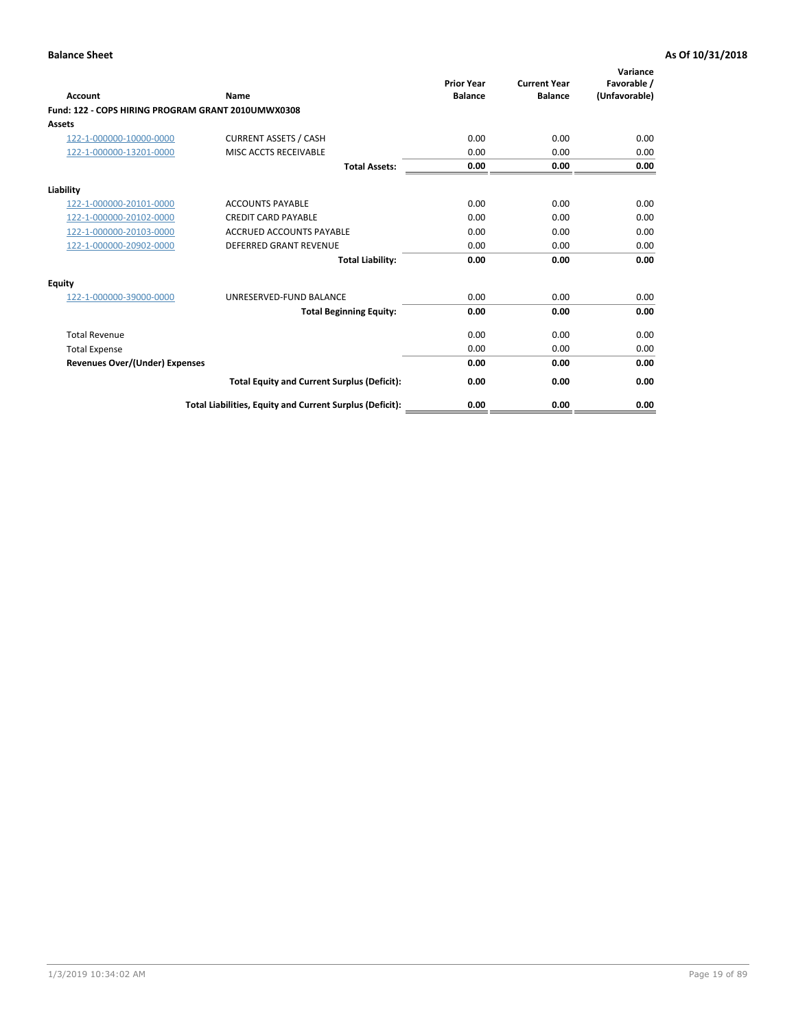**Balance Sheet** **As Of 10/31/2018**

| Account | Name | Prior Year Balance | Current Year Balance | Variance Favorable / (Unfavorable) |
|---|---|---|---|---|
| **Fund: 122 - COPS HIRING PROGRAM GRANT 2010UMWX0308** | | | | |
| **Assets** | | | | |
| 122-1-000000-10000-0000 | CURRENT ASSETS / CASH | 0.00 | 0.00 | 0.00 |
| 122-1-000000-13201-0000 | MISC ACCTS RECEIVABLE | 0.00 | 0.00 | 0.00 |
| | **Total Assets:** | **0.00** | **0.00** | **0.00** |
| **Liability** | | | | |
| 122-1-000000-20101-0000 | ACCOUNTS PAYABLE | 0.00 | 0.00 | 0.00 |
| 122-1-000000-20102-0000 | CREDIT CARD PAYABLE | 0.00 | 0.00 | 0.00 |
| 122-1-000000-20103-0000 | ACCRUED ACCOUNTS PAYABLE | 0.00 | 0.00 | 0.00 |
| 122-1-000000-20902-0000 | DEFERRED GRANT REVENUE | 0.00 | 0.00 | 0.00 |
| | **Total Liability:** | **0.00** | **0.00** | **0.00** |
| **Equity** | | | | |
| 122-1-000000-39000-0000 | UNRESERVED-FUND BALANCE | 0.00 | 0.00 | 0.00 |
| | **Total Beginning Equity:** | **0.00** | **0.00** | **0.00** |
| Total Revenue | | 0.00 | 0.00 | 0.00 |
| Total Expense | | 0.00 | 0.00 | 0.00 |
| **Revenues Over/(Under) Expenses** | | **0.00** | **0.00** | **0.00** |
| | **Total Equity and Current Surplus (Deficit):** | **0.00** | **0.00** | **0.00** |
| | **Total Liabilities, Equity and Current Surplus (Deficit):** | **0.00** | **0.00** | **0.00** |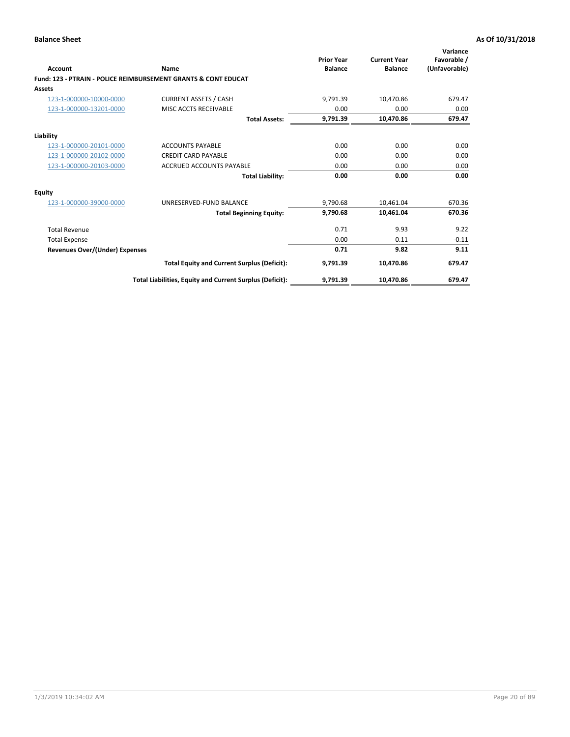**Balance Sheet** — **As Of 10/31/2018**

| Account | Name | Prior Year Balance | Current Year Balance | Variance Favorable / (Unfavorable) |
|---|---|---|---|---|
| **Fund: 123 - PTRAIN - POLICE REIMBURSEMENT GRANTS & CONT EDUCAT** | | | | |
| **Assets** | | | | |
| 123-1-000000-10000-0000 | CURRENT ASSETS / CASH | 9,791.39 | 10,470.86 | 679.47 |
| 123-1-000000-13201-0000 | MISC ACCTS RECEIVABLE | 0.00 | 0.00 | 0.00 |
| | **Total Assets:** | **9,791.39** | **10,470.86** | **679.47** |
| **Liability** | | | | |
| 123-1-000000-20101-0000 | ACCOUNTS PAYABLE | 0.00 | 0.00 | 0.00 |
| 123-1-000000-20102-0000 | CREDIT CARD PAYABLE | 0.00 | 0.00 | 0.00 |
| 123-1-000000-20103-0000 | ACCRUED ACCOUNTS PAYABLE | 0.00 | 0.00 | 0.00 |
| | **Total Liability:** | **0.00** | **0.00** | **0.00** |
| **Equity** | | | | |
| 123-1-000000-39000-0000 | UNRESERVED-FUND BALANCE | 9,790.68 | 10,461.04 | 670.36 |
| | **Total Beginning Equity:** | **9,790.68** | **10,461.04** | **670.36** |
| Total Revenue | | 0.71 | 9.93 | 9.22 |
| Total Expense | | 0.00 | 0.11 | -0.11 |
| **Revenues Over/(Under) Expenses** | | **0.71** | **9.82** | **9.11** |
| | **Total Equity and Current Surplus (Deficit):** | **9,791.39** | **10,470.86** | **679.47** |
| | **Total Liabilities, Equity and Current Surplus (Deficit):** | **9,791.39** | **10,470.86** | **679.47** |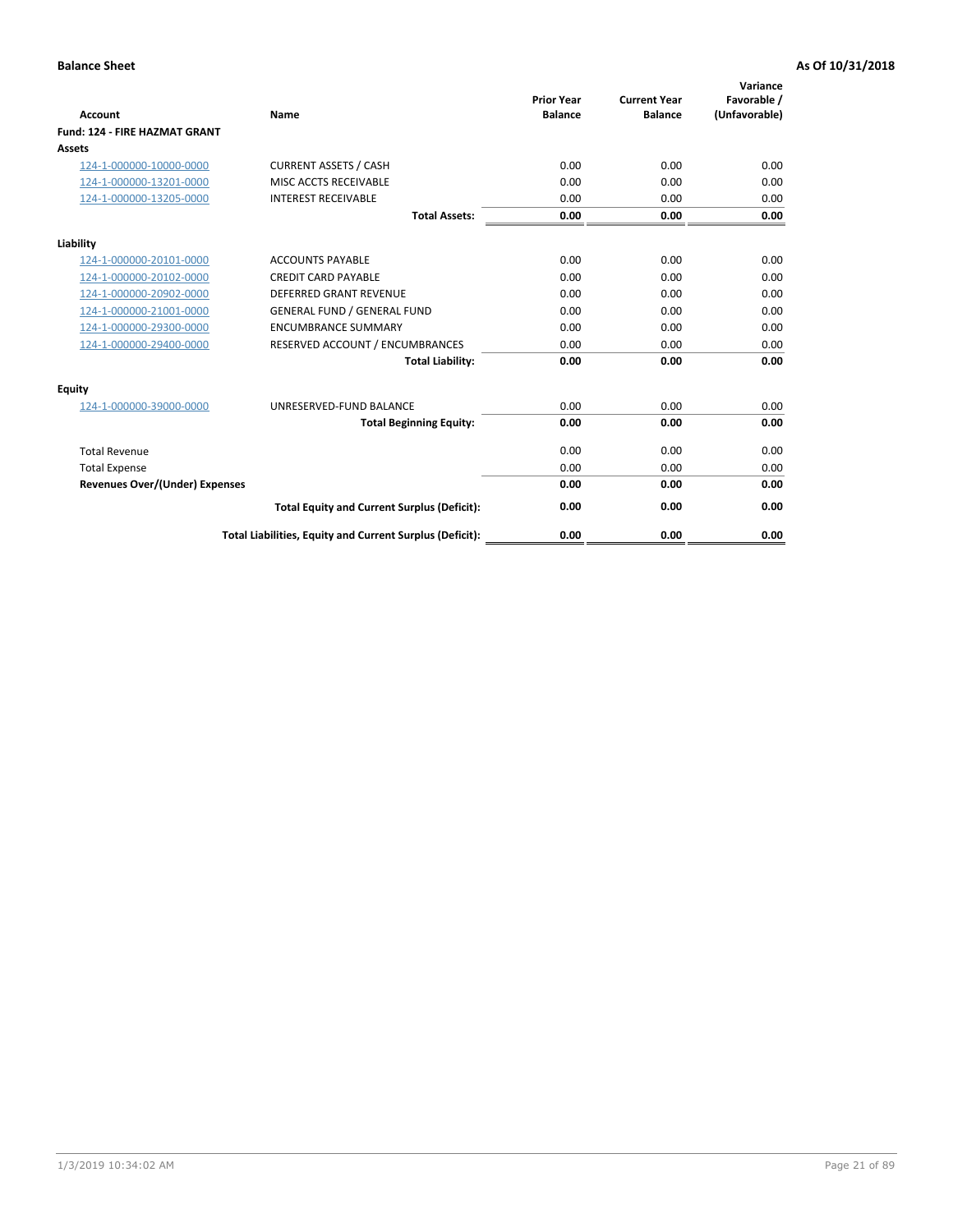**Balance Sheet** — **As Of 10/31/2018**

| Account | Name | Prior Year Balance | Current Year Balance | Variance Favorable / (Unfavorable) |
|---|---|---|---|---|
| **Fund: 124 - FIRE HAZMAT GRANT** | | | | |
| **Assets** | | | | |
| 124-1-000000-10000-0000 | CURRENT ASSETS / CASH | 0.00 | 0.00 | 0.00 |
| 124-1-000000-13201-0000 | MISC ACCTS RECEIVABLE | 0.00 | 0.00 | 0.00 |
| 124-1-000000-13205-0000 | INTEREST RECEIVABLE | 0.00 | 0.00 | 0.00 |
| | **Total Assets:** | **0.00** | **0.00** | **0.00** |
| **Liability** | | | | |
| 124-1-000000-20101-0000 | ACCOUNTS PAYABLE | 0.00 | 0.00 | 0.00 |
| 124-1-000000-20102-0000 | CREDIT CARD PAYABLE | 0.00 | 0.00 | 0.00 |
| 124-1-000000-20902-0000 | DEFERRED GRANT REVENUE | 0.00 | 0.00 | 0.00 |
| 124-1-000000-21001-0000 | GENERAL FUND / GENERAL FUND | 0.00 | 0.00 | 0.00 |
| 124-1-000000-29300-0000 | ENCUMBRANCE SUMMARY | 0.00 | 0.00 | 0.00 |
| 124-1-000000-29400-0000 | RESERVED ACCOUNT / ENCUMBRANCES | 0.00 | 0.00 | 0.00 |
| | **Total Liability:** | **0.00** | **0.00** | **0.00** |
| **Equity** | | | | |
| 124-1-000000-39000-0000 | UNRESERVED-FUND BALANCE | 0.00 | 0.00 | 0.00 |
| | **Total Beginning Equity:** | **0.00** | **0.00** | **0.00** |
| Total Revenue | | 0.00 | 0.00 | 0.00 |
| Total Expense | | 0.00 | 0.00 | 0.00 |
| **Revenues Over/(Under) Expenses** | | **0.00** | **0.00** | **0.00** |
| | **Total Equity and Current Surplus (Deficit):** | **0.00** | **0.00** | **0.00** |
| | **Total Liabilities, Equity and Current Surplus (Deficit):** | **0.00** | **0.00** | **0.00** |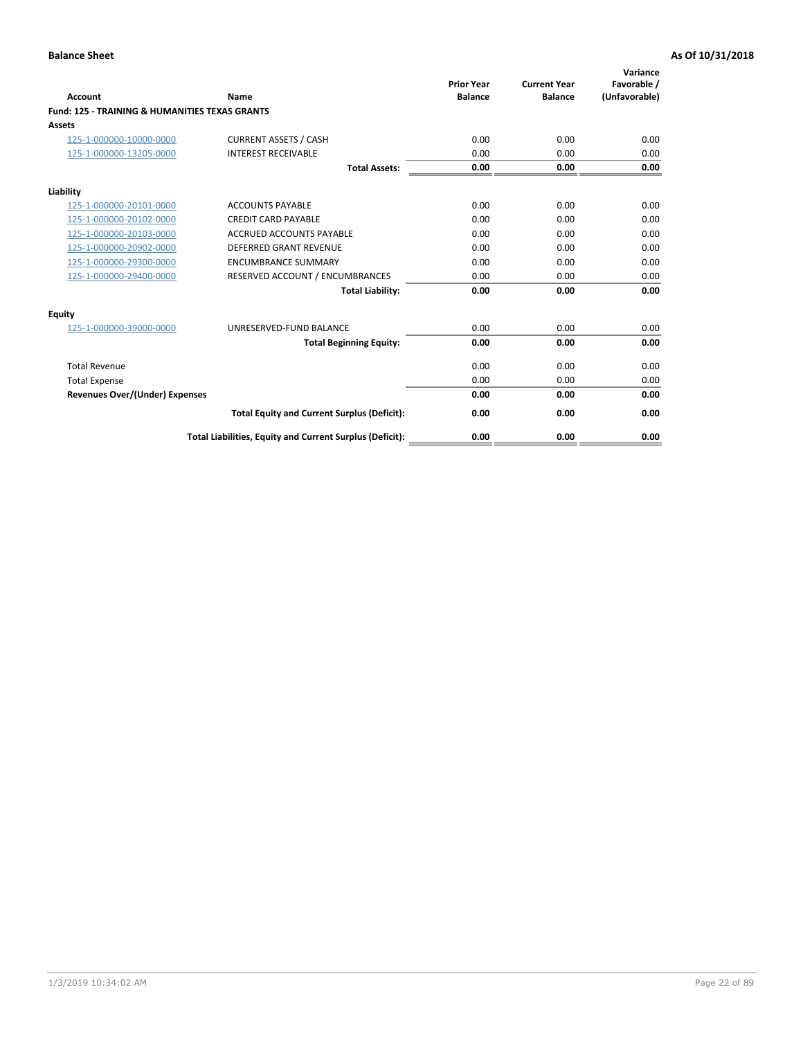**Balance Sheet** — **As Of 10/31/2018**

| Account | Name | Prior Year Balance | Current Year Balance | Variance Favorable / (Unfavorable) |
|---|---|---|---|---|
| **Fund: 125 - TRAINING & HUMANITIES TEXAS GRANTS** | | | | |
| **Assets** | | | | |
| 125-1-000000-10000-0000 | CURRENT ASSETS / CASH | 0.00 | 0.00 | 0.00 |
| 125-1-000000-13205-0000 | INTEREST RECEIVABLE | 0.00 | 0.00 | 0.00 |
| | **Total Assets:** | **0.00** | **0.00** | **0.00** |
| **Liability** | | | | |
| 125-1-000000-20101-0000 | ACCOUNTS PAYABLE | 0.00 | 0.00 | 0.00 |
| 125-1-000000-20102-0000 | CREDIT CARD PAYABLE | 0.00 | 0.00 | 0.00 |
| 125-1-000000-20103-0000 | ACCRUED ACCOUNTS PAYABLE | 0.00 | 0.00 | 0.00 |
| 125-1-000000-20902-0000 | DEFERRED GRANT REVENUE | 0.00 | 0.00 | 0.00 |
| 125-1-000000-29300-0000 | ENCUMBRANCE SUMMARY | 0.00 | 0.00 | 0.00 |
| 125-1-000000-29400-0000 | RESERVED ACCOUNT / ENCUMBRANCES | 0.00 | 0.00 | 0.00 |
| | **Total Liability:** | **0.00** | **0.00** | **0.00** |
| **Equity** | | | | |
| 125-1-000000-39000-0000 | UNRESERVED-FUND BALANCE | 0.00 | 0.00 | 0.00 |
| | **Total Beginning Equity:** | **0.00** | **0.00** | **0.00** |
| Total Revenue | | 0.00 | 0.00 | 0.00 |
| Total Expense | | 0.00 | 0.00 | 0.00 |
| **Revenues Over/(Under) Expenses** | | **0.00** | **0.00** | **0.00** |
| | **Total Equity and Current Surplus (Deficit):** | **0.00** | **0.00** | **0.00** |
| | **Total Liabilities, Equity and Current Surplus (Deficit):** | **0.00** | **0.00** | **0.00** |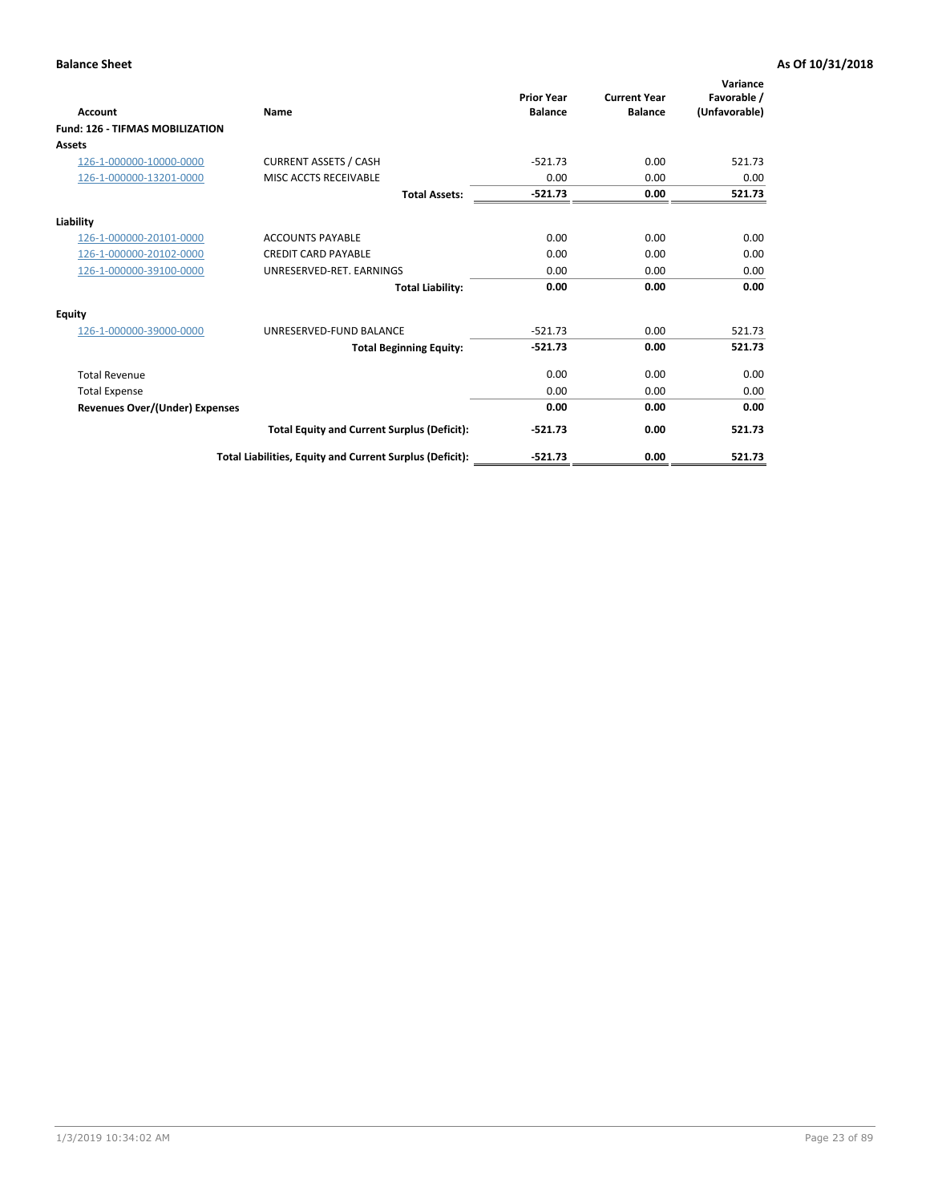**Balance Sheet** | **As Of 10/31/2018**

| Account | Name | Prior Year Balance | Current Year Balance | Variance Favorable / (Unfavorable) |
|---|---|---|---|---|
| **Fund: 126 - TIFMAS MOBILIZATION** | | | | |
| **Assets** | | | | |
| 126-1-000000-10000-0000 | CURRENT ASSETS / CASH | -521.73 | 0.00 | 521.73 |
| 126-1-000000-13201-0000 | MISC ACCTS RECEIVABLE | 0.00 | 0.00 | 0.00 |
| | **Total Assets:** | **-521.73** | **0.00** | **521.73** |
| **Liability** | | | | |
| 126-1-000000-20101-0000 | ACCOUNTS PAYABLE | 0.00 | 0.00 | 0.00 |
| 126-1-000000-20102-0000 | CREDIT CARD PAYABLE | 0.00 | 0.00 | 0.00 |
| 126-1-000000-39100-0000 | UNRESERVED-RET. EARNINGS | 0.00 | 0.00 | 0.00 |
| | **Total Liability:** | **0.00** | **0.00** | **0.00** |
| **Equity** | | | | |
| 126-1-000000-39000-0000 | UNRESERVED-FUND BALANCE | -521.73 | 0.00 | 521.73 |
| | **Total Beginning Equity:** | **-521.73** | **0.00** | **521.73** |
| Total Revenue | | 0.00 | 0.00 | 0.00 |
| Total Expense | | 0.00 | 0.00 | 0.00 |
| **Revenues Over/(Under) Expenses** | | **0.00** | **0.00** | **0.00** |
| | **Total Equity and Current Surplus (Deficit):** | **-521.73** | **0.00** | **521.73** |
| | **Total Liabilities, Equity and Current Surplus (Deficit):** | **-521.73** | **0.00** | **521.73** |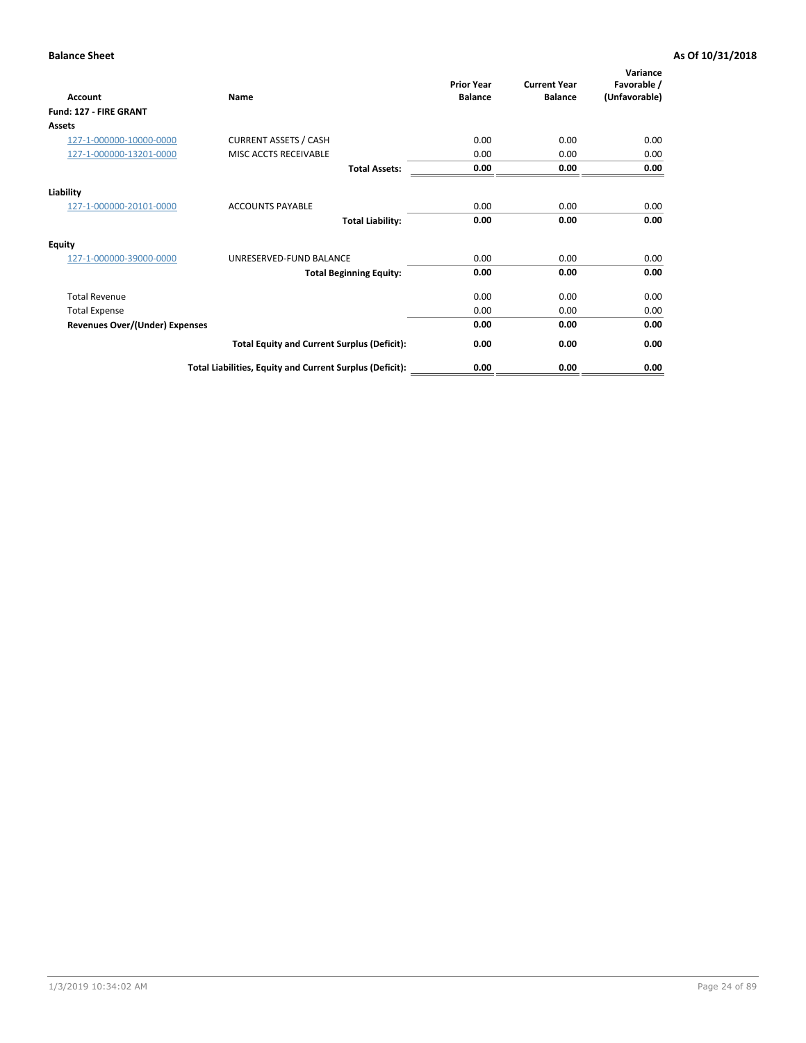**Balance Sheet** **As Of 10/31/2018**

| Account | Name | Prior Year Balance | Current Year Balance | Variance Favorable / (Unfavorable) |
|---|---|---|---|---|
| **Fund: 127 - FIRE GRANT** | | | | |
| **Assets** | | | | |
| 127-1-000000-10000-0000 | CURRENT ASSETS / CASH | 0.00 | 0.00 | 0.00 |
| 127-1-000000-13201-0000 | MISC ACCTS RECEIVABLE | 0.00 | 0.00 | 0.00 |
| | **Total Assets:** | **0.00** | **0.00** | **0.00** |
| **Liability** | | | | |
| 127-1-000000-20101-0000 | ACCOUNTS PAYABLE | 0.00 | 0.00 | 0.00 |
| | **Total Liability:** | **0.00** | **0.00** | **0.00** |
| **Equity** | | | | |
| 127-1-000000-39000-0000 | UNRESERVED-FUND BALANCE | 0.00 | 0.00 | 0.00 |
| | **Total Beginning Equity:** | **0.00** | **0.00** | **0.00** |
| Total Revenue | | 0.00 | 0.00 | 0.00 |
| Total Expense | | 0.00 | 0.00 | 0.00 |
| **Revenues Over/(Under) Expenses** | | **0.00** | **0.00** | **0.00** |
| | **Total Equity and Current Surplus (Deficit):** | **0.00** | **0.00** | **0.00** |
| | **Total Liabilities, Equity and Current Surplus (Deficit):** | **0.00** | **0.00** | **0.00** |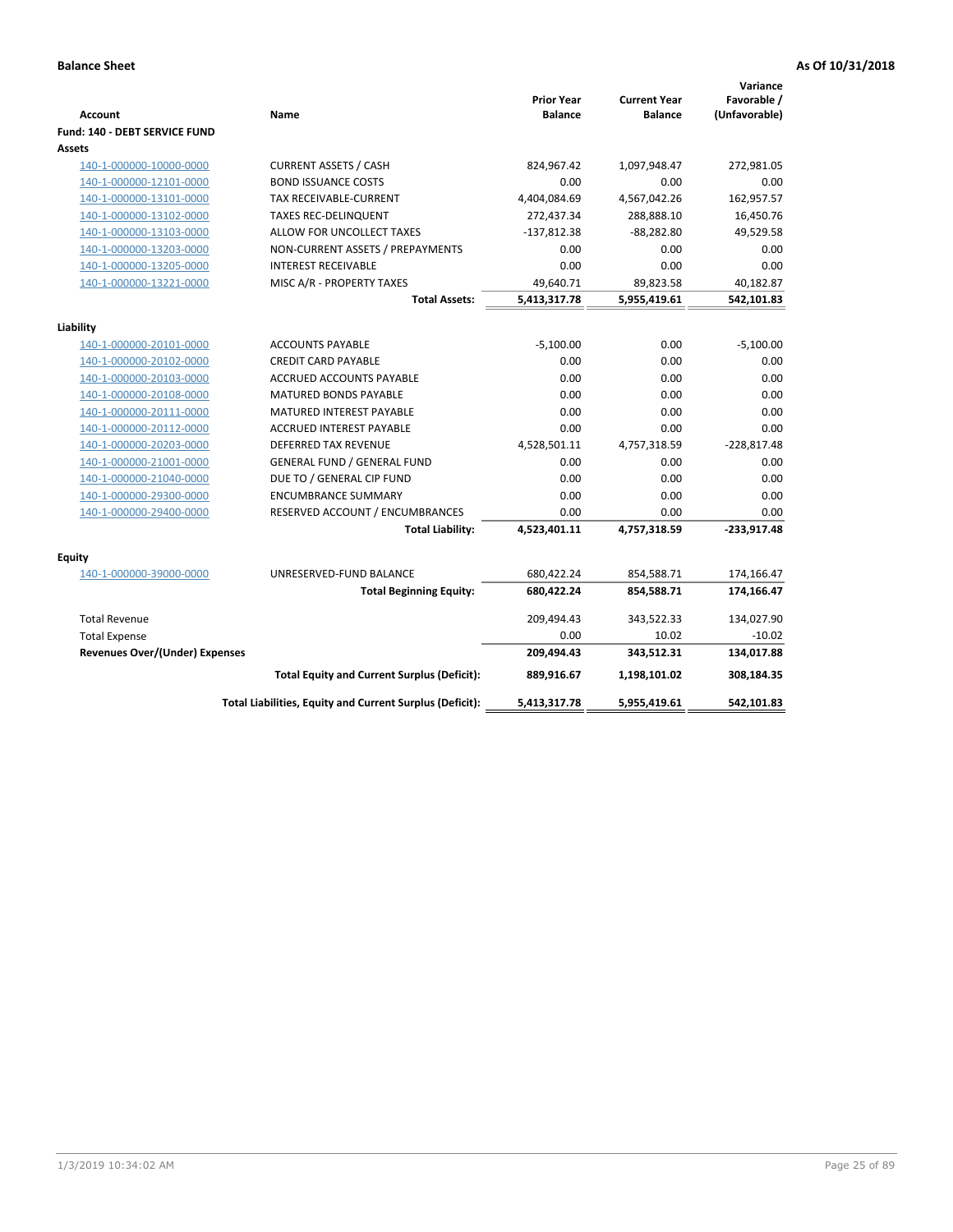**Balance Sheet** **As Of 10/31/2018**

| Account | Name | Prior Year Balance | Current Year Balance | Variance Favorable / (Unfavorable) |
|---|---|---|---|---|
| **Fund: 140 - DEBT SERVICE FUND** | | | | |
| **Assets** | | | | |
| 140-1-000000-10000-0000 | CURRENT ASSETS / CASH | 824,967.42 | 1,097,948.47 | 272,981.05 |
| 140-1-000000-12101-0000 | BOND ISSUANCE COSTS | 0.00 | 0.00 | 0.00 |
| 140-1-000000-13101-0000 | TAX RECEIVABLE-CURRENT | 4,404,084.69 | 4,567,042.26 | 162,957.57 |
| 140-1-000000-13102-0000 | TAXES REC-DELINQUENT | 272,437.34 | 288,888.10 | 16,450.76 |
| 140-1-000000-13103-0000 | ALLOW FOR UNCOLLECT TAXES | -137,812.38 | -88,282.80 | 49,529.58 |
| 140-1-000000-13203-0000 | NON-CURRENT ASSETS / PREPAYMENTS | 0.00 | 0.00 | 0.00 |
| 140-1-000000-13205-0000 | INTEREST RECEIVABLE | 0.00 | 0.00 | 0.00 |
| 140-1-000000-13221-0000 | MISC A/R - PROPERTY TAXES | 49,640.71 | 89,823.58 | 40,182.87 |
| | **Total Assets:** | **5,413,317.78** | **5,955,419.61** | **542,101.83** |
| **Liability** | | | | |
| 140-1-000000-20101-0000 | ACCOUNTS PAYABLE | -5,100.00 | 0.00 | -5,100.00 |
| 140-1-000000-20102-0000 | CREDIT CARD PAYABLE | 0.00 | 0.00 | 0.00 |
| 140-1-000000-20103-0000 | ACCRUED ACCOUNTS PAYABLE | 0.00 | 0.00 | 0.00 |
| 140-1-000000-20108-0000 | MATURED BONDS PAYABLE | 0.00 | 0.00 | 0.00 |
| 140-1-000000-20111-0000 | MATURED INTEREST PAYABLE | 0.00 | 0.00 | 0.00 |
| 140-1-000000-20112-0000 | ACCRUED INTEREST PAYABLE | 0.00 | 0.00 | 0.00 |
| 140-1-000000-20203-0000 | DEFERRED TAX REVENUE | 4,528,501.11 | 4,757,318.59 | -228,817.48 |
| 140-1-000000-21001-0000 | GENERAL FUND / GENERAL FUND | 0.00 | 0.00 | 0.00 |
| 140-1-000000-21040-0000 | DUE TO / GENERAL CIP FUND | 0.00 | 0.00 | 0.00 |
| 140-1-000000-29300-0000 | ENCUMBRANCE SUMMARY | 0.00 | 0.00 | 0.00 |
| 140-1-000000-29400-0000 | RESERVED ACCOUNT / ENCUMBRANCES | 0.00 | 0.00 | 0.00 |
| | **Total Liability:** | **4,523,401.11** | **4,757,318.59** | **-233,917.48** |
| **Equity** | | | | |
| 140-1-000000-39000-0000 | UNRESERVED-FUND BALANCE | 680,422.24 | 854,588.71 | 174,166.47 |
| | **Total Beginning Equity:** | **680,422.24** | **854,588.71** | **174,166.47** |
| Total Revenue | | 209,494.43 | 343,522.33 | 134,027.90 |
| Total Expense | | 0.00 | 10.02 | -10.02 |
| **Revenues Over/(Under) Expenses** | | **209,494.43** | **343,512.31** | **134,017.88** |
| | **Total Equity and Current Surplus (Deficit):** | **889,916.67** | **1,198,101.02** | **308,184.35** |
| | **Total Liabilities, Equity and Current Surplus (Deficit):** | **5,413,317.78** | **5,955,419.61** | **542,101.83** |

1/3/2019 10:34:02 AM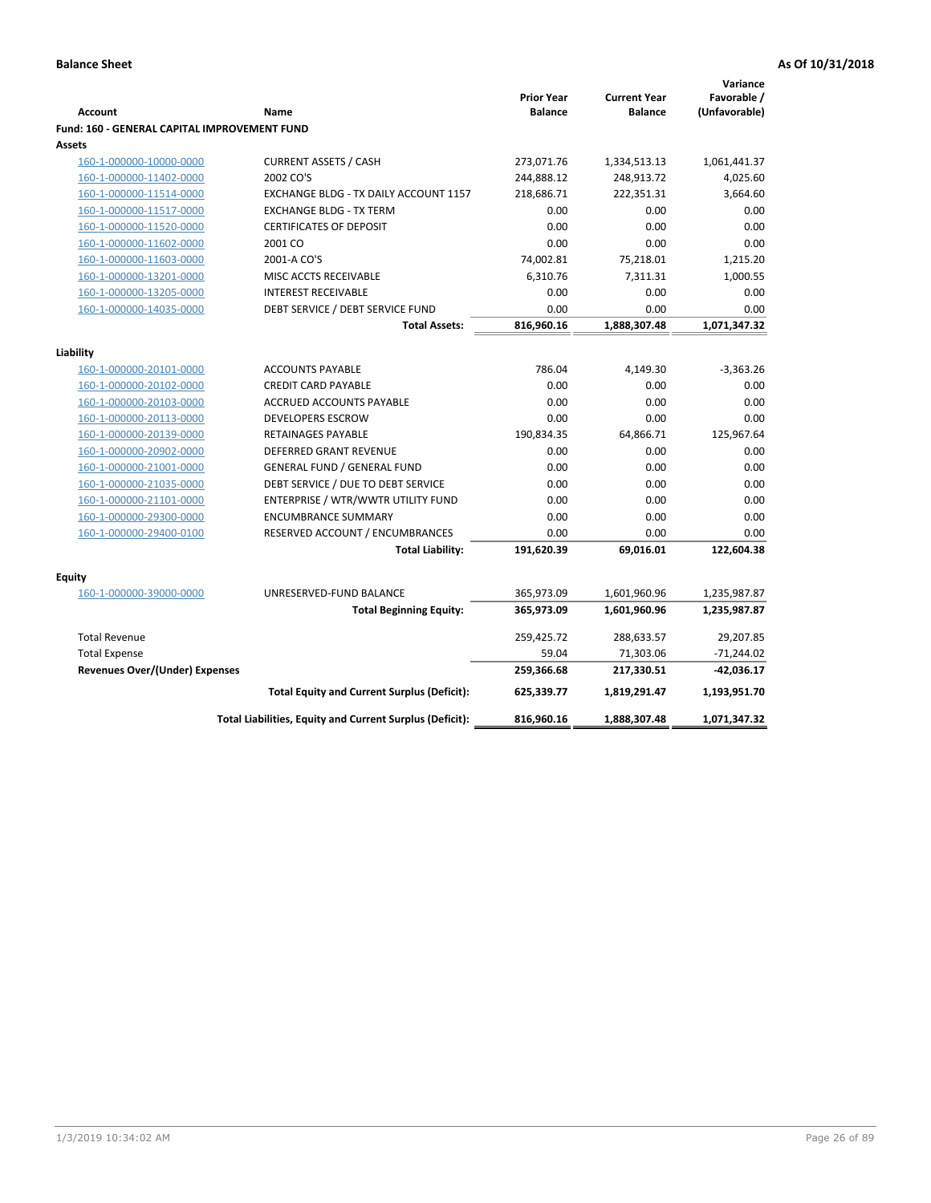**Balance Sheet** **As Of 10/31/2018**

| Account | Name | Prior Year Balance | Current Year Balance | Variance Favorable / (Unfavorable) |
|---|---|---|---|---|
| **Fund: 160 - GENERAL CAPITAL IMPROVEMENT FUND** | | | | |
| **Assets** | | | | |
| 160-1-000000-10000-0000 | CURRENT ASSETS / CASH | 273,071.76 | 1,334,513.13 | 1,061,441.37 |
| 160-1-000000-11402-0000 | 2002 CO'S | 244,888.12 | 248,913.72 | 4,025.60 |
| 160-1-000000-11514-0000 | EXCHANGE BLDG - TX DAILY ACCOUNT 1157 | 218,686.71 | 222,351.31 | 3,664.60 |
| 160-1-000000-11517-0000 | EXCHANGE BLDG - TX TERM | 0.00 | 0.00 | 0.00 |
| 160-1-000000-11520-0000 | CERTIFICATES OF DEPOSIT | 0.00 | 0.00 | 0.00 |
| 160-1-000000-11602-0000 | 2001 CO | 0.00 | 0.00 | 0.00 |
| 160-1-000000-11603-0000 | 2001-A CO'S | 74,002.81 | 75,218.01 | 1,215.20 |
| 160-1-000000-13201-0000 | MISC ACCTS RECEIVABLE | 6,310.76 | 7,311.31 | 1,000.55 |
| 160-1-000000-13205-0000 | INTEREST RECEIVABLE | 0.00 | 0.00 | 0.00 |
| 160-1-000000-14035-0000 | DEBT SERVICE / DEBT SERVICE FUND | 0.00 | 0.00 | 0.00 |
| | **Total Assets:** | **816,960.16** | **1,888,307.48** | **1,071,347.32** |
| **Liability** | | | | |
| 160-1-000000-20101-0000 | ACCOUNTS PAYABLE | 786.04 | 4,149.30 | -3,363.26 |
| 160-1-000000-20102-0000 | CREDIT CARD PAYABLE | 0.00 | 0.00 | 0.00 |
| 160-1-000000-20103-0000 | ACCRUED ACCOUNTS PAYABLE | 0.00 | 0.00 | 0.00 |
| 160-1-000000-20113-0000 | DEVELOPERS ESCROW | 0.00 | 0.00 | 0.00 |
| 160-1-000000-20139-0000 | RETAINAGES PAYABLE | 190,834.35 | 64,866.71 | 125,967.64 |
| 160-1-000000-20902-0000 | DEFERRED GRANT REVENUE | 0.00 | 0.00 | 0.00 |
| 160-1-000000-21001-0000 | GENERAL FUND / GENERAL FUND | 0.00 | 0.00 | 0.00 |
| 160-1-000000-21035-0000 | DEBT SERVICE / DUE TO DEBT SERVICE | 0.00 | 0.00 | 0.00 |
| 160-1-000000-21101-0000 | ENTERPRISE / WTR/WWTR UTILITY FUND | 0.00 | 0.00 | 0.00 |
| 160-1-000000-29300-0000 | ENCUMBRANCE SUMMARY | 0.00 | 0.00 | 0.00 |
| 160-1-000000-29400-0100 | RESERVED ACCOUNT / ENCUMBRANCES | 0.00 | 0.00 | 0.00 |
| | **Total Liability:** | **191,620.39** | **69,016.01** | **122,604.38** |
| **Equity** | | | | |
| 160-1-000000-39000-0000 | UNRESERVED-FUND BALANCE | 365,973.09 | 1,601,960.96 | 1,235,987.87 |
| | **Total Beginning Equity:** | **365,973.09** | **1,601,960.96** | **1,235,987.87** |
| Total Revenue | | 259,425.72 | 288,633.57 | 29,207.85 |
| Total Expense | | 59.04 | 71,303.06 | -71,244.02 |
| **Revenues Over/(Under) Expenses** | | **259,366.68** | **217,330.51** | **-42,036.17** |
| | **Total Equity and Current Surplus (Deficit):** | **625,339.77** | **1,819,291.47** | **1,193,951.70** |
| | **Total Liabilities, Equity and Current Surplus (Deficit):** | **816,960.16** | **1,888,307.48** | **1,071,347.32** |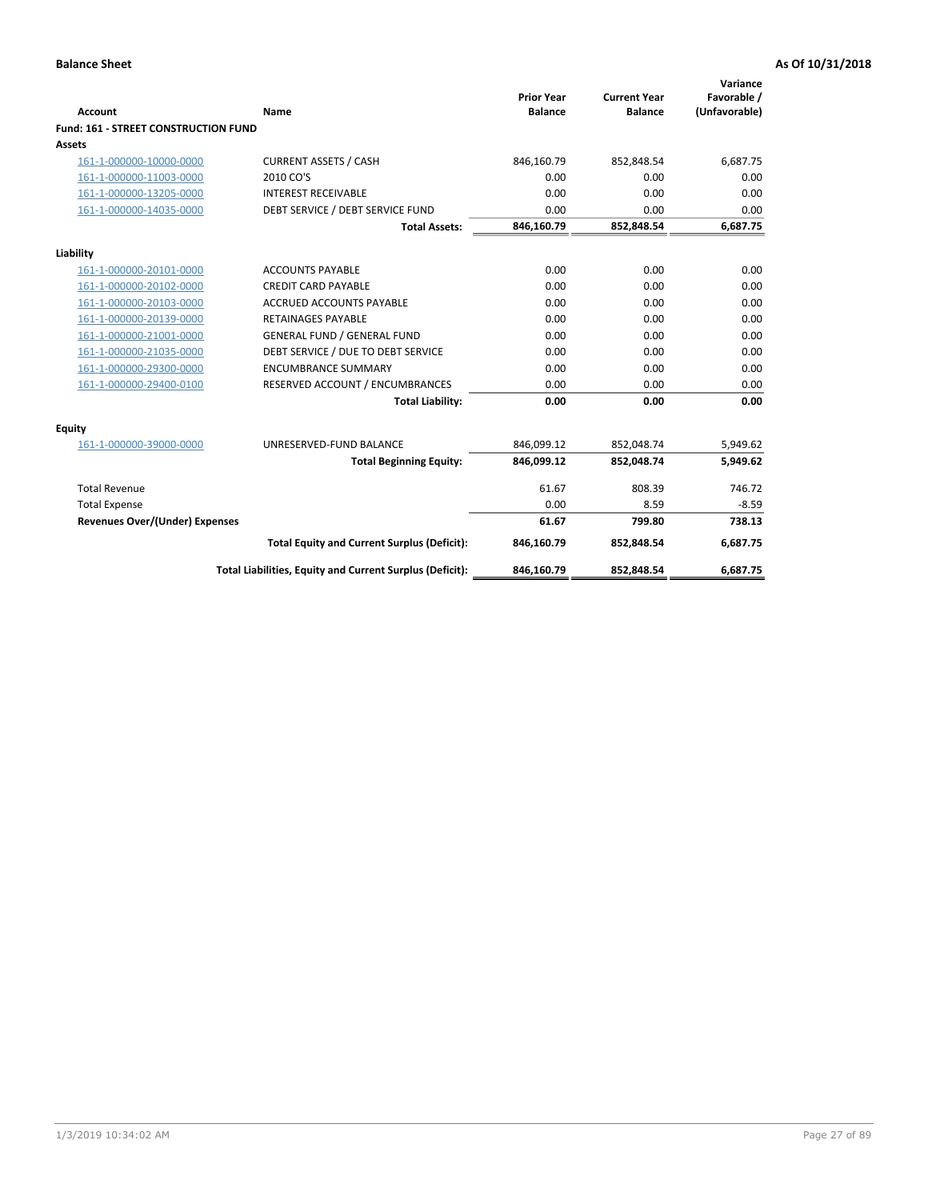**Balance Sheet** **As Of 10/31/2018**

| Account | Name | Prior Year Balance | Current Year Balance | Variance Favorable / (Unfavorable) |
|---|---|---|---|---|
| **Fund: 161 - STREET CONSTRUCTION FUND** | | | | |
| **Assets** | | | | |
| 161-1-000000-10000-0000 | CURRENT ASSETS / CASH | 846,160.79 | 852,848.54 | 6,687.75 |
| 161-1-000000-11003-0000 | 2010 CO'S | 0.00 | 0.00 | 0.00 |
| 161-1-000000-13205-0000 | INTEREST RECEIVABLE | 0.00 | 0.00 | 0.00 |
| 161-1-000000-14035-0000 | DEBT SERVICE / DEBT SERVICE FUND | 0.00 | 0.00 | 0.00 |
| | **Total Assets:** | **846,160.79** | **852,848.54** | **6,687.75** |
| **Liability** | | | | |
| 161-1-000000-20101-0000 | ACCOUNTS PAYABLE | 0.00 | 0.00 | 0.00 |
| 161-1-000000-20102-0000 | CREDIT CARD PAYABLE | 0.00 | 0.00 | 0.00 |
| 161-1-000000-20103-0000 | ACCRUED ACCOUNTS PAYABLE | 0.00 | 0.00 | 0.00 |
| 161-1-000000-20139-0000 | RETAINAGES PAYABLE | 0.00 | 0.00 | 0.00 |
| 161-1-000000-21001-0000 | GENERAL FUND / GENERAL FUND | 0.00 | 0.00 | 0.00 |
| 161-1-000000-21035-0000 | DEBT SERVICE / DUE TO DEBT SERVICE | 0.00 | 0.00 | 0.00 |
| 161-1-000000-29300-0000 | ENCUMBRANCE SUMMARY | 0.00 | 0.00 | 0.00 |
| 161-1-000000-29400-0100 | RESERVED ACCOUNT / ENCUMBRANCES | 0.00 | 0.00 | 0.00 |
| | **Total Liability:** | **0.00** | **0.00** | **0.00** |
| **Equity** | | | | |
| 161-1-000000-39000-0000 | UNRESERVED-FUND BALANCE | 846,099.12 | 852,048.74 | 5,949.62 |
| | **Total Beginning Equity:** | **846,099.12** | **852,048.74** | **5,949.62** |
| Total Revenue | | 61.67 | 808.39 | 746.72 |
| Total Expense | | 0.00 | 8.59 | -8.59 |
| **Revenues Over/(Under) Expenses** | | **61.67** | **799.80** | **738.13** |
| | **Total Equity and Current Surplus (Deficit):** | **846,160.79** | **852,848.54** | **6,687.75** |
| | **Total Liabilities, Equity and Current Surplus (Deficit):** | **846,160.79** | **852,848.54** | **6,687.75** |

1/3/2019 10:34:02 AM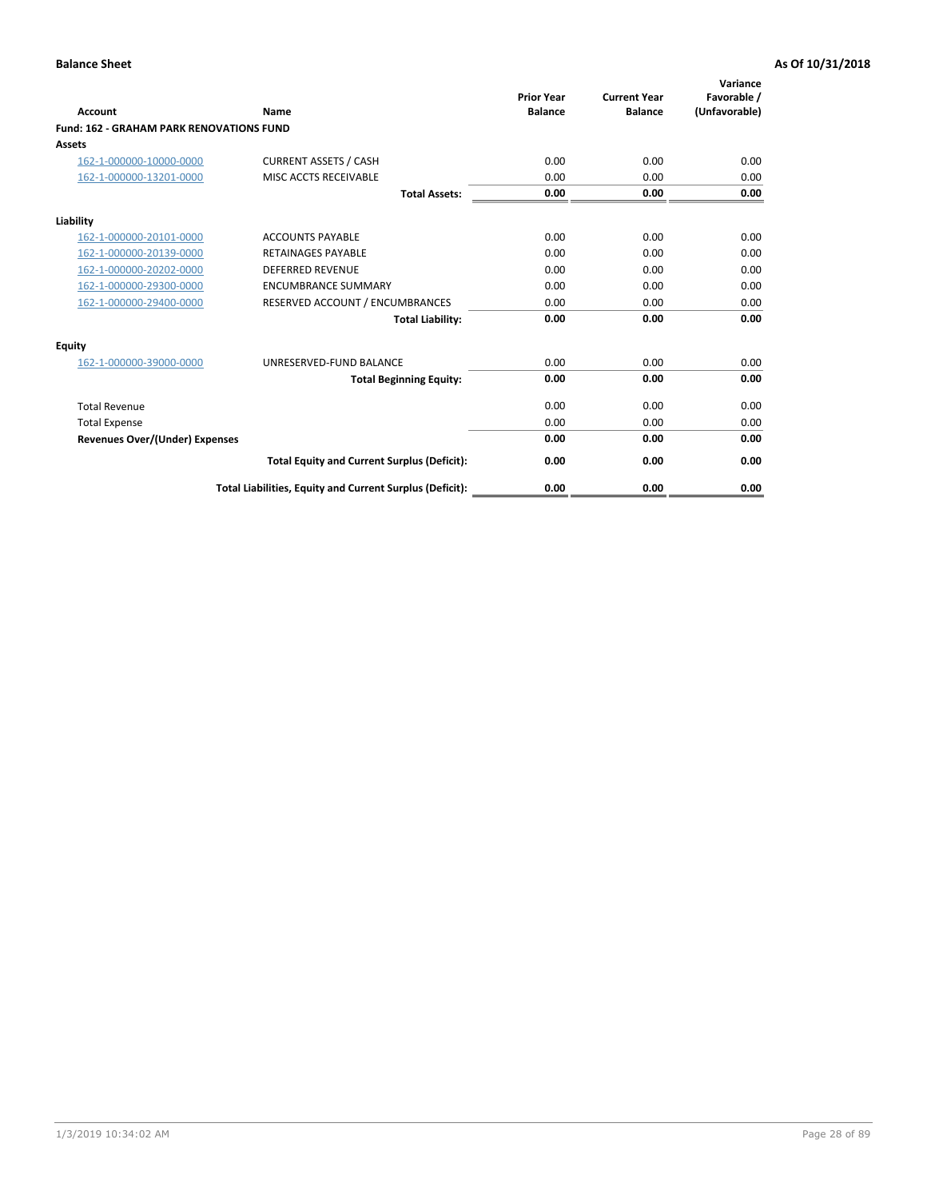**Balance Sheet** **As Of 10/31/2018**

| Account | Name | Prior Year Balance | Current Year Balance | Variance Favorable / (Unfavorable) |
|---|---|---|---|---|
| **Fund: 162 - GRAHAM PARK RENOVATIONS FUND** | | | | |
| **Assets** | | | | |
| 162-1-000000-10000-0000 | CURRENT ASSETS / CASH | 0.00 | 0.00 | 0.00 |
| 162-1-000000-13201-0000 | MISC ACCTS RECEIVABLE | 0.00 | 0.00 | 0.00 |
| | **Total Assets:** | **0.00** | **0.00** | **0.00** |
| **Liability** | | | | |
| 162-1-000000-20101-0000 | ACCOUNTS PAYABLE | 0.00 | 0.00 | 0.00 |
| 162-1-000000-20139-0000 | RETAINAGES PAYABLE | 0.00 | 0.00 | 0.00 |
| 162-1-000000-20202-0000 | DEFERRED REVENUE | 0.00 | 0.00 | 0.00 |
| 162-1-000000-29300-0000 | ENCUMBRANCE SUMMARY | 0.00 | 0.00 | 0.00 |
| 162-1-000000-29400-0000 | RESERVED ACCOUNT / ENCUMBRANCES | 0.00 | 0.00 | 0.00 |
| | **Total Liability:** | **0.00** | **0.00** | **0.00** |
| **Equity** | | | | |
| 162-1-000000-39000-0000 | UNRESERVED-FUND BALANCE | 0.00 | 0.00 | 0.00 |
| | **Total Beginning Equity:** | **0.00** | **0.00** | **0.00** |
| Total Revenue | | 0.00 | 0.00 | 0.00 |
| Total Expense | | 0.00 | 0.00 | 0.00 |
| **Revenues Over/(Under) Expenses** | | **0.00** | **0.00** | **0.00** |
| | **Total Equity and Current Surplus (Deficit):** | **0.00** | **0.00** | **0.00** |
| | **Total Liabilities, Equity and Current Surplus (Deficit):** | **0.00** | **0.00** | **0.00** |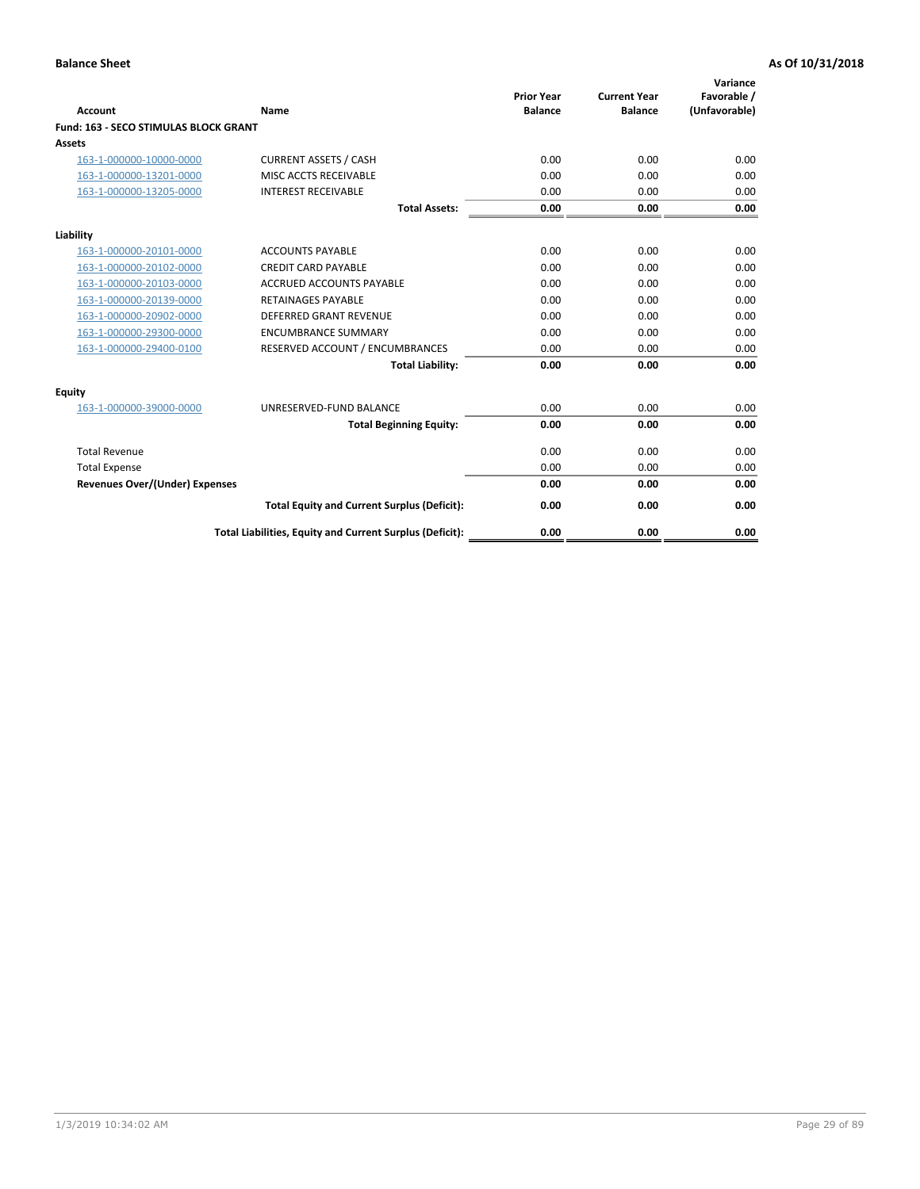**Balance Sheet** **As Of 10/31/2018**

| Account | Name | Prior Year Balance | Current Year Balance | Variance Favorable / (Unfavorable) |
|---|---|---|---|---|
| **Fund: 163 - SECO STIMULAS BLOCK GRANT** | | | | |
| **Assets** | | | | |
| 163-1-000000-10000-0000 | CURRENT ASSETS / CASH | 0.00 | 0.00 | 0.00 |
| 163-1-000000-13201-0000 | MISC ACCTS RECEIVABLE | 0.00 | 0.00 | 0.00 |
| 163-1-000000-13205-0000 | INTEREST RECEIVABLE | 0.00 | 0.00 | 0.00 |
| | **Total Assets:** | **0.00** | **0.00** | **0.00** |
| **Liability** | | | | |
| 163-1-000000-20101-0000 | ACCOUNTS PAYABLE | 0.00 | 0.00 | 0.00 |
| 163-1-000000-20102-0000 | CREDIT CARD PAYABLE | 0.00 | 0.00 | 0.00 |
| 163-1-000000-20103-0000 | ACCRUED ACCOUNTS PAYABLE | 0.00 | 0.00 | 0.00 |
| 163-1-000000-20139-0000 | RETAINAGES PAYABLE | 0.00 | 0.00 | 0.00 |
| 163-1-000000-20902-0000 | DEFERRED GRANT REVENUE | 0.00 | 0.00 | 0.00 |
| 163-1-000000-29300-0000 | ENCUMBRANCE SUMMARY | 0.00 | 0.00 | 0.00 |
| 163-1-000000-29400-0100 | RESERVED ACCOUNT / ENCUMBRANCES | 0.00 | 0.00 | 0.00 |
| | **Total Liability:** | **0.00** | **0.00** | **0.00** |
| **Equity** | | | | |
| 163-1-000000-39000-0000 | UNRESERVED-FUND BALANCE | 0.00 | 0.00 | 0.00 |
| | **Total Beginning Equity:** | **0.00** | **0.00** | **0.00** |
| Total Revenue | | 0.00 | 0.00 | 0.00 |
| Total Expense | | 0.00 | 0.00 | 0.00 |
| **Revenues Over/(Under) Expenses** | | **0.00** | **0.00** | **0.00** |
| | **Total Equity and Current Surplus (Deficit):** | **0.00** | **0.00** | **0.00** |
| | **Total Liabilities, Equity and Current Surplus (Deficit):** | **0.00** | **0.00** | **0.00** |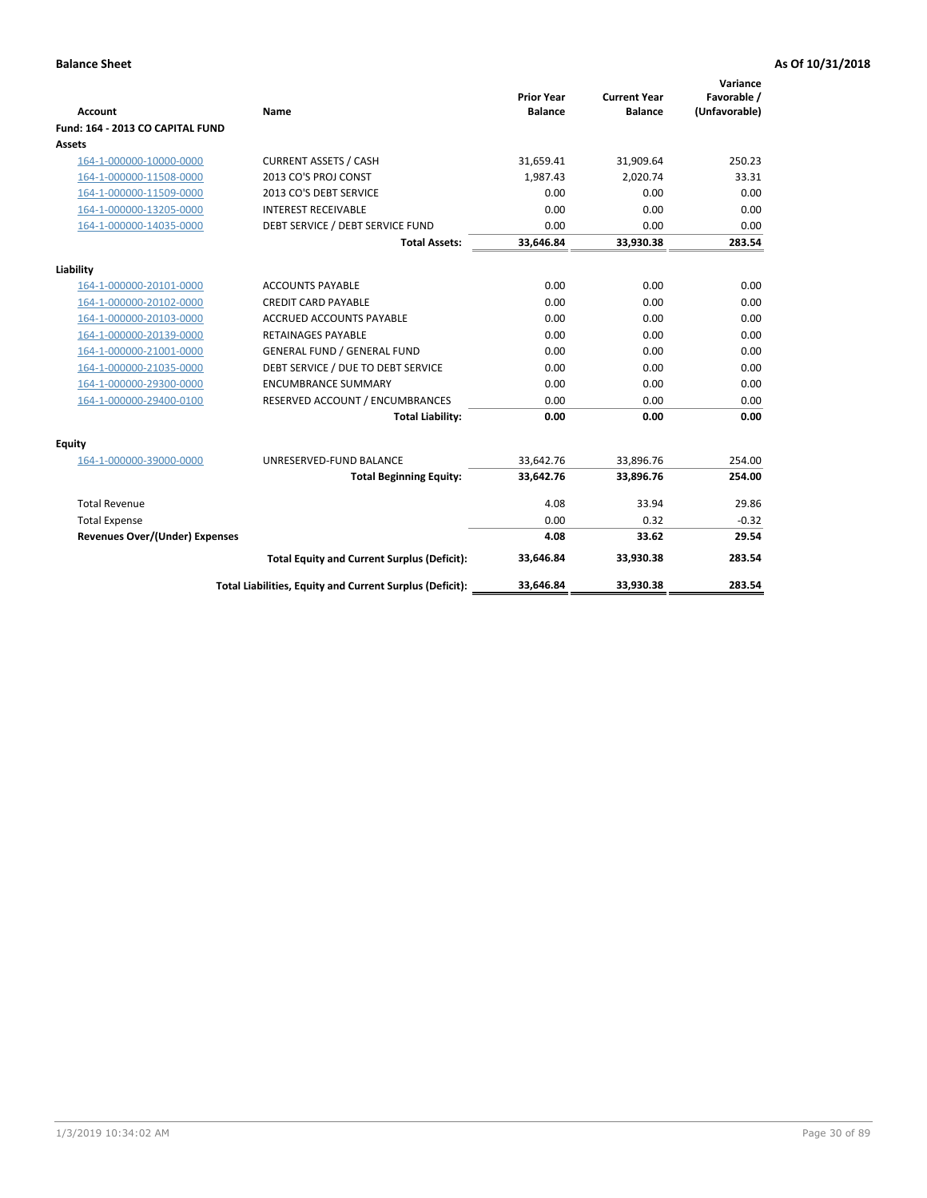**Balance Sheet** **As Of 10/31/2018**

| Account | Name | Prior Year Balance | Current Year Balance | Variance Favorable / (Unfavorable) |
|---|---|---|---|---|
| **Fund: 164 - 2013 CO CAPITAL FUND** | | | | |
| **Assets** | | | | |
| 164-1-000000-10000-0000 | CURRENT ASSETS / CASH | 31,659.41 | 31,909.64 | 250.23 |
| 164-1-000000-11508-0000 | 2013 CO'S PROJ CONST | 1,987.43 | 2,020.74 | 33.31 |
| 164-1-000000-11509-0000 | 2013 CO'S DEBT SERVICE | 0.00 | 0.00 | 0.00 |
| 164-1-000000-13205-0000 | INTEREST RECEIVABLE | 0.00 | 0.00 | 0.00 |
| 164-1-000000-14035-0000 | DEBT SERVICE / DEBT SERVICE FUND | 0.00 | 0.00 | 0.00 |
| | **Total Assets:** | **33,646.84** | **33,930.38** | **283.54** |
| **Liability** | | | | |
| 164-1-000000-20101-0000 | ACCOUNTS PAYABLE | 0.00 | 0.00 | 0.00 |
| 164-1-000000-20102-0000 | CREDIT CARD PAYABLE | 0.00 | 0.00 | 0.00 |
| 164-1-000000-20103-0000 | ACCRUED ACCOUNTS PAYABLE | 0.00 | 0.00 | 0.00 |
| 164-1-000000-20139-0000 | RETAINAGES PAYABLE | 0.00 | 0.00 | 0.00 |
| 164-1-000000-21001-0000 | GENERAL FUND / GENERAL FUND | 0.00 | 0.00 | 0.00 |
| 164-1-000000-21035-0000 | DEBT SERVICE / DUE TO DEBT SERVICE | 0.00 | 0.00 | 0.00 |
| 164-1-000000-29300-0000 | ENCUMBRANCE SUMMARY | 0.00 | 0.00 | 0.00 |
| 164-1-000000-29400-0100 | RESERVED ACCOUNT / ENCUMBRANCES | 0.00 | 0.00 | 0.00 |
| | **Total Liability:** | **0.00** | **0.00** | **0.00** |
| **Equity** | | | | |
| 164-1-000000-39000-0000 | UNRESERVED-FUND BALANCE | 33,642.76 | 33,896.76 | 254.00 |
| | **Total Beginning Equity:** | **33,642.76** | **33,896.76** | **254.00** |
| Total Revenue | | 4.08 | 33.94 | 29.86 |
| Total Expense | | 0.00 | 0.32 | -0.32 |
| **Revenues Over/(Under) Expenses** | | **4.08** | **33.62** | **29.54** |
| | **Total Equity and Current Surplus (Deficit):** | **33,646.84** | **33,930.38** | **283.54** |
| | **Total Liabilities, Equity and Current Surplus (Deficit):** | **33,646.84** | **33,930.38** | **283.54** |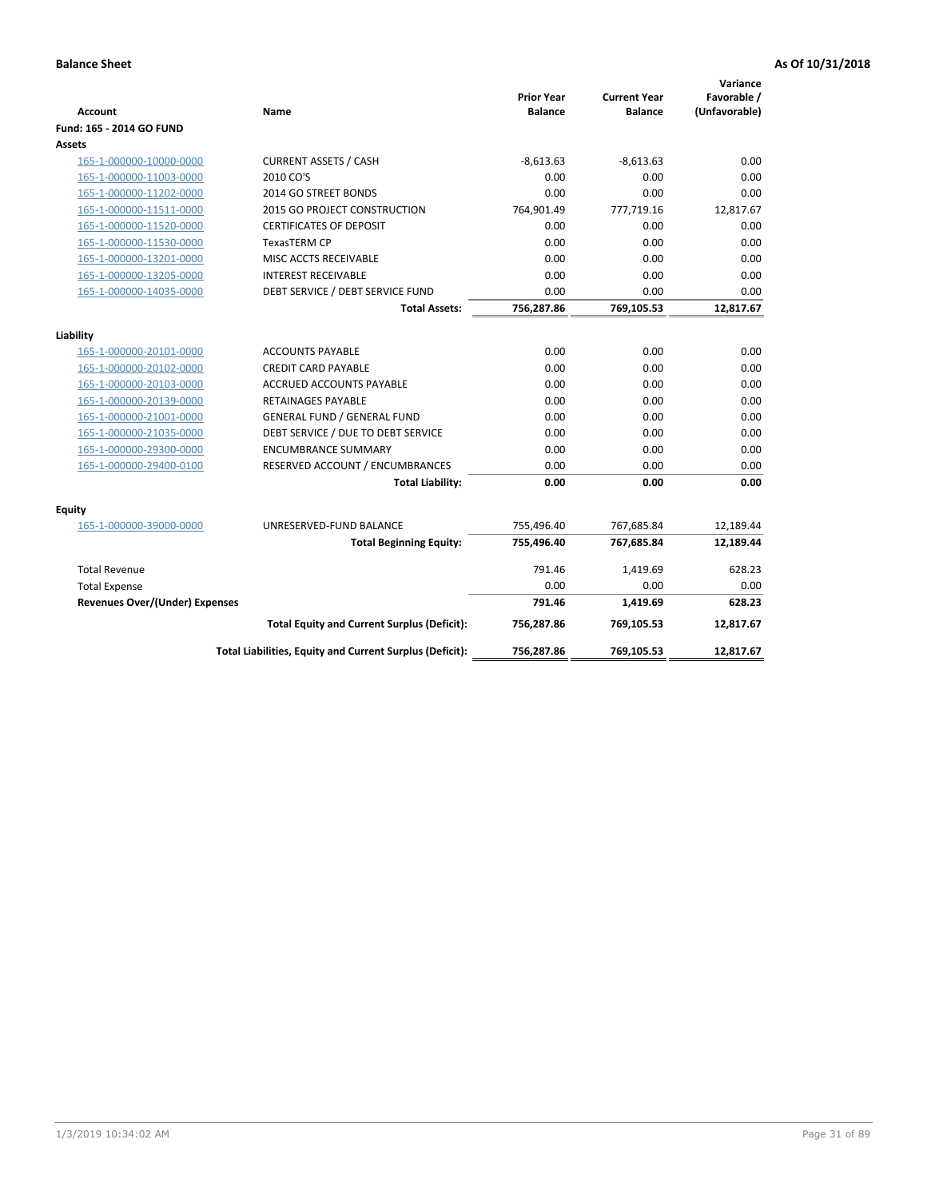**Balance Sheet** | **As Of 10/31/2018**

| Account | Name | Prior Year Balance | Current Year Balance | Variance Favorable / (Unfavorable) |
|---|---|---|---|---|
| **Fund: 165 - 2014 GO FUND** | | | | |
| **Assets** | | | | |
| 165-1-000000-10000-0000 | CURRENT ASSETS / CASH | -8,613.63 | -8,613.63 | 0.00 |
| 165-1-000000-11003-0000 | 2010 CO'S | 0.00 | 0.00 | 0.00 |
| 165-1-000000-11202-0000 | 2014 GO STREET BONDS | 0.00 | 0.00 | 0.00 |
| 165-1-000000-11511-0000 | 2015 GO PROJECT CONSTRUCTION | 764,901.49 | 777,719.16 | 12,817.67 |
| 165-1-000000-11520-0000 | CERTIFICATES OF DEPOSIT | 0.00 | 0.00 | 0.00 |
| 165-1-000000-11530-0000 | TexasTERM CP | 0.00 | 0.00 | 0.00 |
| 165-1-000000-13201-0000 | MISC ACCTS RECEIVABLE | 0.00 | 0.00 | 0.00 |
| 165-1-000000-13205-0000 | INTEREST RECEIVABLE | 0.00 | 0.00 | 0.00 |
| 165-1-000000-14035-0000 | DEBT SERVICE / DEBT SERVICE FUND | 0.00 | 0.00 | 0.00 |
| | **Total Assets:** | **756,287.86** | **769,105.53** | **12,817.67** |
| **Liability** | | | | |
| 165-1-000000-20101-0000 | ACCOUNTS PAYABLE | 0.00 | 0.00 | 0.00 |
| 165-1-000000-20102-0000 | CREDIT CARD PAYABLE | 0.00 | 0.00 | 0.00 |
| 165-1-000000-20103-0000 | ACCRUED ACCOUNTS PAYABLE | 0.00 | 0.00 | 0.00 |
| 165-1-000000-20139-0000 | RETAINAGES PAYABLE | 0.00 | 0.00 | 0.00 |
| 165-1-000000-21001-0000 | GENERAL FUND / GENERAL FUND | 0.00 | 0.00 | 0.00 |
| 165-1-000000-21035-0000 | DEBT SERVICE / DUE TO DEBT SERVICE | 0.00 | 0.00 | 0.00 |
| 165-1-000000-29300-0000 | ENCUMBRANCE SUMMARY | 0.00 | 0.00 | 0.00 |
| 165-1-000000-29400-0100 | RESERVED ACCOUNT / ENCUMBRANCES | 0.00 | 0.00 | 0.00 |
| | **Total Liability:** | **0.00** | **0.00** | **0.00** |
| **Equity** | | | | |
| 165-1-000000-39000-0000 | UNRESERVED-FUND BALANCE | 755,496.40 | 767,685.84 | 12,189.44 |
| | **Total Beginning Equity:** | **755,496.40** | **767,685.84** | **12,189.44** |
| Total Revenue | | 791.46 | 1,419.69 | 628.23 |
| Total Expense | | 0.00 | 0.00 | 0.00 |
| **Revenues Over/(Under) Expenses** | | **791.46** | **1,419.69** | **628.23** |
| | **Total Equity and Current Surplus (Deficit):** | **756,287.86** | **769,105.53** | **12,817.67** |
| | **Total Liabilities, Equity and Current Surplus (Deficit):** | **756,287.86** | **769,105.53** | **12,817.67** |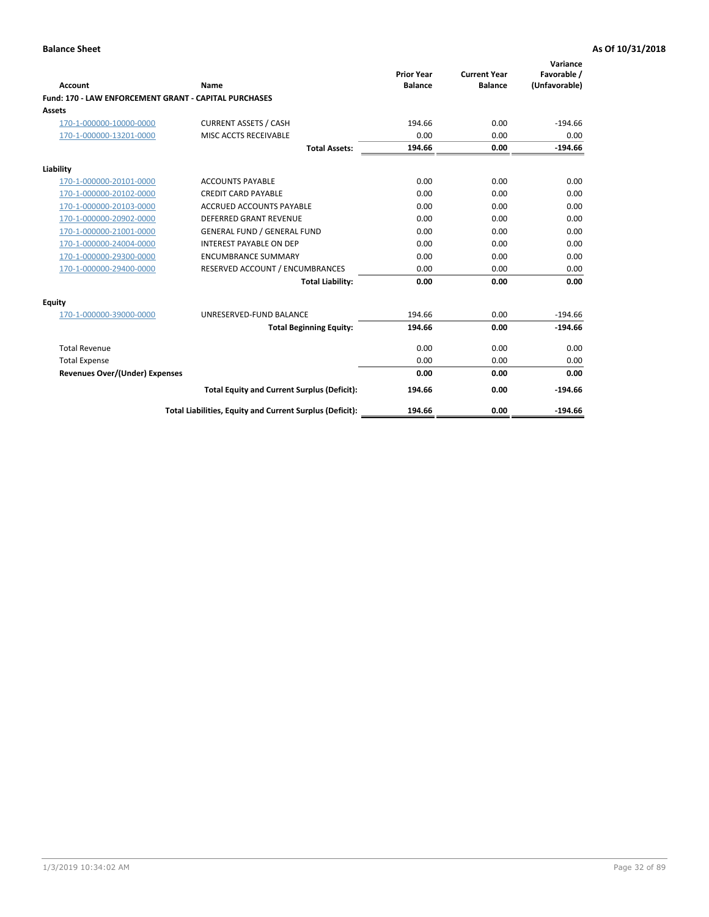**Balance Sheet** | **As Of 10/31/2018**

| Account | Name | Prior Year Balance | Current Year Balance | Variance Favorable / (Unfavorable) |
|---|---|---|---|---|
| **Fund: 170 - LAW ENFORCEMENT GRANT - CAPITAL PURCHASES** | | | | |
| **Assets** | | | | |
| 170-1-000000-10000-0000 | CURRENT ASSETS / CASH | 194.66 | 0.00 | -194.66 |
| 170-1-000000-13201-0000 | MISC ACCTS RECEIVABLE | 0.00 | 0.00 | 0.00 |
| | **Total Assets:** | **194.66** | **0.00** | **-194.66** |
| **Liability** | | | | |
| 170-1-000000-20101-0000 | ACCOUNTS PAYABLE | 0.00 | 0.00 | 0.00 |
| 170-1-000000-20102-0000 | CREDIT CARD PAYABLE | 0.00 | 0.00 | 0.00 |
| 170-1-000000-20103-0000 | ACCRUED ACCOUNTS PAYABLE | 0.00 | 0.00 | 0.00 |
| 170-1-000000-20902-0000 | DEFERRED GRANT REVENUE | 0.00 | 0.00 | 0.00 |
| 170-1-000000-21001-0000 | GENERAL FUND / GENERAL FUND | 0.00 | 0.00 | 0.00 |
| 170-1-000000-24004-0000 | INTEREST PAYABLE ON DEP | 0.00 | 0.00 | 0.00 |
| 170-1-000000-29300-0000 | ENCUMBRANCE SUMMARY | 0.00 | 0.00 | 0.00 |
| 170-1-000000-29400-0000 | RESERVED ACCOUNT / ENCUMBRANCES | 0.00 | 0.00 | 0.00 |
| | **Total Liability:** | **0.00** | **0.00** | **0.00** |
| **Equity** | | | | |
| 170-1-000000-39000-0000 | UNRESERVED-FUND BALANCE | 194.66 | 0.00 | -194.66 |
| | **Total Beginning Equity:** | **194.66** | **0.00** | **-194.66** |
| Total Revenue | | 0.00 | 0.00 | 0.00 |
| Total Expense | | 0.00 | 0.00 | 0.00 |
| **Revenues Over/(Under) Expenses** | | **0.00** | **0.00** | **0.00** |
| | **Total Equity and Current Surplus (Deficit):** | **194.66** | **0.00** | **-194.66** |
| | **Total Liabilities, Equity and Current Surplus (Deficit):** | **194.66** | **0.00** | **-194.66** |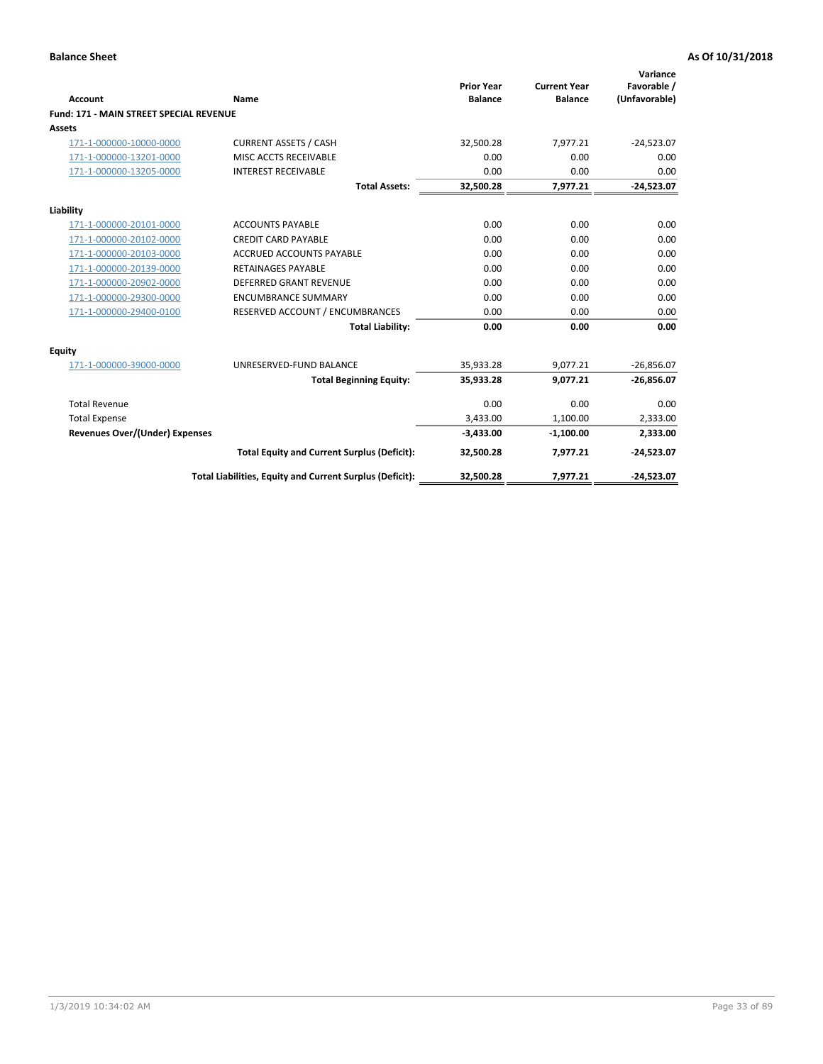**Balance Sheet** **As Of 10/31/2018**

| Account | Name | Prior Year Balance | Current Year Balance | Variance Favorable / (Unfavorable) |
|---|---|---|---|---|
| **Fund: 171 - MAIN STREET SPECIAL REVENUE** | | | | |
| **Assets** | | | | |
| 171-1-000000-10000-0000 | CURRENT ASSETS / CASH | 32,500.28 | 7,977.21 | -24,523.07 |
| 171-1-000000-13201-0000 | MISC ACCTS RECEIVABLE | 0.00 | 0.00 | 0.00 |
| 171-1-000000-13205-0000 | INTEREST RECEIVABLE | 0.00 | 0.00 | 0.00 |
| | **Total Assets:** | **32,500.28** | **7,977.21** | **-24,523.07** |
| **Liability** | | | | |
| 171-1-000000-20101-0000 | ACCOUNTS PAYABLE | 0.00 | 0.00 | 0.00 |
| 171-1-000000-20102-0000 | CREDIT CARD PAYABLE | 0.00 | 0.00 | 0.00 |
| 171-1-000000-20103-0000 | ACCRUED ACCOUNTS PAYABLE | 0.00 | 0.00 | 0.00 |
| 171-1-000000-20139-0000 | RETAINAGES PAYABLE | 0.00 | 0.00 | 0.00 |
| 171-1-000000-20902-0000 | DEFERRED GRANT REVENUE | 0.00 | 0.00 | 0.00 |
| 171-1-000000-29300-0000 | ENCUMBRANCE SUMMARY | 0.00 | 0.00 | 0.00 |
| 171-1-000000-29400-0100 | RESERVED ACCOUNT / ENCUMBRANCES | 0.00 | 0.00 | 0.00 |
| | **Total Liability:** | **0.00** | **0.00** | **0.00** |
| **Equity** | | | | |
| 171-1-000000-39000-0000 | UNRESERVED-FUND BALANCE | 35,933.28 | 9,077.21 | -26,856.07 |
| | **Total Beginning Equity:** | **35,933.28** | **9,077.21** | **-26,856.07** |
| Total Revenue | | 0.00 | 0.00 | 0.00 |
| Total Expense | | 3,433.00 | 1,100.00 | 2,333.00 |
| **Revenues Over/(Under) Expenses** | | **-3,433.00** | **-1,100.00** | **2,333.00** |
| | **Total Equity and Current Surplus (Deficit):** | **32,500.28** | **7,977.21** | **-24,523.07** |
| | **Total Liabilities, Equity and Current Surplus (Deficit):** | **32,500.28** | **7,977.21** | **-24,523.07** |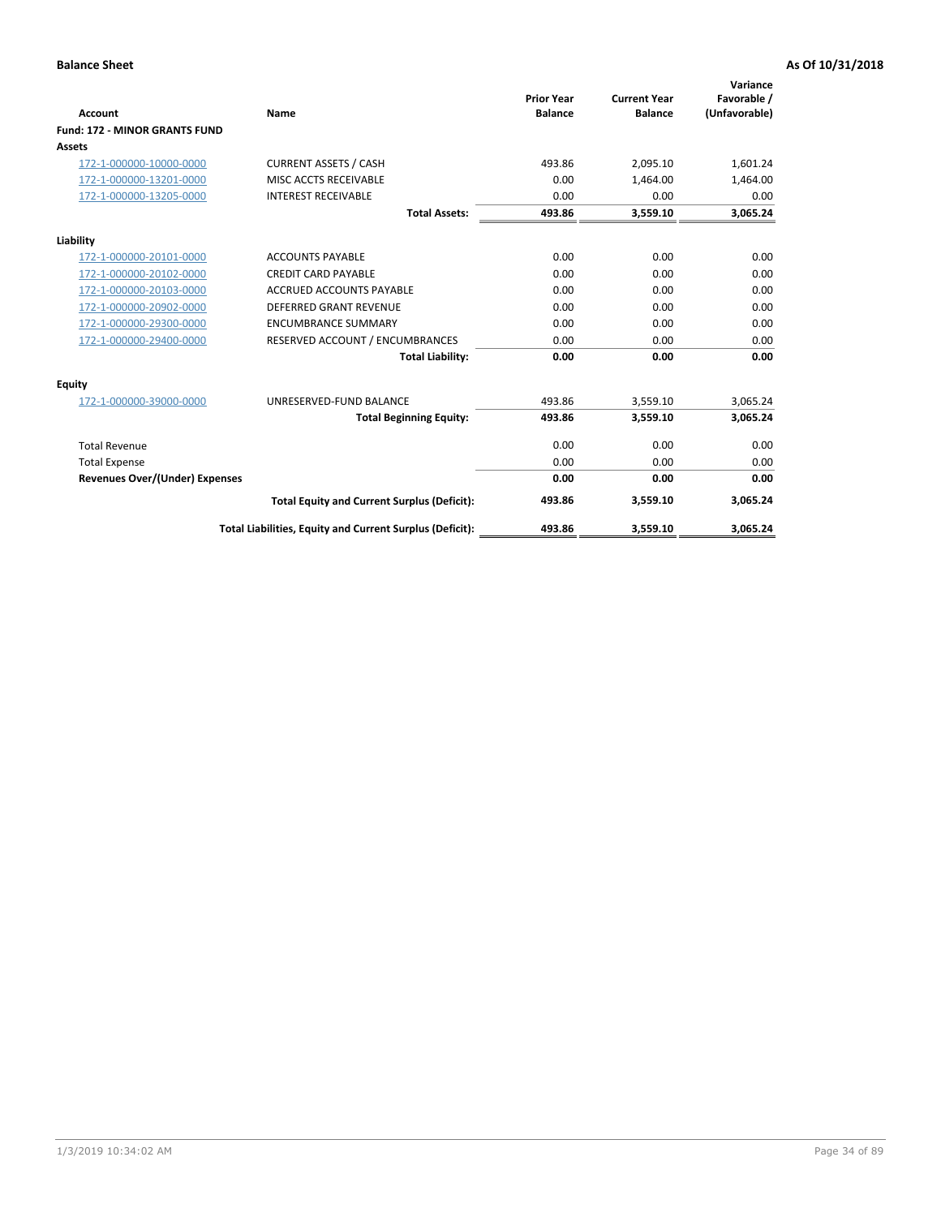**Balance Sheet** — **As Of 10/31/2018**

| Account | Name | Prior Year Balance | Current Year Balance | Variance Favorable / (Unfavorable) |
|---|---|---|---|---|
| **Fund: 172 - MINOR GRANTS FUND** | | | | |
| **Assets** | | | | |
| 172-1-000000-10000-0000 | CURRENT ASSETS / CASH | 493.86 | 2,095.10 | 1,601.24 |
| 172-1-000000-13201-0000 | MISC ACCTS RECEIVABLE | 0.00 | 1,464.00 | 1,464.00 |
| 172-1-000000-13205-0000 | INTEREST RECEIVABLE | 0.00 | 0.00 | 0.00 |
| | **Total Assets:** | **493.86** | **3,559.10** | **3,065.24** |
| **Liability** | | | | |
| 172-1-000000-20101-0000 | ACCOUNTS PAYABLE | 0.00 | 0.00 | 0.00 |
| 172-1-000000-20102-0000 | CREDIT CARD PAYABLE | 0.00 | 0.00 | 0.00 |
| 172-1-000000-20103-0000 | ACCRUED ACCOUNTS PAYABLE | 0.00 | 0.00 | 0.00 |
| 172-1-000000-20902-0000 | DEFERRED GRANT REVENUE | 0.00 | 0.00 | 0.00 |
| 172-1-000000-29300-0000 | ENCUMBRANCE SUMMARY | 0.00 | 0.00 | 0.00 |
| 172-1-000000-29400-0000 | RESERVED ACCOUNT / ENCUMBRANCES | 0.00 | 0.00 | 0.00 |
| | **Total Liability:** | **0.00** | **0.00** | **0.00** |
| **Equity** | | | | |
| 172-1-000000-39000-0000 | UNRESERVED-FUND BALANCE | 493.86 | 3,559.10 | 3,065.24 |
| | **Total Beginning Equity:** | **493.86** | **3,559.10** | **3,065.24** |
| Total Revenue | | 0.00 | 0.00 | 0.00 |
| Total Expense | | 0.00 | 0.00 | 0.00 |
| **Revenues Over/(Under) Expenses** | | **0.00** | **0.00** | **0.00** |
| | **Total Equity and Current Surplus (Deficit):** | **493.86** | **3,559.10** | **3,065.24** |
| | **Total Liabilities, Equity and Current Surplus (Deficit):** | **493.86** | **3,559.10** | **3,065.24** |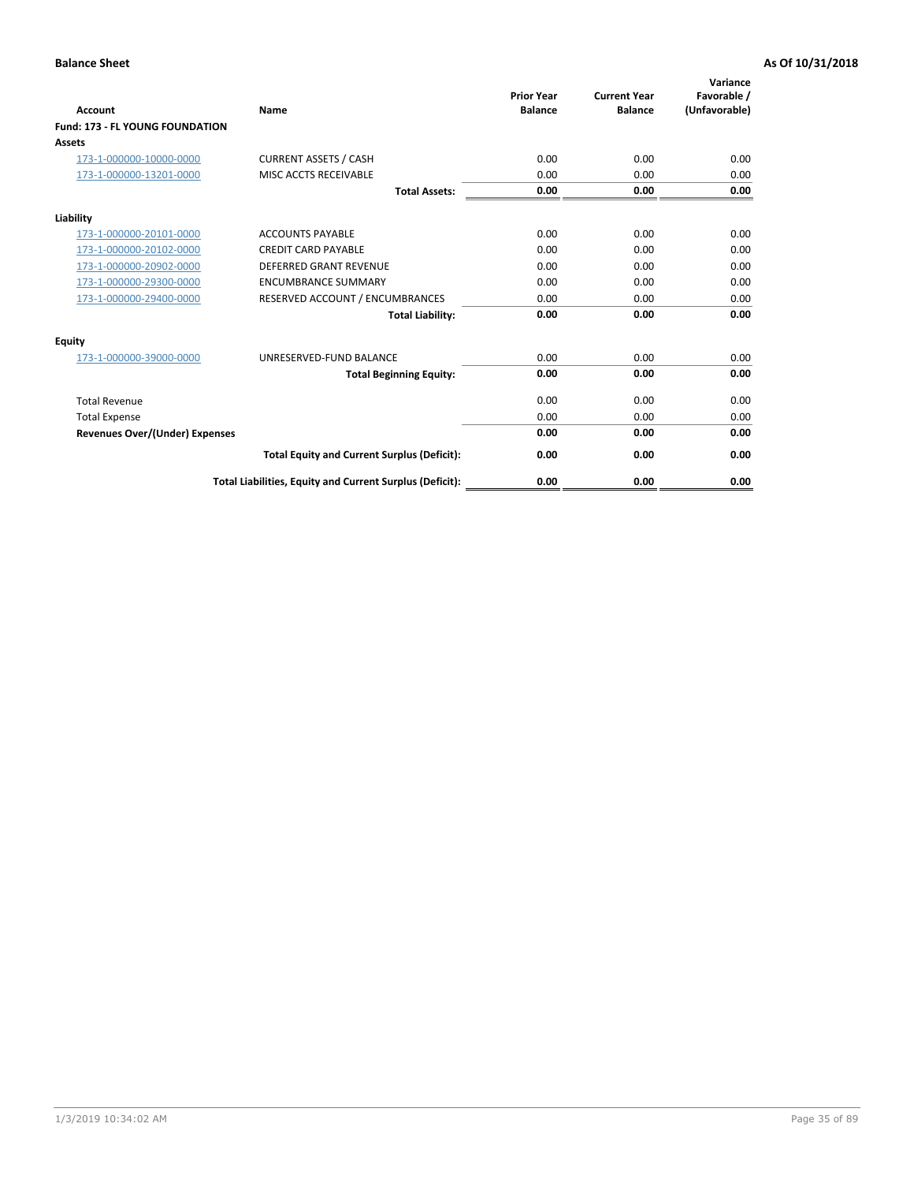**Balance Sheet** **As Of 10/31/2018**

| Account | Name | Prior Year Balance | Current Year Balance | Variance Favorable / (Unfavorable) |
|---|---|---|---|---|
| **Fund: 173 - FL YOUNG FOUNDATION** | | | | |
| **Assets** | | | | |
| 173-1-000000-10000-0000 | CURRENT ASSETS / CASH | 0.00 | 0.00 | 0.00 |
| 173-1-000000-13201-0000 | MISC ACCTS RECEIVABLE | 0.00 | 0.00 | 0.00 |
| | **Total Assets:** | **0.00** | **0.00** | **0.00** |
| **Liability** | | | | |
| 173-1-000000-20101-0000 | ACCOUNTS PAYABLE | 0.00 | 0.00 | 0.00 |
| 173-1-000000-20102-0000 | CREDIT CARD PAYABLE | 0.00 | 0.00 | 0.00 |
| 173-1-000000-20902-0000 | DEFERRED GRANT REVENUE | 0.00 | 0.00 | 0.00 |
| 173-1-000000-29300-0000 | ENCUMBRANCE SUMMARY | 0.00 | 0.00 | 0.00 |
| 173-1-000000-29400-0000 | RESERVED ACCOUNT / ENCUMBRANCES | 0.00 | 0.00 | 0.00 |
| | **Total Liability:** | **0.00** | **0.00** | **0.00** |
| **Equity** | | | | |
| 173-1-000000-39000-0000 | UNRESERVED-FUND BALANCE | 0.00 | 0.00 | 0.00 |
| | **Total Beginning Equity:** | **0.00** | **0.00** | **0.00** |
| Total Revenue | | 0.00 | 0.00 | 0.00 |
| Total Expense | | 0.00 | 0.00 | 0.00 |
| **Revenues Over/(Under) Expenses** | | **0.00** | **0.00** | **0.00** |
| | **Total Equity and Current Surplus (Deficit):** | **0.00** | **0.00** | **0.00** |
| | **Total Liabilities, Equity and Current Surplus (Deficit):** | **0.00** | **0.00** | **0.00** |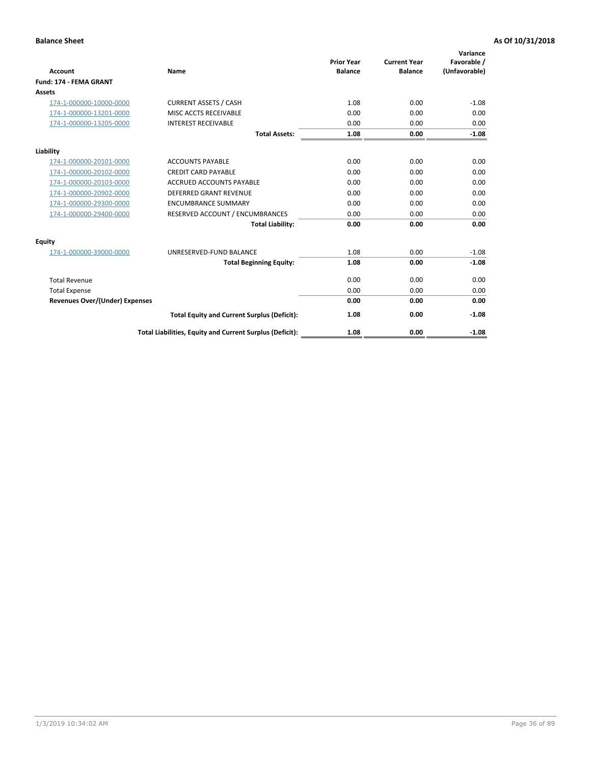**Balance Sheet** **As Of 10/31/2018**

| Account | Name | Prior Year Balance | Current Year Balance | Variance Favorable / (Unfavorable) |
|---|---|---|---|---|
| **Fund: 174 - FEMA GRANT** | | | | |
| **Assets** | | | | |
| 174-1-000000-10000-0000 | CURRENT ASSETS / CASH | 1.08 | 0.00 | -1.08 |
| 174-1-000000-13201-0000 | MISC ACCTS RECEIVABLE | 0.00 | 0.00 | 0.00 |
| 174-1-000000-13205-0000 | INTEREST RECEIVABLE | 0.00 | 0.00 | 0.00 |
| | **Total Assets:** | **1.08** | **0.00** | **-1.08** |
| **Liability** | | | | |
| 174-1-000000-20101-0000 | ACCOUNTS PAYABLE | 0.00 | 0.00 | 0.00 |
| 174-1-000000-20102-0000 | CREDIT CARD PAYABLE | 0.00 | 0.00 | 0.00 |
| 174-1-000000-20103-0000 | ACCRUED ACCOUNTS PAYABLE | 0.00 | 0.00 | 0.00 |
| 174-1-000000-20902-0000 | DEFERRED GRANT REVENUE | 0.00 | 0.00 | 0.00 |
| 174-1-000000-29300-0000 | ENCUMBRANCE SUMMARY | 0.00 | 0.00 | 0.00 |
| 174-1-000000-29400-0000 | RESERVED ACCOUNT / ENCUMBRANCES | 0.00 | 0.00 | 0.00 |
| | **Total Liability:** | **0.00** | **0.00** | **0.00** |
| **Equity** | | | | |
| 174-1-000000-39000-0000 | UNRESERVED-FUND BALANCE | 1.08 | 0.00 | -1.08 |
| | **Total Beginning Equity:** | **1.08** | **0.00** | **-1.08** |
| Total Revenue | | 0.00 | 0.00 | 0.00 |
| Total Expense | | 0.00 | 0.00 | 0.00 |
| **Revenues Over/(Under) Expenses** | | **0.00** | **0.00** | **0.00** |
| | **Total Equity and Current Surplus (Deficit):** | **1.08** | **0.00** | **-1.08** |
| | **Total Liabilities, Equity and Current Surplus (Deficit):** | **1.08** | **0.00** | **-1.08** |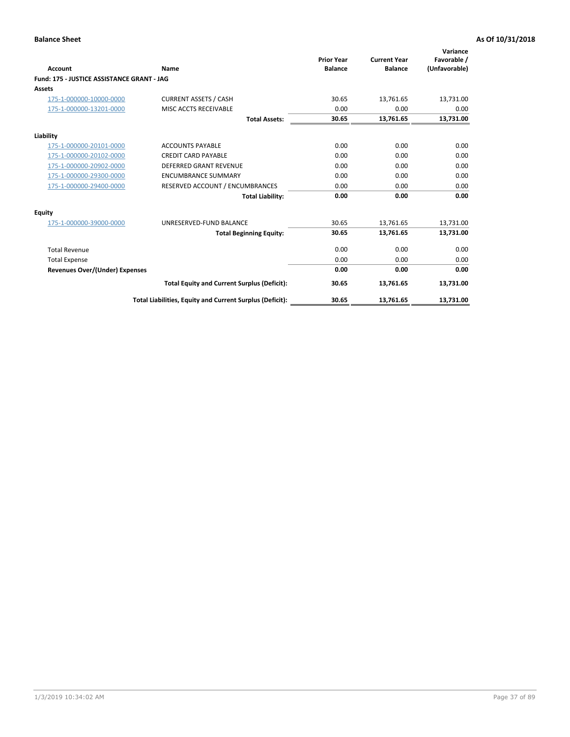**Balance Sheet** **As Of 10/31/2018**

| Account | Name | Prior Year Balance | Current Year Balance | Variance Favorable / (Unfavorable) |
|---|---|---|---|---|
| **Fund: 175 - JUSTICE ASSISTANCE GRANT - JAG** | | | | |
| **Assets** | | | | |
| 175-1-000000-10000-0000 | CURRENT ASSETS / CASH | 30.65 | 13,761.65 | 13,731.00 |
| 175-1-000000-13201-0000 | MISC ACCTS RECEIVABLE | 0.00 | 0.00 | 0.00 |
| | **Total Assets:** | **30.65** | **13,761.65** | **13,731.00** |
| **Liability** | | | | |
| 175-1-000000-20101-0000 | ACCOUNTS PAYABLE | 0.00 | 0.00 | 0.00 |
| 175-1-000000-20102-0000 | CREDIT CARD PAYABLE | 0.00 | 0.00 | 0.00 |
| 175-1-000000-20902-0000 | DEFERRED GRANT REVENUE | 0.00 | 0.00 | 0.00 |
| 175-1-000000-29300-0000 | ENCUMBRANCE SUMMARY | 0.00 | 0.00 | 0.00 |
| 175-1-000000-29400-0000 | RESERVED ACCOUNT / ENCUMBRANCES | 0.00 | 0.00 | 0.00 |
| | **Total Liability:** | **0.00** | **0.00** | **0.00** |
| **Equity** | | | | |
| 175-1-000000-39000-0000 | UNRESERVED-FUND BALANCE | 30.65 | 13,761.65 | 13,731.00 |
| | **Total Beginning Equity:** | **30.65** | **13,761.65** | **13,731.00** |
| Total Revenue | | 0.00 | 0.00 | 0.00 |
| Total Expense | | 0.00 | 0.00 | 0.00 |
| **Revenues Over/(Under) Expenses** | | **0.00** | **0.00** | **0.00** |
| | **Total Equity and Current Surplus (Deficit):** | **30.65** | **13,761.65** | **13,731.00** |
| | **Total Liabilities, Equity and Current Surplus (Deficit):** | **30.65** | **13,761.65** | **13,731.00** |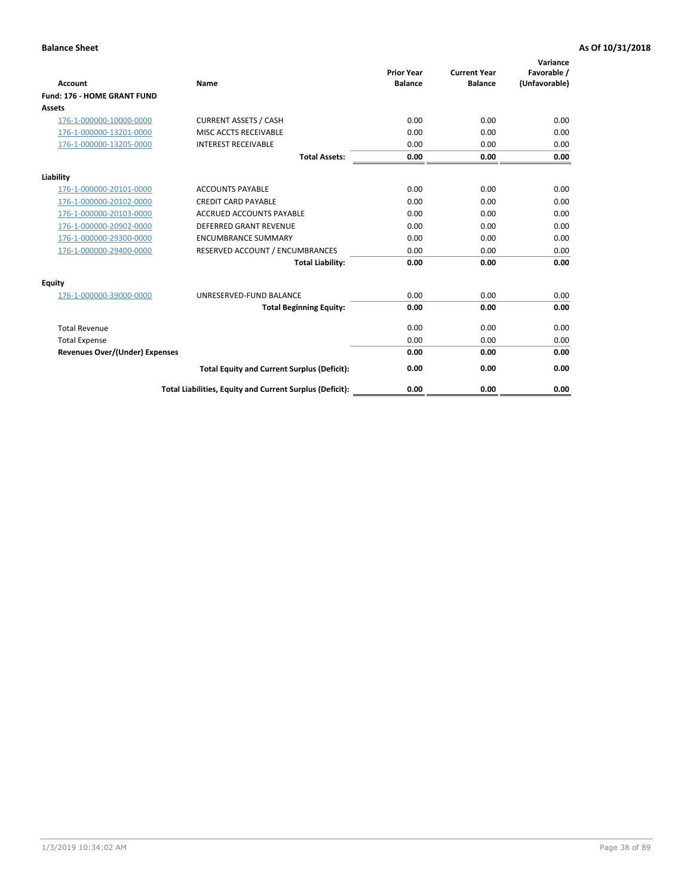**Balance Sheet** | **As Of 10/31/2018**

| Account | Name | Prior Year Balance | Current Year Balance | Variance Favorable / (Unfavorable) |
|---|---|---|---|---|
| **Fund: 176 - HOME GRANT FUND** | | | | |
| **Assets** | | | | |
| 176-1-000000-10000-0000 | CURRENT ASSETS / CASH | 0.00 | 0.00 | 0.00 |
| 176-1-000000-13201-0000 | MISC ACCTS RECEIVABLE | 0.00 | 0.00 | 0.00 |
| 176-1-000000-13205-0000 | INTEREST RECEIVABLE | 0.00 | 0.00 | 0.00 |
| | **Total Assets:** | **0.00** | **0.00** | **0.00** |
| **Liability** | | | | |
| 176-1-000000-20101-0000 | ACCOUNTS PAYABLE | 0.00 | 0.00 | 0.00 |
| 176-1-000000-20102-0000 | CREDIT CARD PAYABLE | 0.00 | 0.00 | 0.00 |
| 176-1-000000-20103-0000 | ACCRUED ACCOUNTS PAYABLE | 0.00 | 0.00 | 0.00 |
| 176-1-000000-20902-0000 | DEFERRED GRANT REVENUE | 0.00 | 0.00 | 0.00 |
| 176-1-000000-29300-0000 | ENCUMBRANCE SUMMARY | 0.00 | 0.00 | 0.00 |
| 176-1-000000-29400-0000 | RESERVED ACCOUNT / ENCUMBRANCES | 0.00 | 0.00 | 0.00 |
| | **Total Liability:** | **0.00** | **0.00** | **0.00** |
| **Equity** | | | | |
| 176-1-000000-39000-0000 | UNRESERVED-FUND BALANCE | 0.00 | 0.00 | 0.00 |
| | **Total Beginning Equity:** | **0.00** | **0.00** | **0.00** |
| Total Revenue | | 0.00 | 0.00 | 0.00 |
| Total Expense | | 0.00 | 0.00 | 0.00 |
| **Revenues Over/(Under) Expenses** | | **0.00** | **0.00** | **0.00** |
| | **Total Equity and Current Surplus (Deficit):** | **0.00** | **0.00** | **0.00** |
| | **Total Liabilities, Equity and Current Surplus (Deficit):** | **0.00** | **0.00** | **0.00** |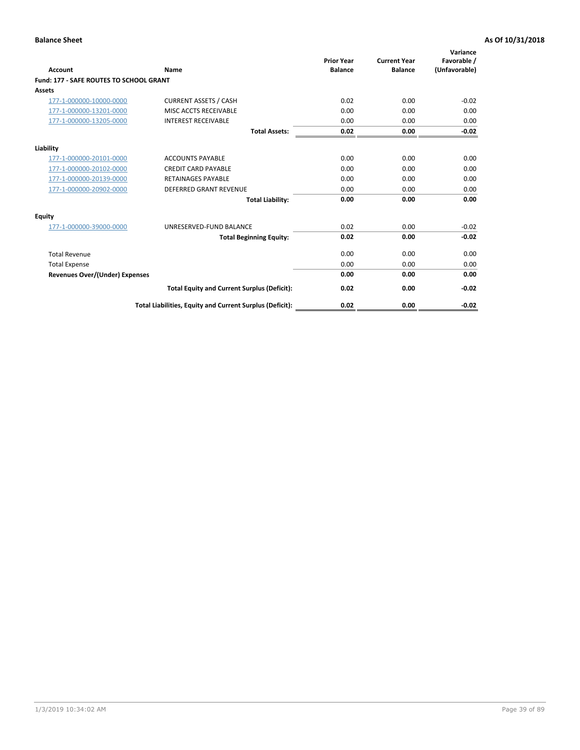**Balance Sheet** **As Of 10/31/2018**

| Account | Name | Prior Year Balance | Current Year Balance | Variance Favorable / (Unfavorable) |
|---|---|---|---|---|
| **Fund: 177 - SAFE ROUTES TO SCHOOL GRANT** | | | | |
| **Assets** | | | | |
| 177-1-000000-10000-0000 | CURRENT ASSETS / CASH | 0.02 | 0.00 | -0.02 |
| 177-1-000000-13201-0000 | MISC ACCTS RECEIVABLE | 0.00 | 0.00 | 0.00 |
| 177-1-000000-13205-0000 | INTEREST RECEIVABLE | 0.00 | 0.00 | 0.00 |
| | **Total Assets:** | **0.02** | **0.00** | **-0.02** |
| **Liability** | | | | |
| 177-1-000000-20101-0000 | ACCOUNTS PAYABLE | 0.00 | 0.00 | 0.00 |
| 177-1-000000-20102-0000 | CREDIT CARD PAYABLE | 0.00 | 0.00 | 0.00 |
| 177-1-000000-20139-0000 | RETAINAGES PAYABLE | 0.00 | 0.00 | 0.00 |
| 177-1-000000-20902-0000 | DEFERRED GRANT REVENUE | 0.00 | 0.00 | 0.00 |
| | **Total Liability:** | **0.00** | **0.00** | **0.00** |
| **Equity** | | | | |
| 177-1-000000-39000-0000 | UNRESERVED-FUND BALANCE | 0.02 | 0.00 | -0.02 |
| | **Total Beginning Equity:** | **0.02** | **0.00** | **-0.02** |
| Total Revenue | | 0.00 | 0.00 | 0.00 |
| Total Expense | | 0.00 | 0.00 | 0.00 |
| **Revenues Over/(Under) Expenses** | | **0.00** | **0.00** | **0.00** |
| | **Total Equity and Current Surplus (Deficit):** | **0.02** | **0.00** | **-0.02** |
| | **Total Liabilities, Equity and Current Surplus (Deficit):** | **0.02** | **0.00** | **-0.02** |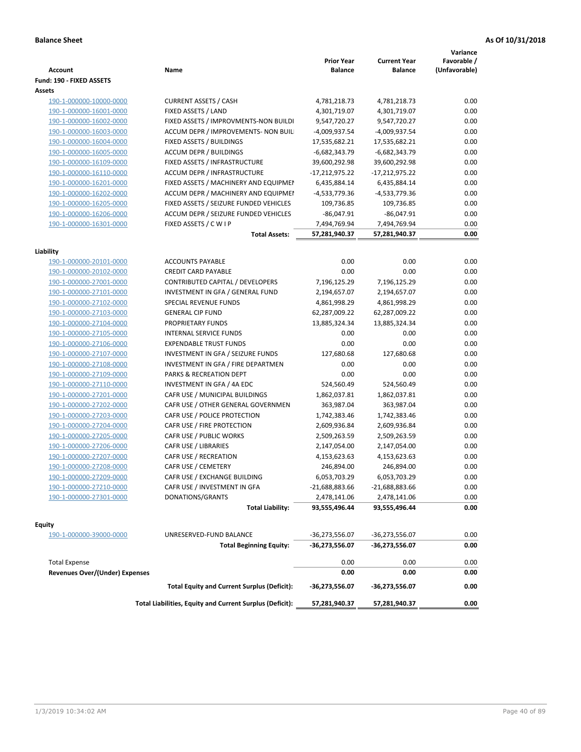**Balance Sheet** **As Of 10/31/2018**

| Account | Name | Prior Year Balance | Current Year Balance | Variance Favorable / (Unfavorable) |
|---|---|---|---|---|
| **Fund: 190 - FIXED ASSETS** | | | | |
| **Assets** | | | | |
| 190-1-000000-10000-0000 | CURRENT ASSETS / CASH | 4,781,218.73 | 4,781,218.73 | 0.00 |
| 190-1-000000-16001-0000 | FIXED ASSETS / LAND | 4,301,719.07 | 4,301,719.07 | 0.00 |
| 190-1-000000-16002-0000 | FIXED ASSETS / IMPROVMENTS-NON BUILDI | 9,547,720.27 | 9,547,720.27 | 0.00 |
| 190-1-000000-16003-0000 | ACCUM DEPR / IMPROVEMENTS- NON BUIL | -4,009,937.54 | -4,009,937.54 | 0.00 |
| 190-1-000000-16004-0000 | FIXED ASSETS / BUILDINGS | 17,535,682.21 | 17,535,682.21 | 0.00 |
| 190-1-000000-16005-0000 | ACCUM DEPR / BUILDINGS | -6,682,343.79 | -6,682,343.79 | 0.00 |
| 190-1-000000-16109-0000 | FIXED ASSETS / INFRASTRUCTURE | 39,600,292.98 | 39,600,292.98 | 0.00 |
| 190-1-000000-16110-0000 | ACCUM DEPR / INFRASTRUCTURE | -17,212,975.22 | -17,212,975.22 | 0.00 |
| 190-1-000000-16201-0000 | FIXED ASSETS / MACHINERY AND EQUIPMEI | 6,435,884.14 | 6,435,884.14 | 0.00 |
| 190-1-000000-16202-0000 | ACCUM DEPR / MACHINERY AND EQUIPMEI | -4,533,779.36 | -4,533,779.36 | 0.00 |
| 190-1-000000-16205-0000 | FIXED ASSETS / SEIZURE FUNDED VEHICLES | 109,736.85 | 109,736.85 | 0.00 |
| 190-1-000000-16206-0000 | ACCUM DEPR / SEIZURE FUNDED VEHICLES | -86,047.91 | -86,047.91 | 0.00 |
| 190-1-000000-16301-0000 | FIXED ASSETS / C W I P | 7,494,769.94 | 7,494,769.94 | 0.00 |
| | **Total Assets:** | **57,281,940.37** | **57,281,940.37** | **0.00** |
| **Liability** | | | | |
| 190-1-000000-20101-0000 | ACCOUNTS PAYABLE | 0.00 | 0.00 | 0.00 |
| 190-1-000000-20102-0000 | CREDIT CARD PAYABLE | 0.00 | 0.00 | 0.00 |
| 190-1-000000-27001-0000 | CONTRIBUTED CAPITAL / DEVELOPERS | 7,196,125.29 | 7,196,125.29 | 0.00 |
| 190-1-000000-27101-0000 | INVESTMENT IN GFA / GENERAL FUND | 2,194,657.07 | 2,194,657.07 | 0.00 |
| 190-1-000000-27102-0000 | SPECIAL REVENUE FUNDS | 4,861,998.29 | 4,861,998.29 | 0.00 |
| 190-1-000000-27103-0000 | GENERAL CIP FUND | 62,287,009.22 | 62,287,009.22 | 0.00 |
| 190-1-000000-27104-0000 | PROPRIETARY FUNDS | 13,885,324.34 | 13,885,324.34 | 0.00 |
| 190-1-000000-27105-0000 | INTERNAL SERVICE FUNDS | 0.00 | 0.00 | 0.00 |
| 190-1-000000-27106-0000 | EXPENDABLE TRUST FUNDS | 0.00 | 0.00 | 0.00 |
| 190-1-000000-27107-0000 | INVESTMENT IN GFA / SEIZURE FUNDS | 127,680.68 | 127,680.68 | 0.00 |
| 190-1-000000-27108-0000 | INVESTMENT IN GFA / FIRE DEPARTMEN | 0.00 | 0.00 | 0.00 |
| 190-1-000000-27109-0000 | PARKS & RECREATION DEPT | 0.00 | 0.00 | 0.00 |
| 190-1-000000-27110-0000 | INVESTMENT IN GFA / 4A EDC | 524,560.49 | 524,560.49 | 0.00 |
| 190-1-000000-27201-0000 | CAFR USE / MUNICIPAL BUILDINGS | 1,862,037.81 | 1,862,037.81 | 0.00 |
| 190-1-000000-27202-0000 | CAFR USE / OTHER GENERAL GOVERNMEN | 363,987.04 | 363,987.04 | 0.00 |
| 190-1-000000-27203-0000 | CAFR USE / POLICE PROTECTION | 1,742,383.46 | 1,742,383.46 | 0.00 |
| 190-1-000000-27204-0000 | CAFR USE / FIRE PROTECTION | 2,609,936.84 | 2,609,936.84 | 0.00 |
| 190-1-000000-27205-0000 | CAFR USE / PUBLIC WORKS | 2,509,263.59 | 2,509,263.59 | 0.00 |
| 190-1-000000-27206-0000 | CAFR USE / LIBRARIES | 2,147,054.00 | 2,147,054.00 | 0.00 |
| 190-1-000000-27207-0000 | CAFR USE / RECREATION | 4,153,623.63 | 4,153,623.63 | 0.00 |
| 190-1-000000-27208-0000 | CAFR USE / CEMETERY | 246,894.00 | 246,894.00 | 0.00 |
| 190-1-000000-27209-0000 | CAFR USE / EXCHANGE BUILDING | 6,053,703.29 | 6,053,703.29 | 0.00 |
| 190-1-000000-27210-0000 | CAFR USE / INVESTMENT IN GFA | -21,688,883.66 | -21,688,883.66 | 0.00 |
| 190-1-000000-27301-0000 | DONATIONS/GRANTS | 2,478,141.06 | 2,478,141.06 | 0.00 |
| | **Total Liability:** | **93,555,496.44** | **93,555,496.44** | **0.00** |
| **Equity** | | | | |
| 190-1-000000-39000-0000 | UNRESERVED-FUND BALANCE | -36,273,556.07 | -36,273,556.07 | 0.00 |
| | **Total Beginning Equity:** | **-36,273,556.07** | **-36,273,556.07** | **0.00** |
| Total Expense | | 0.00 | 0.00 | 0.00 |
| **Revenues Over/(Under) Expenses** | | **0.00** | **0.00** | **0.00** |
| | **Total Equity and Current Surplus (Deficit):** | **-36,273,556.07** | **-36,273,556.07** | **0.00** |
| | **Total Liabilities, Equity and Current Surplus (Deficit):** | **57,281,940.37** | **57,281,940.37** | **0.00** |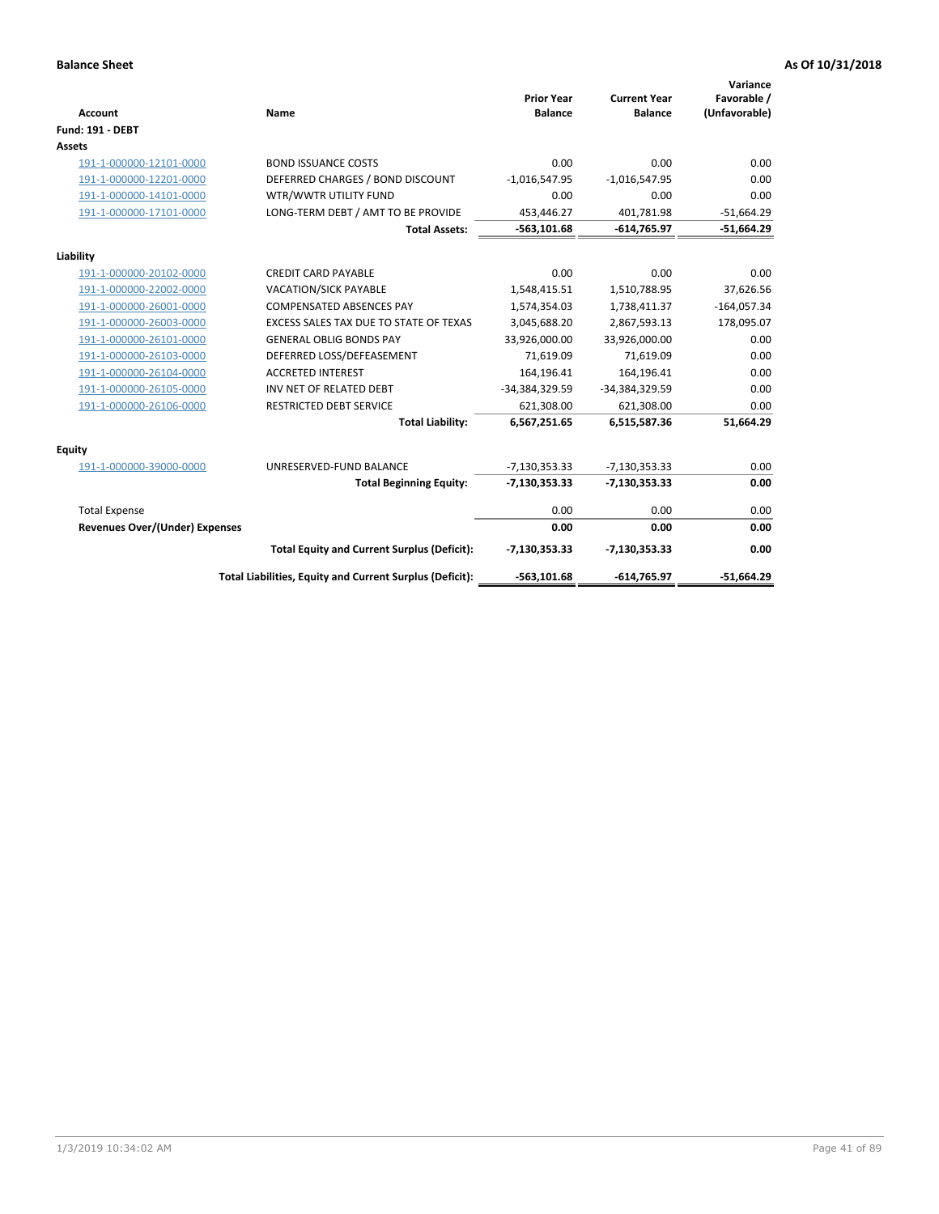**Balance Sheet** **As Of 10/31/2018**

| Account | Name | Prior Year Balance | Current Year Balance | Variance Favorable / (Unfavorable) |
|---|---|---|---|---|
| **Fund: 191 - DEBT** | | | | |
| **Assets** | | | | |
| 191-1-000000-12101-0000 | BOND ISSUANCE COSTS | 0.00 | 0.00 | 0.00 |
| 191-1-000000-12201-0000 | DEFERRED CHARGES / BOND DISCOUNT | -1,016,547.95 | -1,016,547.95 | 0.00 |
| 191-1-000000-14101-0000 | WTR/WWTR UTILITY FUND | 0.00 | 0.00 | 0.00 |
| 191-1-000000-17101-0000 | LONG-TERM DEBT / AMT TO BE PROVIDE | 453,446.27 | 401,781.98 | -51,664.29 |
| | **Total Assets:** | **-563,101.68** | **-614,765.97** | **-51,664.29** |
| **Liability** | | | | |
| 191-1-000000-20102-0000 | CREDIT CARD PAYABLE | 0.00 | 0.00 | 0.00 |
| 191-1-000000-22002-0000 | VACATION/SICK PAYABLE | 1,548,415.51 | 1,510,788.95 | 37,626.56 |
| 191-1-000000-26001-0000 | COMPENSATED ABSENCES PAY | 1,574,354.03 | 1,738,411.37 | -164,057.34 |
| 191-1-000000-26003-0000 | EXCESS SALES TAX DUE TO STATE OF TEXAS | 3,045,688.20 | 2,867,593.13 | 178,095.07 |
| 191-1-000000-26101-0000 | GENERAL OBLIG BONDS PAY | 33,926,000.00 | 33,926,000.00 | 0.00 |
| 191-1-000000-26103-0000 | DEFERRED LOSS/DEFEASEMENT | 71,619.09 | 71,619.09 | 0.00 |
| 191-1-000000-26104-0000 | ACCRETED INTEREST | 164,196.41 | 164,196.41 | 0.00 |
| 191-1-000000-26105-0000 | INV NET OF RELATED DEBT | -34,384,329.59 | -34,384,329.59 | 0.00 |
| 191-1-000000-26106-0000 | RESTRICTED DEBT SERVICE | 621,308.00 | 621,308.00 | 0.00 |
| | **Total Liability:** | **6,567,251.65** | **6,515,587.36** | **51,664.29** |
| **Equity** | | | | |
| 191-1-000000-39000-0000 | UNRESERVED-FUND BALANCE | -7,130,353.33 | -7,130,353.33 | 0.00 |
| | **Total Beginning Equity:** | **-7,130,353.33** | **-7,130,353.33** | **0.00** |
| Total Expense | | 0.00 | 0.00 | 0.00 |
| **Revenues Over/(Under) Expenses** | | **0.00** | **0.00** | **0.00** |
| | **Total Equity and Current Surplus (Deficit):** | **-7,130,353.33** | **-7,130,353.33** | **0.00** |
| | **Total Liabilities, Equity and Current Surplus (Deficit):** | **-563,101.68** | **-614,765.97** | **-51,664.29** |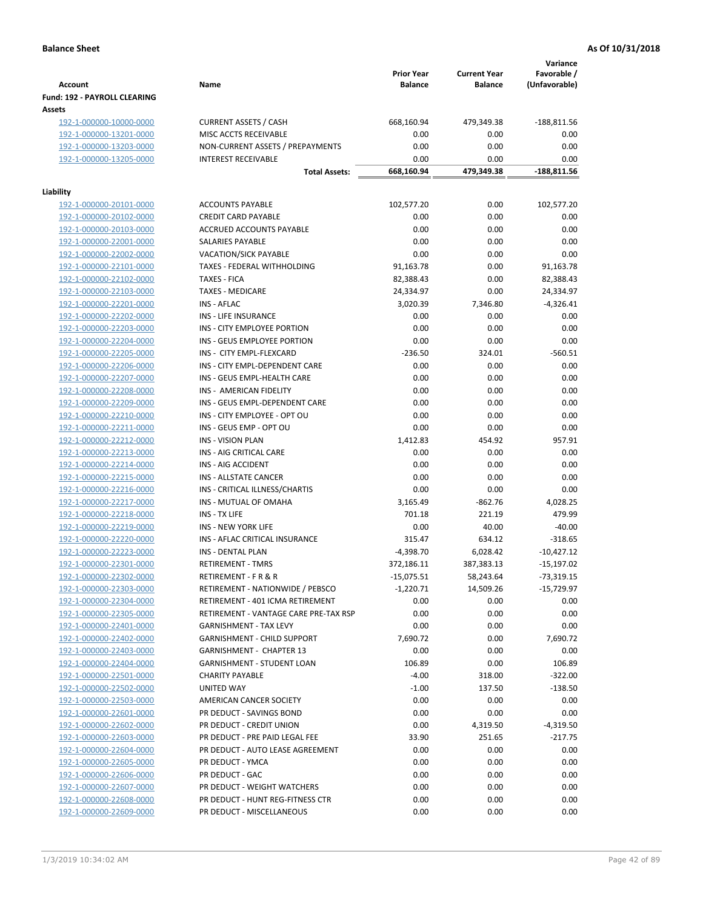**Balance Sheet** **As Of 10/31/2018**

| Account | Name | Prior Year Balance | Current Year Balance | Variance Favorable / (Unfavorable) |
|---|---|---|---|---|
| **Fund: 192 - PAYROLL CLEARING** | | | | |
| **Assets** | | | | |
| 192-1-000000-10000-0000 | CURRENT ASSETS / CASH | 668,160.94 | 479,349.38 | -188,811.56 |
| 192-1-000000-13201-0000 | MISC ACCTS RECEIVABLE | 0.00 | 0.00 | 0.00 |
| 192-1-000000-13203-0000 | NON-CURRENT ASSETS / PREPAYMENTS | 0.00 | 0.00 | 0.00 |
| 192-1-000000-13205-0000 | INTEREST RECEIVABLE | 0.00 | 0.00 | 0.00 |
| | **Total Assets:** | **668,160.94** | **479,349.38** | **-188,811.56** |
| **Liability** | | | | |
| 192-1-000000-20101-0000 | ACCOUNTS PAYABLE | 102,577.20 | 0.00 | 102,577.20 |
| 192-1-000000-20102-0000 | CREDIT CARD PAYABLE | 0.00 | 0.00 | 0.00 |
| 192-1-000000-20103-0000 | ACCRUED ACCOUNTS PAYABLE | 0.00 | 0.00 | 0.00 |
| 192-1-000000-22001-0000 | SALARIES PAYABLE | 0.00 | 0.00 | 0.00 |
| 192-1-000000-22002-0000 | VACATION/SICK PAYABLE | 0.00 | 0.00 | 0.00 |
| 192-1-000000-22101-0000 | TAXES - FEDERAL WITHHOLDING | 91,163.78 | 0.00 | 91,163.78 |
| 192-1-000000-22102-0000 | TAXES - FICA | 82,388.43 | 0.00 | 82,388.43 |
| 192-1-000000-22103-0000 | TAXES - MEDICARE | 24,334.97 | 0.00 | 24,334.97 |
| 192-1-000000-22201-0000 | INS - AFLAC | 3,020.39 | 7,346.80 | -4,326.41 |
| 192-1-000000-22202-0000 | INS - LIFE INSURANCE | 0.00 | 0.00 | 0.00 |
| 192-1-000000-22203-0000 | INS - CITY EMPLOYEE PORTION | 0.00 | 0.00 | 0.00 |
| 192-1-000000-22204-0000 | INS - GEUS EMPLOYEE PORTION | 0.00 | 0.00 | 0.00 |
| 192-1-000000-22205-0000 | INS - CITY EMPL-FLEXCARD | -236.50 | 324.01 | -560.51 |
| 192-1-000000-22206-0000 | INS - CITY EMPL-DEPENDENT CARE | 0.00 | 0.00 | 0.00 |
| 192-1-000000-22207-0000 | INS - GEUS EMPL-HEALTH CARE | 0.00 | 0.00 | 0.00 |
| 192-1-000000-22208-0000 | INS - AMERICAN FIDELITY | 0.00 | 0.00 | 0.00 |
| 192-1-000000-22209-0000 | INS - GEUS EMPL-DEPENDENT CARE | 0.00 | 0.00 | 0.00 |
| 192-1-000000-22210-0000 | INS - CITY EMPLOYEE - OPT OU | 0.00 | 0.00 | 0.00 |
| 192-1-000000-22211-0000 | INS - GEUS EMP - OPT OU | 0.00 | 0.00 | 0.00 |
| 192-1-000000-22212-0000 | INS - VISION PLAN | 1,412.83 | 454.92 | 957.91 |
| 192-1-000000-22213-0000 | INS - AIG CRITICAL CARE | 0.00 | 0.00 | 0.00 |
| 192-1-000000-22214-0000 | INS - AIG ACCIDENT | 0.00 | 0.00 | 0.00 |
| 192-1-000000-22215-0000 | INS - ALLSTATE CANCER | 0.00 | 0.00 | 0.00 |
| 192-1-000000-22216-0000 | INS - CRITICAL ILLNESS/CHARTIS | 0.00 | 0.00 | 0.00 |
| 192-1-000000-22217-0000 | INS - MUTUAL OF OMAHA | 3,165.49 | -862.76 | 4,028.25 |
| 192-1-000000-22218-0000 | INS - TX LIFE | 701.18 | 221.19 | 479.99 |
| 192-1-000000-22219-0000 | INS - NEW YORK LIFE | 0.00 | 40.00 | -40.00 |
| 192-1-000000-22220-0000 | INS - AFLAC CRITICAL INSURANCE | 315.47 | 634.12 | -318.65 |
| 192-1-000000-22223-0000 | INS - DENTAL PLAN | -4,398.70 | 6,028.42 | -10,427.12 |
| 192-1-000000-22301-0000 | RETIREMENT - TMRS | 372,186.11 | 387,383.13 | -15,197.02 |
| 192-1-000000-22302-0000 | RETIREMENT - F R & R | -15,075.51 | 58,243.64 | -73,319.15 |
| 192-1-000000-22303-0000 | RETIREMENT - NATIONWIDE / PEBSCO | -1,220.71 | 14,509.26 | -15,729.97 |
| 192-1-000000-22304-0000 | RETIREMENT - 401 ICMA RETIREMENT | 0.00 | 0.00 | 0.00 |
| 192-1-000000-22305-0000 | RETIREMENT - VANTAGE CARE PRE-TAX RSP | 0.00 | 0.00 | 0.00 |
| 192-1-000000-22401-0000 | GARNISHMENT - TAX LEVY | 0.00 | 0.00 | 0.00 |
| 192-1-000000-22402-0000 | GARNISHMENT - CHILD SUPPORT | 7,690.72 | 0.00 | 7,690.72 |
| 192-1-000000-22403-0000 | GARNISHMENT - CHAPTER 13 | 0.00 | 0.00 | 0.00 |
| 192-1-000000-22404-0000 | GARNISHMENT - STUDENT LOAN | 106.89 | 0.00 | 106.89 |
| 192-1-000000-22501-0000 | CHARITY PAYABLE | -4.00 | 318.00 | -322.00 |
| 192-1-000000-22502-0000 | UNITED WAY | -1.00 | 137.50 | -138.50 |
| 192-1-000000-22503-0000 | AMERICAN CANCER SOCIETY | 0.00 | 0.00 | 0.00 |
| 192-1-000000-22601-0000 | PR DEDUCT - SAVINGS BOND | 0.00 | 0.00 | 0.00 |
| 192-1-000000-22602-0000 | PR DEDUCT - CREDIT UNION | 0.00 | 4,319.50 | -4,319.50 |
| 192-1-000000-22603-0000 | PR DEDUCT - PRE PAID LEGAL FEE | 33.90 | 251.65 | -217.75 |
| 192-1-000000-22604-0000 | PR DEDUCT - AUTO LEASE AGREEMENT | 0.00 | 0.00 | 0.00 |
| 192-1-000000-22605-0000 | PR DEDUCT - YMCA | 0.00 | 0.00 | 0.00 |
| 192-1-000000-22606-0000 | PR DEDUCT - GAC | 0.00 | 0.00 | 0.00 |
| 192-1-000000-22607-0000 | PR DEDUCT - WEIGHT WATCHERS | 0.00 | 0.00 | 0.00 |
| 192-1-000000-22608-0000 | PR DEDUCT - HUNT REG-FITNESS CTR | 0.00 | 0.00 | 0.00 |
| 192-1-000000-22609-0000 | PR DEDUCT - MISCELLANEOUS | 0.00 | 0.00 | 0.00 |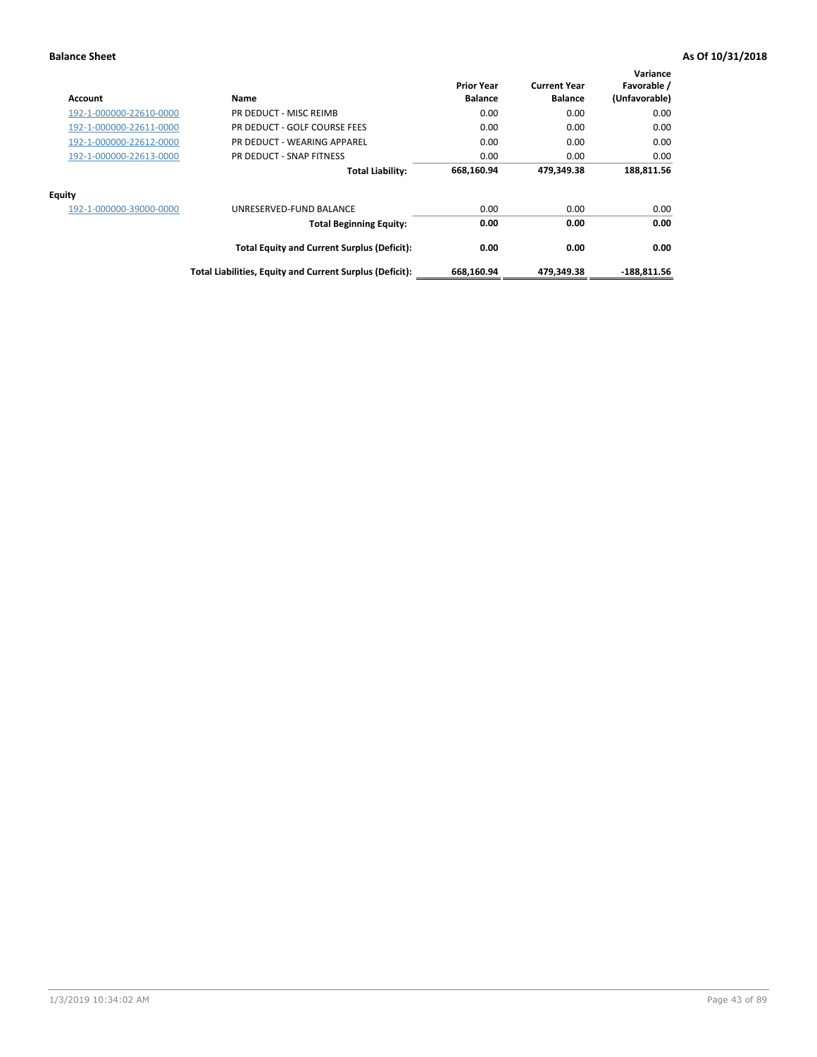**Balance Sheet** **As Of 10/31/2018**

| Account | Name | Prior Year Balance | Current Year Balance | Variance Favorable / (Unfavorable) |
|---|---|---|---|---|
| 192-1-000000-22610-0000 | PR DEDUCT - MISC REIMB | 0.00 | 0.00 | 0.00 |
| 192-1-000000-22611-0000 | PR DEDUCT - GOLF COURSE FEES | 0.00 | 0.00 | 0.00 |
| 192-1-000000-22612-0000 | PR DEDUCT - WEARING APPAREL | 0.00 | 0.00 | 0.00 |
| 192-1-000000-22613-0000 | PR DEDUCT - SNAP FITNESS | 0.00 | 0.00 | 0.00 |
| | **Total Liability:** | **668,160.94** | **479,349.38** | **188,811.56** |
| **Equity** | | | | |
| 192-1-000000-39000-0000 | UNRESERVED-FUND BALANCE | 0.00 | 0.00 | 0.00 |
| | **Total Beginning Equity:** | **0.00** | **0.00** | **0.00** |
| | **Total Equity and Current Surplus (Deficit):** | **0.00** | **0.00** | **0.00** |
| | **Total Liabilities, Equity and Current Surplus (Deficit):** | **668,160.94** | **479,349.38** | **-188,811.56** |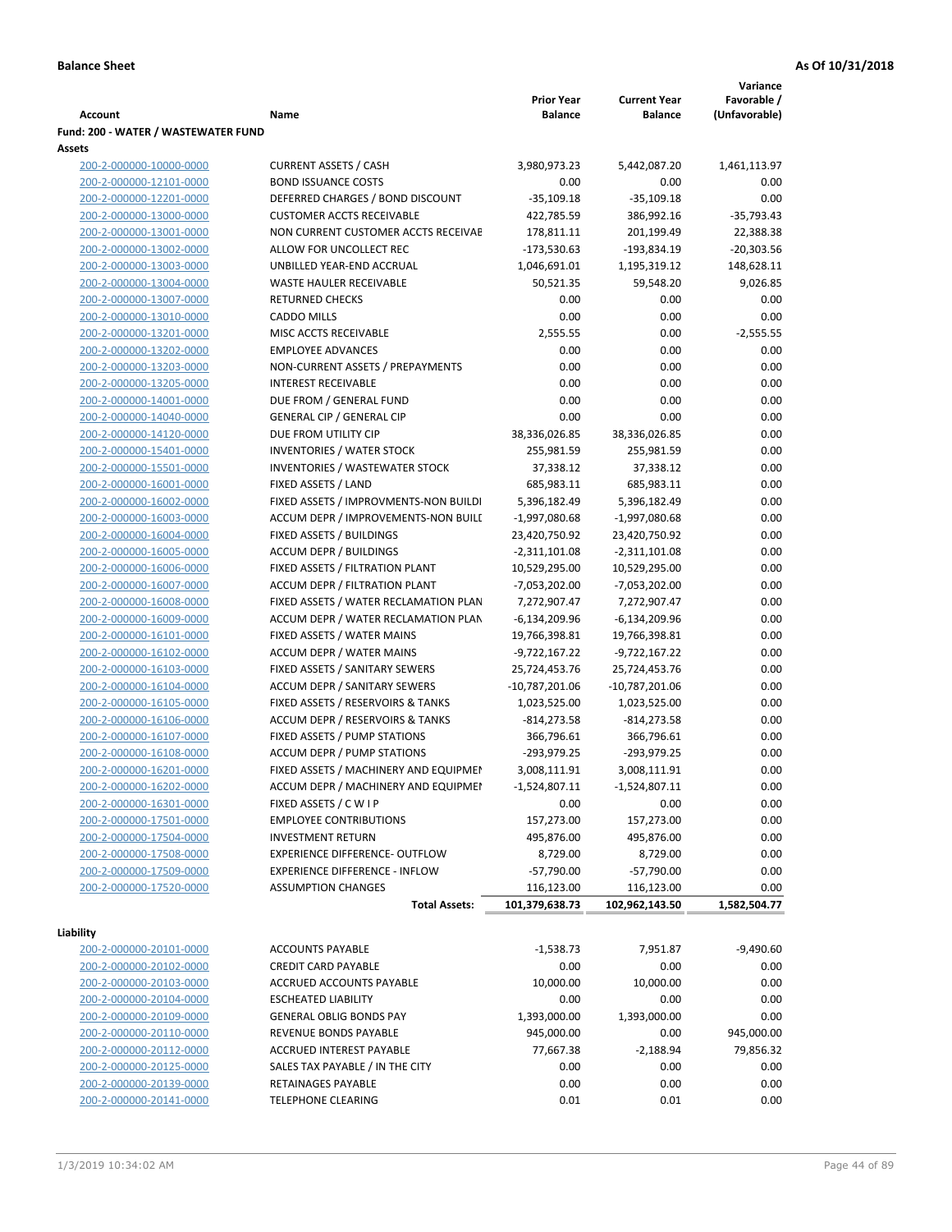**Balance Sheet** **As Of 10/31/2018**

| Account | Name | Prior Year Balance | Current Year Balance | Variance Favorable / (Unfavorable) |
|---|---|---|---|---|
| **Fund: 200 - WATER / WASTEWATER FUND** | | | | |
| **Assets** | | | | |
| 200-2-000000-10000-0000 | CURRENT ASSETS / CASH | 3,980,973.23 | 5,442,087.20 | 1,461,113.97 |
| 200-2-000000-12101-0000 | BOND ISSUANCE COSTS | 0.00 | 0.00 | 0.00 |
| 200-2-000000-12201-0000 | DEFERRED CHARGES / BOND DISCOUNT | -35,109.18 | -35,109.18 | 0.00 |
| 200-2-000000-13000-0000 | CUSTOMER ACCTS RECEIVABLE | 422,785.59 | 386,992.16 | -35,793.43 |
| 200-2-000000-13001-0000 | NON CURRENT CUSTOMER ACCTS RECEIVAE | 178,811.11 | 201,199.49 | 22,388.38 |
| 200-2-000000-13002-0000 | ALLOW FOR UNCOLLECT REC | -173,530.63 | -193,834.19 | -20,303.56 |
| 200-2-000000-13003-0000 | UNBILLED YEAR-END ACCRUAL | 1,046,691.01 | 1,195,319.12 | 148,628.11 |
| 200-2-000000-13004-0000 | WASTE HAULER RECEIVABLE | 50,521.35 | 59,548.20 | 9,026.85 |
| 200-2-000000-13007-0000 | RETURNED CHECKS | 0.00 | 0.00 | 0.00 |
| 200-2-000000-13010-0000 | CADDO MILLS | 0.00 | 0.00 | 0.00 |
| 200-2-000000-13201-0000 | MISC ACCTS RECEIVABLE | 2,555.55 | 0.00 | -2,555.55 |
| 200-2-000000-13202-0000 | EMPLOYEE ADVANCES | 0.00 | 0.00 | 0.00 |
| 200-2-000000-13203-0000 | NON-CURRENT ASSETS / PREPAYMENTS | 0.00 | 0.00 | 0.00 |
| 200-2-000000-13205-0000 | INTEREST RECEIVABLE | 0.00 | 0.00 | 0.00 |
| 200-2-000000-14001-0000 | DUE FROM / GENERAL FUND | 0.00 | 0.00 | 0.00 |
| 200-2-000000-14040-0000 | GENERAL CIP / GENERAL CIP | 0.00 | 0.00 | 0.00 |
| 200-2-000000-14120-0000 | DUE FROM UTILITY CIP | 38,336,026.85 | 38,336,026.85 | 0.00 |
| 200-2-000000-15401-0000 | INVENTORIES / WATER STOCK | 255,981.59 | 255,981.59 | 0.00 |
| 200-2-000000-15501-0000 | INVENTORIES / WASTEWATER STOCK | 37,338.12 | 37,338.12 | 0.00 |
| 200-2-000000-16001-0000 | FIXED ASSETS / LAND | 685,983.11 | 685,983.11 | 0.00 |
| 200-2-000000-16002-0000 | FIXED ASSETS / IMPROVMENTS-NON BUILDI | 5,396,182.49 | 5,396,182.49 | 0.00 |
| 200-2-000000-16003-0000 | ACCUM DEPR / IMPROVEMENTS-NON BUILI | -1,997,080.68 | -1,997,080.68 | 0.00 |
| 200-2-000000-16004-0000 | FIXED ASSETS / BUILDINGS | 23,420,750.92 | 23,420,750.92 | 0.00 |
| 200-2-000000-16005-0000 | ACCUM DEPR / BUILDINGS | -2,311,101.08 | -2,311,101.08 | 0.00 |
| 200-2-000000-16006-0000 | FIXED ASSETS / FILTRATION PLANT | 10,529,295.00 | 10,529,295.00 | 0.00 |
| 200-2-000000-16007-0000 | ACCUM DEPR / FILTRATION PLANT | -7,053,202.00 | -7,053,202.00 | 0.00 |
| 200-2-000000-16008-0000 | FIXED ASSETS / WATER RECLAMATION PLAN | 7,272,907.47 | 7,272,907.47 | 0.00 |
| 200-2-000000-16009-0000 | ACCUM DEPR / WATER RECLAMATION PLAN | -6,134,209.96 | -6,134,209.96 | 0.00 |
| 200-2-000000-16101-0000 | FIXED ASSETS / WATER MAINS | 19,766,398.81 | 19,766,398.81 | 0.00 |
| 200-2-000000-16102-0000 | ACCUM DEPR / WATER MAINS | -9,722,167.22 | -9,722,167.22 | 0.00 |
| 200-2-000000-16103-0000 | FIXED ASSETS / SANITARY SEWERS | 25,724,453.76 | 25,724,453.76 | 0.00 |
| 200-2-000000-16104-0000 | ACCUM DEPR / SANITARY SEWERS | -10,787,201.06 | -10,787,201.06 | 0.00 |
| 200-2-000000-16105-0000 | FIXED ASSETS / RESERVOIRS & TANKS | 1,023,525.00 | 1,023,525.00 | 0.00 |
| 200-2-000000-16106-0000 | ACCUM DEPR / RESERVOIRS & TANKS | -814,273.58 | -814,273.58 | 0.00 |
| 200-2-000000-16107-0000 | FIXED ASSETS / PUMP STATIONS | 366,796.61 | 366,796.61 | 0.00 |
| 200-2-000000-16108-0000 | ACCUM DEPR / PUMP STATIONS | -293,979.25 | -293,979.25 | 0.00 |
| 200-2-000000-16201-0000 | FIXED ASSETS / MACHINERY AND EQUIPMEI | 3,008,111.91 | 3,008,111.91 | 0.00 |
| 200-2-000000-16202-0000 | ACCUM DEPR / MACHINERY AND EQUIPMEI | -1,524,807.11 | -1,524,807.11 | 0.00 |
| 200-2-000000-16301-0000 | FIXED ASSETS / C W I P | 0.00 | 0.00 | 0.00 |
| 200-2-000000-17501-0000 | EMPLOYEE CONTRIBUTIONS | 157,273.00 | 157,273.00 | 0.00 |
| 200-2-000000-17504-0000 | INVESTMENT RETURN | 495,876.00 | 495,876.00 | 0.00 |
| 200-2-000000-17508-0000 | EXPERIENCE DIFFERENCE- OUTFLOW | 8,729.00 | 8,729.00 | 0.00 |
| 200-2-000000-17509-0000 | EXPERIENCE DIFFERENCE - INFLOW | -57,790.00 | -57,790.00 | 0.00 |
| 200-2-000000-17520-0000 | ASSUMPTION CHANGES | 116,123.00 | 116,123.00 | 0.00 |
| | **Total Assets:** | **101,379,638.73** | **102,962,143.50** | **1,582,504.77** |
| **Liability** | | | | |
| 200-2-000000-20101-0000 | ACCOUNTS PAYABLE | -1,538.73 | 7,951.87 | -9,490.60 |
| 200-2-000000-20102-0000 | CREDIT CARD PAYABLE | 0.00 | 0.00 | 0.00 |
| 200-2-000000-20103-0000 | ACCRUED ACCOUNTS PAYABLE | 10,000.00 | 10,000.00 | 0.00 |
| 200-2-000000-20104-0000 | ESCHEATED LIABILITY | 0.00 | 0.00 | 0.00 |
| 200-2-000000-20109-0000 | GENERAL OBLIG BONDS PAY | 1,393,000.00 | 1,393,000.00 | 0.00 |
| 200-2-000000-20110-0000 | REVENUE BONDS PAYABLE | 945,000.00 | 0.00 | 945,000.00 |
| 200-2-000000-20112-0000 | ACCRUED INTEREST PAYABLE | 77,667.38 | -2,188.94 | 79,856.32 |
| 200-2-000000-20125-0000 | SALES TAX PAYABLE / IN THE CITY | 0.00 | 0.00 | 0.00 |
| 200-2-000000-20139-0000 | RETAINAGES PAYABLE | 0.00 | 0.00 | 0.00 |
| 200-2-000000-20141-0000 | TELEPHONE CLEARING | 0.01 | 0.01 | 0.00 |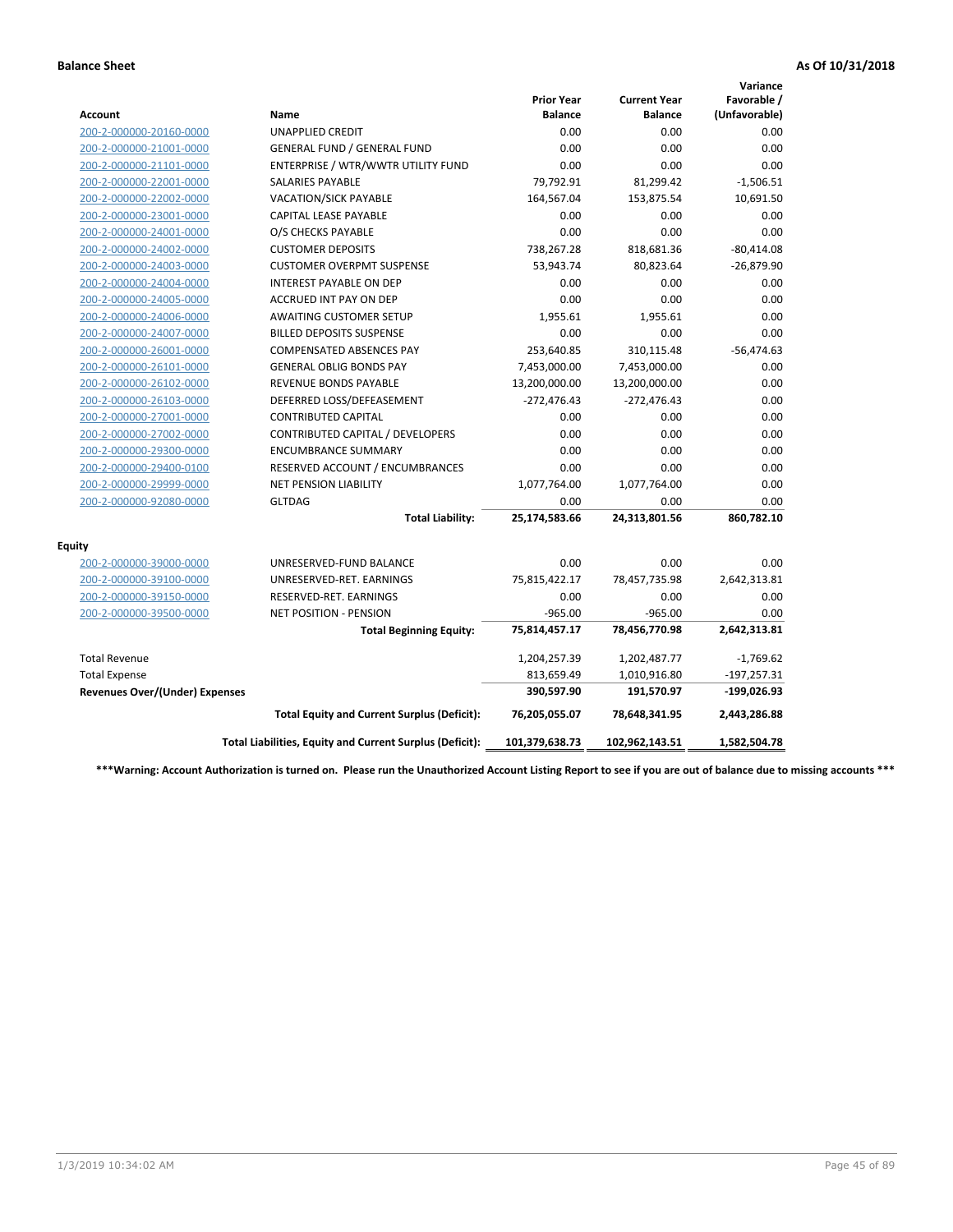**Balance Sheet** **As Of 10/31/2018**

| Account | Name | Prior Year Balance | Current Year Balance | Variance Favorable / (Unfavorable) |
|---|---|---|---|---|
| 200-2-000000-20160-0000 | UNAPPLIED CREDIT | 0.00 | 0.00 | 0.00 |
| 200-2-000000-21001-0000 | GENERAL FUND / GENERAL FUND | 0.00 | 0.00 | 0.00 |
| 200-2-000000-21101-0000 | ENTERPRISE / WTR/WWTR UTILITY FUND | 0.00 | 0.00 | 0.00 |
| 200-2-000000-22001-0000 | SALARIES PAYABLE | 79,792.91 | 81,299.42 | -1,506.51 |
| 200-2-000000-22002-0000 | VACATION/SICK PAYABLE | 164,567.04 | 153,875.54 | 10,691.50 |
| 200-2-000000-23001-0000 | CAPITAL LEASE PAYABLE | 0.00 | 0.00 | 0.00 |
| 200-2-000000-24001-0000 | O/S CHECKS PAYABLE | 0.00 | 0.00 | 0.00 |
| 200-2-000000-24002-0000 | CUSTOMER DEPOSITS | 738,267.28 | 818,681.36 | -80,414.08 |
| 200-2-000000-24003-0000 | CUSTOMER OVERPMT SUSPENSE | 53,943.74 | 80,823.64 | -26,879.90 |
| 200-2-000000-24004-0000 | INTEREST PAYABLE ON DEP | 0.00 | 0.00 | 0.00 |
| 200-2-000000-24005-0000 | ACCRUED INT PAY ON DEP | 0.00 | 0.00 | 0.00 |
| 200-2-000000-24006-0000 | AWAITING CUSTOMER SETUP | 1,955.61 | 1,955.61 | 0.00 |
| 200-2-000000-24007-0000 | BILLED DEPOSITS SUSPENSE | 0.00 | 0.00 | 0.00 |
| 200-2-000000-26001-0000 | COMPENSATED ABSENCES PAY | 253,640.85 | 310,115.48 | -56,474.63 |
| 200-2-000000-26101-0000 | GENERAL OBLIG BONDS PAY | 7,453,000.00 | 7,453,000.00 | 0.00 |
| 200-2-000000-26102-0000 | REVENUE BONDS PAYABLE | 13,200,000.00 | 13,200,000.00 | 0.00 |
| 200-2-000000-26103-0000 | DEFERRED LOSS/DEFEASEMENT | -272,476.43 | -272,476.43 | 0.00 |
| 200-2-000000-27001-0000 | CONTRIBUTED CAPITAL | 0.00 | 0.00 | 0.00 |
| 200-2-000000-27002-0000 | CONTRIBUTED CAPITAL / DEVELOPERS | 0.00 | 0.00 | 0.00 |
| 200-2-000000-29300-0000 | ENCUMBRANCE SUMMARY | 0.00 | 0.00 | 0.00 |
| 200-2-000000-29400-0100 | RESERVED ACCOUNT / ENCUMBRANCES | 0.00 | 0.00 | 0.00 |
| 200-2-000000-29999-0000 | NET PENSION LIABILITY | 1,077,764.00 | 1,077,764.00 | 0.00 |
| 200-2-000000-92080-0000 | GLTDAG | 0.00 | 0.00 | 0.00 |
| | **Total Liability:** | **25,174,583.66** | **24,313,801.56** | **860,782.10** |
| **Equity** | | | | |
| 200-2-000000-39000-0000 | UNRESERVED-FUND BALANCE | 0.00 | 0.00 | 0.00 |
| 200-2-000000-39100-0000 | UNRESERVED-RET. EARNINGS | 75,815,422.17 | 78,457,735.98 | 2,642,313.81 |
| 200-2-000000-39150-0000 | RESERVED-RET. EARNINGS | 0.00 | 0.00 | 0.00 |
| 200-2-000000-39500-0000 | NET POSITION - PENSION | -965.00 | -965.00 | 0.00 |
| | **Total Beginning Equity:** | **75,814,457.17** | **78,456,770.98** | **2,642,313.81** |
| Total Revenue | | 1,204,257.39 | 1,202,487.77 | -1,769.62 |
| Total Expense | | 813,659.49 | 1,010,916.80 | -197,257.31 |
| **Revenues Over/(Under) Expenses** | | **390,597.90** | **191,570.97** | **-199,026.93** |
| | **Total Equity and Current Surplus (Deficit):** | **76,205,055.07** | **78,648,341.95** | **2,443,286.88** |
| | **Total Liabilities, Equity and Current Surplus (Deficit):** | **101,379,638.73** | **102,962,143.51** | **1,582,504.78** |

**\*\*\*Warning: Account Authorization is turned on. Please run the Unauthorized Account Listing Report to see if you are out of balance due to missing accounts \*\*\***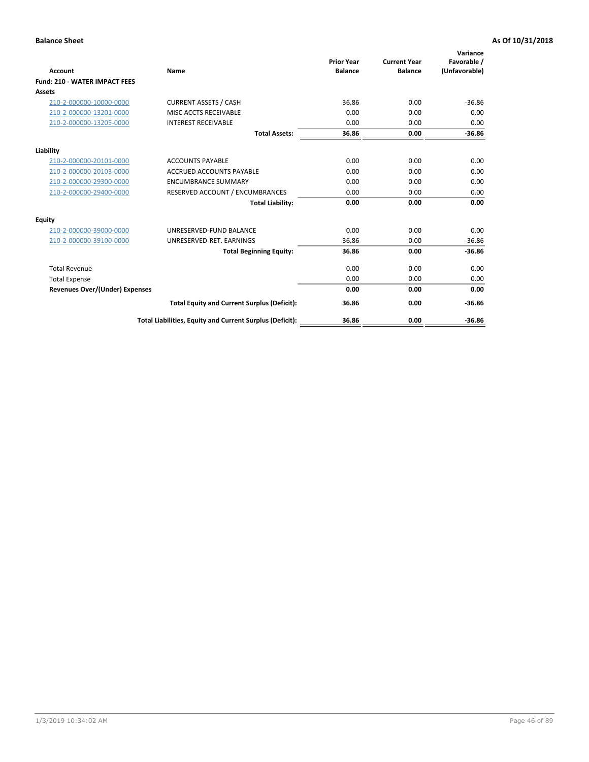**Balance Sheet** **As Of 10/31/2018**

| Account | Name | Prior Year Balance | Current Year Balance | Variance Favorable / (Unfavorable) |
|---|---|---|---|---|
| **Fund: 210 - WATER IMPACT FEES** | | | | |
| **Assets** | | | | |
| 210-2-000000-10000-0000 | CURRENT ASSETS / CASH | 36.86 | 0.00 | -36.86 |
| 210-2-000000-13201-0000 | MISC ACCTS RECEIVABLE | 0.00 | 0.00 | 0.00 |
| 210-2-000000-13205-0000 | INTEREST RECEIVABLE | 0.00 | 0.00 | 0.00 |
| | **Total Assets:** | **36.86** | **0.00** | **-36.86** |
| **Liability** | | | | |
| 210-2-000000-20101-0000 | ACCOUNTS PAYABLE | 0.00 | 0.00 | 0.00 |
| 210-2-000000-20103-0000 | ACCRUED ACCOUNTS PAYABLE | 0.00 | 0.00 | 0.00 |
| 210-2-000000-29300-0000 | ENCUMBRANCE SUMMARY | 0.00 | 0.00 | 0.00 |
| 210-2-000000-29400-0000 | RESERVED ACCOUNT / ENCUMBRANCES | 0.00 | 0.00 | 0.00 |
| | **Total Liability:** | **0.00** | **0.00** | **0.00** |
| **Equity** | | | | |
| 210-2-000000-39000-0000 | UNRESERVED-FUND BALANCE | 0.00 | 0.00 | 0.00 |
| 210-2-000000-39100-0000 | UNRESERVED-RET. EARNINGS | 36.86 | 0.00 | -36.86 |
| | **Total Beginning Equity:** | **36.86** | **0.00** | **-36.86** |
| Total Revenue | | 0.00 | 0.00 | 0.00 |
| Total Expense | | 0.00 | 0.00 | 0.00 |
| **Revenues Over/(Under) Expenses** | | **0.00** | **0.00** | **0.00** |
| | **Total Equity and Current Surplus (Deficit):** | **36.86** | **0.00** | **-36.86** |
| | **Total Liabilities, Equity and Current Surplus (Deficit):** | **36.86** | **0.00** | **-36.86** |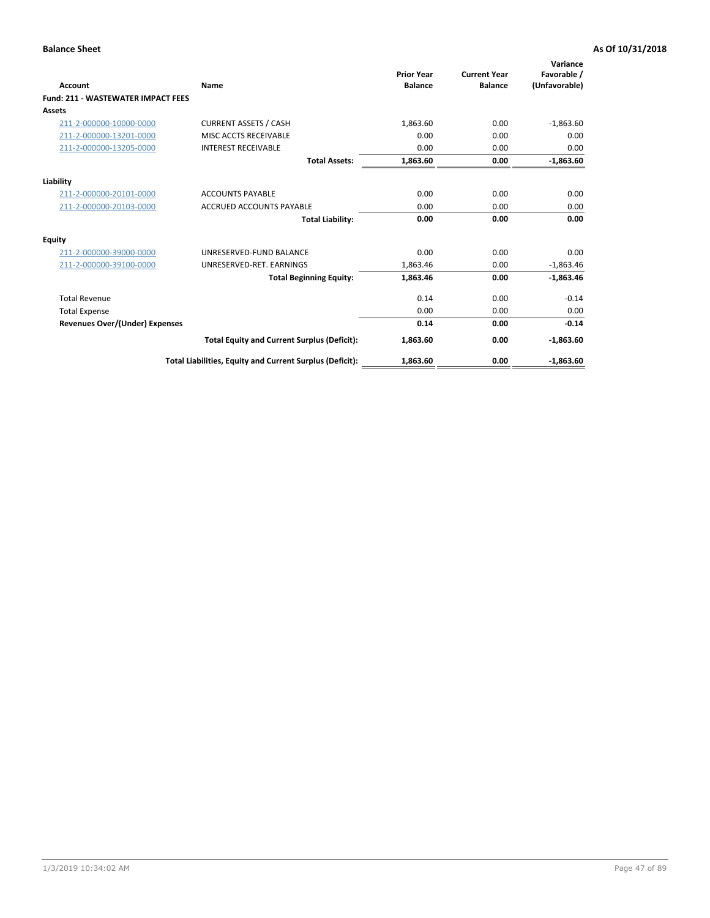**Balance Sheet** **As Of 10/31/2018**

| Account | Name | Prior Year Balance | Current Year Balance | Variance Favorable / (Unfavorable) |
|---|---|---|---|---|
| **Fund: 211 - WASTEWATER IMPACT FEES** | | | | |
| **Assets** | | | | |
| 211-2-000000-10000-0000 | CURRENT ASSETS / CASH | 1,863.60 | 0.00 | -1,863.60 |
| 211-2-000000-13201-0000 | MISC ACCTS RECEIVABLE | 0.00 | 0.00 | 0.00 |
| 211-2-000000-13205-0000 | INTEREST RECEIVABLE | 0.00 | 0.00 | 0.00 |
| | **Total Assets:** | **1,863.60** | **0.00** | **-1,863.60** |
| **Liability** | | | | |
| 211-2-000000-20101-0000 | ACCOUNTS PAYABLE | 0.00 | 0.00 | 0.00 |
| 211-2-000000-20103-0000 | ACCRUED ACCOUNTS PAYABLE | 0.00 | 0.00 | 0.00 |
| | **Total Liability:** | **0.00** | **0.00** | **0.00** |
| **Equity** | | | | |
| 211-2-000000-39000-0000 | UNRESERVED-FUND BALANCE | 0.00 | 0.00 | 0.00 |
| 211-2-000000-39100-0000 | UNRESERVED-RET. EARNINGS | 1,863.46 | 0.00 | -1,863.46 |
| | **Total Beginning Equity:** | **1,863.46** | **0.00** | **-1,863.46** |
| Total Revenue | | 0.14 | 0.00 | -0.14 |
| Total Expense | | 0.00 | 0.00 | 0.00 |
| **Revenues Over/(Under) Expenses** | | **0.14** | **0.00** | **-0.14** |
| | **Total Equity and Current Surplus (Deficit):** | **1,863.60** | **0.00** | **-1,863.60** |
| | **Total Liabilities, Equity and Current Surplus (Deficit):** | **1,863.60** | **0.00** | **-1,863.60** |

1/3/2019 10:34:02 AM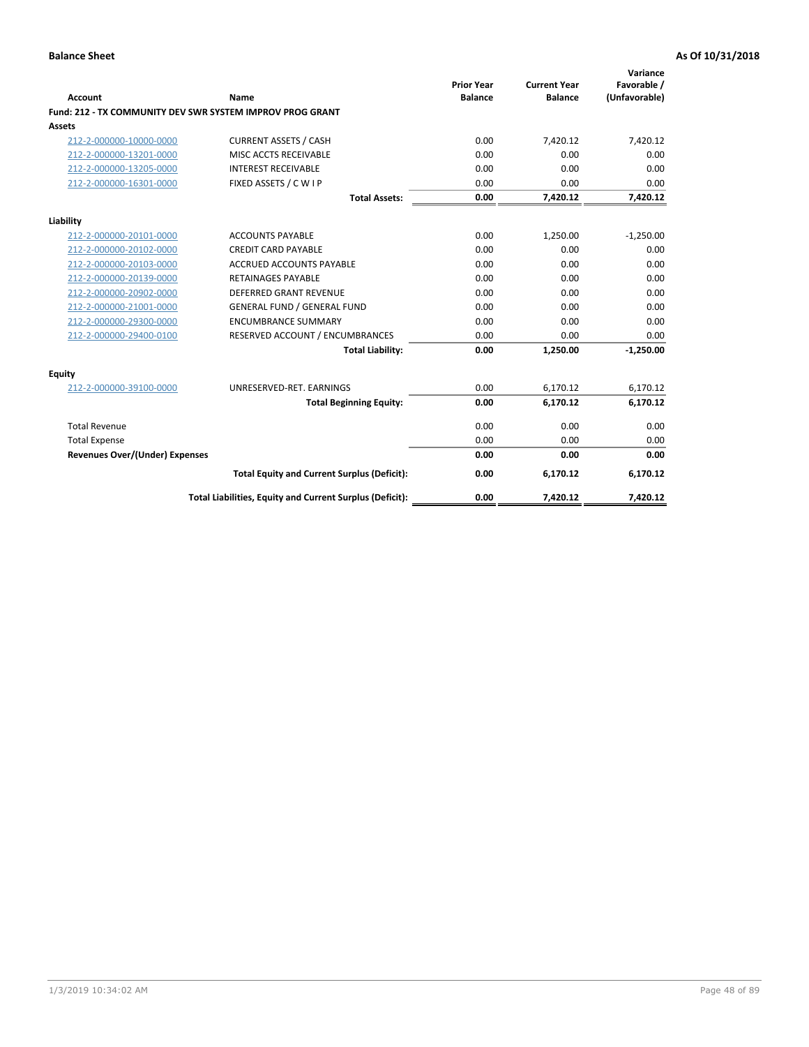**Balance Sheet** **As Of 10/31/2018**

| Account | Name | Prior Year Balance | Current Year Balance | Variance Favorable / (Unfavorable) |
|---|---|---|---|---|
| **Fund: 212 - TX COMMUNITY DEV SWR SYSTEM IMPROV PROG GRANT** | | | | |
| **Assets** | | | | |
| 212-2-000000-10000-0000 | CURRENT ASSETS / CASH | 0.00 | 7,420.12 | 7,420.12 |
| 212-2-000000-13201-0000 | MISC ACCTS RECEIVABLE | 0.00 | 0.00 | 0.00 |
| 212-2-000000-13205-0000 | INTEREST RECEIVABLE | 0.00 | 0.00 | 0.00 |
| 212-2-000000-16301-0000 | FIXED ASSETS / C W I P | 0.00 | 0.00 | 0.00 |
| | **Total Assets:** | **0.00** | **7,420.12** | **7,420.12** |
| **Liability** | | | | |
| 212-2-000000-20101-0000 | ACCOUNTS PAYABLE | 0.00 | 1,250.00 | -1,250.00 |
| 212-2-000000-20102-0000 | CREDIT CARD PAYABLE | 0.00 | 0.00 | 0.00 |
| 212-2-000000-20103-0000 | ACCRUED ACCOUNTS PAYABLE | 0.00 | 0.00 | 0.00 |
| 212-2-000000-20139-0000 | RETAINAGES PAYABLE | 0.00 | 0.00 | 0.00 |
| 212-2-000000-20902-0000 | DEFERRED GRANT REVENUE | 0.00 | 0.00 | 0.00 |
| 212-2-000000-21001-0000 | GENERAL FUND / GENERAL FUND | 0.00 | 0.00 | 0.00 |
| 212-2-000000-29300-0000 | ENCUMBRANCE SUMMARY | 0.00 | 0.00 | 0.00 |
| 212-2-000000-29400-0100 | RESERVED ACCOUNT / ENCUMBRANCES | 0.00 | 0.00 | 0.00 |
| | **Total Liability:** | **0.00** | **1,250.00** | **-1,250.00** |
| **Equity** | | | | |
| 212-2-000000-39100-0000 | UNRESERVED-RET. EARNINGS | 0.00 | 6,170.12 | 6,170.12 |
| | **Total Beginning Equity:** | **0.00** | **6,170.12** | **6,170.12** |
| Total Revenue | | 0.00 | 0.00 | 0.00 |
| Total Expense | | 0.00 | 0.00 | 0.00 |
| **Revenues Over/(Under) Expenses** | | **0.00** | **0.00** | **0.00** |
| | **Total Equity and Current Surplus (Deficit):** | **0.00** | **6,170.12** | **6,170.12** |
| | **Total Liabilities, Equity and Current Surplus (Deficit):** | **0.00** | **7,420.12** | **7,420.12** |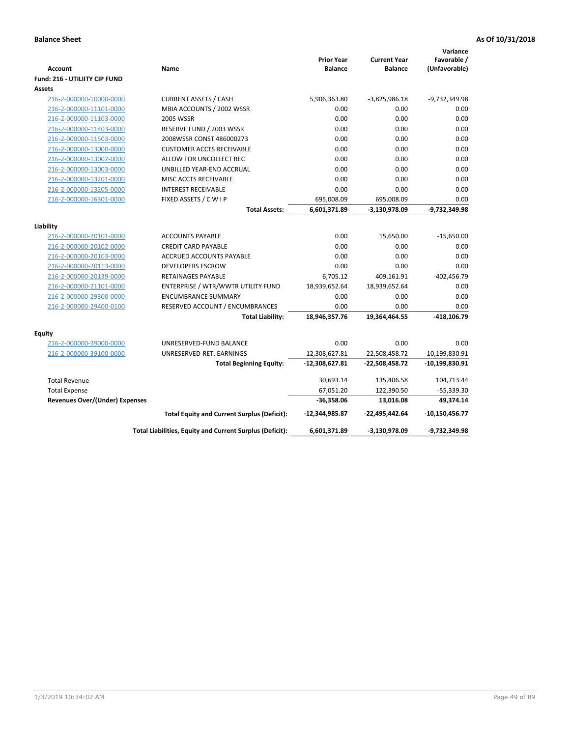**Balance Sheet** — **As Of 10/31/2018**

| Account | Name | Prior Year Balance | Current Year Balance | Variance Favorable / (Unfavorable) |
|---|---|---|---|---|
| **Fund: 216 - UTILIITY CIP FUND** | | | | |
| **Assets** | | | | |
| 216-2-000000-10000-0000 | CURRENT ASSETS / CASH | 5,906,363.80 | -3,825,986.18 | -9,732,349.98 |
| 216-2-000000-11101-0000 | MBIA ACCOUNTS / 2002 WSSR | 0.00 | 0.00 | 0.00 |
| 216-2-000000-11103-0000 | 2005 WSSR | 0.00 | 0.00 | 0.00 |
| 216-2-000000-11403-0000 | RESERVE FUND / 2003 WSSR | 0.00 | 0.00 | 0.00 |
| 216-2-000000-11503-0000 | 2008WSSR CONST 486000273 | 0.00 | 0.00 | 0.00 |
| 216-2-000000-13000-0000 | CUSTOMER ACCTS RECEIVABLE | 0.00 | 0.00 | 0.00 |
| 216-2-000000-13002-0000 | ALLOW FOR UNCOLLECT REC | 0.00 | 0.00 | 0.00 |
| 216-2-000000-13003-0000 | UNBILLED YEAR-END ACCRUAL | 0.00 | 0.00 | 0.00 |
| 216-2-000000-13201-0000 | MISC ACCTS RECEIVABLE | 0.00 | 0.00 | 0.00 |
| 216-2-000000-13205-0000 | INTEREST RECEIVABLE | 0.00 | 0.00 | 0.00 |
| 216-2-000000-16301-0000 | FIXED ASSETS / C W I P | 695,008.09 | 695,008.09 | 0.00 |
| | **Total Assets:** | **6,601,371.89** | **-3,130,978.09** | **-9,732,349.98** |
| **Liability** | | | | |
| 216-2-000000-20101-0000 | ACCOUNTS PAYABLE | 0.00 | 15,650.00 | -15,650.00 |
| 216-2-000000-20102-0000 | CREDIT CARD PAYABLE | 0.00 | 0.00 | 0.00 |
| 216-2-000000-20103-0000 | ACCRUED ACCOUNTS PAYABLE | 0.00 | 0.00 | 0.00 |
| 216-2-000000-20113-0000 | DEVELOPERS ESCROW | 0.00 | 0.00 | 0.00 |
| 216-2-000000-20139-0000 | RETAINAGES PAYABLE | 6,705.12 | 409,161.91 | -402,456.79 |
| 216-2-000000-21101-0000 | ENTERPRISE / WTR/WWTR UTILITY FUND | 18,939,652.64 | 18,939,652.64 | 0.00 |
| 216-2-000000-29300-0000 | ENCUMBRANCE SUMMARY | 0.00 | 0.00 | 0.00 |
| 216-2-000000-29400-0100 | RESERVED ACCOUNT / ENCUMBRANCES | 0.00 | 0.00 | 0.00 |
| | **Total Liability:** | **18,946,357.76** | **19,364,464.55** | **-418,106.79** |
| **Equity** | | | | |
| 216-2-000000-39000-0000 | UNRESERVED-FUND BALANCE | 0.00 | 0.00 | 0.00 |
| 216-2-000000-39100-0000 | UNRESERVED-RET. EARNINGS | -12,308,627.81 | -22,508,458.72 | -10,199,830.91 |
| | **Total Beginning Equity:** | **-12,308,627.81** | **-22,508,458.72** | **-10,199,830.91** |
| Total Revenue | | 30,693.14 | 135,406.58 | 104,713.44 |
| Total Expense | | 67,051.20 | 122,390.50 | -55,339.30 |
| **Revenues Over/(Under) Expenses** | | **-36,358.06** | **13,016.08** | **49,374.14** |
| | **Total Equity and Current Surplus (Deficit):** | **-12,344,985.87** | **-22,495,442.64** | **-10,150,456.77** |
| | **Total Liabilities, Equity and Current Surplus (Deficit):** | **6,601,371.89** | **-3,130,978.09** | **-9,732,349.98** |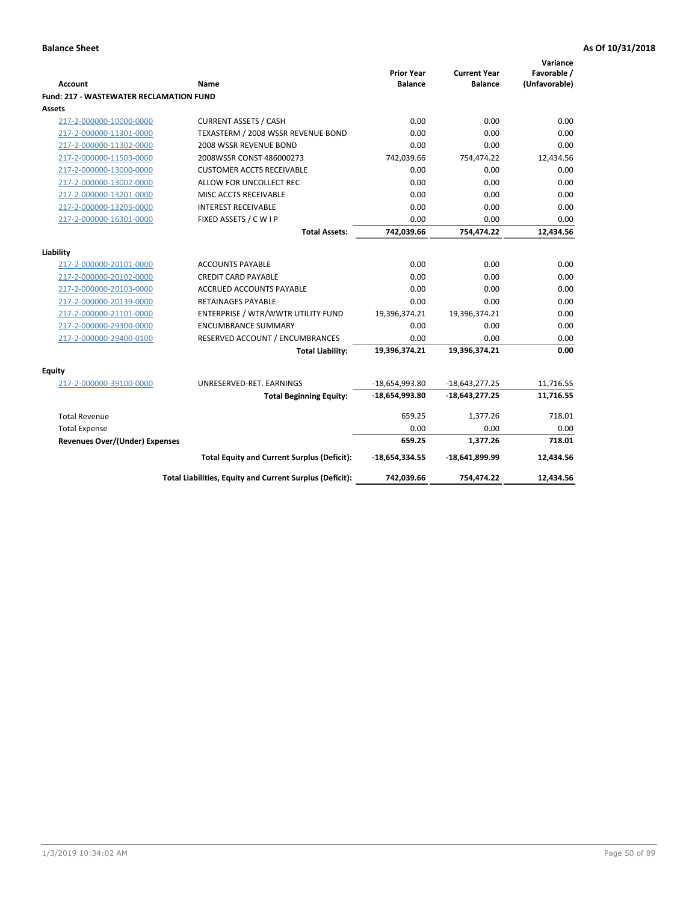**Balance Sheet** **As Of 10/31/2018**

| Account | Name | Prior Year Balance | Current Year Balance | Variance Favorable / (Unfavorable) |
|---|---|---|---|---|
| **Fund: 217 - WASTEWATER RECLAMATION FUND** | | | | |
| **Assets** | | | | |
| 217-2-000000-10000-0000 | CURRENT ASSETS / CASH | 0.00 | 0.00 | 0.00 |
| 217-2-000000-11301-0000 | TEXASTERM / 2008 WSSR REVENUE BOND | 0.00 | 0.00 | 0.00 |
| 217-2-000000-11302-0000 | 2008 WSSR REVENUE BOND | 0.00 | 0.00 | 0.00 |
| 217-2-000000-11503-0000 | 2008WSSR CONST 486000273 | 742,039.66 | 754,474.22 | 12,434.56 |
| 217-2-000000-13000-0000 | CUSTOMER ACCTS RECEIVABLE | 0.00 | 0.00 | 0.00 |
| 217-2-000000-13002-0000 | ALLOW FOR UNCOLLECT REC | 0.00 | 0.00 | 0.00 |
| 217-2-000000-13201-0000 | MISC ACCTS RECEIVABLE | 0.00 | 0.00 | 0.00 |
| 217-2-000000-13205-0000 | INTEREST RECEIVABLE | 0.00 | 0.00 | 0.00 |
| 217-2-000000-16301-0000 | FIXED ASSETS / C W I P | 0.00 | 0.00 | 0.00 |
| | **Total Assets:** | **742,039.66** | **754,474.22** | **12,434.56** |
| **Liability** | | | | |
| 217-2-000000-20101-0000 | ACCOUNTS PAYABLE | 0.00 | 0.00 | 0.00 |
| 217-2-000000-20102-0000 | CREDIT CARD PAYABLE | 0.00 | 0.00 | 0.00 |
| 217-2-000000-20103-0000 | ACCRUED ACCOUNTS PAYABLE | 0.00 | 0.00 | 0.00 |
| 217-2-000000-20139-0000 | RETAINAGES PAYABLE | 0.00 | 0.00 | 0.00 |
| 217-2-000000-21101-0000 | ENTERPRISE / WTR/WWTR UTILITY FUND | 19,396,374.21 | 19,396,374.21 | 0.00 |
| 217-2-000000-29300-0000 | ENCUMBRANCE SUMMARY | 0.00 | 0.00 | 0.00 |
| 217-2-000000-29400-0100 | RESERVED ACCOUNT / ENCUMBRANCES | 0.00 | 0.00 | 0.00 |
| | **Total Liability:** | **19,396,374.21** | **19,396,374.21** | **0.00** |
| **Equity** | | | | |
| 217-2-000000-39100-0000 | UNRESERVED-RET. EARNINGS | -18,654,993.80 | -18,643,277.25 | 11,716.55 |
| | **Total Beginning Equity:** | **-18,654,993.80** | **-18,643,277.25** | **11,716.55** |
| Total Revenue | | 659.25 | 1,377.26 | 718.01 |
| Total Expense | | 0.00 | 0.00 | 0.00 |
| **Revenues Over/(Under) Expenses** | | **659.25** | **1,377.26** | **718.01** |
| | **Total Equity and Current Surplus (Deficit):** | **-18,654,334.55** | **-18,641,899.99** | **12,434.56** |
| | **Total Liabilities, Equity and Current Surplus (Deficit):** | **742,039.66** | **754,474.22** | **12,434.56** |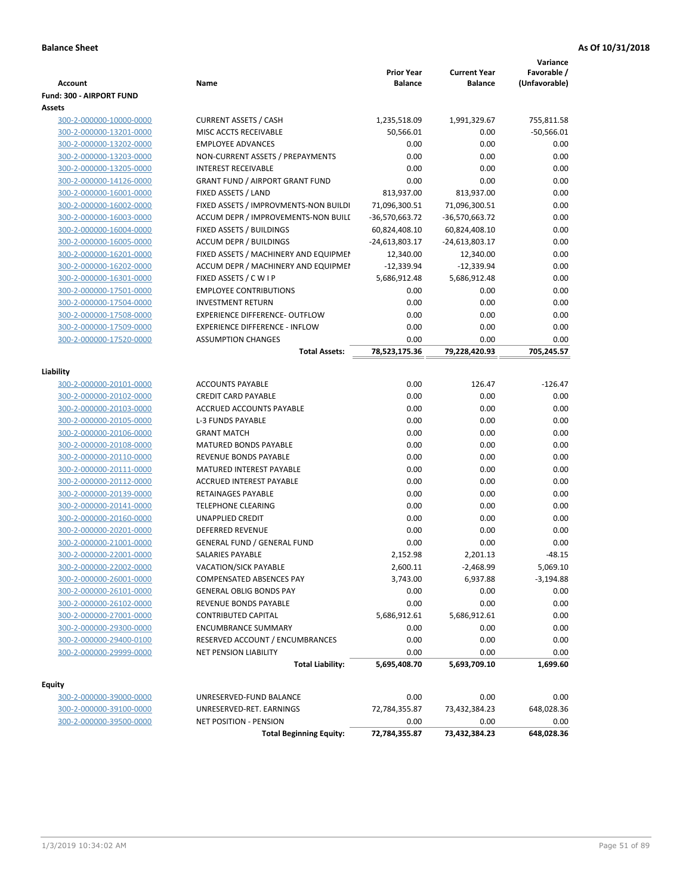**Balance Sheet** — **As Of 10/31/2018**

| Account | Name | Prior Year Balance | Current Year Balance | Variance Favorable / (Unfavorable) |
|---|---|---|---|---|
| **Fund: 300 - AIRPORT FUND** | | | | |
| **Assets** | | | | |
| 300-2-000000-10000-0000 | CURRENT ASSETS / CASH | 1,235,518.09 | 1,991,329.67 | 755,811.58 |
| 300-2-000000-13201-0000 | MISC ACCTS RECEIVABLE | 50,566.01 | 0.00 | -50,566.01 |
| 300-2-000000-13202-0000 | EMPLOYEE ADVANCES | 0.00 | 0.00 | 0.00 |
| 300-2-000000-13203-0000 | NON-CURRENT ASSETS / PREPAYMENTS | 0.00 | 0.00 | 0.00 |
| 300-2-000000-13205-0000 | INTEREST RECEIVABLE | 0.00 | 0.00 | 0.00 |
| 300-2-000000-14126-0000 | GRANT FUND / AIRPORT GRANT FUND | 0.00 | 0.00 | 0.00 |
| 300-2-000000-16001-0000 | FIXED ASSETS / LAND | 813,937.00 | 813,937.00 | 0.00 |
| 300-2-000000-16002-0000 | FIXED ASSETS / IMPROVMENTS-NON BUILDI | 71,096,300.51 | 71,096,300.51 | 0.00 |
| 300-2-000000-16003-0000 | ACCUM DEPR / IMPROVEMENTS-NON BUILI | -36,570,663.72 | -36,570,663.72 | 0.00 |
| 300-2-000000-16004-0000 | FIXED ASSETS / BUILDINGS | 60,824,408.10 | 60,824,408.10 | 0.00 |
| 300-2-000000-16005-0000 | ACCUM DEPR / BUILDINGS | -24,613,803.17 | -24,613,803.17 | 0.00 |
| 300-2-000000-16201-0000 | FIXED ASSETS / MACHINERY AND EQUIPMEI | 12,340.00 | 12,340.00 | 0.00 |
| 300-2-000000-16202-0000 | ACCUM DEPR / MACHINERY AND EQUIPMEI | -12,339.94 | -12,339.94 | 0.00 |
| 300-2-000000-16301-0000 | FIXED ASSETS / C W I P | 5,686,912.48 | 5,686,912.48 | 0.00 |
| 300-2-000000-17501-0000 | EMPLOYEE CONTRIBUTIONS | 0.00 | 0.00 | 0.00 |
| 300-2-000000-17504-0000 | INVESTMENT RETURN | 0.00 | 0.00 | 0.00 |
| 300-2-000000-17508-0000 | EXPERIENCE DIFFERENCE- OUTFLOW | 0.00 | 0.00 | 0.00 |
| 300-2-000000-17509-0000 | EXPERIENCE DIFFERENCE - INFLOW | 0.00 | 0.00 | 0.00 |
| 300-2-000000-17520-0000 | ASSUMPTION CHANGES | 0.00 | 0.00 | 0.00 |
| | **Total Assets:** | **78,523,175.36** | **79,228,420.93** | **705,245.57** |
| **Liability** | | | | |
| 300-2-000000-20101-0000 | ACCOUNTS PAYABLE | 0.00 | 126.47 | -126.47 |
| 300-2-000000-20102-0000 | CREDIT CARD PAYABLE | 0.00 | 0.00 | 0.00 |
| 300-2-000000-20103-0000 | ACCRUED ACCOUNTS PAYABLE | 0.00 | 0.00 | 0.00 |
| 300-2-000000-20105-0000 | L-3 FUNDS PAYABLE | 0.00 | 0.00 | 0.00 |
| 300-2-000000-20106-0000 | GRANT MATCH | 0.00 | 0.00 | 0.00 |
| 300-2-000000-20108-0000 | MATURED BONDS PAYABLE | 0.00 | 0.00 | 0.00 |
| 300-2-000000-20110-0000 | REVENUE BONDS PAYABLE | 0.00 | 0.00 | 0.00 |
| 300-2-000000-20111-0000 | MATURED INTEREST PAYABLE | 0.00 | 0.00 | 0.00 |
| 300-2-000000-20112-0000 | ACCRUED INTEREST PAYABLE | 0.00 | 0.00 | 0.00 |
| 300-2-000000-20139-0000 | RETAINAGES PAYABLE | 0.00 | 0.00 | 0.00 |
| 300-2-000000-20141-0000 | TELEPHONE CLEARING | 0.00 | 0.00 | 0.00 |
| 300-2-000000-20160-0000 | UNAPPLIED CREDIT | 0.00 | 0.00 | 0.00 |
| 300-2-000000-20201-0000 | DEFERRED REVENUE | 0.00 | 0.00 | 0.00 |
| 300-2-000000-21001-0000 | GENERAL FUND / GENERAL FUND | 0.00 | 0.00 | 0.00 |
| 300-2-000000-22001-0000 | SALARIES PAYABLE | 2,152.98 | 2,201.13 | -48.15 |
| 300-2-000000-22002-0000 | VACATION/SICK PAYABLE | 2,600.11 | -2,468.99 | 5,069.10 |
| 300-2-000000-26001-0000 | COMPENSATED ABSENCES PAY | 3,743.00 | 6,937.88 | -3,194.88 |
| 300-2-000000-26101-0000 | GENERAL OBLIG BONDS PAY | 0.00 | 0.00 | 0.00 |
| 300-2-000000-26102-0000 | REVENUE BONDS PAYABLE | 0.00 | 0.00 | 0.00 |
| 300-2-000000-27001-0000 | CONTRIBUTED CAPITAL | 5,686,912.61 | 5,686,912.61 | 0.00 |
| 300-2-000000-29300-0000 | ENCUMBRANCE SUMMARY | 0.00 | 0.00 | 0.00 |
| 300-2-000000-29400-0100 | RESERVED ACCOUNT / ENCUMBRANCES | 0.00 | 0.00 | 0.00 |
| 300-2-000000-29999-0000 | NET PENSION LIABILITY | 0.00 | 0.00 | 0.00 |
| | **Total Liability:** | **5,695,408.70** | **5,693,709.10** | **1,699.60** |
| **Equity** | | | | |
| 300-2-000000-39000-0000 | UNRESERVED-FUND BALANCE | 0.00 | 0.00 | 0.00 |
| 300-2-000000-39100-0000 | UNRESERVED-RET. EARNINGS | 72,784,355.87 | 73,432,384.23 | 648,028.36 |
| 300-2-000000-39500-0000 | NET POSITION - PENSION | 0.00 | 0.00 | 0.00 |
| | **Total Beginning Equity:** | **72,784,355.87** | **73,432,384.23** | **648,028.36** |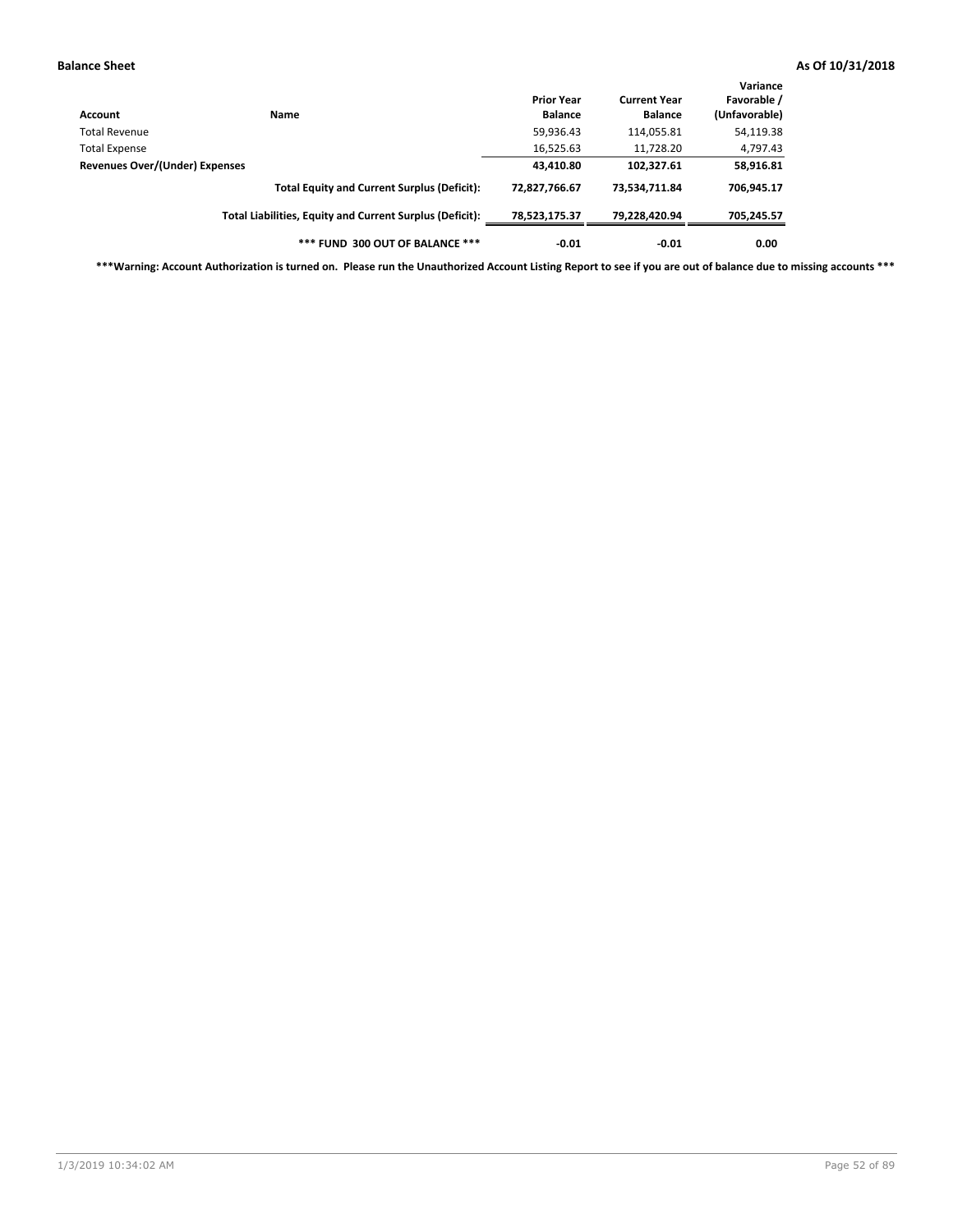**Balance Sheet** **As Of 10/31/2018**

| Account | Name | Prior Year Balance | Current Year Balance | Variance Favorable / (Unfavorable) |
|---|---|---|---|---|
| Total Revenue | | 59,936.43 | 114,055.81 | 54,119.38 |
| Total Expense | | 16,525.63 | 11,728.20 | 4,797.43 |
| **Revenues Over/(Under) Expenses** | | **43,410.80** | **102,327.61** | **58,916.81** |
| | **Total Equity and Current Surplus (Deficit):** | **72,827,766.67** | **73,534,711.84** | **706,945.17** |
| | **Total Liabilities, Equity and Current Surplus (Deficit):** | **78,523,175.37** | **79,228,420.94** | **705,245.57** |
| | **\*\*\* FUND 300 OUT OF BALANCE \*\*\*** | **-0.01** | **-0.01** | **0.00** |

**\*\*\*Warning: Account Authorization is turned on. Please run the Unauthorized Account Listing Report to see if you are out of balance due to missing accounts \*\*\***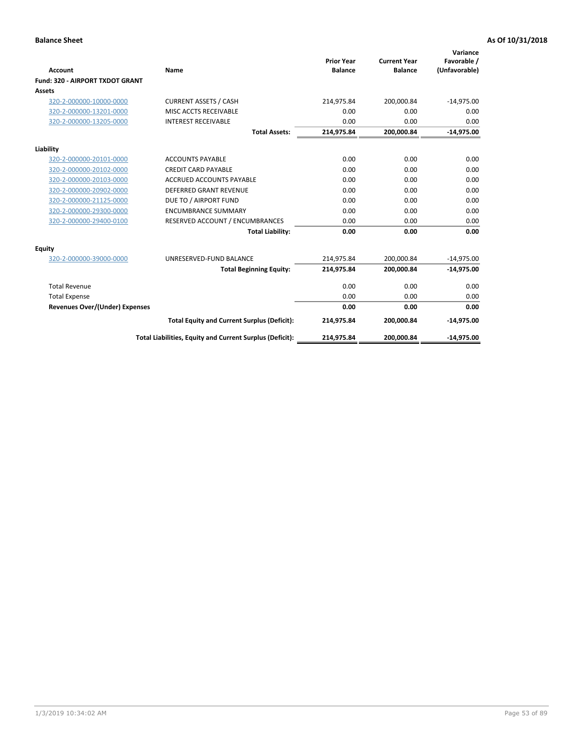**Balance Sheet** **As Of 10/31/2018**

| Account | Name | Prior Year Balance | Current Year Balance | Variance Favorable / (Unfavorable) |
|---|---|---|---|---|
| **Fund: 320 - AIRPORT TXDOT GRANT** | | | | |
| **Assets** | | | | |
| 320-2-000000-10000-0000 | CURRENT ASSETS / CASH | 214,975.84 | 200,000.84 | -14,975.00 |
| 320-2-000000-13201-0000 | MISC ACCTS RECEIVABLE | 0.00 | 0.00 | 0.00 |
| 320-2-000000-13205-0000 | INTEREST RECEIVABLE | 0.00 | 0.00 | 0.00 |
| | **Total Assets:** | **214,975.84** | **200,000.84** | **-14,975.00** |
| **Liability** | | | | |
| 320-2-000000-20101-0000 | ACCOUNTS PAYABLE | 0.00 | 0.00 | 0.00 |
| 320-2-000000-20102-0000 | CREDIT CARD PAYABLE | 0.00 | 0.00 | 0.00 |
| 320-2-000000-20103-0000 | ACCRUED ACCOUNTS PAYABLE | 0.00 | 0.00 | 0.00 |
| 320-2-000000-20902-0000 | DEFERRED GRANT REVENUE | 0.00 | 0.00 | 0.00 |
| 320-2-000000-21125-0000 | DUE TO / AIRPORT FUND | 0.00 | 0.00 | 0.00 |
| 320-2-000000-29300-0000 | ENCUMBRANCE SUMMARY | 0.00 | 0.00 | 0.00 |
| 320-2-000000-29400-0100 | RESERVED ACCOUNT / ENCUMBRANCES | 0.00 | 0.00 | 0.00 |
| | **Total Liability:** | **0.00** | **0.00** | **0.00** |
| **Equity** | | | | |
| 320-2-000000-39000-0000 | UNRESERVED-FUND BALANCE | 214,975.84 | 200,000.84 | -14,975.00 |
| | **Total Beginning Equity:** | **214,975.84** | **200,000.84** | **-14,975.00** |
| Total Revenue | | 0.00 | 0.00 | 0.00 |
| Total Expense | | 0.00 | 0.00 | 0.00 |
| **Revenues Over/(Under) Expenses** | | **0.00** | **0.00** | **0.00** |
| | **Total Equity and Current Surplus (Deficit):** | **214,975.84** | **200,000.84** | **-14,975.00** |
| | **Total Liabilities, Equity and Current Surplus (Deficit):** | **214,975.84** | **200,000.84** | **-14,975.00** |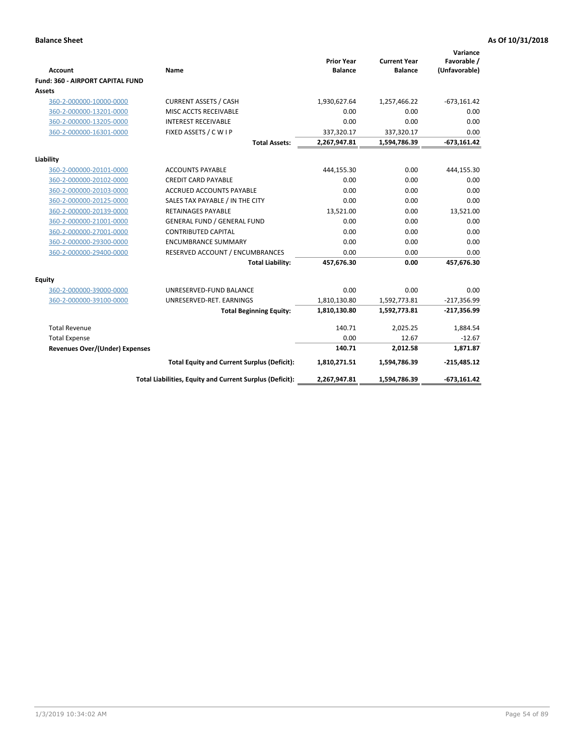**Balance Sheet** **As Of 10/31/2018**

| Account | Name | Prior Year Balance | Current Year Balance | Variance Favorable / (Unfavorable) |
|---|---|---|---|---|
| **Fund: 360 - AIRPORT CAPITAL FUND** | | | | |
| **Assets** | | | | |
| 360-2-000000-10000-0000 | CURRENT ASSETS / CASH | 1,930,627.64 | 1,257,466.22 | -673,161.42 |
| 360-2-000000-13201-0000 | MISC ACCTS RECEIVABLE | 0.00 | 0.00 | 0.00 |
| 360-2-000000-13205-0000 | INTEREST RECEIVABLE | 0.00 | 0.00 | 0.00 |
| 360-2-000000-16301-0000 | FIXED ASSETS / C W I P | 337,320.17 | 337,320.17 | 0.00 |
| | **Total Assets:** | **2,267,947.81** | **1,594,786.39** | **-673,161.42** |
| **Liability** | | | | |
| 360-2-000000-20101-0000 | ACCOUNTS PAYABLE | 444,155.30 | 0.00 | 444,155.30 |
| 360-2-000000-20102-0000 | CREDIT CARD PAYABLE | 0.00 | 0.00 | 0.00 |
| 360-2-000000-20103-0000 | ACCRUED ACCOUNTS PAYABLE | 0.00 | 0.00 | 0.00 |
| 360-2-000000-20125-0000 | SALES TAX PAYABLE / IN THE CITY | 0.00 | 0.00 | 0.00 |
| 360-2-000000-20139-0000 | RETAINAGES PAYABLE | 13,521.00 | 0.00 | 13,521.00 |
| 360-2-000000-21001-0000 | GENERAL FUND / GENERAL FUND | 0.00 | 0.00 | 0.00 |
| 360-2-000000-27001-0000 | CONTRIBUTED CAPITAL | 0.00 | 0.00 | 0.00 |
| 360-2-000000-29300-0000 | ENCUMBRANCE SUMMARY | 0.00 | 0.00 | 0.00 |
| 360-2-000000-29400-0000 | RESERVED ACCOUNT / ENCUMBRANCES | 0.00 | 0.00 | 0.00 |
| | **Total Liability:** | **457,676.30** | **0.00** | **457,676.30** |
| **Equity** | | | | |
| 360-2-000000-39000-0000 | UNRESERVED-FUND BALANCE | 0.00 | 0.00 | 0.00 |
| 360-2-000000-39100-0000 | UNRESERVED-RET. EARNINGS | 1,810,130.80 | 1,592,773.81 | -217,356.99 |
| | **Total Beginning Equity:** | **1,810,130.80** | **1,592,773.81** | **-217,356.99** |
| Total Revenue | | 140.71 | 2,025.25 | 1,884.54 |
| Total Expense | | 0.00 | 12.67 | -12.67 |
| **Revenues Over/(Under) Expenses** | | **140.71** | **2,012.58** | **1,871.87** |
| | **Total Equity and Current Surplus (Deficit):** | **1,810,271.51** | **1,594,786.39** | **-215,485.12** |
| | **Total Liabilities, Equity and Current Surplus (Deficit):** | **2,267,947.81** | **1,594,786.39** | **-673,161.42** |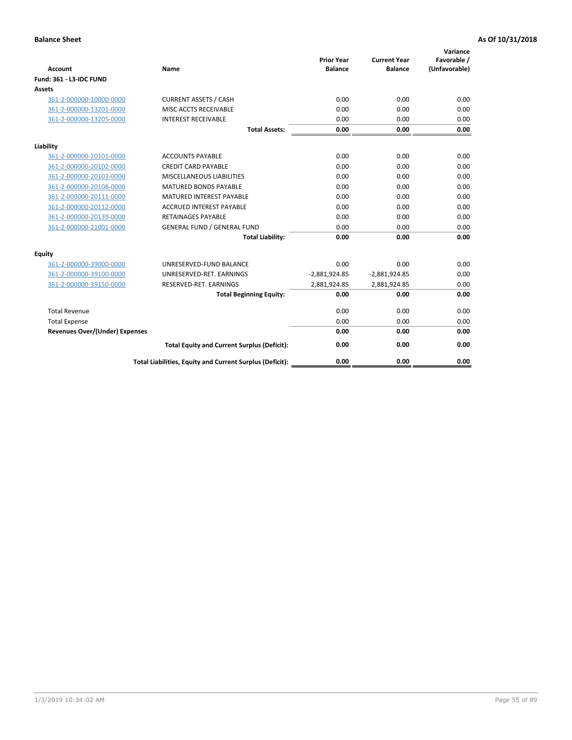**Balance Sheet** — **As Of 10/31/2018**

| Account | Name | Prior Year Balance | Current Year Balance | Variance Favorable / (Unfavorable) |
|---|---|---|---|---|
| **Fund: 361 - L3-IDC FUND** | | | | |
| **Assets** | | | | |
| 361-2-000000-10000-0000 | CURRENT ASSETS / CASH | 0.00 | 0.00 | 0.00 |
| 361-2-000000-13201-0000 | MISC ACCTS RECEIVABLE | 0.00 | 0.00 | 0.00 |
| 361-2-000000-13205-0000 | INTEREST RECEIVABLE | 0.00 | 0.00 | 0.00 |
| | **Total Assets:** | **0.00** | **0.00** | **0.00** |
| **Liability** | | | | |
| 361-2-000000-20101-0000 | ACCOUNTS PAYABLE | 0.00 | 0.00 | 0.00 |
| 361-2-000000-20102-0000 | CREDIT CARD PAYABLE | 0.00 | 0.00 | 0.00 |
| 361-2-000000-20103-0000 | MISCELLANEOUS LIABILITIES | 0.00 | 0.00 | 0.00 |
| 361-2-000000-20108-0000 | MATURED BONDS PAYABLE | 0.00 | 0.00 | 0.00 |
| 361-2-000000-20111-0000 | MATURED INTEREST PAYABLE | 0.00 | 0.00 | 0.00 |
| 361-2-000000-20112-0000 | ACCRUED INTEREST PAYABLE | 0.00 | 0.00 | 0.00 |
| 361-2-000000-20139-0000 | RETAINAGES PAYABLE | 0.00 | 0.00 | 0.00 |
| 361-2-000000-21001-0000 | GENERAL FUND / GENERAL FUND | 0.00 | 0.00 | 0.00 |
| | **Total Liability:** | **0.00** | **0.00** | **0.00** |
| **Equity** | | | | |
| 361-2-000000-39000-0000 | UNRESERVED-FUND BALANCE | 0.00 | 0.00 | 0.00 |
| 361-2-000000-39100-0000 | UNRESERVED-RET. EARNINGS | -2,881,924.85 | -2,881,924.85 | 0.00 |
| 361-2-000000-39150-0000 | RESERVED-RET. EARNINGS | 2,881,924.85 | 2,881,924.85 | 0.00 |
| | **Total Beginning Equity:** | **0.00** | **0.00** | **0.00** |
| Total Revenue | | 0.00 | 0.00 | 0.00 |
| Total Expense | | 0.00 | 0.00 | 0.00 |
| **Revenues Over/(Under) Expenses** | | **0.00** | **0.00** | **0.00** |
| | **Total Equity and Current Surplus (Deficit):** | **0.00** | **0.00** | **0.00** |
| | **Total Liabilities, Equity and Current Surplus (Deficit):** | **0.00** | **0.00** | **0.00** |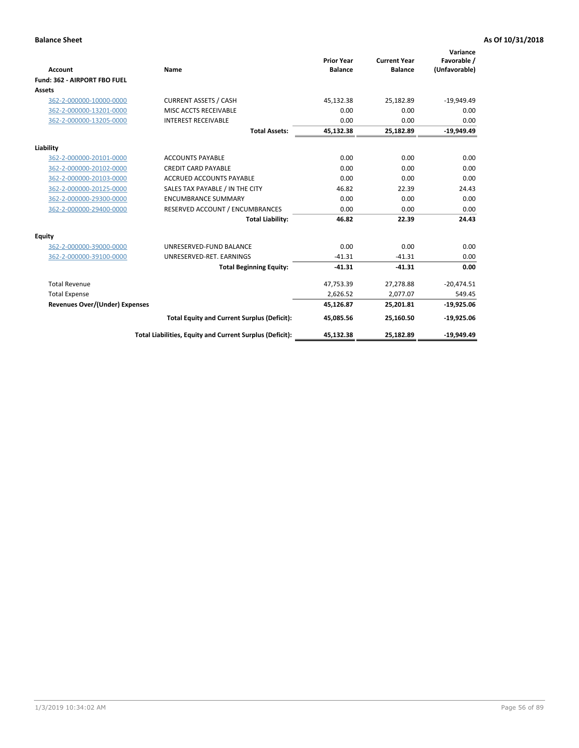**Balance Sheet** **As Of 10/31/2018**

| Account | Name | Prior Year Balance | Current Year Balance | Variance Favorable / (Unfavorable) |
|---|---|---|---|---|
| **Fund: 362 - AIRPORT FBO FUEL** | | | | |
| **Assets** | | | | |
| 362-2-000000-10000-0000 | CURRENT ASSETS / CASH | 45,132.38 | 25,182.89 | -19,949.49 |
| 362-2-000000-13201-0000 | MISC ACCTS RECEIVABLE | 0.00 | 0.00 | 0.00 |
| 362-2-000000-13205-0000 | INTEREST RECEIVABLE | 0.00 | 0.00 | 0.00 |
| | **Total Assets:** | **45,132.38** | **25,182.89** | **-19,949.49** |
| **Liability** | | | | |
| 362-2-000000-20101-0000 | ACCOUNTS PAYABLE | 0.00 | 0.00 | 0.00 |
| 362-2-000000-20102-0000 | CREDIT CARD PAYABLE | 0.00 | 0.00 | 0.00 |
| 362-2-000000-20103-0000 | ACCRUED ACCOUNTS PAYABLE | 0.00 | 0.00 | 0.00 |
| 362-2-000000-20125-0000 | SALES TAX PAYABLE / IN THE CITY | 46.82 | 22.39 | 24.43 |
| 362-2-000000-29300-0000 | ENCUMBRANCE SUMMARY | 0.00 | 0.00 | 0.00 |
| 362-2-000000-29400-0000 | RESERVED ACCOUNT / ENCUMBRANCES | 0.00 | 0.00 | 0.00 |
| | **Total Liability:** | **46.82** | **22.39** | **24.43** |
| **Equity** | | | | |
| 362-2-000000-39000-0000 | UNRESERVED-FUND BALANCE | 0.00 | 0.00 | 0.00 |
| 362-2-000000-39100-0000 | UNRESERVED-RET. EARNINGS | -41.31 | -41.31 | 0.00 |
| | **Total Beginning Equity:** | **-41.31** | **-41.31** | **0.00** |
| Total Revenue | | 47,753.39 | 27,278.88 | -20,474.51 |
| Total Expense | | 2,626.52 | 2,077.07 | 549.45 |
| **Revenues Over/(Under) Expenses** | | **45,126.87** | **25,201.81** | **-19,925.06** |
| | **Total Equity and Current Surplus (Deficit):** | **45,085.56** | **25,160.50** | **-19,925.06** |
| | **Total Liabilities, Equity and Current Surplus (Deficit):** | **45,132.38** | **25,182.89** | **-19,949.49** |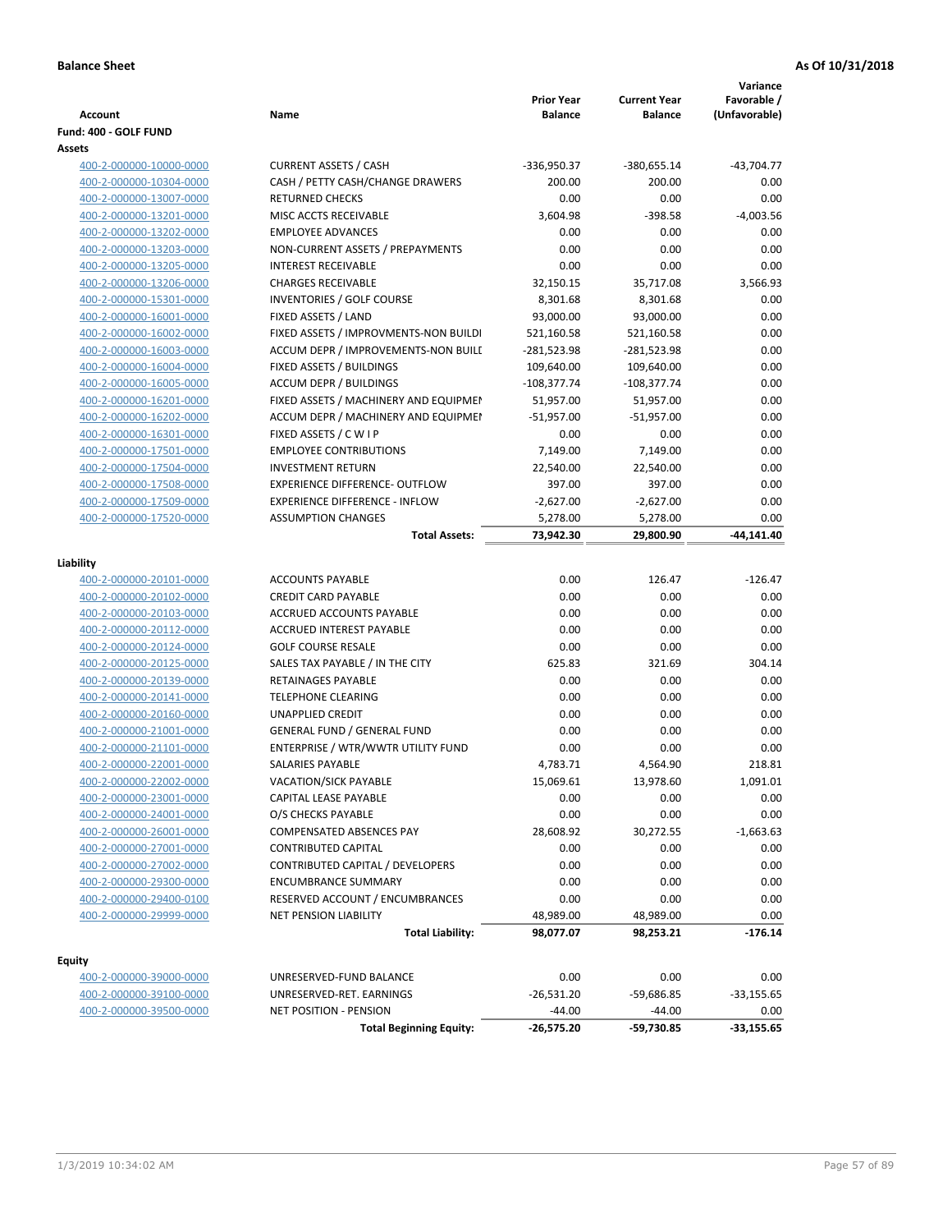**Balance Sheet** **As Of 10/31/2018**

| Account | Name | Prior Year Balance | Current Year Balance | Variance Favorable / (Unfavorable) |
|---|---|---|---|---|
| **Fund: 400 - GOLF FUND** | | | | |
| **Assets** | | | | |
| 400-2-000000-10000-0000 | CURRENT ASSETS / CASH | -336,950.37 | -380,655.14 | -43,704.77 |
| 400-2-000000-10304-0000 | CASH / PETTY CASH/CHANGE DRAWERS | 200.00 | 200.00 | 0.00 |
| 400-2-000000-13007-0000 | RETURNED CHECKS | 0.00 | 0.00 | 0.00 |
| 400-2-000000-13201-0000 | MISC ACCTS RECEIVABLE | 3,604.98 | -398.58 | -4,003.56 |
| 400-2-000000-13202-0000 | EMPLOYEE ADVANCES | 0.00 | 0.00 | 0.00 |
| 400-2-000000-13203-0000 | NON-CURRENT ASSETS / PREPAYMENTS | 0.00 | 0.00 | 0.00 |
| 400-2-000000-13205-0000 | INTEREST RECEIVABLE | 0.00 | 0.00 | 0.00 |
| 400-2-000000-13206-0000 | CHARGES RECEIVABLE | 32,150.15 | 35,717.08 | 3,566.93 |
| 400-2-000000-15301-0000 | INVENTORIES / GOLF COURSE | 8,301.68 | 8,301.68 | 0.00 |
| 400-2-000000-16001-0000 | FIXED ASSETS / LAND | 93,000.00 | 93,000.00 | 0.00 |
| 400-2-000000-16002-0000 | FIXED ASSETS / IMPROVMENTS-NON BUILDI | 521,160.58 | 521,160.58 | 0.00 |
| 400-2-000000-16003-0000 | ACCUM DEPR / IMPROVEMENTS-NON BUILI | -281,523.98 | -281,523.98 | 0.00 |
| 400-2-000000-16004-0000 | FIXED ASSETS / BUILDINGS | 109,640.00 | 109,640.00 | 0.00 |
| 400-2-000000-16005-0000 | ACCUM DEPR / BUILDINGS | -108,377.74 | -108,377.74 | 0.00 |
| 400-2-000000-16201-0000 | FIXED ASSETS / MACHINERY AND EQUIPMEI | 51,957.00 | 51,957.00 | 0.00 |
| 400-2-000000-16202-0000 | ACCUM DEPR / MACHINERY AND EQUIPMEI | -51,957.00 | -51,957.00 | 0.00 |
| 400-2-000000-16301-0000 | FIXED ASSETS / C W I P | 0.00 | 0.00 | 0.00 |
| 400-2-000000-17501-0000 | EMPLOYEE CONTRIBUTIONS | 7,149.00 | 7,149.00 | 0.00 |
| 400-2-000000-17504-0000 | INVESTMENT RETURN | 22,540.00 | 22,540.00 | 0.00 |
| 400-2-000000-17508-0000 | EXPERIENCE DIFFERENCE- OUTFLOW | 397.00 | 397.00 | 0.00 |
| 400-2-000000-17509-0000 | EXPERIENCE DIFFERENCE - INFLOW | -2,627.00 | -2,627.00 | 0.00 |
| 400-2-000000-17520-0000 | ASSUMPTION CHANGES | 5,278.00 | 5,278.00 | 0.00 |
| | **Total Assets:** | **73,942.30** | **29,800.90** | **-44,141.40** |
| **Liability** | | | | |
| 400-2-000000-20101-0000 | ACCOUNTS PAYABLE | 0.00 | 126.47 | -126.47 |
| 400-2-000000-20102-0000 | CREDIT CARD PAYABLE | 0.00 | 0.00 | 0.00 |
| 400-2-000000-20103-0000 | ACCRUED ACCOUNTS PAYABLE | 0.00 | 0.00 | 0.00 |
| 400-2-000000-20112-0000 | ACCRUED INTEREST PAYABLE | 0.00 | 0.00 | 0.00 |
| 400-2-000000-20124-0000 | GOLF COURSE RESALE | 0.00 | 0.00 | 0.00 |
| 400-2-000000-20125-0000 | SALES TAX PAYABLE / IN THE CITY | 625.83 | 321.69 | 304.14 |
| 400-2-000000-20139-0000 | RETAINAGES PAYABLE | 0.00 | 0.00 | 0.00 |
| 400-2-000000-20141-0000 | TELEPHONE CLEARING | 0.00 | 0.00 | 0.00 |
| 400-2-000000-20160-0000 | UNAPPLIED CREDIT | 0.00 | 0.00 | 0.00 |
| 400-2-000000-21001-0000 | GENERAL FUND / GENERAL FUND | 0.00 | 0.00 | 0.00 |
| 400-2-000000-21101-0000 | ENTERPRISE / WTR/WWTR UTILITY FUND | 0.00 | 0.00 | 0.00 |
| 400-2-000000-22001-0000 | SALARIES PAYABLE | 4,783.71 | 4,564.90 | 218.81 |
| 400-2-000000-22002-0000 | VACATION/SICK PAYABLE | 15,069.61 | 13,978.60 | 1,091.01 |
| 400-2-000000-23001-0000 | CAPITAL LEASE PAYABLE | 0.00 | 0.00 | 0.00 |
| 400-2-000000-24001-0000 | O/S CHECKS PAYABLE | 0.00 | 0.00 | 0.00 |
| 400-2-000000-26001-0000 | COMPENSATED ABSENCES PAY | 28,608.92 | 30,272.55 | -1,663.63 |
| 400-2-000000-27001-0000 | CONTRIBUTED CAPITAL | 0.00 | 0.00 | 0.00 |
| 400-2-000000-27002-0000 | CONTRIBUTED CAPITAL / DEVELOPERS | 0.00 | 0.00 | 0.00 |
| 400-2-000000-29300-0000 | ENCUMBRANCE SUMMARY | 0.00 | 0.00 | 0.00 |
| 400-2-000000-29400-0100 | RESERVED ACCOUNT / ENCUMBRANCES | 0.00 | 0.00 | 0.00 |
| 400-2-000000-29999-0000 | NET PENSION LIABILITY | 48,989.00 | 48,989.00 | 0.00 |
| | **Total Liability:** | **98,077.07** | **98,253.21** | **-176.14** |
| **Equity** | | | | |
| 400-2-000000-39000-0000 | UNRESERVED-FUND BALANCE | 0.00 | 0.00 | 0.00 |
| 400-2-000000-39100-0000 | UNRESERVED-RET. EARNINGS | -26,531.20 | -59,686.85 | -33,155.65 |
| 400-2-000000-39500-0000 | NET POSITION - PENSION | -44.00 | -44.00 | 0.00 |
| | **Total Beginning Equity:** | **-26,575.20** | **-59,730.85** | **-33,155.65** |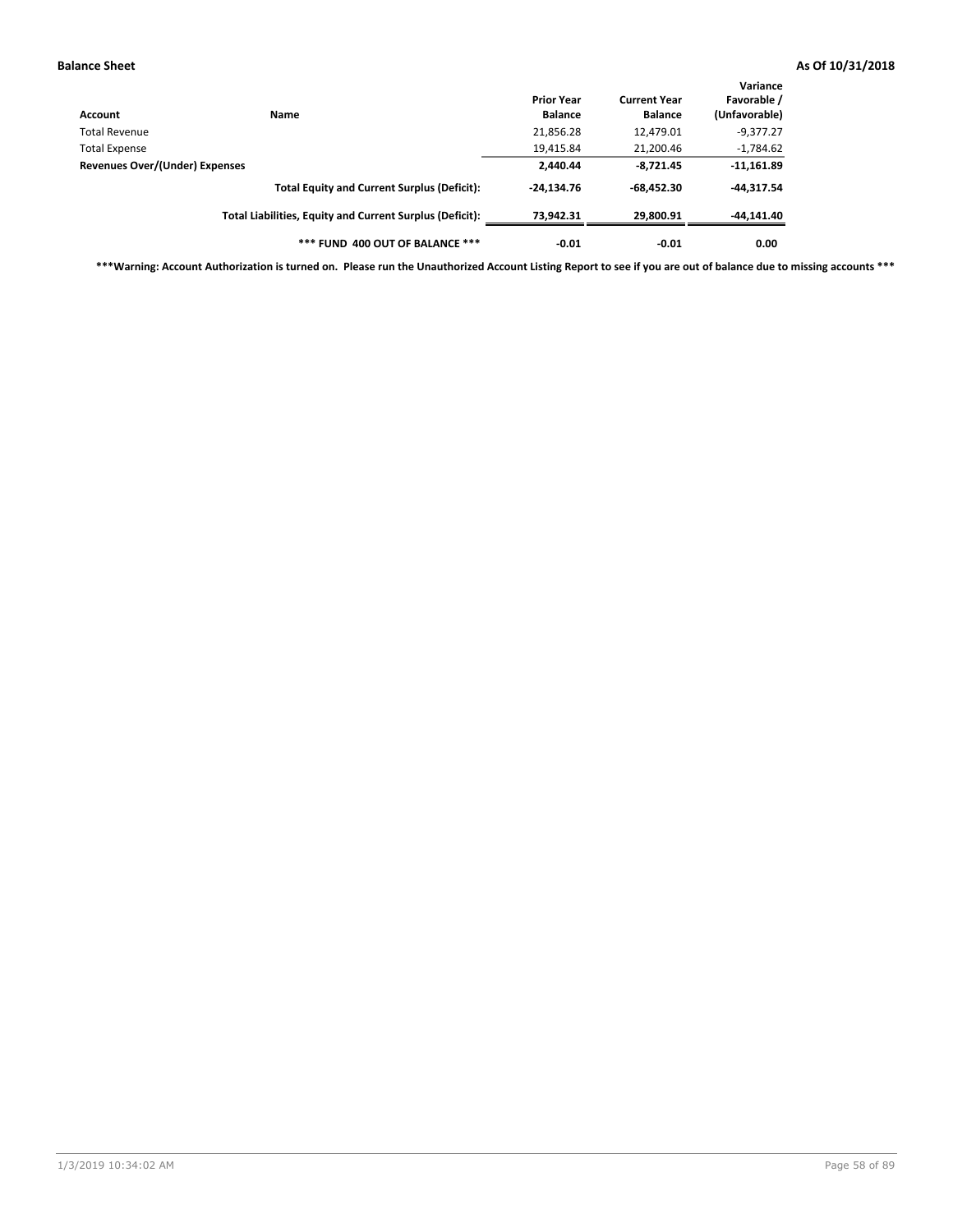**Balance Sheet** **As Of 10/31/2018**

| Account | Name | Prior Year Balance | Current Year Balance | Variance Favorable / (Unfavorable) |
|---|---|---|---|---|
| Total Revenue | | 21,856.28 | 12,479.01 | -9,377.27 |
| Total Expense | | 19,415.84 | 21,200.46 | -1,784.62 |
| **Revenues Over/(Under) Expenses** | | **2,440.44** | **-8,721.45** | **-11,161.89** |
| | **Total Equity and Current Surplus (Deficit):** | **-24,134.76** | **-68,452.30** | **-44,317.54** |
| | **Total Liabilities, Equity and Current Surplus (Deficit):** | **73,942.31** | **29,800.91** | **-44,141.40** |
| | **\*\*\* FUND 400 OUT OF BALANCE \*\*\*** | **-0.01** | **-0.01** | **0.00** |

**\*\*\*Warning: Account Authorization is turned on. Please run the Unauthorized Account Listing Report to see if you are out of balance due to missing accounts \*\*\***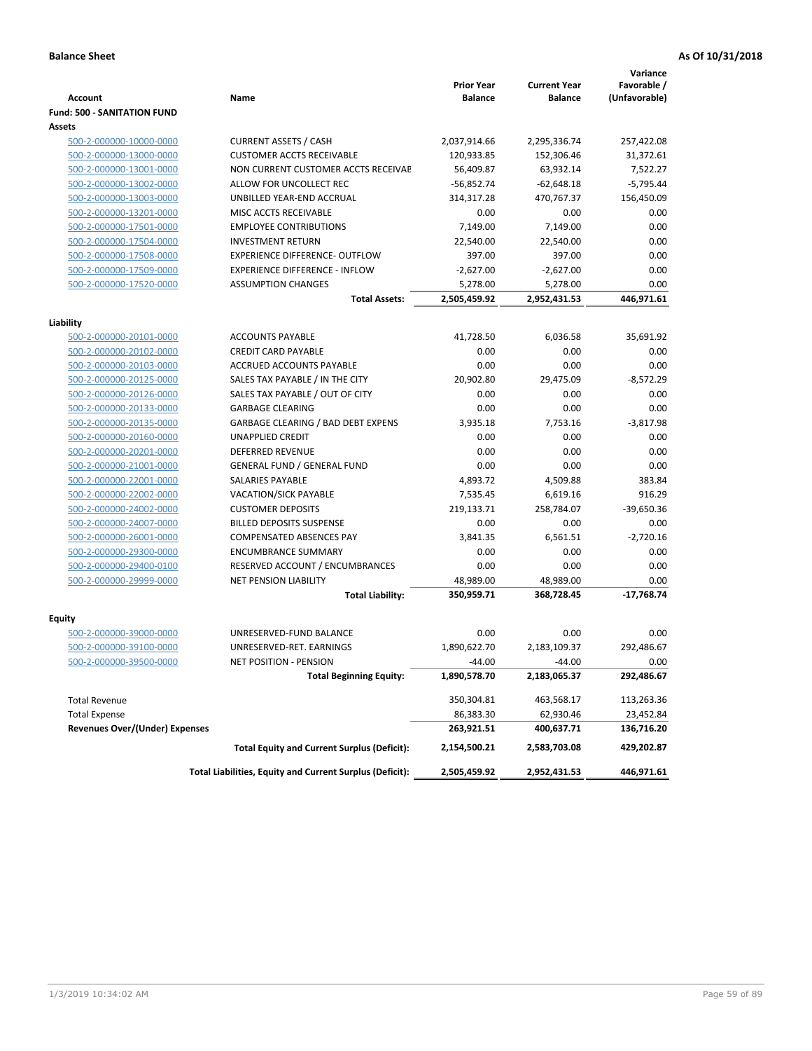**Balance Sheet** **As Of 10/31/2018**

| Account | Name | Prior Year Balance | Current Year Balance | Variance Favorable / (Unfavorable) |
|---|---|---|---|---|
| **Fund: 500 - SANITATION FUND** | | | | |
| **Assets** | | | | |
| 500-2-000000-10000-0000 | CURRENT ASSETS / CASH | 2,037,914.66 | 2,295,336.74 | 257,422.08 |
| 500-2-000000-13000-0000 | CUSTOMER ACCTS RECEIVABLE | 120,933.85 | 152,306.46 | 31,372.61 |
| 500-2-000000-13001-0000 | NON CURRENT CUSTOMER ACCTS RECEIVAE | 56,409.87 | 63,932.14 | 7,522.27 |
| 500-2-000000-13002-0000 | ALLOW FOR UNCOLLECT REC | -56,852.74 | -62,648.18 | -5,795.44 |
| 500-2-000000-13003-0000 | UNBILLED YEAR-END ACCRUAL | 314,317.28 | 470,767.37 | 156,450.09 |
| 500-2-000000-13201-0000 | MISC ACCTS RECEIVABLE | 0.00 | 0.00 | 0.00 |
| 500-2-000000-17501-0000 | EMPLOYEE CONTRIBUTIONS | 7,149.00 | 7,149.00 | 0.00 |
| 500-2-000000-17504-0000 | INVESTMENT RETURN | 22,540.00 | 22,540.00 | 0.00 |
| 500-2-000000-17508-0000 | EXPERIENCE DIFFERENCE- OUTFLOW | 397.00 | 397.00 | 0.00 |
| 500-2-000000-17509-0000 | EXPERIENCE DIFFERENCE - INFLOW | -2,627.00 | -2,627.00 | 0.00 |
| 500-2-000000-17520-0000 | ASSUMPTION CHANGES | 5,278.00 | 5,278.00 | 0.00 |
| | **Total Assets:** | **2,505,459.92** | **2,952,431.53** | **446,971.61** |
| **Liability** | | | | |
| 500-2-000000-20101-0000 | ACCOUNTS PAYABLE | 41,728.50 | 6,036.58 | 35,691.92 |
| 500-2-000000-20102-0000 | CREDIT CARD PAYABLE | 0.00 | 0.00 | 0.00 |
| 500-2-000000-20103-0000 | ACCRUED ACCOUNTS PAYABLE | 0.00 | 0.00 | 0.00 |
| 500-2-000000-20125-0000 | SALES TAX PAYABLE / IN THE CITY | 20,902.80 | 29,475.09 | -8,572.29 |
| 500-2-000000-20126-0000 | SALES TAX PAYABLE / OUT OF CITY | 0.00 | 0.00 | 0.00 |
| 500-2-000000-20133-0000 | GARBAGE CLEARING | 0.00 | 0.00 | 0.00 |
| 500-2-000000-20135-0000 | GARBAGE CLEARING / BAD DEBT EXPENS | 3,935.18 | 7,753.16 | -3,817.98 |
| 500-2-000000-20160-0000 | UNAPPLIED CREDIT | 0.00 | 0.00 | 0.00 |
| 500-2-000000-20201-0000 | DEFERRED REVENUE | 0.00 | 0.00 | 0.00 |
| 500-2-000000-21001-0000 | GENERAL FUND / GENERAL FUND | 0.00 | 0.00 | 0.00 |
| 500-2-000000-22001-0000 | SALARIES PAYABLE | 4,893.72 | 4,509.88 | 383.84 |
| 500-2-000000-22002-0000 | VACATION/SICK PAYABLE | 7,535.45 | 6,619.16 | 916.29 |
| 500-2-000000-24002-0000 | CUSTOMER DEPOSITS | 219,133.71 | 258,784.07 | -39,650.36 |
| 500-2-000000-24007-0000 | BILLED DEPOSITS SUSPENSE | 0.00 | 0.00 | 0.00 |
| 500-2-000000-26001-0000 | COMPENSATED ABSENCES PAY | 3,841.35 | 6,561.51 | -2,720.16 |
| 500-2-000000-29300-0000 | ENCUMBRANCE SUMMARY | 0.00 | 0.00 | 0.00 |
| 500-2-000000-29400-0100 | RESERVED ACCOUNT / ENCUMBRANCES | 0.00 | 0.00 | 0.00 |
| 500-2-000000-29999-0000 | NET PENSION LIABILITY | 48,989.00 | 48,989.00 | 0.00 |
| | **Total Liability:** | **350,959.71** | **368,728.45** | **-17,768.74** |
| **Equity** | | | | |
| 500-2-000000-39000-0000 | UNRESERVED-FUND BALANCE | 0.00 | 0.00 | 0.00 |
| 500-2-000000-39100-0000 | UNRESERVED-RET. EARNINGS | 1,890,622.70 | 2,183,109.37 | 292,486.67 |
| 500-2-000000-39500-0000 | NET POSITION - PENSION | -44.00 | -44.00 | 0.00 |
| | **Total Beginning Equity:** | **1,890,578.70** | **2,183,065.37** | **292,486.67** |
| Total Revenue | | 350,304.81 | 463,568.17 | 113,263.36 |
| Total Expense | | 86,383.30 | 62,930.46 | 23,452.84 |
| **Revenues Over/(Under) Expenses** | | **263,921.51** | **400,637.71** | **136,716.20** |
| | **Total Equity and Current Surplus (Deficit):** | **2,154,500.21** | **2,583,703.08** | **429,202.87** |
| | **Total Liabilities, Equity and Current Surplus (Deficit):** | **2,505,459.92** | **2,952,431.53** | **446,971.61** |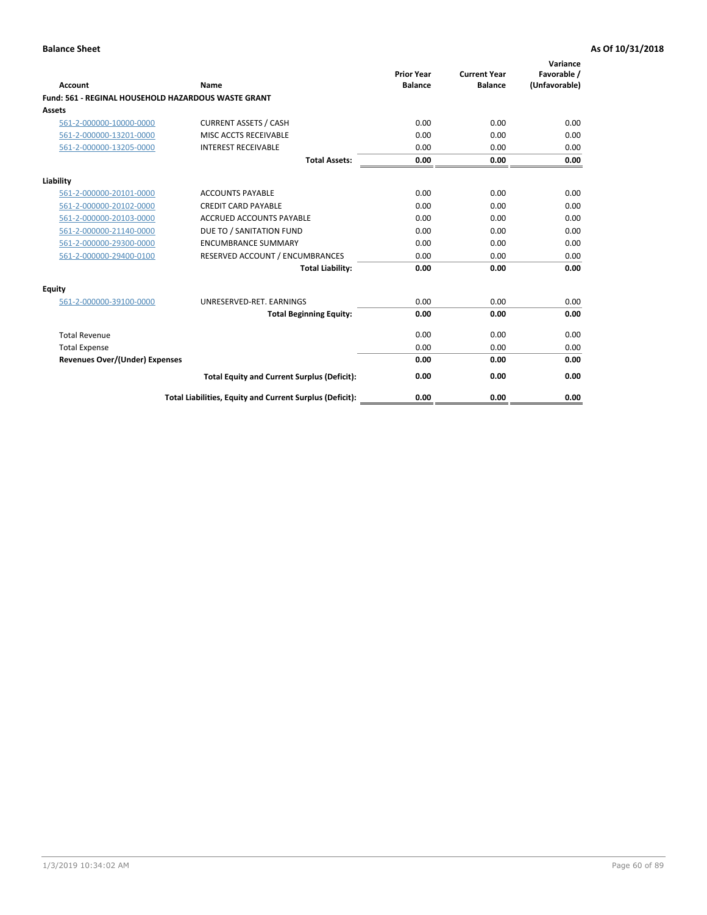**Balance Sheet** | **As Of 10/31/2018**

| Account | Name | Prior Year Balance | Current Year Balance | Variance Favorable / (Unfavorable) |
|---|---|---|---|---|
| **Fund: 561 - REGINAL HOUSEHOLD HAZARDOUS WASTE GRANT** | | | | |
| **Assets** | | | | |
| 561-2-000000-10000-0000 | CURRENT ASSETS / CASH | 0.00 | 0.00 | 0.00 |
| 561-2-000000-13201-0000 | MISC ACCTS RECEIVABLE | 0.00 | 0.00 | 0.00 |
| 561-2-000000-13205-0000 | INTEREST RECEIVABLE | 0.00 | 0.00 | 0.00 |
| | **Total Assets:** | **0.00** | **0.00** | **0.00** |
| **Liability** | | | | |
| 561-2-000000-20101-0000 | ACCOUNTS PAYABLE | 0.00 | 0.00 | 0.00 |
| 561-2-000000-20102-0000 | CREDIT CARD PAYABLE | 0.00 | 0.00 | 0.00 |
| 561-2-000000-20103-0000 | ACCRUED ACCOUNTS PAYABLE | 0.00 | 0.00 | 0.00 |
| 561-2-000000-21140-0000 | DUE TO / SANITATION FUND | 0.00 | 0.00 | 0.00 |
| 561-2-000000-29300-0000 | ENCUMBRANCE SUMMARY | 0.00 | 0.00 | 0.00 |
| 561-2-000000-29400-0100 | RESERVED ACCOUNT / ENCUMBRANCES | 0.00 | 0.00 | 0.00 |
| | **Total Liability:** | **0.00** | **0.00** | **0.00** |
| **Equity** | | | | |
| 561-2-000000-39100-0000 | UNRESERVED-RET. EARNINGS | 0.00 | 0.00 | 0.00 |
| | **Total Beginning Equity:** | **0.00** | **0.00** | **0.00** |
| Total Revenue | | 0.00 | 0.00 | 0.00 |
| Total Expense | | 0.00 | 0.00 | 0.00 |
| **Revenues Over/(Under) Expenses** | | **0.00** | **0.00** | **0.00** |
| | **Total Equity and Current Surplus (Deficit):** | **0.00** | **0.00** | **0.00** |
| | **Total Liabilities, Equity and Current Surplus (Deficit):** | **0.00** | **0.00** | **0.00** |

1/3/2019 10:34:02 AM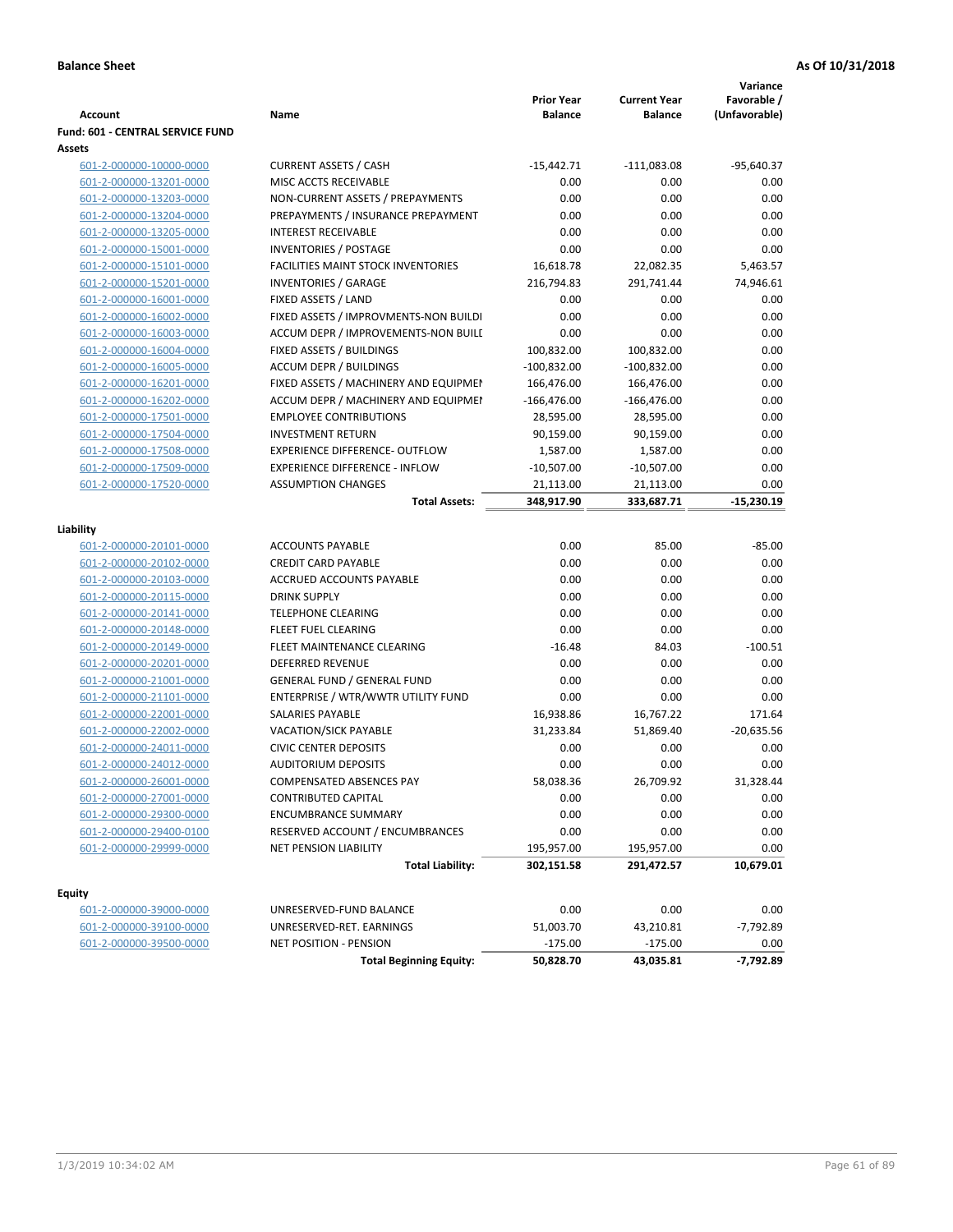**Balance Sheet** **As Of 10/31/2018**

| Account | Name | Prior Year Balance | Current Year Balance | Variance Favorable / (Unfavorable) |
|---|---|---|---|---|
| **Fund: 601 - CENTRAL SERVICE FUND** | | | | |
| **Assets** | | | | |
| 601-2-000000-10000-0000 | CURRENT ASSETS / CASH | -15,442.71 | -111,083.08 | -95,640.37 |
| 601-2-000000-13201-0000 | MISC ACCTS RECEIVABLE | 0.00 | 0.00 | 0.00 |
| 601-2-000000-13203-0000 | NON-CURRENT ASSETS / PREPAYMENTS | 0.00 | 0.00 | 0.00 |
| 601-2-000000-13204-0000 | PREPAYMENTS / INSURANCE PREPAYMENT | 0.00 | 0.00 | 0.00 |
| 601-2-000000-13205-0000 | INTEREST RECEIVABLE | 0.00 | 0.00 | 0.00 |
| 601-2-000000-15001-0000 | INVENTORIES / POSTAGE | 0.00 | 0.00 | 0.00 |
| 601-2-000000-15101-0000 | FACILITIES MAINT STOCK INVENTORIES | 16,618.78 | 22,082.35 | 5,463.57 |
| 601-2-000000-15201-0000 | INVENTORIES / GARAGE | 216,794.83 | 291,741.44 | 74,946.61 |
| 601-2-000000-16001-0000 | FIXED ASSETS / LAND | 0.00 | 0.00 | 0.00 |
| 601-2-000000-16002-0000 | FIXED ASSETS / IMPROVMENTS-NON BUILDI | 0.00 | 0.00 | 0.00 |
| 601-2-000000-16003-0000 | ACCUM DEPR / IMPROVEMENTS-NON BUILI | 0.00 | 0.00 | 0.00 |
| 601-2-000000-16004-0000 | FIXED ASSETS / BUILDINGS | 100,832.00 | 100,832.00 | 0.00 |
| 601-2-000000-16005-0000 | ACCUM DEPR / BUILDINGS | -100,832.00 | -100,832.00 | 0.00 |
| 601-2-000000-16201-0000 | FIXED ASSETS / MACHINERY AND EQUIPMEI | 166,476.00 | 166,476.00 | 0.00 |
| 601-2-000000-16202-0000 | ACCUM DEPR / MACHINERY AND EQUIPMEI | -166,476.00 | -166,476.00 | 0.00 |
| 601-2-000000-17501-0000 | EMPLOYEE CONTRIBUTIONS | 28,595.00 | 28,595.00 | 0.00 |
| 601-2-000000-17504-0000 | INVESTMENT RETURN | 90,159.00 | 90,159.00 | 0.00 |
| 601-2-000000-17508-0000 | EXPERIENCE DIFFERENCE- OUTFLOW | 1,587.00 | 1,587.00 | 0.00 |
| 601-2-000000-17509-0000 | EXPERIENCE DIFFERENCE - INFLOW | -10,507.00 | -10,507.00 | 0.00 |
| 601-2-000000-17520-0000 | ASSUMPTION CHANGES | 21,113.00 | 21,113.00 | 0.00 |
| | **Total Assets:** | **348,917.90** | **333,687.71** | **-15,230.19** |
| **Liability** | | | | |
| 601-2-000000-20101-0000 | ACCOUNTS PAYABLE | 0.00 | 85.00 | -85.00 |
| 601-2-000000-20102-0000 | CREDIT CARD PAYABLE | 0.00 | 0.00 | 0.00 |
| 601-2-000000-20103-0000 | ACCRUED ACCOUNTS PAYABLE | 0.00 | 0.00 | 0.00 |
| 601-2-000000-20115-0000 | DRINK SUPPLY | 0.00 | 0.00 | 0.00 |
| 601-2-000000-20141-0000 | TELEPHONE CLEARING | 0.00 | 0.00 | 0.00 |
| 601-2-000000-20148-0000 | FLEET FUEL CLEARING | 0.00 | 0.00 | 0.00 |
| 601-2-000000-20149-0000 | FLEET MAINTENANCE CLEARING | -16.48 | 84.03 | -100.51 |
| 601-2-000000-20201-0000 | DEFERRED REVENUE | 0.00 | 0.00 | 0.00 |
| 601-2-000000-21001-0000 | GENERAL FUND / GENERAL FUND | 0.00 | 0.00 | 0.00 |
| 601-2-000000-21101-0000 | ENTERPRISE / WTR/WWTR UTILITY FUND | 0.00 | 0.00 | 0.00 |
| 601-2-000000-22001-0000 | SALARIES PAYABLE | 16,938.86 | 16,767.22 | 171.64 |
| 601-2-000000-22002-0000 | VACATION/SICK PAYABLE | 31,233.84 | 51,869.40 | -20,635.56 |
| 601-2-000000-24011-0000 | CIVIC CENTER DEPOSITS | 0.00 | 0.00 | 0.00 |
| 601-2-000000-24012-0000 | AUDITORIUM DEPOSITS | 0.00 | 0.00 | 0.00 |
| 601-2-000000-26001-0000 | COMPENSATED ABSENCES PAY | 58,038.36 | 26,709.92 | 31,328.44 |
| 601-2-000000-27001-0000 | CONTRIBUTED CAPITAL | 0.00 | 0.00 | 0.00 |
| 601-2-000000-29300-0000 | ENCUMBRANCE SUMMARY | 0.00 | 0.00 | 0.00 |
| 601-2-000000-29400-0100 | RESERVED ACCOUNT / ENCUMBRANCES | 0.00 | 0.00 | 0.00 |
| 601-2-000000-29999-0000 | NET PENSION LIABILITY | 195,957.00 | 195,957.00 | 0.00 |
| | **Total Liability:** | **302,151.58** | **291,472.57** | **10,679.01** |
| **Equity** | | | | |
| 601-2-000000-39000-0000 | UNRESERVED-FUND BALANCE | 0.00 | 0.00 | 0.00 |
| 601-2-000000-39100-0000 | UNRESERVED-RET. EARNINGS | 51,003.70 | 43,210.81 | -7,792.89 |
| 601-2-000000-39500-0000 | NET POSITION - PENSION | -175.00 | -175.00 | 0.00 |
| | **Total Beginning Equity:** | **50,828.70** | **43,035.81** | **-7,792.89** |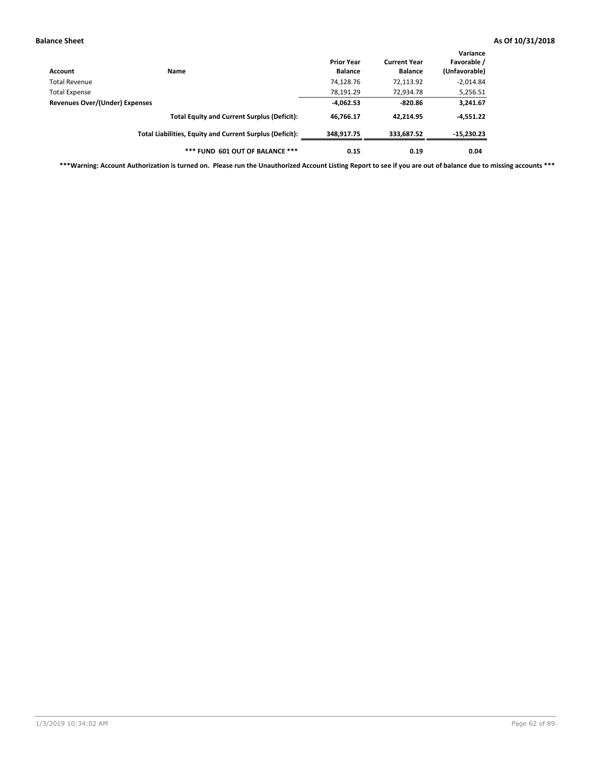**Balance Sheet** **As Of 10/31/2018**

| Account | Name | Prior Year Balance | Current Year Balance | Variance Favorable / (Unfavorable) |
|---|---|---|---|---|
| Total Revenue | | 74,128.76 | 72,113.92 | -2,014.84 |
| Total Expense | | 78,191.29 | 72,934.78 | 5,256.51 |
| **Revenues Over/(Under) Expenses** | | **-4,062.53** | **-820.86** | **3,241.67** |
| | **Total Equity and Current Surplus (Deficit):** | **46,766.17** | **42,214.95** | **-4,551.22** |
| | **Total Liabilities, Equity and Current Surplus (Deficit):** | **348,917.75** | **333,687.52** | **-15,230.23** |
| | **\*\*\* FUND 601 OUT OF BALANCE \*\*\*** | **0.15** | **0.19** | **0.04** |

**\*\*\*Warning: Account Authorization is turned on. Please run the Unauthorized Account Listing Report to see if you are out of balance due to missing accounts \*\*\***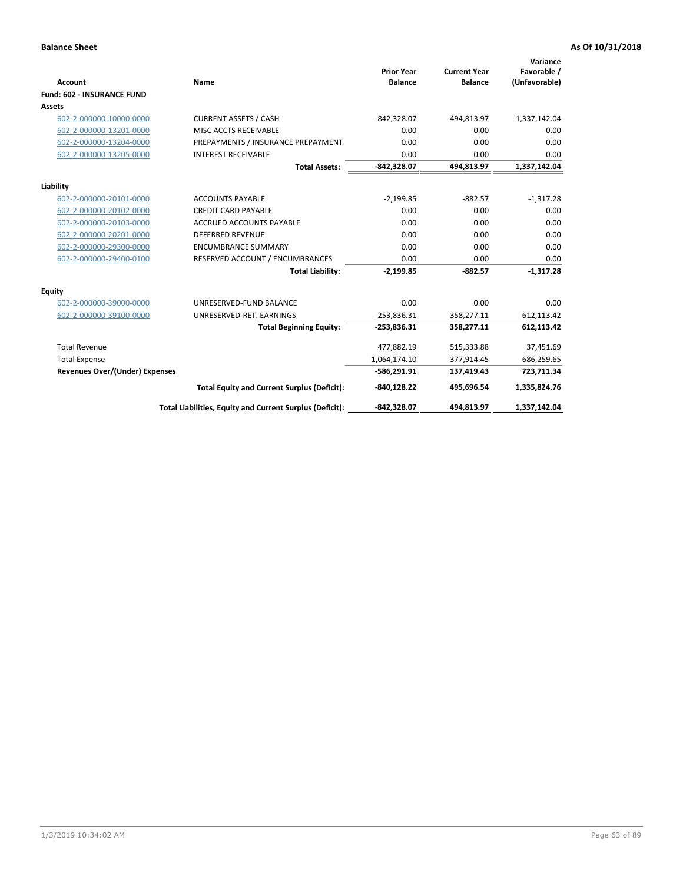**Balance Sheet** **As Of 10/31/2018**

| Account | Name | Prior Year Balance | Current Year Balance | Variance Favorable / (Unfavorable) |
|---|---|---|---|---|
| **Fund: 602 - INSURANCE FUND** | | | | |
| **Assets** | | | | |
| 602-2-000000-10000-0000 | CURRENT ASSETS / CASH | -842,328.07 | 494,813.97 | 1,337,142.04 |
| 602-2-000000-13201-0000 | MISC ACCTS RECEIVABLE | 0.00 | 0.00 | 0.00 |
| 602-2-000000-13204-0000 | PREPAYMENTS / INSURANCE PREPAYMENT | 0.00 | 0.00 | 0.00 |
| 602-2-000000-13205-0000 | INTEREST RECEIVABLE | 0.00 | 0.00 | 0.00 |
| | **Total Assets:** | **-842,328.07** | **494,813.97** | **1,337,142.04** |
| **Liability** | | | | |
| 602-2-000000-20101-0000 | ACCOUNTS PAYABLE | -2,199.85 | -882.57 | -1,317.28 |
| 602-2-000000-20102-0000 | CREDIT CARD PAYABLE | 0.00 | 0.00 | 0.00 |
| 602-2-000000-20103-0000 | ACCRUED ACCOUNTS PAYABLE | 0.00 | 0.00 | 0.00 |
| 602-2-000000-20201-0000 | DEFERRED REVENUE | 0.00 | 0.00 | 0.00 |
| 602-2-000000-29300-0000 | ENCUMBRANCE SUMMARY | 0.00 | 0.00 | 0.00 |
| 602-2-000000-29400-0100 | RESERVED ACCOUNT / ENCUMBRANCES | 0.00 | 0.00 | 0.00 |
| | **Total Liability:** | **-2,199.85** | **-882.57** | **-1,317.28** |
| **Equity** | | | | |
| 602-2-000000-39000-0000 | UNRESERVED-FUND BALANCE | 0.00 | 0.00 | 0.00 |
| 602-2-000000-39100-0000 | UNRESERVED-RET. EARNINGS | -253,836.31 | 358,277.11 | 612,113.42 |
| | **Total Beginning Equity:** | **-253,836.31** | **358,277.11** | **612,113.42** |
| Total Revenue | | 477,882.19 | 515,333.88 | 37,451.69 |
| Total Expense | | 1,064,174.10 | 377,914.45 | 686,259.65 |
| **Revenues Over/(Under) Expenses** | | **-586,291.91** | **137,419.43** | **723,711.34** |
| | **Total Equity and Current Surplus (Deficit):** | **-840,128.22** | **495,696.54** | **1,335,824.76** |
| | **Total Liabilities, Equity and Current Surplus (Deficit):** | **-842,328.07** | **494,813.97** | **1,337,142.04** |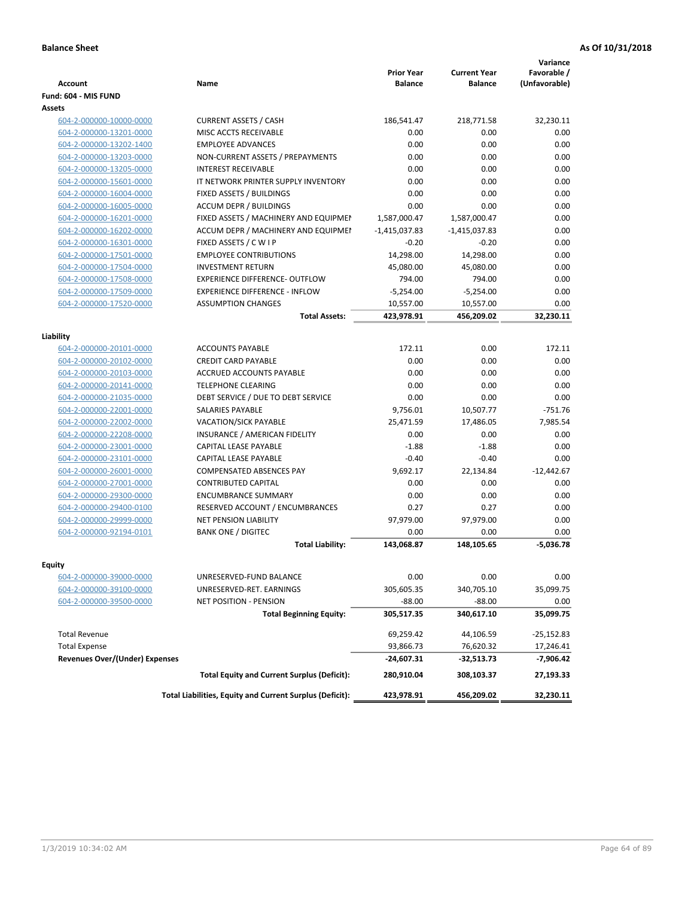**Balance Sheet** **As Of 10/31/2018**

| Account | Name | Prior Year Balance | Current Year Balance | Variance Favorable / (Unfavorable) |
|---|---|---|---|---|
| **Fund: 604 - MIS FUND** | | | | |
| **Assets** | | | | |
| 604-2-000000-10000-0000 | CURRENT ASSETS / CASH | 186,541.47 | 218,771.58 | 32,230.11 |
| 604-2-000000-13201-0000 | MISC ACCTS RECEIVABLE | 0.00 | 0.00 | 0.00 |
| 604-2-000000-13202-1400 | EMPLOYEE ADVANCES | 0.00 | 0.00 | 0.00 |
| 604-2-000000-13203-0000 | NON-CURRENT ASSETS / PREPAYMENTS | 0.00 | 0.00 | 0.00 |
| 604-2-000000-13205-0000 | INTEREST RECEIVABLE | 0.00 | 0.00 | 0.00 |
| 604-2-000000-15601-0000 | IT NETWORK PRINTER SUPPLY INVENTORY | 0.00 | 0.00 | 0.00 |
| 604-2-000000-16004-0000 | FIXED ASSETS / BUILDINGS | 0.00 | 0.00 | 0.00 |
| 604-2-000000-16005-0000 | ACCUM DEPR / BUILDINGS | 0.00 | 0.00 | 0.00 |
| 604-2-000000-16201-0000 | FIXED ASSETS / MACHINERY AND EQUIPMEI | 1,587,000.47 | 1,587,000.47 | 0.00 |
| 604-2-000000-16202-0000 | ACCUM DEPR / MACHINERY AND EQUIPMEI | -1,415,037.83 | -1,415,037.83 | 0.00 |
| 604-2-000000-16301-0000 | FIXED ASSETS / C W I P | -0.20 | -0.20 | 0.00 |
| 604-2-000000-17501-0000 | EMPLOYEE CONTRIBUTIONS | 14,298.00 | 14,298.00 | 0.00 |
| 604-2-000000-17504-0000 | INVESTMENT RETURN | 45,080.00 | 45,080.00 | 0.00 |
| 604-2-000000-17508-0000 | EXPERIENCE DIFFERENCE- OUTFLOW | 794.00 | 794.00 | 0.00 |
| 604-2-000000-17509-0000 | EXPERIENCE DIFFERENCE - INFLOW | -5,254.00 | -5,254.00 | 0.00 |
| 604-2-000000-17520-0000 | ASSUMPTION CHANGES | 10,557.00 | 10,557.00 | 0.00 |
| | **Total Assets:** | **423,978.91** | **456,209.02** | **32,230.11** |
| **Liability** | | | | |
| 604-2-000000-20101-0000 | ACCOUNTS PAYABLE | 172.11 | 0.00 | 172.11 |
| 604-2-000000-20102-0000 | CREDIT CARD PAYABLE | 0.00 | 0.00 | 0.00 |
| 604-2-000000-20103-0000 | ACCRUED ACCOUNTS PAYABLE | 0.00 | 0.00 | 0.00 |
| 604-2-000000-20141-0000 | TELEPHONE CLEARING | 0.00 | 0.00 | 0.00 |
| 604-2-000000-21035-0000 | DEBT SERVICE / DUE TO DEBT SERVICE | 0.00 | 0.00 | 0.00 |
| 604-2-000000-22001-0000 | SALARIES PAYABLE | 9,756.01 | 10,507.77 | -751.76 |
| 604-2-000000-22002-0000 | VACATION/SICK PAYABLE | 25,471.59 | 17,486.05 | 7,985.54 |
| 604-2-000000-22208-0000 | INSURANCE / AMERICAN FIDELITY | 0.00 | 0.00 | 0.00 |
| 604-2-000000-23001-0000 | CAPITAL LEASE PAYABLE | -1.88 | -1.88 | 0.00 |
| 604-2-000000-23101-0000 | CAPITAL LEASE PAYABLE | -0.40 | -0.40 | 0.00 |
| 604-2-000000-26001-0000 | COMPENSATED ABSENCES PAY | 9,692.17 | 22,134.84 | -12,442.67 |
| 604-2-000000-27001-0000 | CONTRIBUTED CAPITAL | 0.00 | 0.00 | 0.00 |
| 604-2-000000-29300-0000 | ENCUMBRANCE SUMMARY | 0.00 | 0.00 | 0.00 |
| 604-2-000000-29400-0100 | RESERVED ACCOUNT / ENCUMBRANCES | 0.27 | 0.27 | 0.00 |
| 604-2-000000-29999-0000 | NET PENSION LIABILITY | 97,979.00 | 97,979.00 | 0.00 |
| 604-2-000000-92194-0101 | BANK ONE / DIGITEC | 0.00 | 0.00 | 0.00 |
| | **Total Liability:** | **143,068.87** | **148,105.65** | **-5,036.78** |
| **Equity** | | | | |
| 604-2-000000-39000-0000 | UNRESERVED-FUND BALANCE | 0.00 | 0.00 | 0.00 |
| 604-2-000000-39100-0000 | UNRESERVED-RET. EARNINGS | 305,605.35 | 340,705.10 | 35,099.75 |
| 604-2-000000-39500-0000 | NET POSITION - PENSION | -88.00 | -88.00 | 0.00 |
| | **Total Beginning Equity:** | **305,517.35** | **340,617.10** | **35,099.75** |
| Total Revenue | | 69,259.42 | 44,106.59 | -25,152.83 |
| Total Expense | | 93,866.73 | 76,620.32 | 17,246.41 |
| **Revenues Over/(Under) Expenses** | | **-24,607.31** | **-32,513.73** | **-7,906.42** |
| | **Total Equity and Current Surplus (Deficit):** | **280,910.04** | **308,103.37** | **27,193.33** |
| | **Total Liabilities, Equity and Current Surplus (Deficit):** | **423,978.91** | **456,209.02** | **32,230.11** |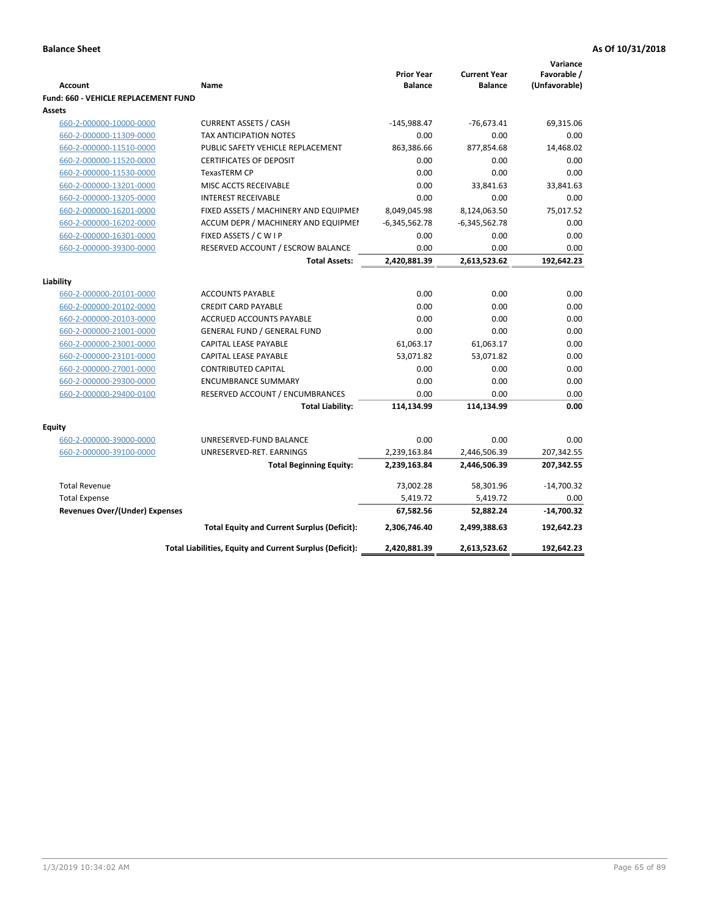**Balance Sheet** — As Of 10/31/2018

| Account | Name | Prior Year Balance | Current Year Balance | Variance Favorable / (Unfavorable) |
|---|---|---|---|---|
| **Fund: 660 - VEHICLE REPLACEMENT FUND** | | | | |
| **Assets** | | | | |
| 660-2-000000-10000-0000 | CURRENT ASSETS / CASH | -145,988.47 | -76,673.41 | 69,315.06 |
| 660-2-000000-11309-0000 | TAX ANTICIPATION NOTES | 0.00 | 0.00 | 0.00 |
| 660-2-000000-11510-0000 | PUBLIC SAFETY VEHICLE REPLACEMENT | 863,386.66 | 877,854.68 | 14,468.02 |
| 660-2-000000-11520-0000 | CERTIFICATES OF DEPOSIT | 0.00 | 0.00 | 0.00 |
| 660-2-000000-11530-0000 | TexasTERM CP | 0.00 | 0.00 | 0.00 |
| 660-2-000000-13201-0000 | MISC ACCTS RECEIVABLE | 0.00 | 33,841.63 | 33,841.63 |
| 660-2-000000-13205-0000 | INTEREST RECEIVABLE | 0.00 | 0.00 | 0.00 |
| 660-2-000000-16201-0000 | FIXED ASSETS / MACHINERY AND EQUIPMEI | 8,049,045.98 | 8,124,063.50 | 75,017.52 |
| 660-2-000000-16202-0000 | ACCUM DEPR / MACHINERY AND EQUIPMEI | -6,345,562.78 | -6,345,562.78 | 0.00 |
| 660-2-000000-16301-0000 | FIXED ASSETS / C W I P | 0.00 | 0.00 | 0.00 |
| 660-2-000000-39300-0000 | RESERVED ACCOUNT / ESCROW BALANCE | 0.00 | 0.00 | 0.00 |
| | **Total Assets:** | **2,420,881.39** | **2,613,523.62** | **192,642.23** |
| **Liability** | | | | |
| 660-2-000000-20101-0000 | ACCOUNTS PAYABLE | 0.00 | 0.00 | 0.00 |
| 660-2-000000-20102-0000 | CREDIT CARD PAYABLE | 0.00 | 0.00 | 0.00 |
| 660-2-000000-20103-0000 | ACCRUED ACCOUNTS PAYABLE | 0.00 | 0.00 | 0.00 |
| 660-2-000000-21001-0000 | GENERAL FUND / GENERAL FUND | 0.00 | 0.00 | 0.00 |
| 660-2-000000-23001-0000 | CAPITAL LEASE PAYABLE | 61,063.17 | 61,063.17 | 0.00 |
| 660-2-000000-23101-0000 | CAPITAL LEASE PAYABLE | 53,071.82 | 53,071.82 | 0.00 |
| 660-2-000000-27001-0000 | CONTRIBUTED CAPITAL | 0.00 | 0.00 | 0.00 |
| 660-2-000000-29300-0000 | ENCUMBRANCE SUMMARY | 0.00 | 0.00 | 0.00 |
| 660-2-000000-29400-0100 | RESERVED ACCOUNT / ENCUMBRANCES | 0.00 | 0.00 | 0.00 |
| | **Total Liability:** | **114,134.99** | **114,134.99** | **0.00** |
| **Equity** | | | | |
| 660-2-000000-39000-0000 | UNRESERVED-FUND BALANCE | 0.00 | 0.00 | 0.00 |
| 660-2-000000-39100-0000 | UNRESERVED-RET. EARNINGS | 2,239,163.84 | 2,446,506.39 | 207,342.55 |
| | **Total Beginning Equity:** | **2,239,163.84** | **2,446,506.39** | **207,342.55** |
| Total Revenue | | 73,002.28 | 58,301.96 | -14,700.32 |
| Total Expense | | 5,419.72 | 5,419.72 | 0.00 |
| **Revenues Over/(Under) Expenses** | | **67,582.56** | **52,882.24** | **-14,700.32** |
| | **Total Equity and Current Surplus (Deficit):** | **2,306,746.40** | **2,499,388.63** | **192,642.23** |
| | **Total Liabilities, Equity and Current Surplus (Deficit):** | **2,420,881.39** | **2,613,523.62** | **192,642.23** |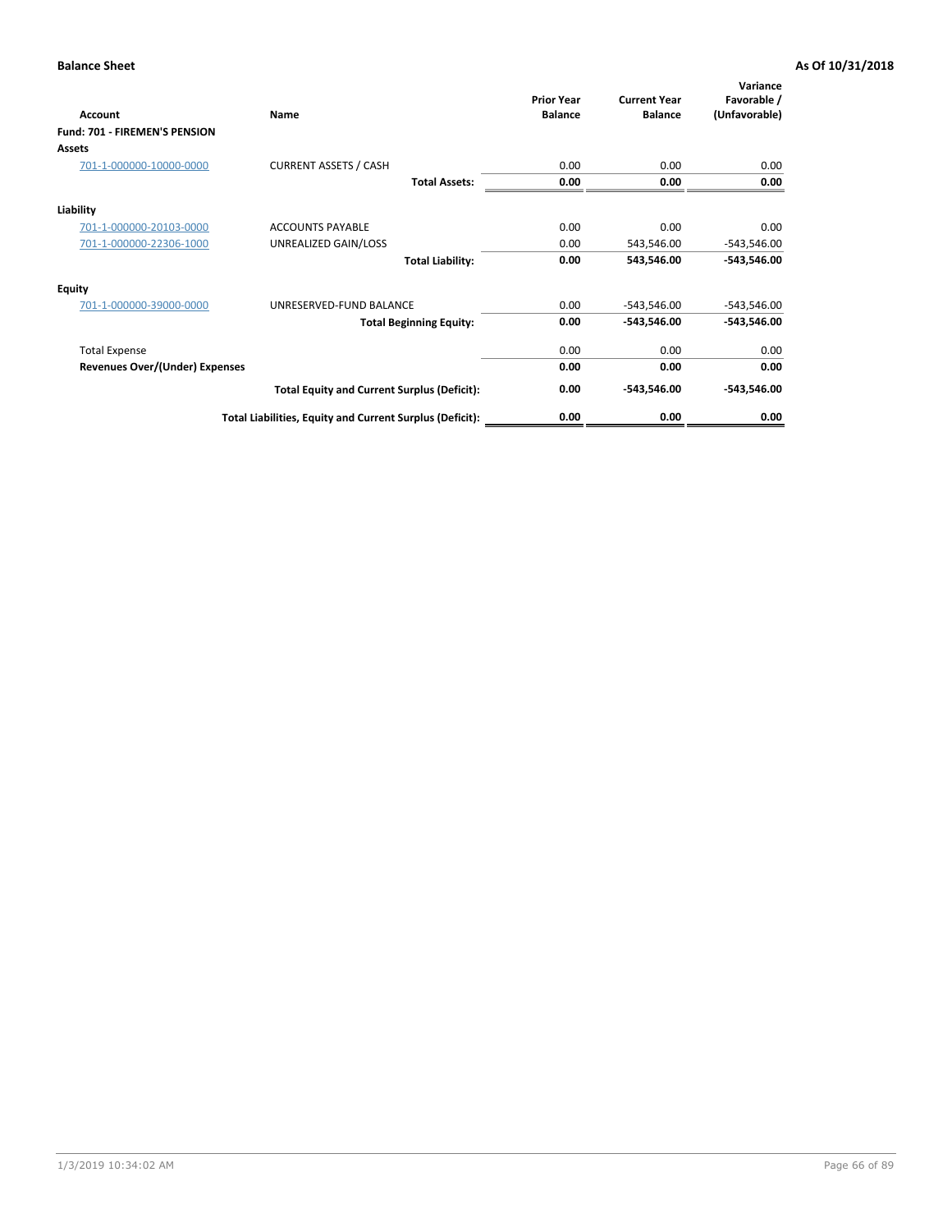**Balance Sheet** **As Of 10/31/2018**

| Account | Name | Prior Year Balance | Current Year Balance | Variance Favorable / (Unfavorable) |
|---|---|---|---|---|
| **Fund: 701 - FIREMEN'S PENSION** | | | | |
| **Assets** | | | | |
| 701-1-000000-10000-0000 | CURRENT ASSETS / CASH | 0.00 | 0.00 | 0.00 |
| | **Total Assets:** | **0.00** | **0.00** | **0.00** |
| **Liability** | | | | |
| 701-1-000000-20103-0000 | ACCOUNTS PAYABLE | 0.00 | 0.00 | 0.00 |
| 701-1-000000-22306-1000 | UNREALIZED GAIN/LOSS | 0.00 | 543,546.00 | -543,546.00 |
| | **Total Liability:** | **0.00** | **543,546.00** | **-543,546.00** |
| **Equity** | | | | |
| 701-1-000000-39000-0000 | UNRESERVED-FUND BALANCE | 0.00 | -543,546.00 | -543,546.00 |
| | **Total Beginning Equity:** | **0.00** | **-543,546.00** | **-543,546.00** |
| Total Expense | | 0.00 | 0.00 | 0.00 |
| **Revenues Over/(Under) Expenses** | | **0.00** | **0.00** | **0.00** |
| | **Total Equity and Current Surplus (Deficit):** | **0.00** | **-543,546.00** | **-543,546.00** |
| | **Total Liabilities, Equity and Current Surplus (Deficit):** | **0.00** | **0.00** | **0.00** |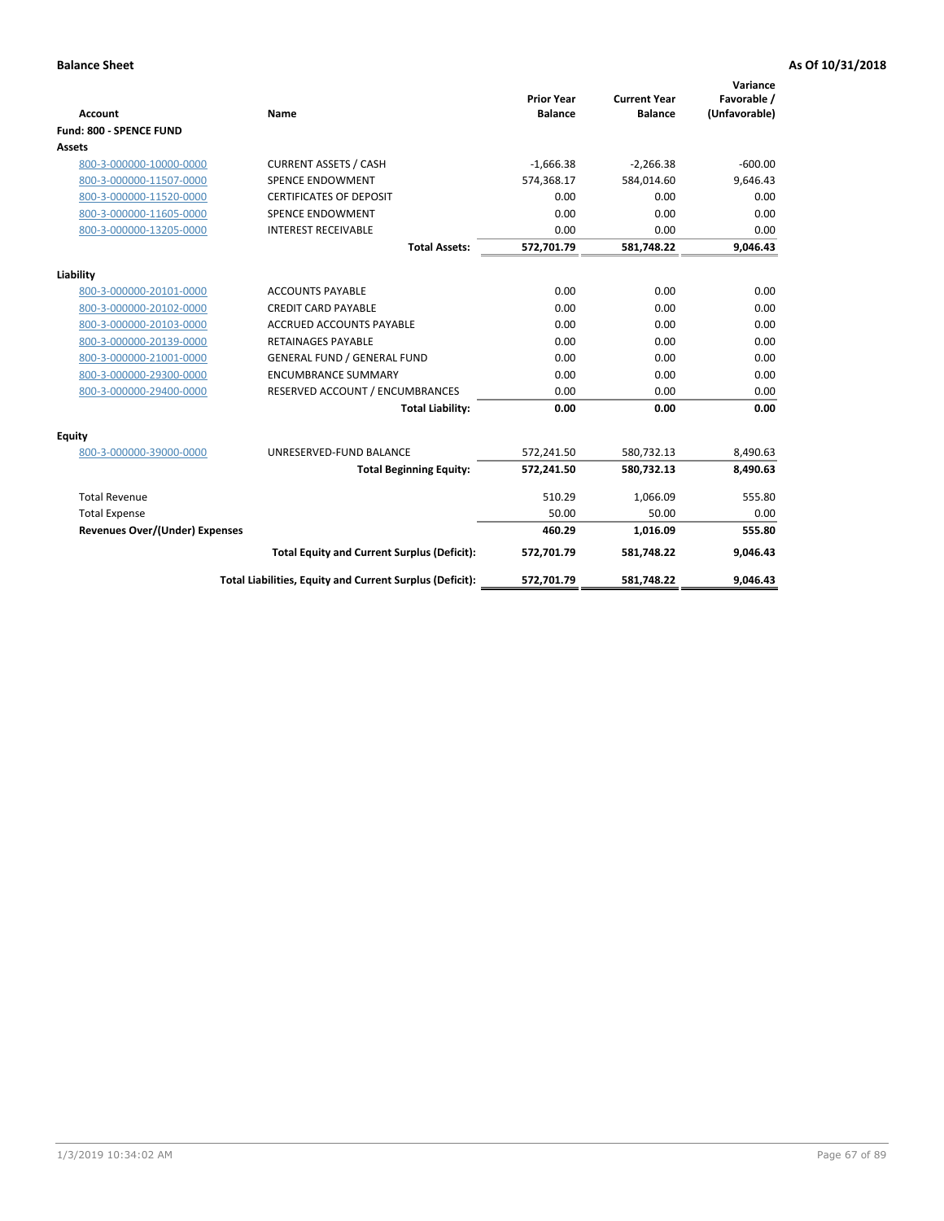**Balance Sheet** | **As Of 10/31/2018**

| Account | Name | Prior Year Balance | Current Year Balance | Variance Favorable / (Unfavorable) |
|---|---|---|---|---|
| **Fund: 800 - SPENCE FUND** | | | | |
| **Assets** | | | | |
| 800-3-000000-10000-0000 | CURRENT ASSETS / CASH | -1,666.38 | -2,266.38 | -600.00 |
| 800-3-000000-11507-0000 | SPENCE ENDOWMENT | 574,368.17 | 584,014.60 | 9,646.43 |
| 800-3-000000-11520-0000 | CERTIFICATES OF DEPOSIT | 0.00 | 0.00 | 0.00 |
| 800-3-000000-11605-0000 | SPENCE ENDOWMENT | 0.00 | 0.00 | 0.00 |
| 800-3-000000-13205-0000 | INTEREST RECEIVABLE | 0.00 | 0.00 | 0.00 |
| | **Total Assets:** | **572,701.79** | **581,748.22** | **9,046.43** |
| **Liability** | | | | |
| 800-3-000000-20101-0000 | ACCOUNTS PAYABLE | 0.00 | 0.00 | 0.00 |
| 800-3-000000-20102-0000 | CREDIT CARD PAYABLE | 0.00 | 0.00 | 0.00 |
| 800-3-000000-20103-0000 | ACCRUED ACCOUNTS PAYABLE | 0.00 | 0.00 | 0.00 |
| 800-3-000000-20139-0000 | RETAINAGES PAYABLE | 0.00 | 0.00 | 0.00 |
| 800-3-000000-21001-0000 | GENERAL FUND / GENERAL FUND | 0.00 | 0.00 | 0.00 |
| 800-3-000000-29300-0000 | ENCUMBRANCE SUMMARY | 0.00 | 0.00 | 0.00 |
| 800-3-000000-29400-0000 | RESERVED ACCOUNT / ENCUMBRANCES | 0.00 | 0.00 | 0.00 |
| | **Total Liability:** | **0.00** | **0.00** | **0.00** |
| **Equity** | | | | |
| 800-3-000000-39000-0000 | UNRESERVED-FUND BALANCE | 572,241.50 | 580,732.13 | 8,490.63 |
| | **Total Beginning Equity:** | **572,241.50** | **580,732.13** | **8,490.63** |
| Total Revenue | | 510.29 | 1,066.09 | 555.80 |
| Total Expense | | 50.00 | 50.00 | 0.00 |
| **Revenues Over/(Under) Expenses** | | **460.29** | **1,016.09** | **555.80** |
| | **Total Equity and Current Surplus (Deficit):** | **572,701.79** | **581,748.22** | **9,046.43** |
| | **Total Liabilities, Equity and Current Surplus (Deficit):** | **572,701.79** | **581,748.22** | **9,046.43** |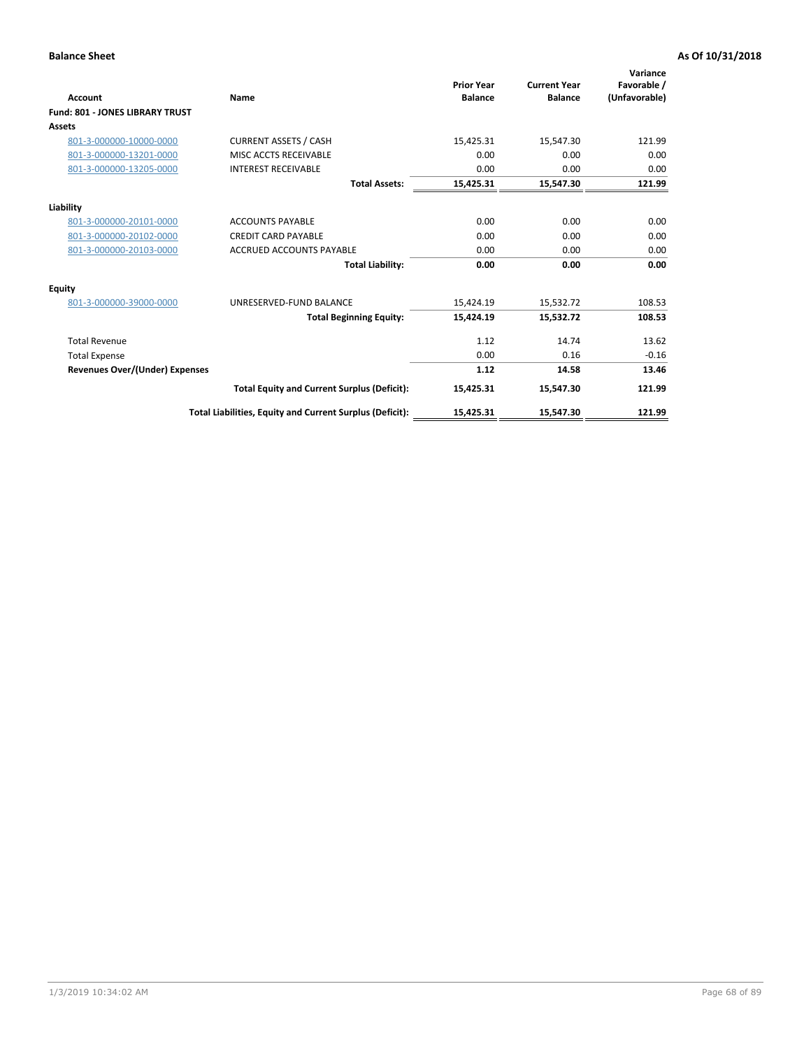**Balance Sheet** **As Of 10/31/2018**

| Account | Name | Prior Year Balance | Current Year Balance | Variance Favorable / (Unfavorable) |
|---|---|---|---|---|
| **Fund: 801 - JONES LIBRARY TRUST** | | | | |
| **Assets** | | | | |
| 801-3-000000-10000-0000 | CURRENT ASSETS / CASH | 15,425.31 | 15,547.30 | 121.99 |
| 801-3-000000-13201-0000 | MISC ACCTS RECEIVABLE | 0.00 | 0.00 | 0.00 |
| 801-3-000000-13205-0000 | INTEREST RECEIVABLE | 0.00 | 0.00 | 0.00 |
| | **Total Assets:** | **15,425.31** | **15,547.30** | **121.99** |
| **Liability** | | | | |
| 801-3-000000-20101-0000 | ACCOUNTS PAYABLE | 0.00 | 0.00 | 0.00 |
| 801-3-000000-20102-0000 | CREDIT CARD PAYABLE | 0.00 | 0.00 | 0.00 |
| 801-3-000000-20103-0000 | ACCRUED ACCOUNTS PAYABLE | 0.00 | 0.00 | 0.00 |
| | **Total Liability:** | **0.00** | **0.00** | **0.00** |
| **Equity** | | | | |
| 801-3-000000-39000-0000 | UNRESERVED-FUND BALANCE | 15,424.19 | 15,532.72 | 108.53 |
| | **Total Beginning Equity:** | **15,424.19** | **15,532.72** | **108.53** |
| Total Revenue | | 1.12 | 14.74 | 13.62 |
| Total Expense | | 0.00 | 0.16 | -0.16 |
| **Revenues Over/(Under) Expenses** | | **1.12** | **14.58** | **13.46** |
| | **Total Equity and Current Surplus (Deficit):** | **15,425.31** | **15,547.30** | **121.99** |
| | **Total Liabilities, Equity and Current Surplus (Deficit):** | **15,425.31** | **15,547.30** | **121.99** |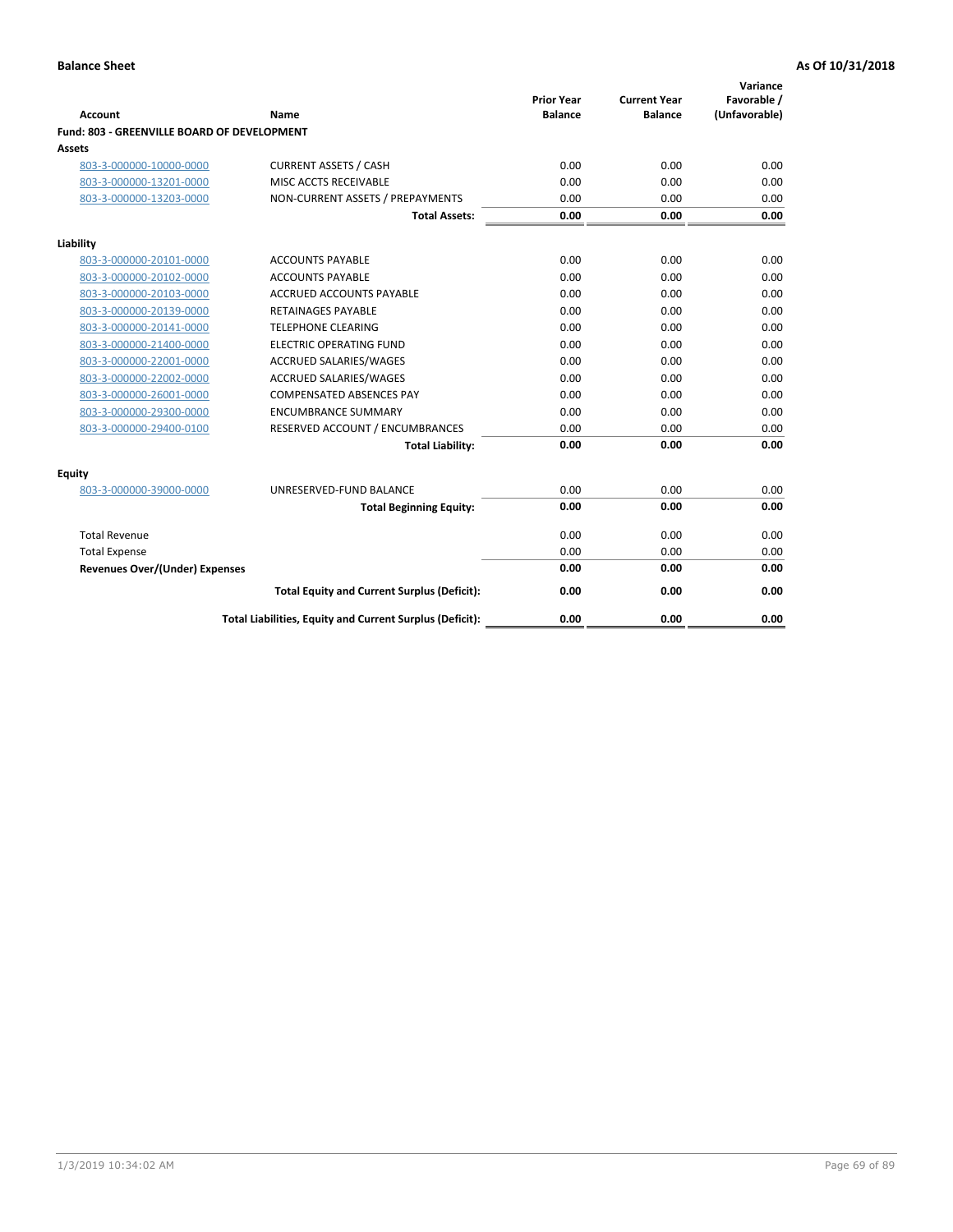**Balance Sheet** **As Of 10/31/2018**

| Account | Name | Prior Year Balance | Current Year Balance | Variance Favorable / (Unfavorable) |
|---|---|---|---|---|
| **Fund: 803 - GREENVILLE BOARD OF DEVELOPMENT** | | | | |
| **Assets** | | | | |
| 803-3-000000-10000-0000 | CURRENT ASSETS / CASH | 0.00 | 0.00 | 0.00 |
| 803-3-000000-13201-0000 | MISC ACCTS RECEIVABLE | 0.00 | 0.00 | 0.00 |
| 803-3-000000-13203-0000 | NON-CURRENT ASSETS / PREPAYMENTS | 0.00 | 0.00 | 0.00 |
| | **Total Assets:** | **0.00** | **0.00** | **0.00** |
| **Liability** | | | | |
| 803-3-000000-20101-0000 | ACCOUNTS PAYABLE | 0.00 | 0.00 | 0.00 |
| 803-3-000000-20102-0000 | ACCOUNTS PAYABLE | 0.00 | 0.00 | 0.00 |
| 803-3-000000-20103-0000 | ACCRUED ACCOUNTS PAYABLE | 0.00 | 0.00 | 0.00 |
| 803-3-000000-20139-0000 | RETAINAGES PAYABLE | 0.00 | 0.00 | 0.00 |
| 803-3-000000-20141-0000 | TELEPHONE CLEARING | 0.00 | 0.00 | 0.00 |
| 803-3-000000-21400-0000 | ELECTRIC OPERATING FUND | 0.00 | 0.00 | 0.00 |
| 803-3-000000-22001-0000 | ACCRUED SALARIES/WAGES | 0.00 | 0.00 | 0.00 |
| 803-3-000000-22002-0000 | ACCRUED SALARIES/WAGES | 0.00 | 0.00 | 0.00 |
| 803-3-000000-26001-0000 | COMPENSATED ABSENCES PAY | 0.00 | 0.00 | 0.00 |
| 803-3-000000-29300-0000 | ENCUMBRANCE SUMMARY | 0.00 | 0.00 | 0.00 |
| 803-3-000000-29400-0100 | RESERVED ACCOUNT / ENCUMBRANCES | 0.00 | 0.00 | 0.00 |
| | **Total Liability:** | **0.00** | **0.00** | **0.00** |
| **Equity** | | | | |
| 803-3-000000-39000-0000 | UNRESERVED-FUND BALANCE | 0.00 | 0.00 | 0.00 |
| | **Total Beginning Equity:** | **0.00** | **0.00** | **0.00** |
| Total Revenue | | 0.00 | 0.00 | 0.00 |
| Total Expense | | 0.00 | 0.00 | 0.00 |
| **Revenues Over/(Under) Expenses** | | **0.00** | **0.00** | **0.00** |
| | **Total Equity and Current Surplus (Deficit):** | **0.00** | **0.00** | **0.00** |
| | **Total Liabilities, Equity and Current Surplus (Deficit):** | **0.00** | **0.00** | **0.00** |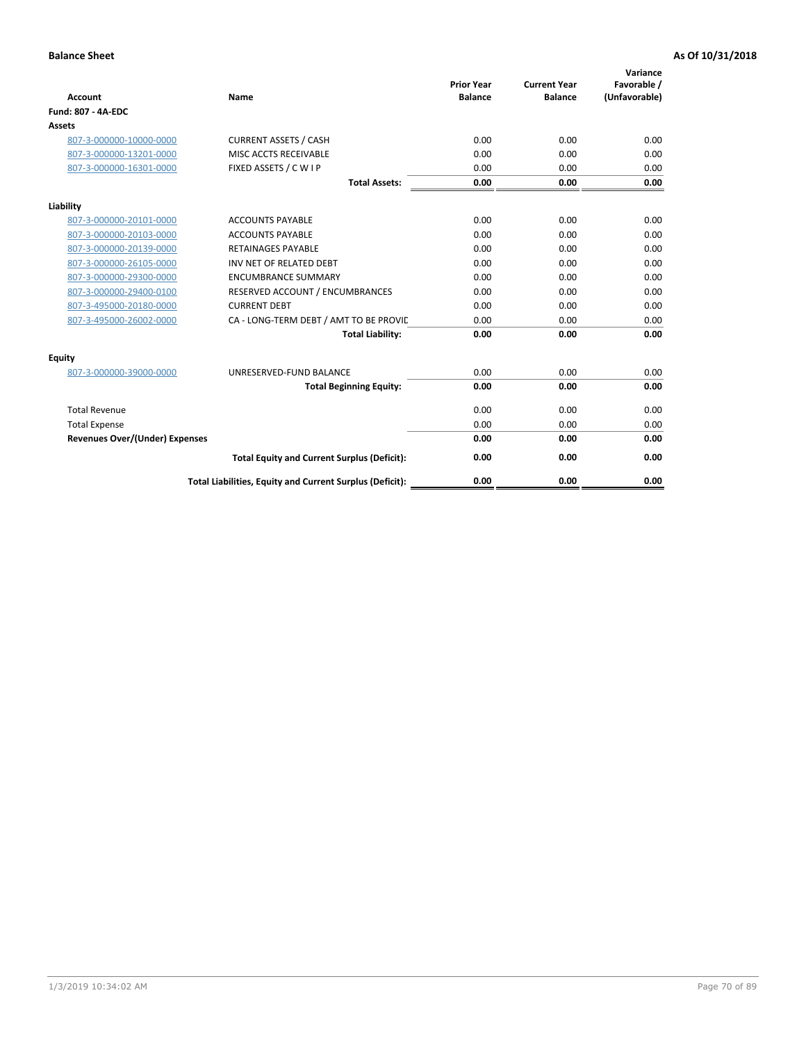**Balance Sheet** — **As Of 10/31/2018**

| Account | Name | Prior Year Balance | Current Year Balance | Variance Favorable / (Unfavorable) |
|---|---|---|---|---|
| **Fund: 807 - 4A-EDC** | | | | |
| **Assets** | | | | |
| 807-3-000000-10000-0000 | CURRENT ASSETS / CASH | 0.00 | 0.00 | 0.00 |
| 807-3-000000-13201-0000 | MISC ACCTS RECEIVABLE | 0.00 | 0.00 | 0.00 |
| 807-3-000000-16301-0000 | FIXED ASSETS / C W I P | 0.00 | 0.00 | 0.00 |
| | **Total Assets:** | **0.00** | **0.00** | **0.00** |
| **Liability** | | | | |
| 807-3-000000-20101-0000 | ACCOUNTS PAYABLE | 0.00 | 0.00 | 0.00 |
| 807-3-000000-20103-0000 | ACCOUNTS PAYABLE | 0.00 | 0.00 | 0.00 |
| 807-3-000000-20139-0000 | RETAINAGES PAYABLE | 0.00 | 0.00 | 0.00 |
| 807-3-000000-26105-0000 | INV NET OF RELATED DEBT | 0.00 | 0.00 | 0.00 |
| 807-3-000000-29300-0000 | ENCUMBRANCE SUMMARY | 0.00 | 0.00 | 0.00 |
| 807-3-000000-29400-0100 | RESERVED ACCOUNT / ENCUMBRANCES | 0.00 | 0.00 | 0.00 |
| 807-3-495000-20180-0000 | CURRENT DEBT | 0.00 | 0.00 | 0.00 |
| 807-3-495000-26002-0000 | CA - LONG-TERM DEBT / AMT TO BE PROVIC | 0.00 | 0.00 | 0.00 |
| | **Total Liability:** | **0.00** | **0.00** | **0.00** |
| **Equity** | | | | |
| 807-3-000000-39000-0000 | UNRESERVED-FUND BALANCE | 0.00 | 0.00 | 0.00 |
| | **Total Beginning Equity:** | **0.00** | **0.00** | **0.00** |
| Total Revenue | | 0.00 | 0.00 | 0.00 |
| Total Expense | | 0.00 | 0.00 | 0.00 |
| **Revenues Over/(Under) Expenses** | | **0.00** | **0.00** | **0.00** |
| | **Total Equity and Current Surplus (Deficit):** | **0.00** | **0.00** | **0.00** |
| | **Total Liabilities, Equity and Current Surplus (Deficit):** | **0.00** | **0.00** | **0.00** |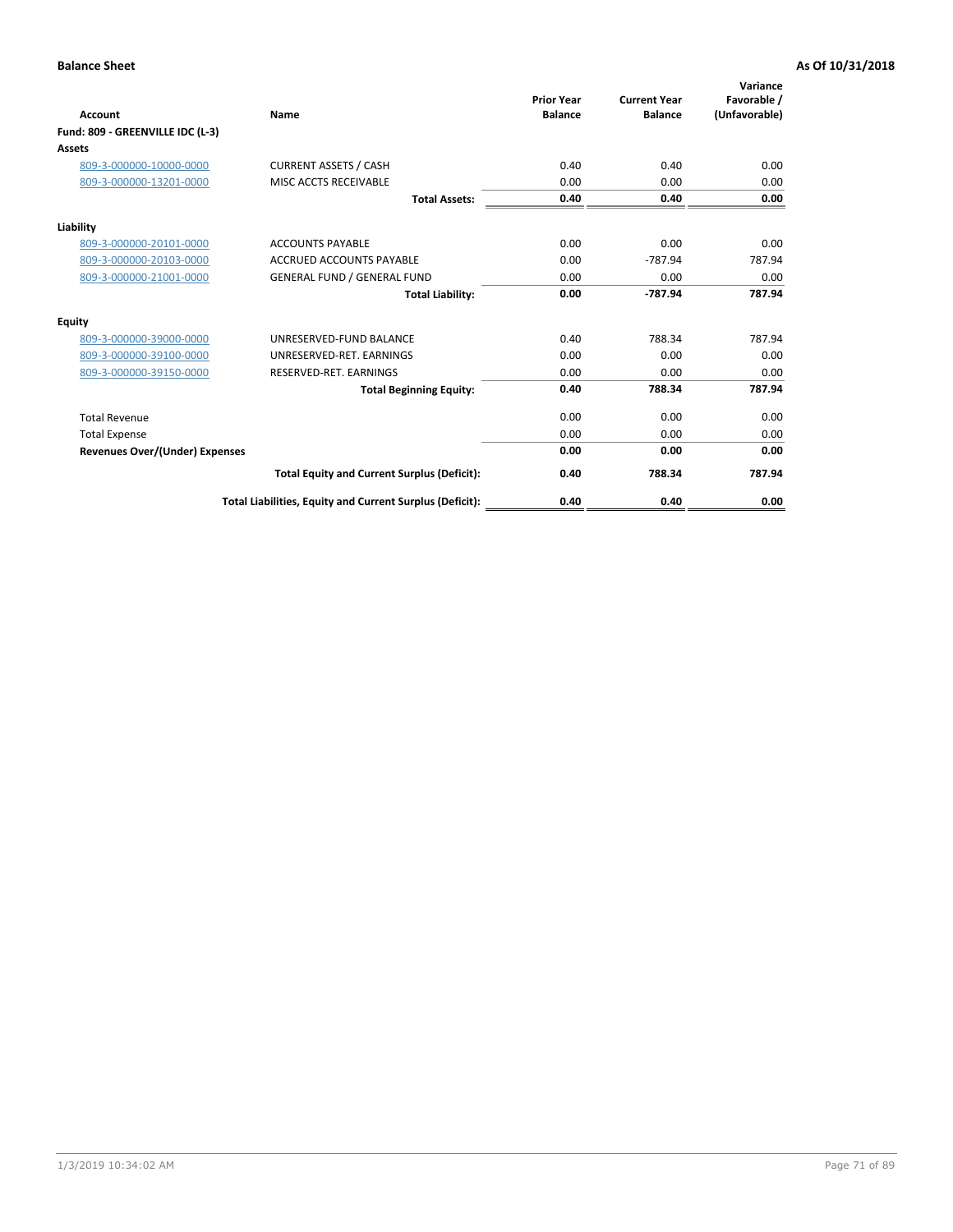**Balance Sheet** **As Of 10/31/2018**

| Account | Name | Prior Year Balance | Current Year Balance | Variance Favorable / (Unfavorable) |
|---|---|---|---|---|
| **Fund: 809 - GREENVILLE IDC (L-3)** | | | | |
| **Assets** | | | | |
| 809-3-000000-10000-0000 | CURRENT ASSETS / CASH | 0.40 | 0.40 | 0.00 |
| 809-3-000000-13201-0000 | MISC ACCTS RECEIVABLE | 0.00 | 0.00 | 0.00 |
| | **Total Assets:** | **0.40** | **0.40** | **0.00** |
| **Liability** | | | | |
| 809-3-000000-20101-0000 | ACCOUNTS PAYABLE | 0.00 | 0.00 | 0.00 |
| 809-3-000000-20103-0000 | ACCRUED ACCOUNTS PAYABLE | 0.00 | -787.94 | 787.94 |
| 809-3-000000-21001-0000 | GENERAL FUND / GENERAL FUND | 0.00 | 0.00 | 0.00 |
| | **Total Liability:** | **0.00** | **-787.94** | **787.94** |
| **Equity** | | | | |
| 809-3-000000-39000-0000 | UNRESERVED-FUND BALANCE | 0.40 | 788.34 | 787.94 |
| 809-3-000000-39100-0000 | UNRESERVED-RET. EARNINGS | 0.00 | 0.00 | 0.00 |
| 809-3-000000-39150-0000 | RESERVED-RET. EARNINGS | 0.00 | 0.00 | 0.00 |
| | **Total Beginning Equity:** | **0.40** | **788.34** | **787.94** |
| Total Revenue | | 0.00 | 0.00 | 0.00 |
| Total Expense | | 0.00 | 0.00 | 0.00 |
| **Revenues Over/(Under) Expenses** | | **0.00** | **0.00** | **0.00** |
| | **Total Equity and Current Surplus (Deficit):** | **0.40** | **788.34** | **787.94** |
| | **Total Liabilities, Equity and Current Surplus (Deficit):** | **0.40** | **0.40** | **0.00** |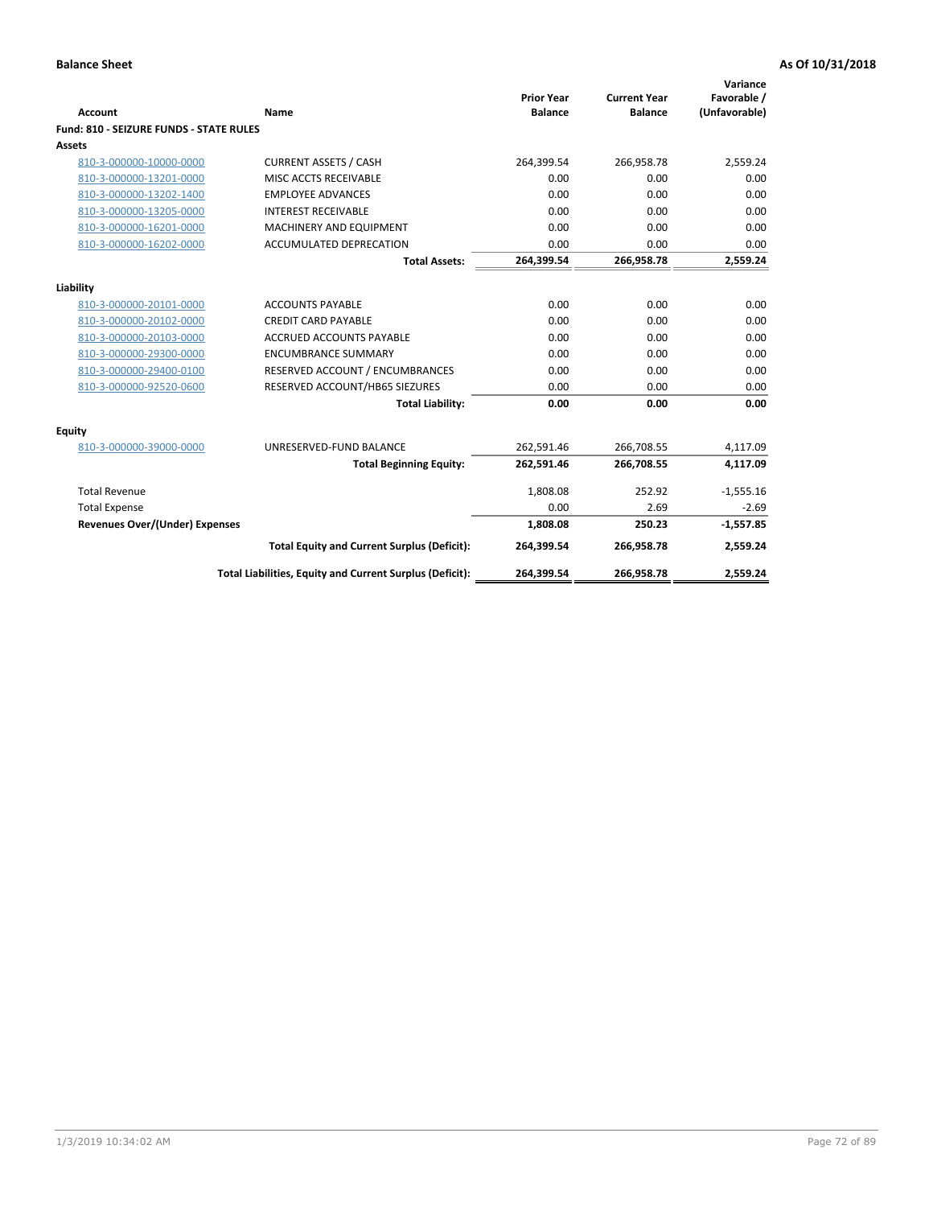**Balance Sheet** **As Of 10/31/2018**

| Account | Name | Prior Year Balance | Current Year Balance | Variance Favorable / (Unfavorable) |
|---|---|---|---|---|
| **Fund: 810 - SEIZURE FUNDS - STATE RULES** | | | | |
| **Assets** | | | | |
| 810-3-000000-10000-0000 | CURRENT ASSETS / CASH | 264,399.54 | 266,958.78 | 2,559.24 |
| 810-3-000000-13201-0000 | MISC ACCTS RECEIVABLE | 0.00 | 0.00 | 0.00 |
| 810-3-000000-13202-1400 | EMPLOYEE ADVANCES | 0.00 | 0.00 | 0.00 |
| 810-3-000000-13205-0000 | INTEREST RECEIVABLE | 0.00 | 0.00 | 0.00 |
| 810-3-000000-16201-0000 | MACHINERY AND EQUIPMENT | 0.00 | 0.00 | 0.00 |
| 810-3-000000-16202-0000 | ACCUMULATED DEPRECATION | 0.00 | 0.00 | 0.00 |
| | **Total Assets:** | **264,399.54** | **266,958.78** | **2,559.24** |
| **Liability** | | | | |
| 810-3-000000-20101-0000 | ACCOUNTS PAYABLE | 0.00 | 0.00 | 0.00 |
| 810-3-000000-20102-0000 | CREDIT CARD PAYABLE | 0.00 | 0.00 | 0.00 |
| 810-3-000000-20103-0000 | ACCRUED ACCOUNTS PAYABLE | 0.00 | 0.00 | 0.00 |
| 810-3-000000-29300-0000 | ENCUMBRANCE SUMMARY | 0.00 | 0.00 | 0.00 |
| 810-3-000000-29400-0100 | RESERVED ACCOUNT / ENCUMBRANCES | 0.00 | 0.00 | 0.00 |
| 810-3-000000-92520-0600 | RESERVED ACCOUNT/HB65 SIEZURES | 0.00 | 0.00 | 0.00 |
| | **Total Liability:** | **0.00** | **0.00** | **0.00** |
| **Equity** | | | | |
| 810-3-000000-39000-0000 | UNRESERVED-FUND BALANCE | 262,591.46 | 266,708.55 | 4,117.09 |
| | **Total Beginning Equity:** | **262,591.46** | **266,708.55** | **4,117.09** |
| Total Revenue | | 1,808.08 | 252.92 | -1,555.16 |
| Total Expense | | 0.00 | 2.69 | -2.69 |
| **Revenues Over/(Under) Expenses** | | **1,808.08** | **250.23** | **-1,557.85** |
| | **Total Equity and Current Surplus (Deficit):** | **264,399.54** | **266,958.78** | **2,559.24** |
| | **Total Liabilities, Equity and Current Surplus (Deficit):** | **264,399.54** | **266,958.78** | **2,559.24** |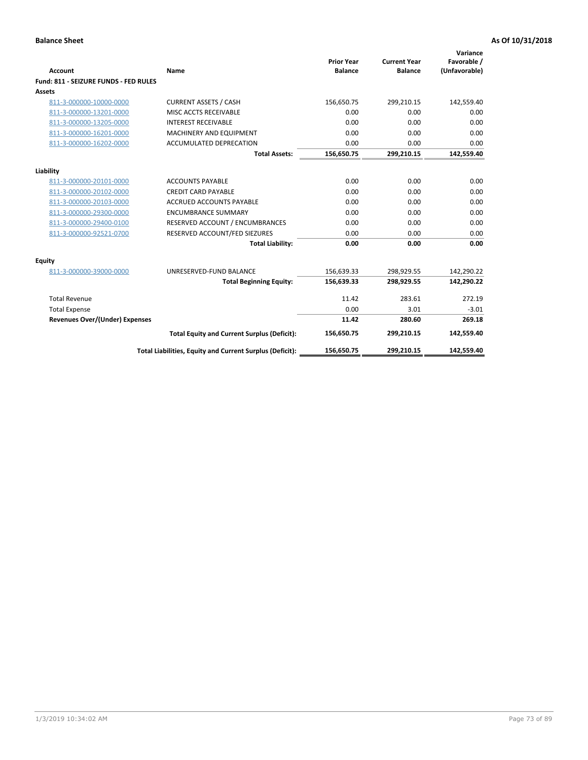**Balance Sheet** **As Of 10/31/2018**

| Account | Name | Prior Year Balance | Current Year Balance | Variance Favorable / (Unfavorable) |
|---|---|---|---|---|
| **Fund: 811 - SEIZURE FUNDS - FED RULES** | | | | |
| **Assets** | | | | |
| 811-3-000000-10000-0000 | CURRENT ASSETS / CASH | 156,650.75 | 299,210.15 | 142,559.40 |
| 811-3-000000-13201-0000 | MISC ACCTS RECEIVABLE | 0.00 | 0.00 | 0.00 |
| 811-3-000000-13205-0000 | INTEREST RECEIVABLE | 0.00 | 0.00 | 0.00 |
| 811-3-000000-16201-0000 | MACHINERY AND EQUIPMENT | 0.00 | 0.00 | 0.00 |
| 811-3-000000-16202-0000 | ACCUMULATED DEPRECATION | 0.00 | 0.00 | 0.00 |
| | **Total Assets:** | **156,650.75** | **299,210.15** | **142,559.40** |
| **Liability** | | | | |
| 811-3-000000-20101-0000 | ACCOUNTS PAYABLE | 0.00 | 0.00 | 0.00 |
| 811-3-000000-20102-0000 | CREDIT CARD PAYABLE | 0.00 | 0.00 | 0.00 |
| 811-3-000000-20103-0000 | ACCRUED ACCOUNTS PAYABLE | 0.00 | 0.00 | 0.00 |
| 811-3-000000-29300-0000 | ENCUMBRANCE SUMMARY | 0.00 | 0.00 | 0.00 |
| 811-3-000000-29400-0100 | RESERVED ACCOUNT / ENCUMBRANCES | 0.00 | 0.00 | 0.00 |
| 811-3-000000-92521-0700 | RESERVED ACCOUNT/FED SIEZURES | 0.00 | 0.00 | 0.00 |
| | **Total Liability:** | **0.00** | **0.00** | **0.00** |
| **Equity** | | | | |
| 811-3-000000-39000-0000 | UNRESERVED-FUND BALANCE | 156,639.33 | 298,929.55 | 142,290.22 |
| | **Total Beginning Equity:** | **156,639.33** | **298,929.55** | **142,290.22** |
| Total Revenue | | 11.42 | 283.61 | 272.19 |
| Total Expense | | 0.00 | 3.01 | -3.01 |
| **Revenues Over/(Under) Expenses** | | **11.42** | **280.60** | **269.18** |
| | **Total Equity and Current Surplus (Deficit):** | **156,650.75** | **299,210.15** | **142,559.40** |
| | **Total Liabilities, Equity and Current Surplus (Deficit):** | **156,650.75** | **299,210.15** | **142,559.40** |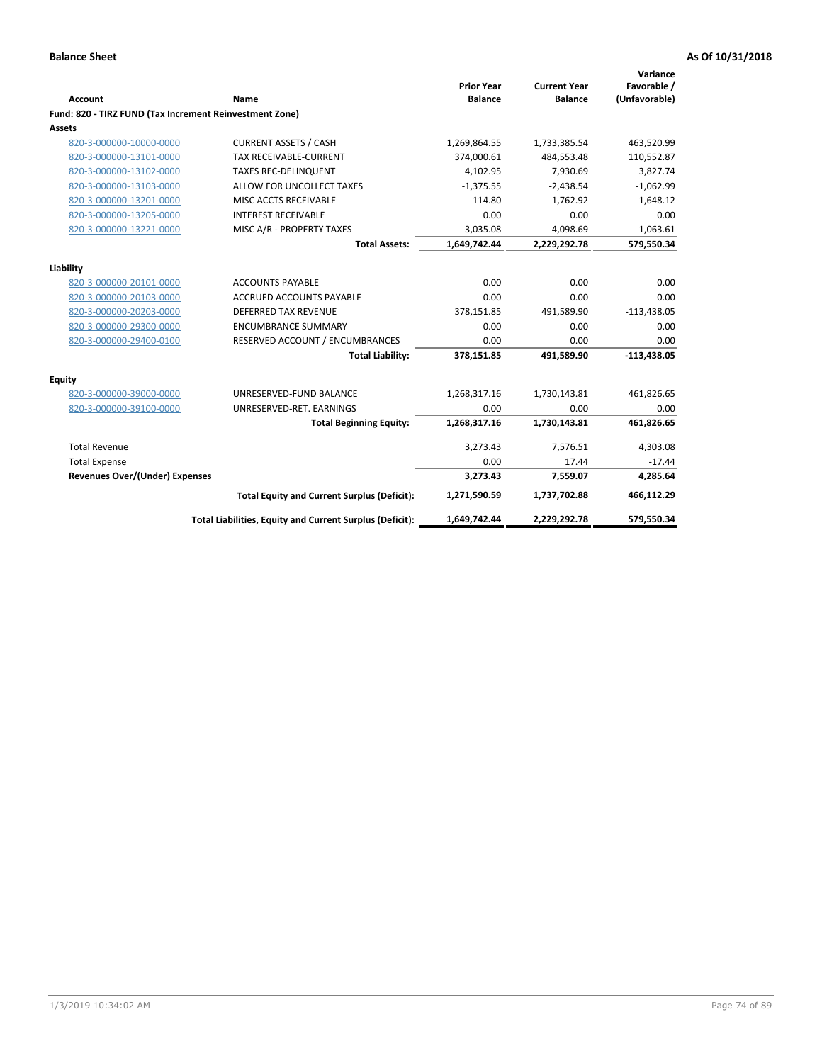**Balance Sheet** | **As Of 10/31/2018**

| Account | Name | Prior Year Balance | Current Year Balance | Variance Favorable / (Unfavorable) |
|---|---|---|---|---|
| **Fund: 820 - TIRZ FUND (Tax Increment Reinvestment Zone)** | | | | |
| **Assets** | | | | |
| 820-3-000000-10000-0000 | CURRENT ASSETS / CASH | 1,269,864.55 | 1,733,385.54 | 463,520.99 |
| 820-3-000000-13101-0000 | TAX RECEIVABLE-CURRENT | 374,000.61 | 484,553.48 | 110,552.87 |
| 820-3-000000-13102-0000 | TAXES REC-DELINQUENT | 4,102.95 | 7,930.69 | 3,827.74 |
| 820-3-000000-13103-0000 | ALLOW FOR UNCOLLECT TAXES | -1,375.55 | -2,438.54 | -1,062.99 |
| 820-3-000000-13201-0000 | MISC ACCTS RECEIVABLE | 114.80 | 1,762.92 | 1,648.12 |
| 820-3-000000-13205-0000 | INTEREST RECEIVABLE | 0.00 | 0.00 | 0.00 |
| 820-3-000000-13221-0000 | MISC A/R - PROPERTY TAXES | 3,035.08 | 4,098.69 | 1,063.61 |
| | **Total Assets:** | **1,649,742.44** | **2,229,292.78** | **579,550.34** |
| **Liability** | | | | |
| 820-3-000000-20101-0000 | ACCOUNTS PAYABLE | 0.00 | 0.00 | 0.00 |
| 820-3-000000-20103-0000 | ACCRUED ACCOUNTS PAYABLE | 0.00 | 0.00 | 0.00 |
| 820-3-000000-20203-0000 | DEFERRED TAX REVENUE | 378,151.85 | 491,589.90 | -113,438.05 |
| 820-3-000000-29300-0000 | ENCUMBRANCE SUMMARY | 0.00 | 0.00 | 0.00 |
| 820-3-000000-29400-0100 | RESERVED ACCOUNT / ENCUMBRANCES | 0.00 | 0.00 | 0.00 |
| | **Total Liability:** | **378,151.85** | **491,589.90** | **-113,438.05** |
| **Equity** | | | | |
| 820-3-000000-39000-0000 | UNRESERVED-FUND BALANCE | 1,268,317.16 | 1,730,143.81 | 461,826.65 |
| 820-3-000000-39100-0000 | UNRESERVED-RET. EARNINGS | 0.00 | 0.00 | 0.00 |
| | **Total Beginning Equity:** | **1,268,317.16** | **1,730,143.81** | **461,826.65** |
| Total Revenue | | 3,273.43 | 7,576.51 | 4,303.08 |
| Total Expense | | 0.00 | 17.44 | -17.44 |
| **Revenues Over/(Under) Expenses** | | **3,273.43** | **7,559.07** | **4,285.64** |
| | **Total Equity and Current Surplus (Deficit):** | **1,271,590.59** | **1,737,702.88** | **466,112.29** |
| | **Total Liabilities, Equity and Current Surplus (Deficit):** | **1,649,742.44** | **2,229,292.78** | **579,550.34** |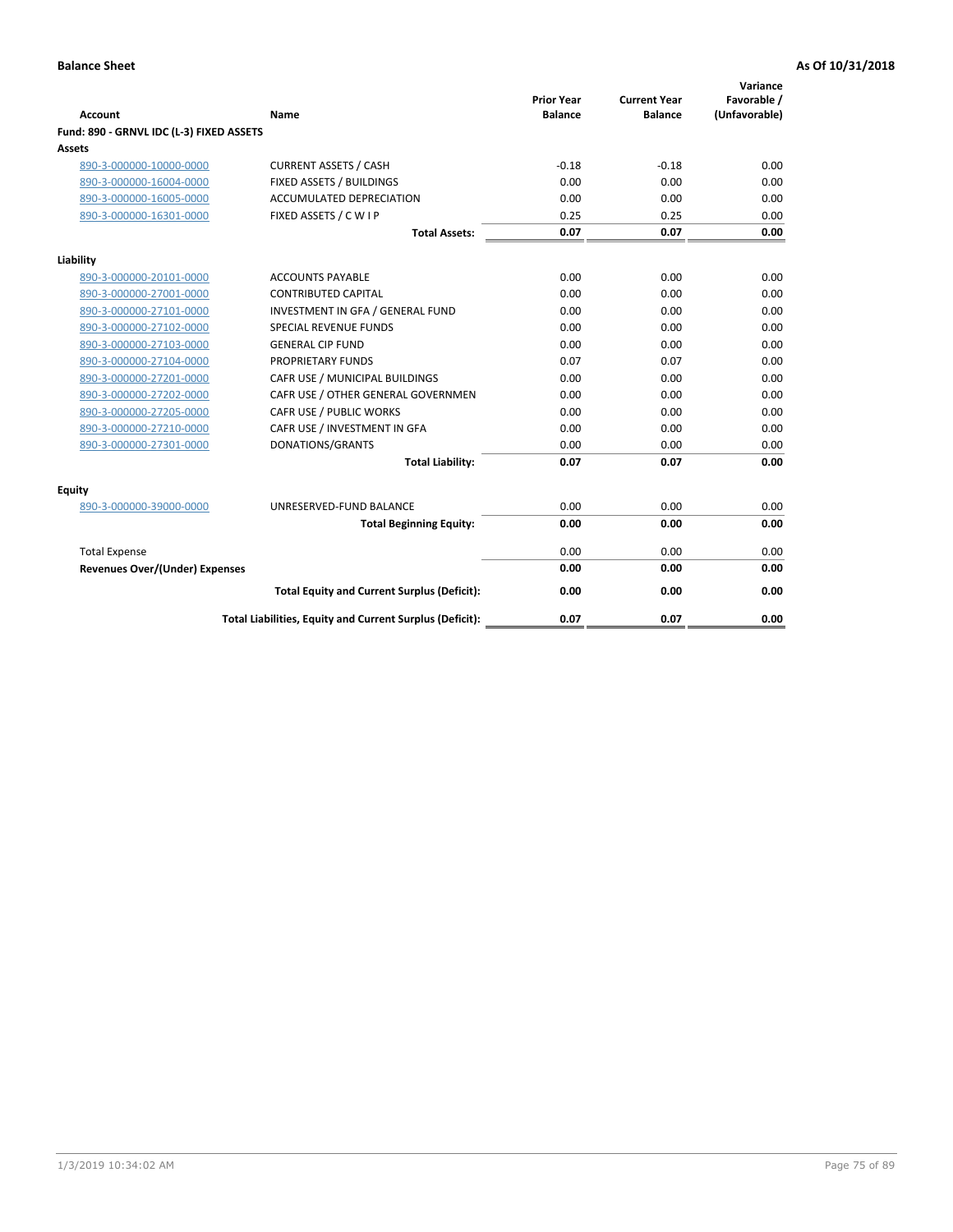**Balance Sheet** **As Of 10/31/2018**

| Account | Name | Prior Year Balance | Current Year Balance | Variance Favorable / (Unfavorable) |
|---|---|---|---|---|
| **Fund: 890 - GRNVL IDC (L-3) FIXED ASSETS** | | | | |
| **Assets** | | | | |
| 890-3-000000-10000-0000 | CURRENT ASSETS / CASH | -0.18 | -0.18 | 0.00 |
| 890-3-000000-16004-0000 | FIXED ASSETS / BUILDINGS | 0.00 | 0.00 | 0.00 |
| 890-3-000000-16005-0000 | ACCUMULATED DEPRECIATION | 0.00 | 0.00 | 0.00 |
| 890-3-000000-16301-0000 | FIXED ASSETS / C W I P | 0.25 | 0.25 | 0.00 |
| | **Total Assets:** | **0.07** | **0.07** | **0.00** |
| **Liability** | | | | |
| 890-3-000000-20101-0000 | ACCOUNTS PAYABLE | 0.00 | 0.00 | 0.00 |
| 890-3-000000-27001-0000 | CONTRIBUTED CAPITAL | 0.00 | 0.00 | 0.00 |
| 890-3-000000-27101-0000 | INVESTMENT IN GFA / GENERAL FUND | 0.00 | 0.00 | 0.00 |
| 890-3-000000-27102-0000 | SPECIAL REVENUE FUNDS | 0.00 | 0.00 | 0.00 |
| 890-3-000000-27103-0000 | GENERAL CIP FUND | 0.00 | 0.00 | 0.00 |
| 890-3-000000-27104-0000 | PROPRIETARY FUNDS | 0.07 | 0.07 | 0.00 |
| 890-3-000000-27201-0000 | CAFR USE / MUNICIPAL BUILDINGS | 0.00 | 0.00 | 0.00 |
| 890-3-000000-27202-0000 | CAFR USE / OTHER GENERAL GOVERNMEN | 0.00 | 0.00 | 0.00 |
| 890-3-000000-27205-0000 | CAFR USE / PUBLIC WORKS | 0.00 | 0.00 | 0.00 |
| 890-3-000000-27210-0000 | CAFR USE / INVESTMENT IN GFA | 0.00 | 0.00 | 0.00 |
| 890-3-000000-27301-0000 | DONATIONS/GRANTS | 0.00 | 0.00 | 0.00 |
| | **Total Liability:** | **0.07** | **0.07** | **0.00** |
| **Equity** | | | | |
| 890-3-000000-39000-0000 | UNRESERVED-FUND BALANCE | 0.00 | 0.00 | 0.00 |
| | **Total Beginning Equity:** | **0.00** | **0.00** | **0.00** |
| Total Expense | | 0.00 | 0.00 | 0.00 |
| **Revenues Over/(Under) Expenses** | | **0.00** | **0.00** | **0.00** |
| | **Total Equity and Current Surplus (Deficit):** | **0.00** | **0.00** | **0.00** |
| | **Total Liabilities, Equity and Current Surplus (Deficit):** | **0.07** | **0.07** | **0.00** |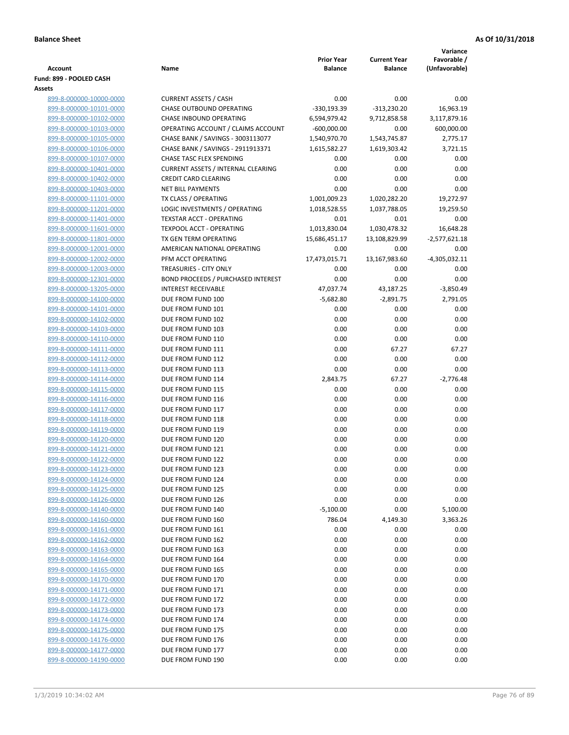**Balance Sheet** **As Of 10/31/2018**

| Account | Name | Prior Year Balance | Current Year Balance | Variance Favorable / (Unfavorable) |
|---|---|---|---|---|
| **Fund: 899 - POOLED CASH** | | | | |
| **Assets** | | | | |
| 899-8-000000-10000-0000 | CURRENT ASSETS / CASH | 0.00 | 0.00 | 0.00 |
| 899-8-000000-10101-0000 | CHASE OUTBOUND OPERATING | -330,193.39 | -313,230.20 | 16,963.19 |
| 899-8-000000-10102-0000 | CHASE INBOUND OPERATING | 6,594,979.42 | 9,712,858.58 | 3,117,879.16 |
| 899-8-000000-10103-0000 | OPERATING ACCOUNT / CLAIMS ACCOUNT | -600,000.00 | 0.00 | 600,000.00 |
| 899-8-000000-10105-0000 | CHASE BANK / SAVINGS - 3003113077 | 1,540,970.70 | 1,543,745.87 | 2,775.17 |
| 899-8-000000-10106-0000 | CHASE BANK / SAVINGS - 2911913371 | 1,615,582.27 | 1,619,303.42 | 3,721.15 |
| 899-8-000000-10107-0000 | CHASE TASC FLEX SPENDING | 0.00 | 0.00 | 0.00 |
| 899-8-000000-10401-0000 | CURRENT ASSETS / INTERNAL CLEARING | 0.00 | 0.00 | 0.00 |
| 899-8-000000-10402-0000 | CREDIT CARD CLEARING | 0.00 | 0.00 | 0.00 |
| 899-8-000000-10403-0000 | NET BILL PAYMENTS | 0.00 | 0.00 | 0.00 |
| 899-8-000000-11101-0000 | TX CLASS / OPERATING | 1,001,009.23 | 1,020,282.20 | 19,272.97 |
| 899-8-000000-11201-0000 | LOGIC INVESTMENTS / OPERATING | 1,018,528.55 | 1,037,788.05 | 19,259.50 |
| 899-8-000000-11401-0000 | TEXSTAR ACCT - OPERATING | 0.01 | 0.01 | 0.00 |
| 899-8-000000-11601-0000 | TEXPOOL ACCT - OPERATING | 1,013,830.04 | 1,030,478.32 | 16,648.28 |
| 899-8-000000-11801-0000 | TX GEN TERM OPERATING | 15,686,451.17 | 13,108,829.99 | -2,577,621.18 |
| 899-8-000000-12001-0000 | AMERICAN NATIONAL OPERATING | 0.00 | 0.00 | 0.00 |
| 899-8-000000-12002-0000 | PFM ACCT OPERATING | 17,473,015.71 | 13,167,983.60 | -4,305,032.11 |
| 899-8-000000-12003-0000 | TREASURIES - CITY ONLY | 0.00 | 0.00 | 0.00 |
| 899-8-000000-12301-0000 | BOND PROCEEDS / PURCHASED INTEREST | 0.00 | 0.00 | 0.00 |
| 899-8-000000-13205-0000 | INTEREST RECEIVABLE | 47,037.74 | 43,187.25 | -3,850.49 |
| 899-8-000000-14100-0000 | DUE FROM FUND 100 | -5,682.80 | -2,891.75 | 2,791.05 |
| 899-8-000000-14101-0000 | DUE FROM FUND 101 | 0.00 | 0.00 | 0.00 |
| 899-8-000000-14102-0000 | DUE FROM FUND 102 | 0.00 | 0.00 | 0.00 |
| 899-8-000000-14103-0000 | DUE FROM FUND 103 | 0.00 | 0.00 | 0.00 |
| 899-8-000000-14110-0000 | DUE FROM FUND 110 | 0.00 | 0.00 | 0.00 |
| 899-8-000000-14111-0000 | DUE FROM FUND 111 | 0.00 | 67.27 | 67.27 |
| 899-8-000000-14112-0000 | DUE FROM FUND 112 | 0.00 | 0.00 | 0.00 |
| 899-8-000000-14113-0000 | DUE FROM FUND 113 | 0.00 | 0.00 | 0.00 |
| 899-8-000000-14114-0000 | DUE FROM FUND 114 | 2,843.75 | 67.27 | -2,776.48 |
| 899-8-000000-14115-0000 | DUE FROM FUND 115 | 0.00 | 0.00 | 0.00 |
| 899-8-000000-14116-0000 | DUE FROM FUND 116 | 0.00 | 0.00 | 0.00 |
| 899-8-000000-14117-0000 | DUE FROM FUND 117 | 0.00 | 0.00 | 0.00 |
| 899-8-000000-14118-0000 | DUE FROM FUND 118 | 0.00 | 0.00 | 0.00 |
| 899-8-000000-14119-0000 | DUE FROM FUND 119 | 0.00 | 0.00 | 0.00 |
| 899-8-000000-14120-0000 | DUE FROM FUND 120 | 0.00 | 0.00 | 0.00 |
| 899-8-000000-14121-0000 | DUE FROM FUND 121 | 0.00 | 0.00 | 0.00 |
| 899-8-000000-14122-0000 | DUE FROM FUND 122 | 0.00 | 0.00 | 0.00 |
| 899-8-000000-14123-0000 | DUE FROM FUND 123 | 0.00 | 0.00 | 0.00 |
| 899-8-000000-14124-0000 | DUE FROM FUND 124 | 0.00 | 0.00 | 0.00 |
| 899-8-000000-14125-0000 | DUE FROM FUND 125 | 0.00 | 0.00 | 0.00 |
| 899-8-000000-14126-0000 | DUE FROM FUND 126 | 0.00 | 0.00 | 0.00 |
| 899-8-000000-14140-0000 | DUE FROM FUND 140 | -5,100.00 | 0.00 | 5,100.00 |
| 899-8-000000-14160-0000 | DUE FROM FUND 160 | 786.04 | 4,149.30 | 3,363.26 |
| 899-8-000000-14161-0000 | DUE FROM FUND 161 | 0.00 | 0.00 | 0.00 |
| 899-8-000000-14162-0000 | DUE FROM FUND 162 | 0.00 | 0.00 | 0.00 |
| 899-8-000000-14163-0000 | DUE FROM FUND 163 | 0.00 | 0.00 | 0.00 |
| 899-8-000000-14164-0000 | DUE FROM FUND 164 | 0.00 | 0.00 | 0.00 |
| 899-8-000000-14165-0000 | DUE FROM FUND 165 | 0.00 | 0.00 | 0.00 |
| 899-8-000000-14170-0000 | DUE FROM FUND 170 | 0.00 | 0.00 | 0.00 |
| 899-8-000000-14171-0000 | DUE FROM FUND 171 | 0.00 | 0.00 | 0.00 |
| 899-8-000000-14172-0000 | DUE FROM FUND 172 | 0.00 | 0.00 | 0.00 |
| 899-8-000000-14173-0000 | DUE FROM FUND 173 | 0.00 | 0.00 | 0.00 |
| 899-8-000000-14174-0000 | DUE FROM FUND 174 | 0.00 | 0.00 | 0.00 |
| 899-8-000000-14175-0000 | DUE FROM FUND 175 | 0.00 | 0.00 | 0.00 |
| 899-8-000000-14176-0000 | DUE FROM FUND 176 | 0.00 | 0.00 | 0.00 |
| 899-8-000000-14177-0000 | DUE FROM FUND 177 | 0.00 | 0.00 | 0.00 |
| 899-8-000000-14190-0000 | DUE FROM FUND 190 | 0.00 | 0.00 | 0.00 |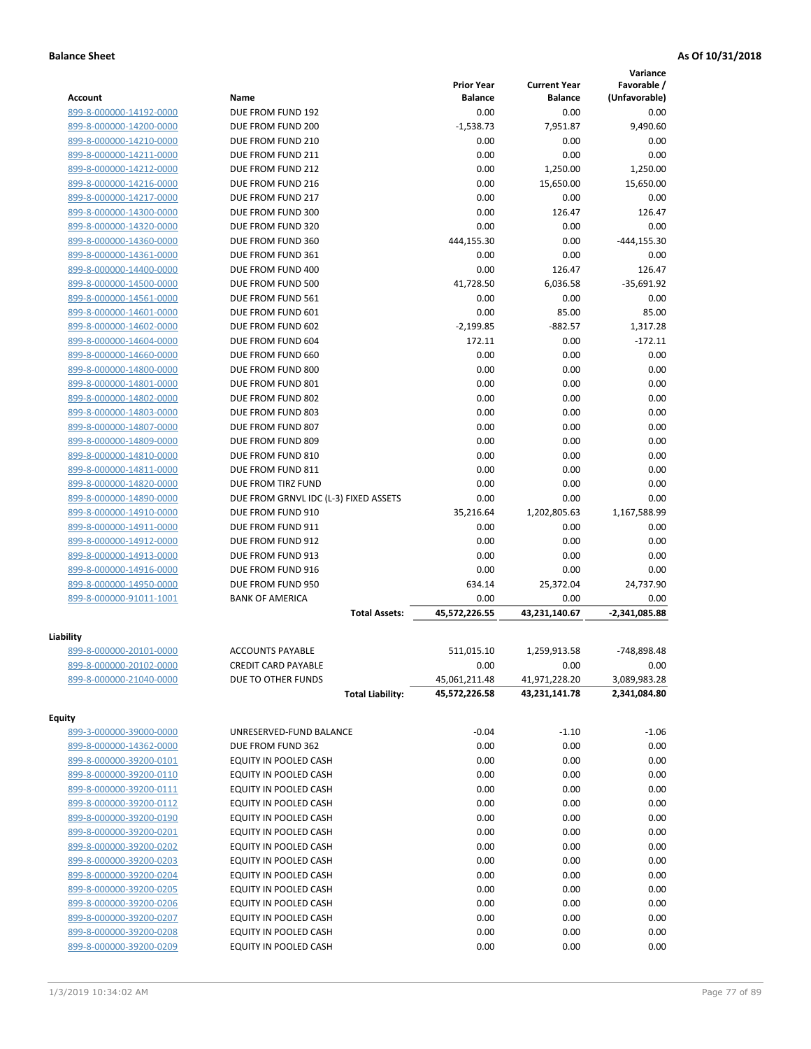**Balance Sheet** **As Of 10/31/2018**

| Account | Name | Prior Year Balance | Current Year Balance | Variance Favorable / (Unfavorable) |
|---|---|---|---|---|
| 899-8-000000-14192-0000 | DUE FROM FUND 192 | 0.00 | 0.00 | 0.00 |
| 899-8-000000-14200-0000 | DUE FROM FUND 200 | -1,538.73 | 7,951.87 | 9,490.60 |
| 899-8-000000-14210-0000 | DUE FROM FUND 210 | 0.00 | 0.00 | 0.00 |
| 899-8-000000-14211-0000 | DUE FROM FUND 211 | 0.00 | 0.00 | 0.00 |
| 899-8-000000-14212-0000 | DUE FROM FUND 212 | 0.00 | 1,250.00 | 1,250.00 |
| 899-8-000000-14216-0000 | DUE FROM FUND 216 | 0.00 | 15,650.00 | 15,650.00 |
| 899-8-000000-14217-0000 | DUE FROM FUND 217 | 0.00 | 0.00 | 0.00 |
| 899-8-000000-14300-0000 | DUE FROM FUND 300 | 0.00 | 126.47 | 126.47 |
| 899-8-000000-14320-0000 | DUE FROM FUND 320 | 0.00 | 0.00 | 0.00 |
| 899-8-000000-14360-0000 | DUE FROM FUND 360 | 444,155.30 | 0.00 | -444,155.30 |
| 899-8-000000-14361-0000 | DUE FROM FUND 361 | 0.00 | 0.00 | 0.00 |
| 899-8-000000-14400-0000 | DUE FROM FUND 400 | 0.00 | 126.47 | 126.47 |
| 899-8-000000-14500-0000 | DUE FROM FUND 500 | 41,728.50 | 6,036.58 | -35,691.92 |
| 899-8-000000-14561-0000 | DUE FROM FUND 561 | 0.00 | 0.00 | 0.00 |
| 899-8-000000-14601-0000 | DUE FROM FUND 601 | 0.00 | 85.00 | 85.00 |
| 899-8-000000-14602-0000 | DUE FROM FUND 602 | -2,199.85 | -882.57 | 1,317.28 |
| 899-8-000000-14604-0000 | DUE FROM FUND 604 | 172.11 | 0.00 | -172.11 |
| 899-8-000000-14660-0000 | DUE FROM FUND 660 | 0.00 | 0.00 | 0.00 |
| 899-8-000000-14800-0000 | DUE FROM FUND 800 | 0.00 | 0.00 | 0.00 |
| 899-8-000000-14801-0000 | DUE FROM FUND 801 | 0.00 | 0.00 | 0.00 |
| 899-8-000000-14802-0000 | DUE FROM FUND 802 | 0.00 | 0.00 | 0.00 |
| 899-8-000000-14803-0000 | DUE FROM FUND 803 | 0.00 | 0.00 | 0.00 |
| 899-8-000000-14807-0000 | DUE FROM FUND 807 | 0.00 | 0.00 | 0.00 |
| 899-8-000000-14809-0000 | DUE FROM FUND 809 | 0.00 | 0.00 | 0.00 |
| 899-8-000000-14810-0000 | DUE FROM FUND 810 | 0.00 | 0.00 | 0.00 |
| 899-8-000000-14811-0000 | DUE FROM FUND 811 | 0.00 | 0.00 | 0.00 |
| 899-8-000000-14820-0000 | DUE FROM TIRZ FUND | 0.00 | 0.00 | 0.00 |
| 899-8-000000-14890-0000 | DUE FROM GRNVL IDC (L-3) FIXED ASSETS | 0.00 | 0.00 | 0.00 |
| 899-8-000000-14910-0000 | DUE FROM FUND 910 | 35,216.64 | 1,202,805.63 | 1,167,588.99 |
| 899-8-000000-14911-0000 | DUE FROM FUND 911 | 0.00 | 0.00 | 0.00 |
| 899-8-000000-14912-0000 | DUE FROM FUND 912 | 0.00 | 0.00 | 0.00 |
| 899-8-000000-14913-0000 | DUE FROM FUND 913 | 0.00 | 0.00 | 0.00 |
| 899-8-000000-14916-0000 | DUE FROM FUND 916 | 0.00 | 0.00 | 0.00 |
| 899-8-000000-14950-0000 | DUE FROM FUND 950 | 634.14 | 25,372.04 | 24,737.90 |
| 899-8-000000-91011-1001 | BANK OF AMERICA | 0.00 | 0.00 | 0.00 |
| | **Total Assets:** | **45,572,226.55** | **43,231,140.67** | **-2,341,085.88** |

**Liability**

| Account | Name | Prior Year Balance | Current Year Balance | Variance Favorable / (Unfavorable) |
|---|---|---|---|---|
| 899-8-000000-20101-0000 | ACCOUNTS PAYABLE | 511,015.10 | 1,259,913.58 | -748,898.48 |
| 899-8-000000-20102-0000 | CREDIT CARD PAYABLE | 0.00 | 0.00 | 0.00 |
| 899-8-000000-21040-0000 | DUE TO OTHER FUNDS | 45,061,211.48 | 41,971,228.20 | 3,089,983.28 |
| | **Total Liability:** | **45,572,226.58** | **43,231,141.78** | **2,341,084.80** |

**Equity**

| Account | Name | Prior Year Balance | Current Year Balance | Variance Favorable / (Unfavorable) |
|---|---|---|---|---|
| 899-3-000000-39000-0000 | UNRESERVED-FUND BALANCE | -0.04 | -1.10 | -1.06 |
| 899-8-000000-14362-0000 | DUE FROM FUND 362 | 0.00 | 0.00 | 0.00 |
| 899-8-000000-39200-0101 | EQUITY IN POOLED CASH | 0.00 | 0.00 | 0.00 |
| 899-8-000000-39200-0110 | EQUITY IN POOLED CASH | 0.00 | 0.00 | 0.00 |
| 899-8-000000-39200-0111 | EQUITY IN POOLED CASH | 0.00 | 0.00 | 0.00 |
| 899-8-000000-39200-0112 | EQUITY IN POOLED CASH | 0.00 | 0.00 | 0.00 |
| 899-8-000000-39200-0190 | EQUITY IN POOLED CASH | 0.00 | 0.00 | 0.00 |
| 899-8-000000-39200-0201 | EQUITY IN POOLED CASH | 0.00 | 0.00 | 0.00 |
| 899-8-000000-39200-0202 | EQUITY IN POOLED CASH | 0.00 | 0.00 | 0.00 |
| 899-8-000000-39200-0203 | EQUITY IN POOLED CASH | 0.00 | 0.00 | 0.00 |
| 899-8-000000-39200-0204 | EQUITY IN POOLED CASH | 0.00 | 0.00 | 0.00 |
| 899-8-000000-39200-0205 | EQUITY IN POOLED CASH | 0.00 | 0.00 | 0.00 |
| 899-8-000000-39200-0206 | EQUITY IN POOLED CASH | 0.00 | 0.00 | 0.00 |
| 899-8-000000-39200-0207 | EQUITY IN POOLED CASH | 0.00 | 0.00 | 0.00 |
| 899-8-000000-39200-0208 | EQUITY IN POOLED CASH | 0.00 | 0.00 | 0.00 |
| 899-8-000000-39200-0209 | EQUITY IN POOLED CASH | 0.00 | 0.00 | 0.00 |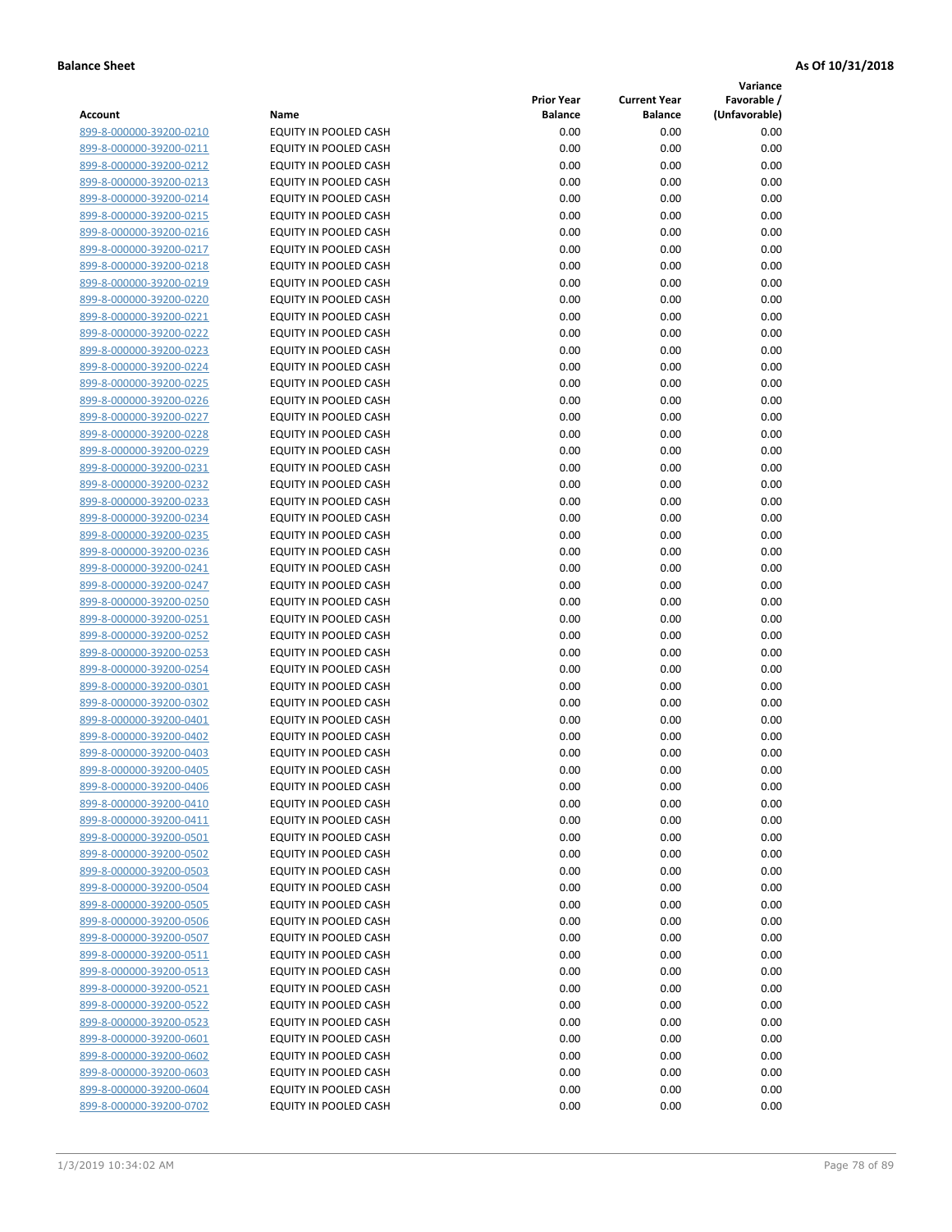**Balance Sheet** **As Of 10/31/2018**

| Account | Name | Prior Year Balance | Current Year Balance | Variance Favorable / (Unfavorable) |
|---|---|---|---|---|
| 899-8-000000-39200-0210 | EQUITY IN POOLED CASH | 0.00 | 0.00 | 0.00 |
| 899-8-000000-39200-0211 | EQUITY IN POOLED CASH | 0.00 | 0.00 | 0.00 |
| 899-8-000000-39200-0212 | EQUITY IN POOLED CASH | 0.00 | 0.00 | 0.00 |
| 899-8-000000-39200-0213 | EQUITY IN POOLED CASH | 0.00 | 0.00 | 0.00 |
| 899-8-000000-39200-0214 | EQUITY IN POOLED CASH | 0.00 | 0.00 | 0.00 |
| 899-8-000000-39200-0215 | EQUITY IN POOLED CASH | 0.00 | 0.00 | 0.00 |
| 899-8-000000-39200-0216 | EQUITY IN POOLED CASH | 0.00 | 0.00 | 0.00 |
| 899-8-000000-39200-0217 | EQUITY IN POOLED CASH | 0.00 | 0.00 | 0.00 |
| 899-8-000000-39200-0218 | EQUITY IN POOLED CASH | 0.00 | 0.00 | 0.00 |
| 899-8-000000-39200-0219 | EQUITY IN POOLED CASH | 0.00 | 0.00 | 0.00 |
| 899-8-000000-39200-0220 | EQUITY IN POOLED CASH | 0.00 | 0.00 | 0.00 |
| 899-8-000000-39200-0221 | EQUITY IN POOLED CASH | 0.00 | 0.00 | 0.00 |
| 899-8-000000-39200-0222 | EQUITY IN POOLED CASH | 0.00 | 0.00 | 0.00 |
| 899-8-000000-39200-0223 | EQUITY IN POOLED CASH | 0.00 | 0.00 | 0.00 |
| 899-8-000000-39200-0224 | EQUITY IN POOLED CASH | 0.00 | 0.00 | 0.00 |
| 899-8-000000-39200-0225 | EQUITY IN POOLED CASH | 0.00 | 0.00 | 0.00 |
| 899-8-000000-39200-0226 | EQUITY IN POOLED CASH | 0.00 | 0.00 | 0.00 |
| 899-8-000000-39200-0227 | EQUITY IN POOLED CASH | 0.00 | 0.00 | 0.00 |
| 899-8-000000-39200-0228 | EQUITY IN POOLED CASH | 0.00 | 0.00 | 0.00 |
| 899-8-000000-39200-0229 | EQUITY IN POOLED CASH | 0.00 | 0.00 | 0.00 |
| 899-8-000000-39200-0231 | EQUITY IN POOLED CASH | 0.00 | 0.00 | 0.00 |
| 899-8-000000-39200-0232 | EQUITY IN POOLED CASH | 0.00 | 0.00 | 0.00 |
| 899-8-000000-39200-0233 | EQUITY IN POOLED CASH | 0.00 | 0.00 | 0.00 |
| 899-8-000000-39200-0234 | EQUITY IN POOLED CASH | 0.00 | 0.00 | 0.00 |
| 899-8-000000-39200-0235 | EQUITY IN POOLED CASH | 0.00 | 0.00 | 0.00 |
| 899-8-000000-39200-0236 | EQUITY IN POOLED CASH | 0.00 | 0.00 | 0.00 |
| 899-8-000000-39200-0241 | EQUITY IN POOLED CASH | 0.00 | 0.00 | 0.00 |
| 899-8-000000-39200-0247 | EQUITY IN POOLED CASH | 0.00 | 0.00 | 0.00 |
| 899-8-000000-39200-0250 | EQUITY IN POOLED CASH | 0.00 | 0.00 | 0.00 |
| 899-8-000000-39200-0251 | EQUITY IN POOLED CASH | 0.00 | 0.00 | 0.00 |
| 899-8-000000-39200-0252 | EQUITY IN POOLED CASH | 0.00 | 0.00 | 0.00 |
| 899-8-000000-39200-0253 | EQUITY IN POOLED CASH | 0.00 | 0.00 | 0.00 |
| 899-8-000000-39200-0254 | EQUITY IN POOLED CASH | 0.00 | 0.00 | 0.00 |
| 899-8-000000-39200-0301 | EQUITY IN POOLED CASH | 0.00 | 0.00 | 0.00 |
| 899-8-000000-39200-0302 | EQUITY IN POOLED CASH | 0.00 | 0.00 | 0.00 |
| 899-8-000000-39200-0401 | EQUITY IN POOLED CASH | 0.00 | 0.00 | 0.00 |
| 899-8-000000-39200-0402 | EQUITY IN POOLED CASH | 0.00 | 0.00 | 0.00 |
| 899-8-000000-39200-0403 | EQUITY IN POOLED CASH | 0.00 | 0.00 | 0.00 |
| 899-8-000000-39200-0405 | EQUITY IN POOLED CASH | 0.00 | 0.00 | 0.00 |
| 899-8-000000-39200-0406 | EQUITY IN POOLED CASH | 0.00 | 0.00 | 0.00 |
| 899-8-000000-39200-0410 | EQUITY IN POOLED CASH | 0.00 | 0.00 | 0.00 |
| 899-8-000000-39200-0411 | EQUITY IN POOLED CASH | 0.00 | 0.00 | 0.00 |
| 899-8-000000-39200-0501 | EQUITY IN POOLED CASH | 0.00 | 0.00 | 0.00 |
| 899-8-000000-39200-0502 | EQUITY IN POOLED CASH | 0.00 | 0.00 | 0.00 |
| 899-8-000000-39200-0503 | EQUITY IN POOLED CASH | 0.00 | 0.00 | 0.00 |
| 899-8-000000-39200-0504 | EQUITY IN POOLED CASH | 0.00 | 0.00 | 0.00 |
| 899-8-000000-39200-0505 | EQUITY IN POOLED CASH | 0.00 | 0.00 | 0.00 |
| 899-8-000000-39200-0506 | EQUITY IN POOLED CASH | 0.00 | 0.00 | 0.00 |
| 899-8-000000-39200-0507 | EQUITY IN POOLED CASH | 0.00 | 0.00 | 0.00 |
| 899-8-000000-39200-0511 | EQUITY IN POOLED CASH | 0.00 | 0.00 | 0.00 |
| 899-8-000000-39200-0513 | EQUITY IN POOLED CASH | 0.00 | 0.00 | 0.00 |
| 899-8-000000-39200-0521 | EQUITY IN POOLED CASH | 0.00 | 0.00 | 0.00 |
| 899-8-000000-39200-0522 | EQUITY IN POOLED CASH | 0.00 | 0.00 | 0.00 |
| 899-8-000000-39200-0523 | EQUITY IN POOLED CASH | 0.00 | 0.00 | 0.00 |
| 899-8-000000-39200-0601 | EQUITY IN POOLED CASH | 0.00 | 0.00 | 0.00 |
| 899-8-000000-39200-0602 | EQUITY IN POOLED CASH | 0.00 | 0.00 | 0.00 |
| 899-8-000000-39200-0603 | EQUITY IN POOLED CASH | 0.00 | 0.00 | 0.00 |
| 899-8-000000-39200-0604 | EQUITY IN POOLED CASH | 0.00 | 0.00 | 0.00 |
| 899-8-000000-39200-0702 | EQUITY IN POOLED CASH | 0.00 | 0.00 | 0.00 |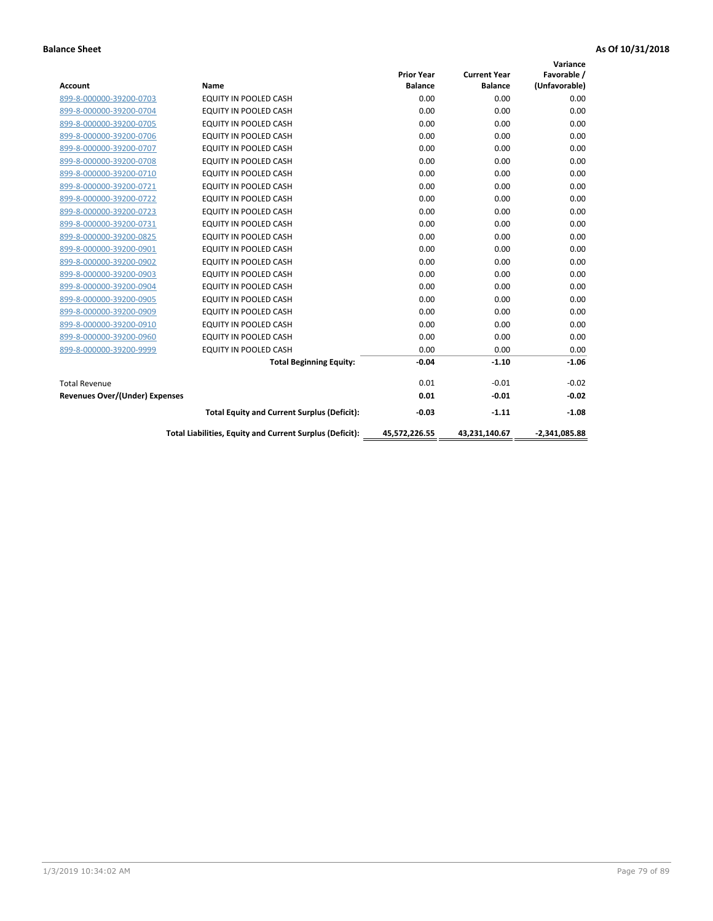**Balance Sheet** **As Of 10/31/2018**

| Account | Name | Prior Year Balance | Current Year Balance | Variance Favorable / (Unfavorable) |
|---|---|---|---|---|
| 899-8-000000-39200-0703 | EQUITY IN POOLED CASH | 0.00 | 0.00 | 0.00 |
| 899-8-000000-39200-0704 | EQUITY IN POOLED CASH | 0.00 | 0.00 | 0.00 |
| 899-8-000000-39200-0705 | EQUITY IN POOLED CASH | 0.00 | 0.00 | 0.00 |
| 899-8-000000-39200-0706 | EQUITY IN POOLED CASH | 0.00 | 0.00 | 0.00 |
| 899-8-000000-39200-0707 | EQUITY IN POOLED CASH | 0.00 | 0.00 | 0.00 |
| 899-8-000000-39200-0708 | EQUITY IN POOLED CASH | 0.00 | 0.00 | 0.00 |
| 899-8-000000-39200-0710 | EQUITY IN POOLED CASH | 0.00 | 0.00 | 0.00 |
| 899-8-000000-39200-0721 | EQUITY IN POOLED CASH | 0.00 | 0.00 | 0.00 |
| 899-8-000000-39200-0722 | EQUITY IN POOLED CASH | 0.00 | 0.00 | 0.00 |
| 899-8-000000-39200-0723 | EQUITY IN POOLED CASH | 0.00 | 0.00 | 0.00 |
| 899-8-000000-39200-0731 | EQUITY IN POOLED CASH | 0.00 | 0.00 | 0.00 |
| 899-8-000000-39200-0825 | EQUITY IN POOLED CASH | 0.00 | 0.00 | 0.00 |
| 899-8-000000-39200-0901 | EQUITY IN POOLED CASH | 0.00 | 0.00 | 0.00 |
| 899-8-000000-39200-0902 | EQUITY IN POOLED CASH | 0.00 | 0.00 | 0.00 |
| 899-8-000000-39200-0903 | EQUITY IN POOLED CASH | 0.00 | 0.00 | 0.00 |
| 899-8-000000-39200-0904 | EQUITY IN POOLED CASH | 0.00 | 0.00 | 0.00 |
| 899-8-000000-39200-0905 | EQUITY IN POOLED CASH | 0.00 | 0.00 | 0.00 |
| 899-8-000000-39200-0909 | EQUITY IN POOLED CASH | 0.00 | 0.00 | 0.00 |
| 899-8-000000-39200-0910 | EQUITY IN POOLED CASH | 0.00 | 0.00 | 0.00 |
| 899-8-000000-39200-0960 | EQUITY IN POOLED CASH | 0.00 | 0.00 | 0.00 |
| 899-8-000000-39200-9999 | EQUITY IN POOLED CASH | 0.00 | 0.00 | 0.00 |
| | **Total Beginning Equity:** | **-0.04** | **-1.10** | **-1.06** |
| Total Revenue | | 0.01 | -0.01 | -0.02 |
| **Revenues Over/(Under) Expenses** | | **0.01** | **-0.01** | **-0.02** |
| | **Total Equity and Current Surplus (Deficit):** | **-0.03** | **-1.11** | **-1.08** |
| | **Total Liabilities, Equity and Current Surplus (Deficit):** | **45,572,226.55** | **43,231,140.67** | **-2,341,085.88** |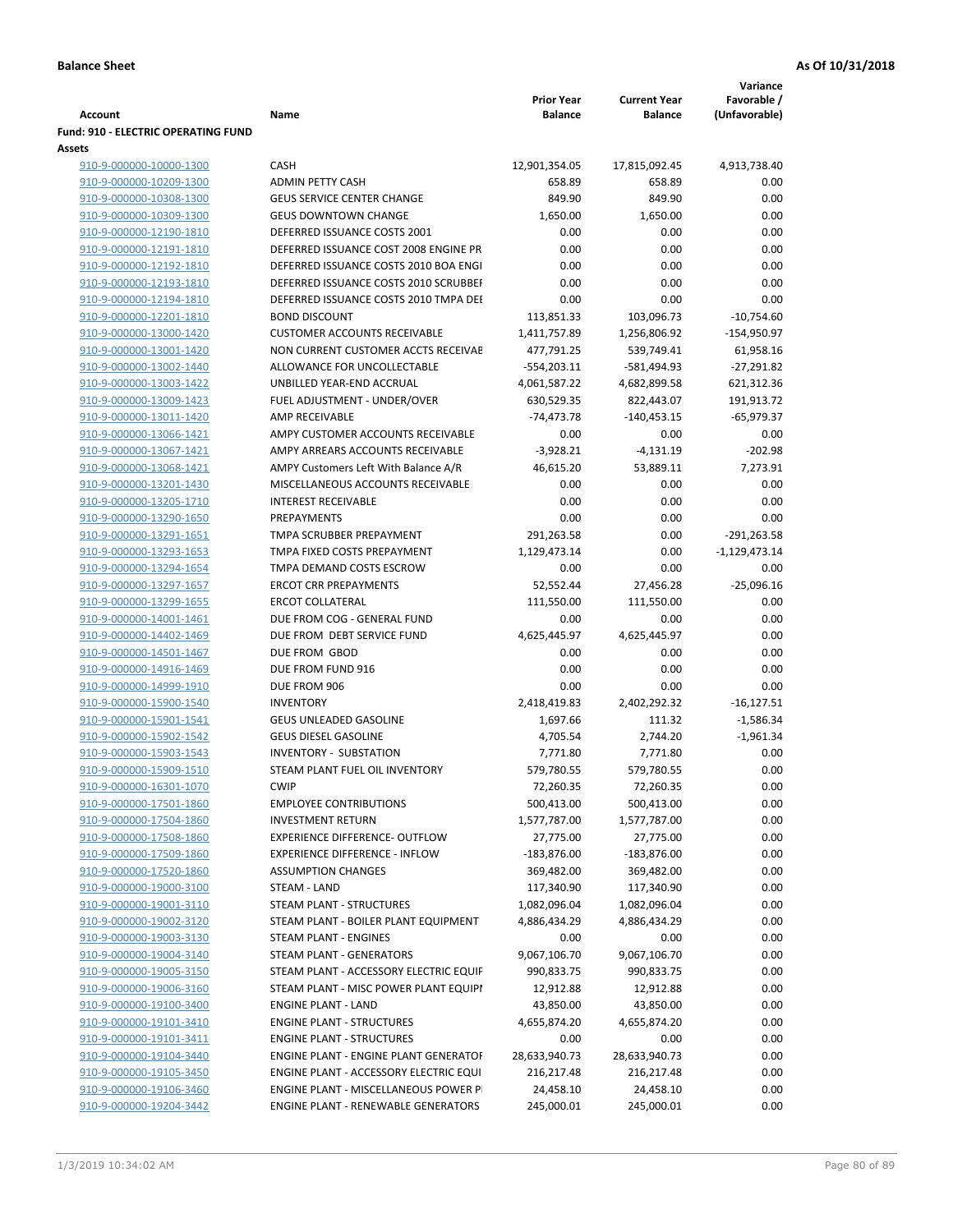**Balance Sheet** — As Of 10/31/2018

| Account | Name | Prior Year Balance | Current Year Balance | Variance Favorable / (Unfavorable) |
|---|---|---|---|---|
| **Fund: 910 - ELECTRIC OPERATING FUND** | | | | |
| **Assets** | | | | |
| 910-9-000000-10000-1300 | CASH | 12,901,354.05 | 17,815,092.45 | 4,913,738.40 |
| 910-9-000000-10209-1300 | ADMIN PETTY CASH | 658.89 | 658.89 | 0.00 |
| 910-9-000000-10308-1300 | GEUS SERVICE CENTER CHANGE | 849.90 | 849.90 | 0.00 |
| 910-9-000000-10309-1300 | GEUS DOWNTOWN CHANGE | 1,650.00 | 1,650.00 | 0.00 |
| 910-9-000000-12190-1810 | DEFERRED ISSUANCE COSTS 2001 | 0.00 | 0.00 | 0.00 |
| 910-9-000000-12191-1810 | DEFERRED ISSUANCE COST 2008 ENGINE PR | 0.00 | 0.00 | 0.00 |
| 910-9-000000-12192-1810 | DEFERRED ISSUANCE COSTS 2010 BOA ENGI | 0.00 | 0.00 | 0.00 |
| 910-9-000000-12193-1810 | DEFERRED ISSUANCE COSTS 2010 SCRUBBEI | 0.00 | 0.00 | 0.00 |
| 910-9-000000-12194-1810 | DEFERRED ISSUANCE COSTS 2010 TMPA DEI | 0.00 | 0.00 | 0.00 |
| 910-9-000000-12201-1810 | BOND DISCOUNT | 113,851.33 | 103,096.73 | -10,754.60 |
| 910-9-000000-13000-1420 | CUSTOMER ACCOUNTS RECEIVABLE | 1,411,757.89 | 1,256,806.92 | -154,950.97 |
| 910-9-000000-13001-1420 | NON CURRENT CUSTOMER ACCTS RECEIVAE | 477,791.25 | 539,749.41 | 61,958.16 |
| 910-9-000000-13002-1440 | ALLOWANCE FOR UNCOLLECTABLE | -554,203.11 | -581,494.93 | -27,291.82 |
| 910-9-000000-13003-1422 | UNBILLED YEAR-END ACCRUAL | 4,061,587.22 | 4,682,899.58 | 621,312.36 |
| 910-9-000000-13009-1423 | FUEL ADJUSTMENT - UNDER/OVER | 630,529.35 | 822,443.07 | 191,913.72 |
| 910-9-000000-13011-1420 | AMP RECEIVABLE | -74,473.78 | -140,453.15 | -65,979.37 |
| 910-9-000000-13066-1421 | AMPY CUSTOMER ACCOUNTS RECEIVABLE | 0.00 | 0.00 | 0.00 |
| 910-9-000000-13067-1421 | AMPY ARREARS ACCOUNTS RECEIVABLE | -3,928.21 | -4,131.19 | -202.98 |
| 910-9-000000-13068-1421 | AMPY Customers Left With Balance A/R | 46,615.20 | 53,889.11 | 7,273.91 |
| 910-9-000000-13201-1430 | MISCELLANEOUS ACCOUNTS RECEIVABLE | 0.00 | 0.00 | 0.00 |
| 910-9-000000-13205-1710 | INTEREST RECEIVABLE | 0.00 | 0.00 | 0.00 |
| 910-9-000000-13290-1650 | PREPAYMENTS | 0.00 | 0.00 | 0.00 |
| 910-9-000000-13291-1651 | TMPA SCRUBBER PREPAYMENT | 291,263.58 | 0.00 | -291,263.58 |
| 910-9-000000-13293-1653 | TMPA FIXED COSTS PREPAYMENT | 1,129,473.14 | 0.00 | -1,129,473.14 |
| 910-9-000000-13294-1654 | TMPA DEMAND COSTS ESCROW | 0.00 | 0.00 | 0.00 |
| 910-9-000000-13297-1657 | ERCOT CRR PREPAYMENTS | 52,552.44 | 27,456.28 | -25,096.16 |
| 910-9-000000-13299-1655 | ERCOT COLLATERAL | 111,550.00 | 111,550.00 | 0.00 |
| 910-9-000000-14001-1461 | DUE FROM COG - GENERAL FUND | 0.00 | 0.00 | 0.00 |
| 910-9-000000-14402-1469 | DUE FROM DEBT SERVICE FUND | 4,625,445.97 | 4,625,445.97 | 0.00 |
| 910-9-000000-14501-1467 | DUE FROM GBOD | 0.00 | 0.00 | 0.00 |
| 910-9-000000-14916-1469 | DUE FROM FUND 916 | 0.00 | 0.00 | 0.00 |
| 910-9-000000-14999-1910 | DUE FROM 906 | 0.00 | 0.00 | 0.00 |
| 910-9-000000-15900-1540 | INVENTORY | 2,418,419.83 | 2,402,292.32 | -16,127.51 |
| 910-9-000000-15901-1541 | GEUS UNLEADED GASOLINE | 1,697.66 | 111.32 | -1,586.34 |
| 910-9-000000-15902-1542 | GEUS DIESEL GASOLINE | 4,705.54 | 2,744.20 | -1,961.34 |
| 910-9-000000-15903-1543 | INVENTORY - SUBSTATION | 7,771.80 | 7,771.80 | 0.00 |
| 910-9-000000-15909-1510 | STEAM PLANT FUEL OIL INVENTORY | 579,780.55 | 579,780.55 | 0.00 |
| 910-9-000000-16301-1070 | CWIP | 72,260.35 | 72,260.35 | 0.00 |
| 910-9-000000-17501-1860 | EMPLOYEE CONTRIBUTIONS | 500,413.00 | 500,413.00 | 0.00 |
| 910-9-000000-17504-1860 | INVESTMENT RETURN | 1,577,787.00 | 1,577,787.00 | 0.00 |
| 910-9-000000-17508-1860 | EXPERIENCE DIFFERENCE- OUTFLOW | 27,775.00 | 27,775.00 | 0.00 |
| 910-9-000000-17509-1860 | EXPERIENCE DIFFERENCE - INFLOW | -183,876.00 | -183,876.00 | 0.00 |
| 910-9-000000-17520-1860 | ASSUMPTION CHANGES | 369,482.00 | 369,482.00 | 0.00 |
| 910-9-000000-19000-3100 | STEAM - LAND | 117,340.90 | 117,340.90 | 0.00 |
| 910-9-000000-19001-3110 | STEAM PLANT - STRUCTURES | 1,082,096.04 | 1,082,096.04 | 0.00 |
| 910-9-000000-19002-3120 | STEAM PLANT - BOILER PLANT EQUIPMENT | 4,886,434.29 | 4,886,434.29 | 0.00 |
| 910-9-000000-19003-3130 | STEAM PLANT - ENGINES | 0.00 | 0.00 | 0.00 |
| 910-9-000000-19004-3140 | STEAM PLANT - GENERATORS | 9,067,106.70 | 9,067,106.70 | 0.00 |
| 910-9-000000-19005-3150 | STEAM PLANT - ACCESSORY ELECTRIC EQUIF | 990,833.75 | 990,833.75 | 0.00 |
| 910-9-000000-19006-3160 | STEAM PLANT - MISC POWER PLANT EQUIPI | 12,912.88 | 12,912.88 | 0.00 |
| 910-9-000000-19100-3400 | ENGINE PLANT - LAND | 43,850.00 | 43,850.00 | 0.00 |
| 910-9-000000-19101-3410 | ENGINE PLANT - STRUCTURES | 4,655,874.20 | 4,655,874.20 | 0.00 |
| 910-9-000000-19101-3411 | ENGINE PLANT - STRUCTURES | 0.00 | 0.00 | 0.00 |
| 910-9-000000-19104-3440 | ENGINE PLANT - ENGINE PLANT GENERATOF | 28,633,940.73 | 28,633,940.73 | 0.00 |
| 910-9-000000-19105-3450 | ENGINE PLANT - ACCESSORY ELECTRIC EQUI | 216,217.48 | 216,217.48 | 0.00 |
| 910-9-000000-19106-3460 | ENGINE PLANT - MISCELLANEOUS POWER PI | 24,458.10 | 24,458.10 | 0.00 |
| 910-9-000000-19204-3442 | ENGINE PLANT - RENEWABLE GENERATORS | 245,000.01 | 245,000.01 | 0.00 |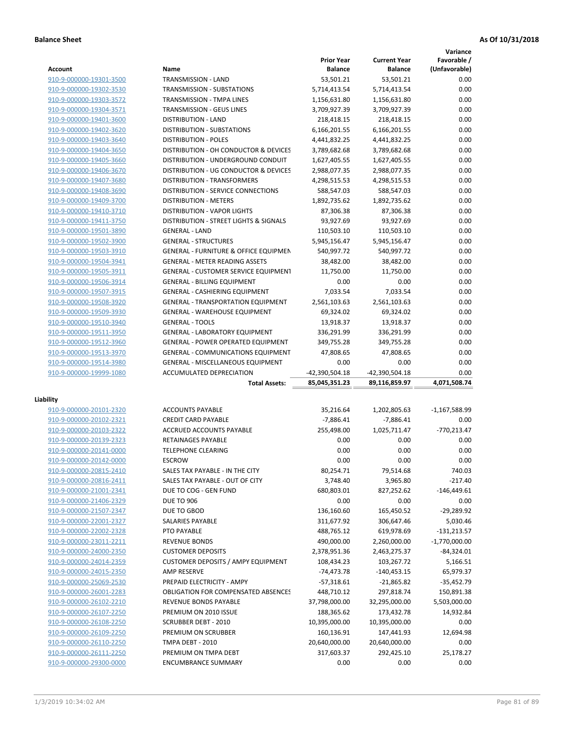**Balance Sheet** **As Of 10/31/2018**

| Account | Name | Prior Year Balance | Current Year Balance | Variance Favorable / (Unfavorable) |
|---|---|---|---|---|
| 910-9-000000-19301-3500 | TRANSMISSION - LAND | 53,501.21 | 53,501.21 | 0.00 |
| 910-9-000000-19302-3530 | TRANSMISSION - SUBSTATIONS | 5,714,413.54 | 5,714,413.54 | 0.00 |
| 910-9-000000-19303-3572 | TRANSMISSION - TMPA LINES | 1,156,631.80 | 1,156,631.80 | 0.00 |
| 910-9-000000-19304-3571 | TRANSMISSION - GEUS LINES | 3,709,927.39 | 3,709,927.39 | 0.00 |
| 910-9-000000-19401-3600 | DISTRIBUTION - LAND | 218,418.15 | 218,418.15 | 0.00 |
| 910-9-000000-19402-3620 | DISTRIBUTION - SUBSTATIONS | 6,166,201.55 | 6,166,201.55 | 0.00 |
| 910-9-000000-19403-3640 | DISTRIBUTION - POLES | 4,441,832.25 | 4,441,832.25 | 0.00 |
| 910-9-000000-19404-3650 | DISTRIBUTION - OH CONDUCTOR & DEVICES | 3,789,682.68 | 3,789,682.68 | 0.00 |
| 910-9-000000-19405-3660 | DISTRIBUTION - UNDERGROUND CONDUIT | 1,627,405.55 | 1,627,405.55 | 0.00 |
| 910-9-000000-19406-3670 | DISTRIBUTION - UG CONDUCTOR & DEVICES | 2,988,077.35 | 2,988,077.35 | 0.00 |
| 910-9-000000-19407-3680 | DISTRIBUTION - TRANSFORMERS | 4,298,515.53 | 4,298,515.53 | 0.00 |
| 910-9-000000-19408-3690 | DISTRIBUTION - SERVICE CONNECTIONS | 588,547.03 | 588,547.03 | 0.00 |
| 910-9-000000-19409-3700 | DISTRIBUTION - METERS | 1,892,735.62 | 1,892,735.62 | 0.00 |
| 910-9-000000-19410-3710 | DISTRIBUTION - VAPOR LIGHTS | 87,306.38 | 87,306.38 | 0.00 |
| 910-9-000000-19411-3750 | DISTRIBUTION - STREET LIGHTS & SIGNALS | 93,927.69 | 93,927.69 | 0.00 |
| 910-9-000000-19501-3890 | GENERAL - LAND | 110,503.10 | 110,503.10 | 0.00 |
| 910-9-000000-19502-3900 | GENERAL - STRUCTURES | 5,945,156.47 | 5,945,156.47 | 0.00 |
| 910-9-000000-19503-3910 | GENERAL - FURNITURE & OFFICE EQUIPMEN | 540,997.72 | 540,997.72 | 0.00 |
| 910-9-000000-19504-3941 | GENERAL - METER READING ASSETS | 38,482.00 | 38,482.00 | 0.00 |
| 910-9-000000-19505-3911 | GENERAL - CUSTOMER SERVICE EQUIPMENT | 11,750.00 | 11,750.00 | 0.00 |
| 910-9-000000-19506-3914 | GENERAL - BILLING EQUIPMENT | 0.00 | 0.00 | 0.00 |
| 910-9-000000-19507-3915 | GENERAL - CASHIERING EQUIPMENT | 7,033.54 | 7,033.54 | 0.00 |
| 910-9-000000-19508-3920 | GENERAL - TRANSPORTATION EQUIPMENT | 2,561,103.63 | 2,561,103.63 | 0.00 |
| 910-9-000000-19509-3930 | GENERAL - WAREHOUSE EQUIPMENT | 69,324.02 | 69,324.02 | 0.00 |
| 910-9-000000-19510-3940 | GENERAL - TOOLS | 13,918.37 | 13,918.37 | 0.00 |
| 910-9-000000-19511-3950 | GENERAL - LABORATORY EQUIPMENT | 336,291.99 | 336,291.99 | 0.00 |
| 910-9-000000-19512-3960 | GENERAL - POWER OPERATED EQUIPMENT | 349,755.28 | 349,755.28 | 0.00 |
| 910-9-000000-19513-3970 | GENERAL - COMMUNICATIONS EQUIPMENT | 47,808.65 | 47,808.65 | 0.00 |
| 910-9-000000-19514-3980 | GENERAL - MISCELLANEOUS EQUIPMENT | 0.00 | 0.00 | 0.00 |
| 910-9-000000-19999-1080 | ACCUMULATED DEPRECIATION | -42,390,504.18 | -42,390,504.18 | 0.00 |
| | **Total Assets:** | **85,045,351.23** | **89,116,859.97** | **4,071,508.74** |

**Liability**

| Account | Name | Prior Year Balance | Current Year Balance | Variance Favorable / (Unfavorable) |
|---|---|---|---|---|
| 910-9-000000-20101-2320 | ACCOUNTS PAYABLE | 35,216.64 | 1,202,805.63 | -1,167,588.99 |
| 910-9-000000-20102-2321 | CREDIT CARD PAYABLE | -7,886.41 | -7,886.41 | 0.00 |
| 910-9-000000-20103-2322 | ACCRUED ACCOUNTS PAYABLE | 255,498.00 | 1,025,711.47 | -770,213.47 |
| 910-9-000000-20139-2323 | RETAINAGES PAYABLE | 0.00 | 0.00 | 0.00 |
| 910-9-000000-20141-0000 | TELEPHONE CLEARING | 0.00 | 0.00 | 0.00 |
| 910-9-000000-20142-0000 | ESCROW | 0.00 | 0.00 | 0.00 |
| 910-9-000000-20815-2410 | SALES TAX PAYABLE - IN THE CITY | 80,254.71 | 79,514.68 | 740.03 |
| 910-9-000000-20816-2411 | SALES TAX PAYABLE - OUT OF CITY | 3,748.40 | 3,965.80 | -217.40 |
| 910-9-000000-21001-2341 | DUE TO COG - GEN FUND | 680,803.01 | 827,252.62 | -146,449.61 |
| 910-9-000000-21406-2329 | DUE TO 906 | 0.00 | 0.00 | 0.00 |
| 910-9-000000-21507-2347 | DUE TO GBOD | 136,160.60 | 165,450.52 | -29,289.92 |
| 910-9-000000-22001-2327 | SALARIES PAYABLE | 311,677.92 | 306,647.46 | 5,030.46 |
| 910-9-000000-22002-2328 | PTO PAYABLE | 488,765.12 | 619,978.69 | -131,213.57 |
| 910-9-000000-23011-2211 | REVENUE BONDS | 490,000.00 | 2,260,000.00 | -1,770,000.00 |
| 910-9-000000-24000-2350 | CUSTOMER DEPOSITS | 2,378,951.36 | 2,463,275.37 | -84,324.01 |
| 910-9-000000-24014-2359 | CUSTOMER DEPOSITS / AMPY EQUIPMENT | 108,434.23 | 103,267.72 | 5,166.51 |
| 910-9-000000-24015-2350 | AMP RESERVE | -74,473.78 | -140,453.15 | 65,979.37 |
| 910-9-000000-25069-2530 | PREPAID ELECTRICITY - AMPY | -57,318.61 | -21,865.82 | -35,452.79 |
| 910-9-000000-26001-2283 | OBLIGATION FOR COMPENSATED ABSENCES | 448,710.12 | 297,818.74 | 150,891.38 |
| 910-9-000000-26102-2210 | REVENUE BONDS PAYABLE | 37,798,000.00 | 32,295,000.00 | 5,503,000.00 |
| 910-9-000000-26107-2250 | PREMIUM ON 2010 ISSUE | 188,365.62 | 173,432.78 | 14,932.84 |
| 910-9-000000-26108-2250 | SCRUBBER DEBT - 2010 | 10,395,000.00 | 10,395,000.00 | 0.00 |
| 910-9-000000-26109-2250 | PREMIUM ON SCRUBBER | 160,136.91 | 147,441.93 | 12,694.98 |
| 910-9-000000-26110-2250 | TMPA DEBT - 2010 | 20,640,000.00 | 20,640,000.00 | 0.00 |
| 910-9-000000-26111-2250 | PREMIUM ON TMPA DEBT | 317,603.37 | 292,425.10 | 25,178.27 |
| 910-9-000000-29300-0000 | ENCUMBRANCE SUMMARY | 0.00 | 0.00 | 0.00 |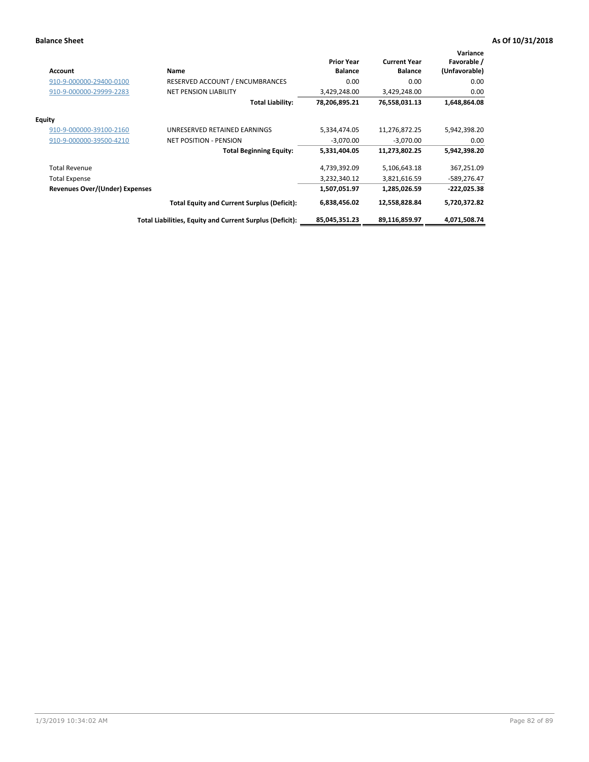**Balance Sheet** **As Of 10/31/2018**

| Account | Name | Prior Year Balance | Current Year Balance | Variance Favorable / (Unfavorable) |
|---|---|---|---|---|
| 910-9-000000-29400-0100 | RESERVED ACCOUNT / ENCUMBRANCES | 0.00 | 0.00 | 0.00 |
| 910-9-000000-29999-2283 | NET PENSION LIABILITY | 3,429,248.00 | 3,429,248.00 | 0.00 |
| | **Total Liability:** | **78,206,895.21** | **76,558,031.13** | **1,648,864.08** |
| **Equity** | | | | |
| 910-9-000000-39100-2160 | UNRESERVED RETAINED EARNINGS | 5,334,474.05 | 11,276,872.25 | 5,942,398.20 |
| 910-9-000000-39500-4210 | NET POSITION - PENSION | -3,070.00 | -3,070.00 | 0.00 |
| | **Total Beginning Equity:** | **5,331,404.05** | **11,273,802.25** | **5,942,398.20** |
| Total Revenue | | 4,739,392.09 | 5,106,643.18 | 367,251.09 |
| Total Expense | | 3,232,340.12 | 3,821,616.59 | -589,276.47 |
| **Revenues Over/(Under) Expenses** | | **1,507,051.97** | **1,285,026.59** | **-222,025.38** |
| | **Total Equity and Current Surplus (Deficit):** | **6,838,456.02** | **12,558,828.84** | **5,720,372.82** |
| | **Total Liabilities, Equity and Current Surplus (Deficit):** | **85,045,351.23** | **89,116,859.97** | **4,071,508.74** |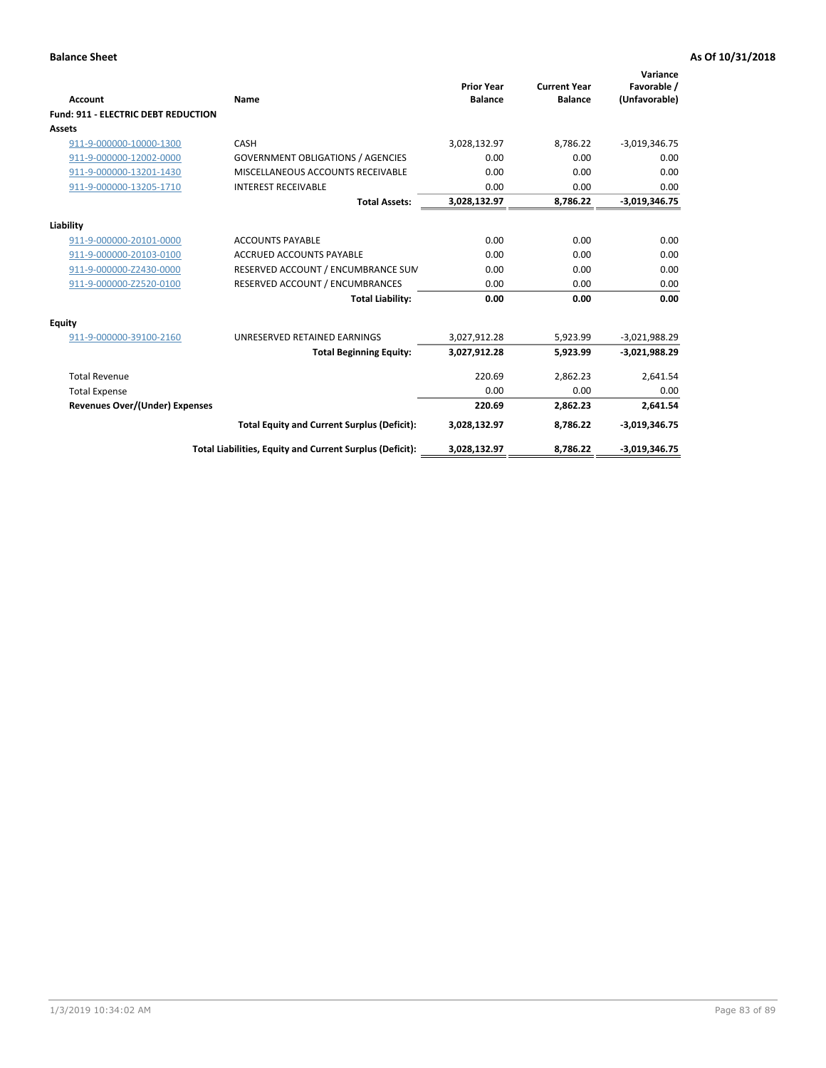**Balance Sheet** **As Of 10/31/2018**

| Account | Name | Prior Year Balance | Current Year Balance | Variance Favorable / (Unfavorable) |
|---|---|---|---|---|
| **Fund: 911 - ELECTRIC DEBT REDUCTION** | | | | |
| **Assets** | | | | |
| 911-9-000000-10000-1300 | CASH | 3,028,132.97 | 8,786.22 | -3,019,346.75 |
| 911-9-000000-12002-0000 | GOVERNMENT OBLIGATIONS / AGENCIES | 0.00 | 0.00 | 0.00 |
| 911-9-000000-13201-1430 | MISCELLANEOUS ACCOUNTS RECEIVABLE | 0.00 | 0.00 | 0.00 |
| 911-9-000000-13205-1710 | INTEREST RECEIVABLE | 0.00 | 0.00 | 0.00 |
| | **Total Assets:** | **3,028,132.97** | **8,786.22** | **-3,019,346.75** |
| **Liability** | | | | |
| 911-9-000000-20101-0000 | ACCOUNTS PAYABLE | 0.00 | 0.00 | 0.00 |
| 911-9-000000-20103-0100 | ACCRUED ACCOUNTS PAYABLE | 0.00 | 0.00 | 0.00 |
| 911-9-000000-Z2430-0000 | RESERVED ACCOUNT / ENCUMBRANCE SUM | 0.00 | 0.00 | 0.00 |
| 911-9-000000-Z2520-0100 | RESERVED ACCOUNT / ENCUMBRANCES | 0.00 | 0.00 | 0.00 |
| | **Total Liability:** | **0.00** | **0.00** | **0.00** |
| **Equity** | | | | |
| 911-9-000000-39100-2160 | UNRESERVED RETAINED EARNINGS | 3,027,912.28 | 5,923.99 | -3,021,988.29 |
| | **Total Beginning Equity:** | **3,027,912.28** | **5,923.99** | **-3,021,988.29** |
| Total Revenue | | 220.69 | 2,862.23 | 2,641.54 |
| Total Expense | | 0.00 | 0.00 | 0.00 |
| **Revenues Over/(Under) Expenses** | | **220.69** | **2,862.23** | **2,641.54** |
| | **Total Equity and Current Surplus (Deficit):** | **3,028,132.97** | **8,786.22** | **-3,019,346.75** |
| | **Total Liabilities, Equity and Current Surplus (Deficit):** | **3,028,132.97** | **8,786.22** | **-3,019,346.75** |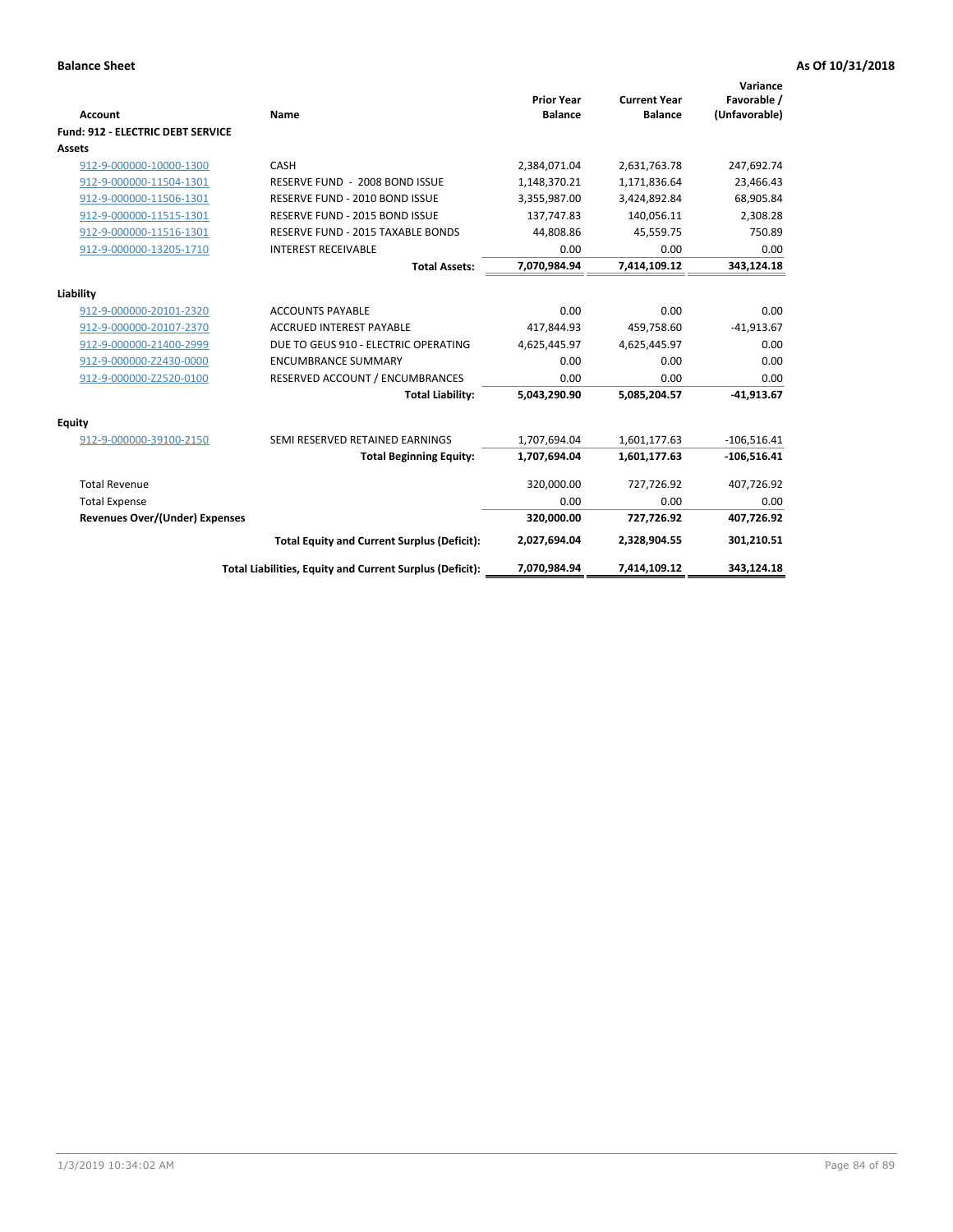**Balance Sheet** **As Of 10/31/2018**

| Account | Name | Prior Year Balance | Current Year Balance | Variance Favorable / (Unfavorable) |
|---|---|---|---|---|
| **Fund: 912 - ELECTRIC DEBT SERVICE** | | | | |
| **Assets** | | | | |
| 912-9-000000-10000-1300 | CASH | 2,384,071.04 | 2,631,763.78 | 247,692.74 |
| 912-9-000000-11504-1301 | RESERVE FUND - 2008 BOND ISSUE | 1,148,370.21 | 1,171,836.64 | 23,466.43 |
| 912-9-000000-11506-1301 | RESERVE FUND - 2010 BOND ISSUE | 3,355,987.00 | 3,424,892.84 | 68,905.84 |
| 912-9-000000-11515-1301 | RESERVE FUND - 2015 BOND ISSUE | 137,747.83 | 140,056.11 | 2,308.28 |
| 912-9-000000-11516-1301 | RESERVE FUND - 2015 TAXABLE BONDS | 44,808.86 | 45,559.75 | 750.89 |
| 912-9-000000-13205-1710 | INTEREST RECEIVABLE | 0.00 | 0.00 | 0.00 |
| | **Total Assets:** | **7,070,984.94** | **7,414,109.12** | **343,124.18** |
| **Liability** | | | | |
| 912-9-000000-20101-2320 | ACCOUNTS PAYABLE | 0.00 | 0.00 | 0.00 |
| 912-9-000000-20107-2370 | ACCRUED INTEREST PAYABLE | 417,844.93 | 459,758.60 | -41,913.67 |
| 912-9-000000-21400-2999 | DUE TO GEUS 910 - ELECTRIC OPERATING | 4,625,445.97 | 4,625,445.97 | 0.00 |
| 912-9-000000-Z2430-0000 | ENCUMBRANCE SUMMARY | 0.00 | 0.00 | 0.00 |
| 912-9-000000-Z2520-0100 | RESERVED ACCOUNT / ENCUMBRANCES | 0.00 | 0.00 | 0.00 |
| | **Total Liability:** | **5,043,290.90** | **5,085,204.57** | **-41,913.67** |
| **Equity** | | | | |
| 912-9-000000-39100-2150 | SEMI RESERVED RETAINED EARNINGS | 1,707,694.04 | 1,601,177.63 | -106,516.41 |
| | **Total Beginning Equity:** | **1,707,694.04** | **1,601,177.63** | **-106,516.41** |
| Total Revenue | | 320,000.00 | 727,726.92 | 407,726.92 |
| Total Expense | | 0.00 | 0.00 | 0.00 |
| **Revenues Over/(Under) Expenses** | | **320,000.00** | **727,726.92** | **407,726.92** |
| | **Total Equity and Current Surplus (Deficit):** | **2,027,694.04** | **2,328,904.55** | **301,210.51** |
| | **Total Liabilities, Equity and Current Surplus (Deficit):** | **7,070,984.94** | **7,414,109.12** | **343,124.18** |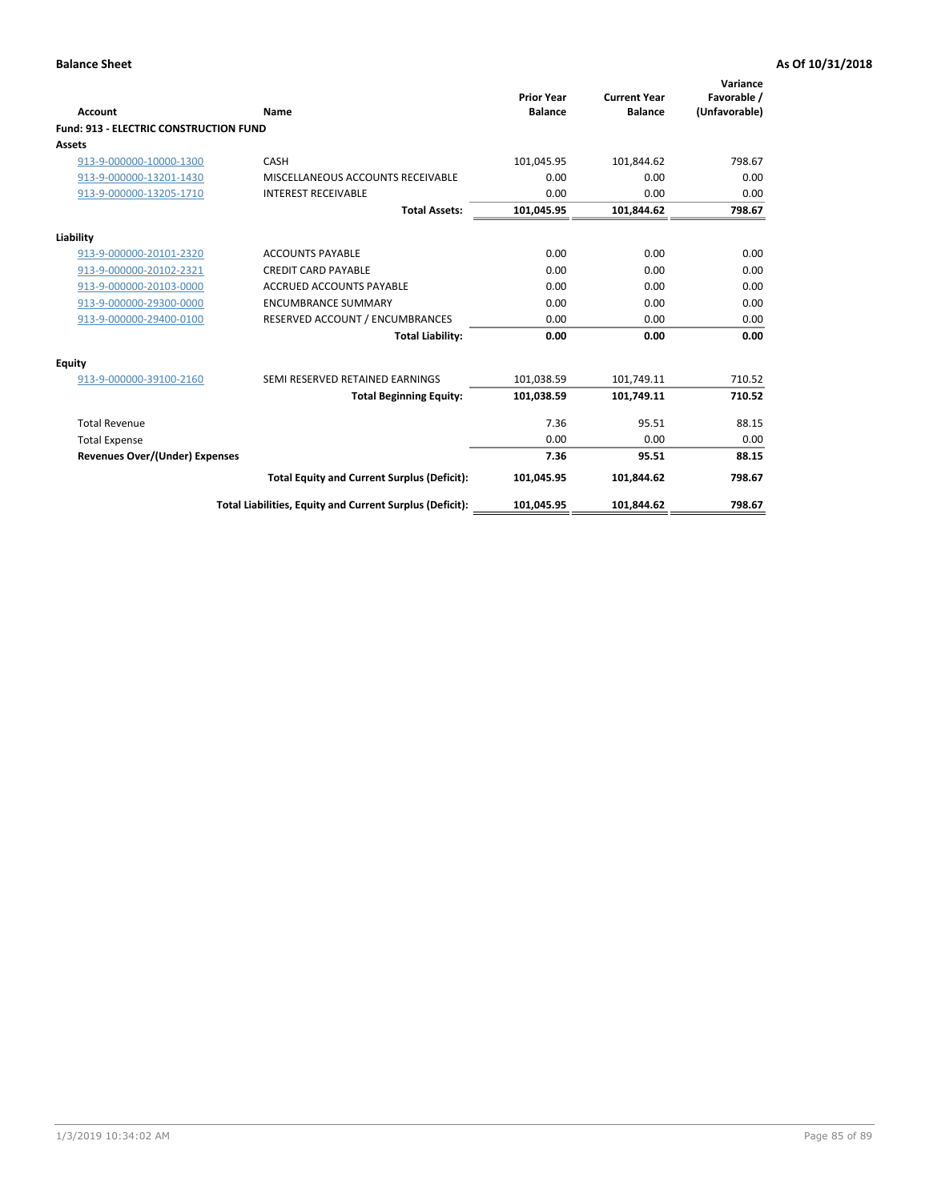**Balance Sheet** | **As Of 10/31/2018**

| Account | Name | Prior Year Balance | Current Year Balance | Variance Favorable / (Unfavorable) |
|---|---|---|---|---|
| **Fund: 913 - ELECTRIC CONSTRUCTION FUND** | | | | |
| **Assets** | | | | |
| 913-9-000000-10000-1300 | CASH | 101,045.95 | 101,844.62 | 798.67 |
| 913-9-000000-13201-1430 | MISCELLANEOUS ACCOUNTS RECEIVABLE | 0.00 | 0.00 | 0.00 |
| 913-9-000000-13205-1710 | INTEREST RECEIVABLE | 0.00 | 0.00 | 0.00 |
| | **Total Assets:** | **101,045.95** | **101,844.62** | **798.67** |
| **Liability** | | | | |
| 913-9-000000-20101-2320 | ACCOUNTS PAYABLE | 0.00 | 0.00 | 0.00 |
| 913-9-000000-20102-2321 | CREDIT CARD PAYABLE | 0.00 | 0.00 | 0.00 |
| 913-9-000000-20103-0000 | ACCRUED ACCOUNTS PAYABLE | 0.00 | 0.00 | 0.00 |
| 913-9-000000-29300-0000 | ENCUMBRANCE SUMMARY | 0.00 | 0.00 | 0.00 |
| 913-9-000000-29400-0100 | RESERVED ACCOUNT / ENCUMBRANCES | 0.00 | 0.00 | 0.00 |
| | **Total Liability:** | **0.00** | **0.00** | **0.00** |
| **Equity** | | | | |
| 913-9-000000-39100-2160 | SEMI RESERVED RETAINED EARNINGS | 101,038.59 | 101,749.11 | 710.52 |
| | **Total Beginning Equity:** | **101,038.59** | **101,749.11** | **710.52** |
| Total Revenue | | 7.36 | 95.51 | 88.15 |
| Total Expense | | 0.00 | 0.00 | 0.00 |
| **Revenues Over/(Under) Expenses** | | **7.36** | **95.51** | **88.15** |
| | **Total Equity and Current Surplus (Deficit):** | **101,045.95** | **101,844.62** | **798.67** |
| | **Total Liabilities, Equity and Current Surplus (Deficit):** | **101,045.95** | **101,844.62** | **798.67** |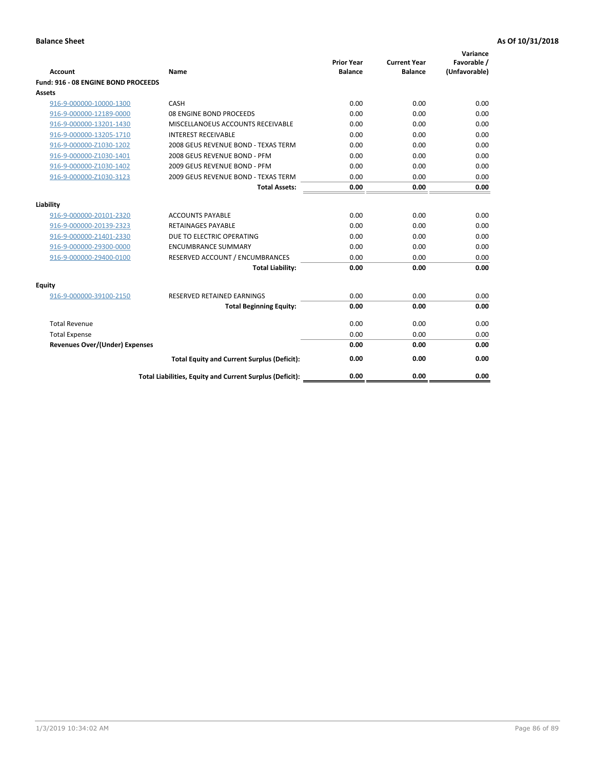**Balance Sheet** **As Of 10/31/2018**

| Account | Name | Prior Year Balance | Current Year Balance | Variance Favorable / (Unfavorable) |
|---|---|---|---|---|
| **Fund: 916 - 08 ENGINE BOND PROCEEDS** | | | | |
| **Assets** | | | | |
| 916-9-000000-10000-1300 | CASH | 0.00 | 0.00 | 0.00 |
| 916-9-000000-12189-0000 | 08 ENGINE BOND PROCEEDS | 0.00 | 0.00 | 0.00 |
| 916-9-000000-13201-1430 | MISCELLANOEUS ACCOUNTS RECEIVABLE | 0.00 | 0.00 | 0.00 |
| 916-9-000000-13205-1710 | INTEREST RECEIVABLE | 0.00 | 0.00 | 0.00 |
| 916-9-000000-Z1030-1202 | 2008 GEUS REVENUE BOND - TEXAS TERM | 0.00 | 0.00 | 0.00 |
| 916-9-000000-Z1030-1401 | 2008 GEUS REVENUE BOND - PFM | 0.00 | 0.00 | 0.00 |
| 916-9-000000-Z1030-1402 | 2009 GEUS REVENUE BOND - PFM | 0.00 | 0.00 | 0.00 |
| 916-9-000000-Z1030-3123 | 2009 GEUS REVENUE BOND - TEXAS TERM | 0.00 | 0.00 | 0.00 |
| | **Total Assets:** | **0.00** | **0.00** | **0.00** |
| **Liability** | | | | |
| 916-9-000000-20101-2320 | ACCOUNTS PAYABLE | 0.00 | 0.00 | 0.00 |
| 916-9-000000-20139-2323 | RETAINAGES PAYABLE | 0.00 | 0.00 | 0.00 |
| 916-9-000000-21401-2330 | DUE TO ELECTRIC OPERATING | 0.00 | 0.00 | 0.00 |
| 916-9-000000-29300-0000 | ENCUMBRANCE SUMMARY | 0.00 | 0.00 | 0.00 |
| 916-9-000000-29400-0100 | RESERVED ACCOUNT / ENCUMBRANCES | 0.00 | 0.00 | 0.00 |
| | **Total Liability:** | **0.00** | **0.00** | **0.00** |
| **Equity** | | | | |
| 916-9-000000-39100-2150 | RESERVED RETAINED EARNINGS | 0.00 | 0.00 | 0.00 |
| | **Total Beginning Equity:** | **0.00** | **0.00** | **0.00** |
| Total Revenue | | 0.00 | 0.00 | 0.00 |
| Total Expense | | 0.00 | 0.00 | 0.00 |
| **Revenues Over/(Under) Expenses** | | **0.00** | **0.00** | **0.00** |
| | **Total Equity and Current Surplus (Deficit):** | **0.00** | **0.00** | **0.00** |
| | **Total Liabilities, Equity and Current Surplus (Deficit):** | **0.00** | **0.00** | **0.00** |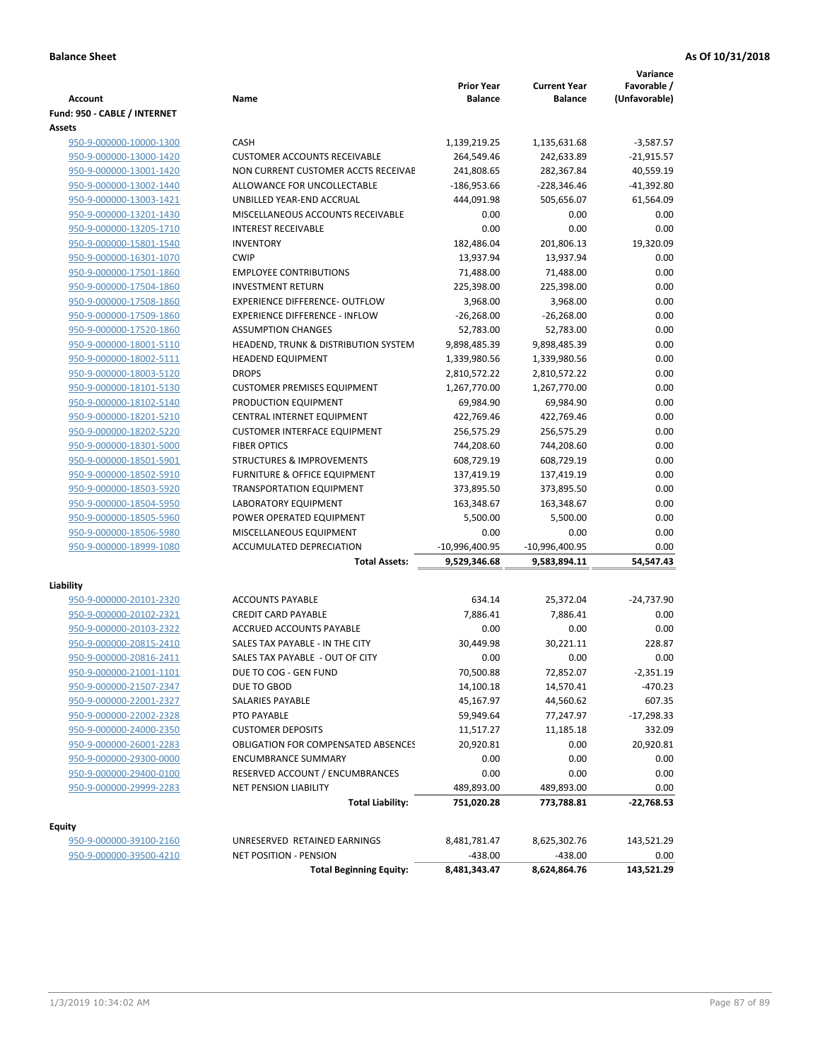**Balance Sheet** — **As Of 10/31/2018**

| Account | Name | Prior Year Balance | Current Year Balance | Variance Favorable / (Unfavorable) |
|---|---|---|---|---|
| **Fund: 950 - CABLE / INTERNET** | | | | |
| **Assets** | | | | |
| 950-9-000000-10000-1300 | CASH | 1,139,219.25 | 1,135,631.68 | -3,587.57 |
| 950-9-000000-13000-1420 | CUSTOMER ACCOUNTS RECEIVABLE | 264,549.46 | 242,633.89 | -21,915.57 |
| 950-9-000000-13001-1420 | NON CURRENT CUSTOMER ACCTS RECEIVAE | 241,808.65 | 282,367.84 | 40,559.19 |
| 950-9-000000-13002-1440 | ALLOWANCE FOR UNCOLLECTABLE | -186,953.66 | -228,346.46 | -41,392.80 |
| 950-9-000000-13003-1421 | UNBILLED YEAR-END ACCRUAL | 444,091.98 | 505,656.07 | 61,564.09 |
| 950-9-000000-13201-1430 | MISCELLANEOUS ACCOUNTS RECEIVABLE | 0.00 | 0.00 | 0.00 |
| 950-9-000000-13205-1710 | INTEREST RECEIVABLE | 0.00 | 0.00 | 0.00 |
| 950-9-000000-15801-1540 | INVENTORY | 182,486.04 | 201,806.13 | 19,320.09 |
| 950-9-000000-16301-1070 | CWIP | 13,937.94 | 13,937.94 | 0.00 |
| 950-9-000000-17501-1860 | EMPLOYEE CONTRIBUTIONS | 71,488.00 | 71,488.00 | 0.00 |
| 950-9-000000-17504-1860 | INVESTMENT RETURN | 225,398.00 | 225,398.00 | 0.00 |
| 950-9-000000-17508-1860 | EXPERIENCE DIFFERENCE- OUTFLOW | 3,968.00 | 3,968.00 | 0.00 |
| 950-9-000000-17509-1860 | EXPERIENCE DIFFERENCE - INFLOW | -26,268.00 | -26,268.00 | 0.00 |
| 950-9-000000-17520-1860 | ASSUMPTION CHANGES | 52,783.00 | 52,783.00 | 0.00 |
| 950-9-000000-18001-5110 | HEADEND, TRUNK & DISTRIBUTION SYSTEM | 9,898,485.39 | 9,898,485.39 | 0.00 |
| 950-9-000000-18002-5111 | HEADEND EQUIPMENT | 1,339,980.56 | 1,339,980.56 | 0.00 |
| 950-9-000000-18003-5120 | DROPS | 2,810,572.22 | 2,810,572.22 | 0.00 |
| 950-9-000000-18101-5130 | CUSTOMER PREMISES EQUIPMENT | 1,267,770.00 | 1,267,770.00 | 0.00 |
| 950-9-000000-18102-5140 | PRODUCTION EQUIPMENT | 69,984.90 | 69,984.90 | 0.00 |
| 950-9-000000-18201-5210 | CENTRAL INTERNET EQUIPMENT | 422,769.46 | 422,769.46 | 0.00 |
| 950-9-000000-18202-5220 | CUSTOMER INTERFACE EQUIPMENT | 256,575.29 | 256,575.29 | 0.00 |
| 950-9-000000-18301-5000 | FIBER OPTICS | 744,208.60 | 744,208.60 | 0.00 |
| 950-9-000000-18501-5901 | STRUCTURES & IMPROVEMENTS | 608,729.19 | 608,729.19 | 0.00 |
| 950-9-000000-18502-5910 | FURNITURE & OFFICE EQUIPMENT | 137,419.19 | 137,419.19 | 0.00 |
| 950-9-000000-18503-5920 | TRANSPORTATION EQUIPMENT | 373,895.50 | 373,895.50 | 0.00 |
| 950-9-000000-18504-5950 | LABORATORY EQUIPMENT | 163,348.67 | 163,348.67 | 0.00 |
| 950-9-000000-18505-5960 | POWER OPERATED EQUIPMENT | 5,500.00 | 5,500.00 | 0.00 |
| 950-9-000000-18506-5980 | MISCELLANEOUS EQUIPMENT | 0.00 | 0.00 | 0.00 |
| 950-9-000000-18999-1080 | ACCUMULATED DEPRECIATION | -10,996,400.95 | -10,996,400.95 | 0.00 |
| | **Total Assets:** | **9,529,346.68** | **9,583,894.11** | **54,547.43** |
| **Liability** | | | | |
| 950-9-000000-20101-2320 | ACCOUNTS PAYABLE | 634.14 | 25,372.04 | -24,737.90 |
| 950-9-000000-20102-2321 | CREDIT CARD PAYABLE | 7,886.41 | 7,886.41 | 0.00 |
| 950-9-000000-20103-2322 | ACCRUED ACCOUNTS PAYABLE | 0.00 | 0.00 | 0.00 |
| 950-9-000000-20815-2410 | SALES TAX PAYABLE - IN THE CITY | 30,449.98 | 30,221.11 | 228.87 |
| 950-9-000000-20816-2411 | SALES TAX PAYABLE - OUT OF CITY | 0.00 | 0.00 | 0.00 |
| 950-9-000000-21001-1101 | DUE TO COG - GEN FUND | 70,500.88 | 72,852.07 | -2,351.19 |
| 950-9-000000-21507-2347 | DUE TO GBOD | 14,100.18 | 14,570.41 | -470.23 |
| 950-9-000000-22001-2327 | SALARIES PAYABLE | 45,167.97 | 44,560.62 | 607.35 |
| 950-9-000000-22002-2328 | PTO PAYABLE | 59,949.64 | 77,247.97 | -17,298.33 |
| 950-9-000000-24000-2350 | CUSTOMER DEPOSITS | 11,517.27 | 11,185.18 | 332.09 |
| 950-9-000000-26001-2283 | OBLIGATION FOR COMPENSATED ABSENCES | 20,920.81 | 0.00 | 20,920.81 |
| 950-9-000000-29300-0000 | ENCUMBRANCE SUMMARY | 0.00 | 0.00 | 0.00 |
| 950-9-000000-29400-0100 | RESERVED ACCOUNT / ENCUMBRANCES | 0.00 | 0.00 | 0.00 |
| 950-9-000000-29999-2283 | NET PENSION LIABILITY | 489,893.00 | 489,893.00 | 0.00 |
| | **Total Liability:** | **751,020.28** | **773,788.81** | **-22,768.53** |
| **Equity** | | | | |
| 950-9-000000-39100-2160 | UNRESERVED RETAINED EARNINGS | 8,481,781.47 | 8,625,302.76 | 143,521.29 |
| 950-9-000000-39500-4210 | NET POSITION - PENSION | -438.00 | -438.00 | 0.00 |
| | **Total Beginning Equity:** | **8,481,343.47** | **8,624,864.76** | **143,521.29** |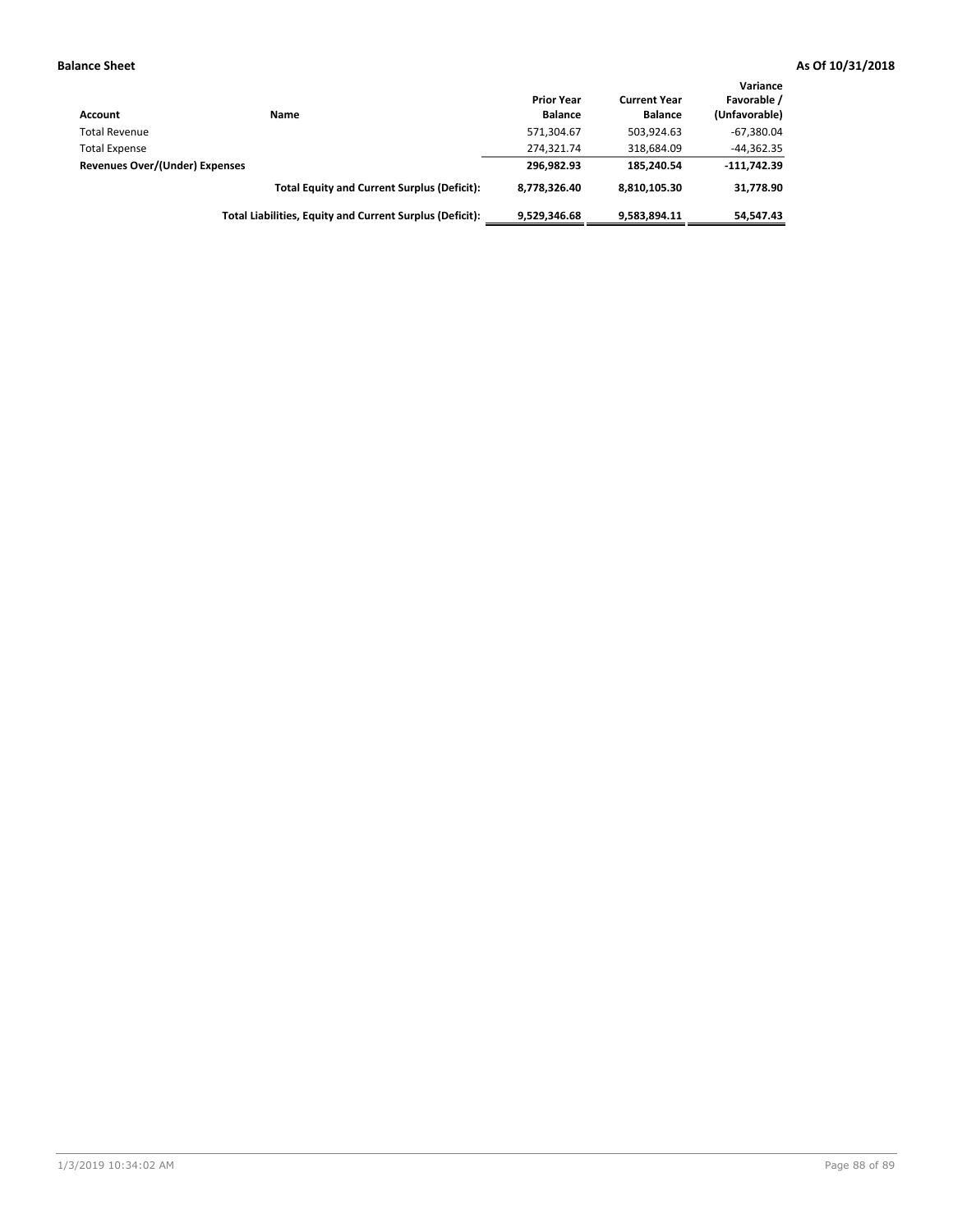**Balance Sheet** **As Of 10/31/2018**

| Account | Name | Prior Year Balance | Current Year Balance | Variance Favorable / (Unfavorable) |
|---|---|---|---|---|
| Total Revenue | | 571,304.67 | 503,924.63 | -67,380.04 |
| Total Expense | | 274,321.74 | 318,684.09 | -44,362.35 |
| **Revenues Over/(Under) Expenses** | | **296,982.93** | **185,240.54** | **-111,742.39** |
| | **Total Equity and Current Surplus (Deficit):** | **8,778,326.40** | **8,810,105.30** | **31,778.90** |
| | **Total Liabilities, Equity and Current Surplus (Deficit):** | **9,529,346.68** | **9,583,894.11** | **54,547.43** |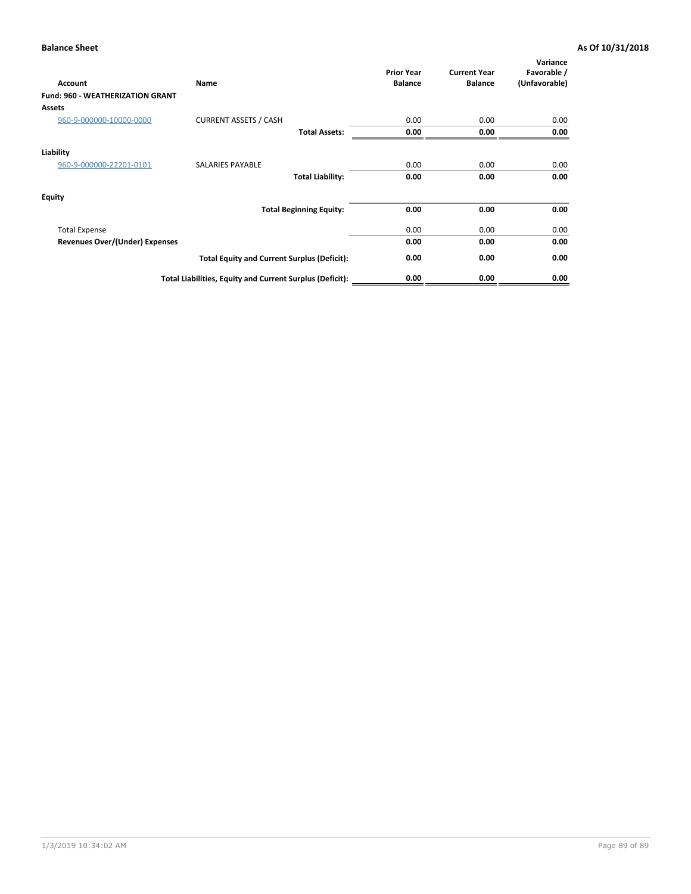**Balance Sheet** **As Of 10/31/2018**

| Account | Name | Prior Year Balance | Current Year Balance | Variance Favorable / (Unfavorable) |
|---|---|---|---|---|
| **Fund: 960 - WEATHERIZATION GRANT** | | | | |
| **Assets** | | | | |
| 960-9-000000-10000-0000 | CURRENT ASSETS / CASH | 0.00 | 0.00 | 0.00 |
| | **Total Assets:** | **0.00** | **0.00** | **0.00** |
| **Liability** | | | | |
| 960-9-000000-22201-0101 | SALARIES PAYABLE | 0.00 | 0.00 | 0.00 |
| | **Total Liability:** | **0.00** | **0.00** | **0.00** |
| **Equity** | | | | |
| | **Total Beginning Equity:** | **0.00** | **0.00** | **0.00** |
| Total Expense | | 0.00 | 0.00 | 0.00 |
| **Revenues Over/(Under) Expenses** | | **0.00** | **0.00** | **0.00** |
| | **Total Equity and Current Surplus (Deficit):** | **0.00** | **0.00** | **0.00** |
| | **Total Liabilities, Equity and Current Surplus (Deficit):** | **0.00** | **0.00** | **0.00** |

1/3/2019 10:34:02 AM